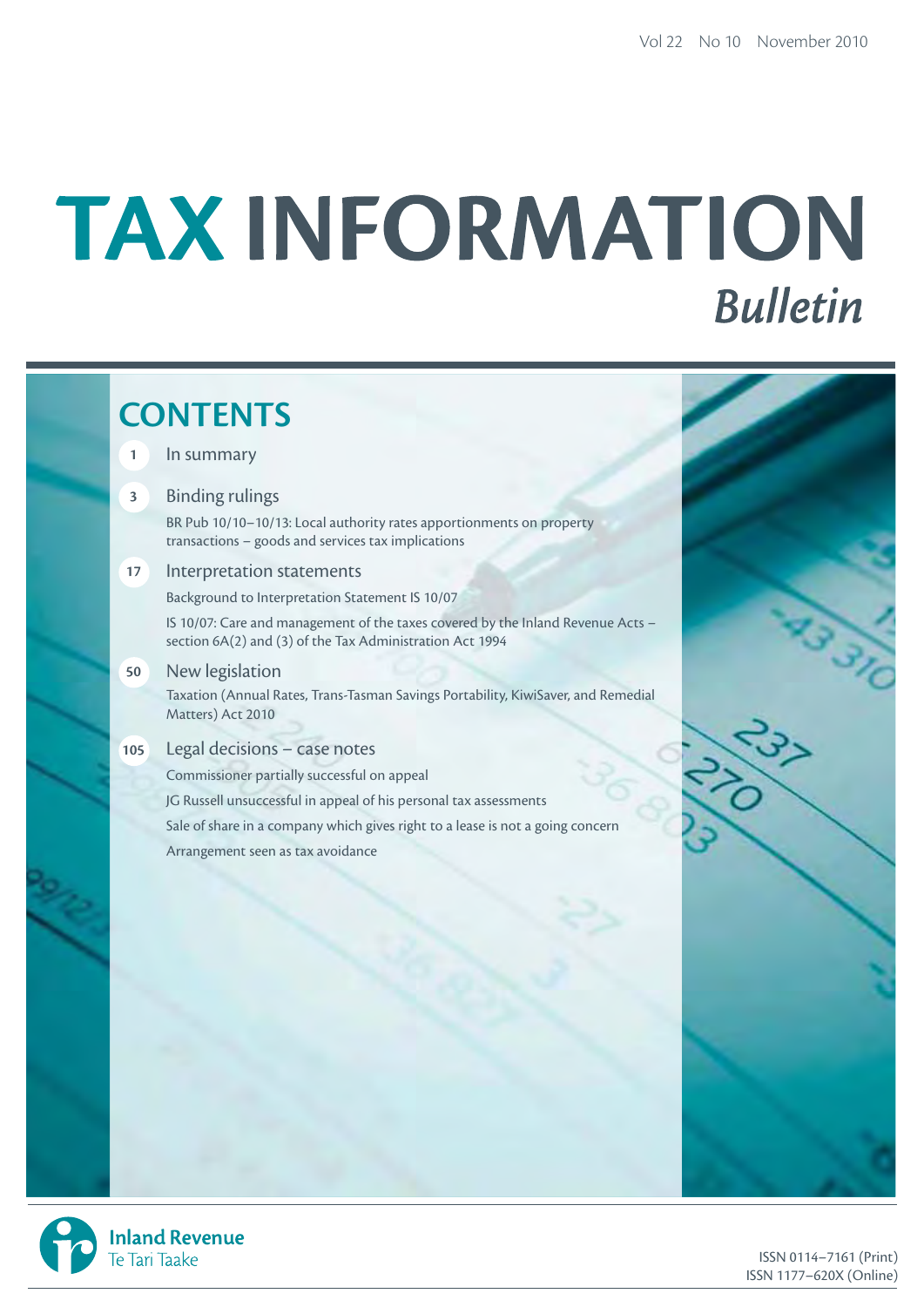Vol 22 No 10 November 2010

# TAX INFORMATION *Bulletin*

## CONTENTS

**1** In summary

**3** Binding rulings

BR Pub 10/10–10/13: Local authority rates apportionments on property transactions – goods and services tax implications

**17** Interpretation statements

Background to Interpretation Statement IS 10/07

IS 10/07: Care and management of the taxes covered by the Inland Revenue Acts – section 6A(2) and (3) of the Tax Administration Act 1994

**50** New legislation

Taxation (Annual Rates, Trans-Tasman Savings Portability, KiwiSaver, and Remedial Matters) Act 2010

**105** Legal decisions – case notes

Commissioner partially successful on appeal

JG Russell unsuccessful in appeal of his personal tax assessments

Sale of share in a company which gives right to a lease is not a going concern

Arrangement seen as tax avoidance

Inland Revenue
Te Tari Taake

ISSN 0114–7161 (Print)
ISSN 1177–620X (Online)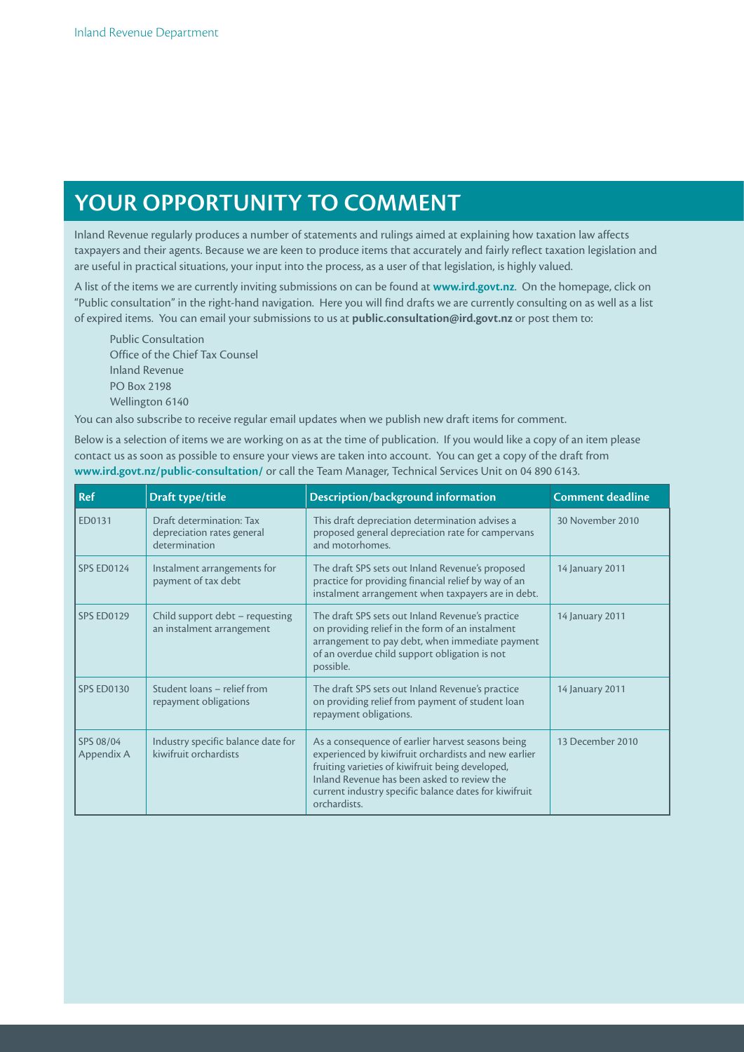# YOUR OPPORTUNITY TO COMMENT

Inland Revenue regularly produces a number of statements and rulings aimed at explaining how taxation law affects taxpayers and their agents. Because we are keen to produce items that accurately and fairly reflect taxation legislation and are useful in practical situations, your input into the process, as a user of that legislation, is highly valued.

A list of the items we are currently inviting submissions on can be found at **www.ird.govt.nz**. On the homepage, click on "Public consultation" in the right-hand navigation. Here you will find drafts we are currently consulting on as well as a list of expired items. You can email your submissions to us at **public.consultation@ird.govt.nz** or post them to:

Public Consultation
Office of the Chief Tax Counsel
Inland Revenue
PO Box 2198
Wellington 6140

You can also subscribe to receive regular email updates when we publish new draft items for comment.

Below is a selection of items we are working on as at the time of publication. If you would like a copy of an item please contact us as soon as possible to ensure your views are taken into account. You can get a copy of the draft from **www.ird.govt.nz/public-consultation/** or call the Team Manager, Technical Services Unit on 04 890 6143.

| Ref | Draft type/title | Description/background information | Comment deadline |
|---|---|---|---|
| ED0131 | Draft determination: Tax depreciation rates general determination | This draft depreciation determination advises a proposed general depreciation rate for campervans and motorhomes. | 30 November 2010 |
| SPS ED0124 | Instalment arrangements for payment of tax debt | The draft SPS sets out Inland Revenue's proposed practice for providing financial relief by way of an instalment arrangement when taxpayers are in debt. | 14 January 2011 |
| SPS ED0129 | Child support debt – requesting an instalment arrangement | The draft SPS sets out Inland Revenue's practice on providing relief in the form of an instalment arrangement to pay debt, when immediate payment of an overdue child support obligation is not possible. | 14 January 2011 |
| SPS ED0130 | Student loans – relief from repayment obligations | The draft SPS sets out Inland Revenue's practice on providing relief from payment of student loan repayment obligations. | 14 January 2011 |
| SPS 08/04 Appendix A | Industry specific balance date for kiwifruit orchardists | As a consequence of earlier harvest seasons being experienced by kiwifruit orchardists and new earlier fruiting varieties of kiwifruit being developed, Inland Revenue has been asked to review the current industry specific balance dates for kiwifruit orchardists. | 13 December 2010 |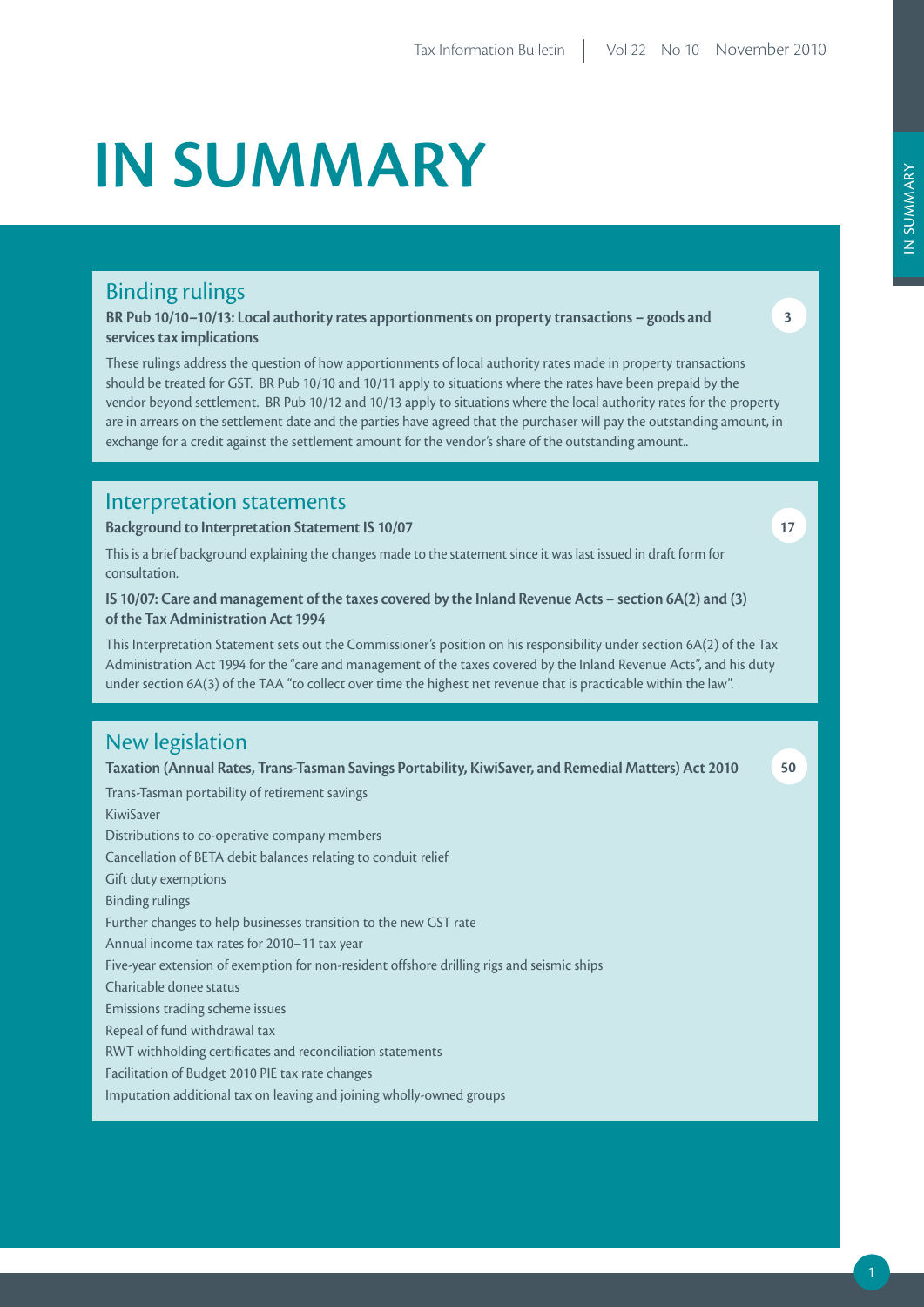# IN SUMMARY

## Binding rulings

**BR Pub 10/10–10/13: Local authority rates apportionments on property transactions – goods and services tax implications** 3

These rulings address the question of how apportionments of local authority rates made in property transactions should be treated for GST. BR Pub 10/10 and 10/11 apply to situations where the rates have been prepaid by the vendor beyond settlement. BR Pub 10/12 and 10/13 apply to situations where the local authority rates for the property are in arrears on the settlement date and the parties have agreed that the purchaser will pay the outstanding amount, in exchange for a credit against the settlement amount for the vendor's share of the outstanding amount..

## Interpretation statements

**Background to Interpretation Statement IS 10/07** 17

This is a brief background explaining the changes made to the statement since it was last issued in draft form for consultation.

**IS 10/07: Care and management of the taxes covered by the Inland Revenue Acts – section 6A(2) and (3) of the Tax Administration Act 1994**

This Interpretation Statement sets out the Commissioner's position on his responsibility under section 6A(2) of the Tax Administration Act 1994 for the "care and management of the taxes covered by the Inland Revenue Acts", and his duty under section 6A(3) of the TAA "to collect over time the highest net revenue that is practicable within the law".

## New legislation

**Taxation (Annual Rates, Trans-Tasman Savings Portability, KiwiSaver, and Remedial Matters) Act 2010** 50

Trans-Tasman portability of retirement savings

KiwiSaver

Distributions to co-operative company members

Cancellation of BETA debit balances relating to conduit relief

Gift duty exemptions

Binding rulings

Further changes to help businesses transition to the new GST rate

Annual income tax rates for 2010–11 tax year

Five-year extension of exemption for non-resident offshore drilling rigs and seismic ships

Charitable donee status

Emissions trading scheme issues

Repeal of fund withdrawal tax

RWT withholding certificates and reconciliation statements

Facilitation of Budget 2010 PIE tax rate changes

Imputation additional tax on leaving and joining wholly-owned groups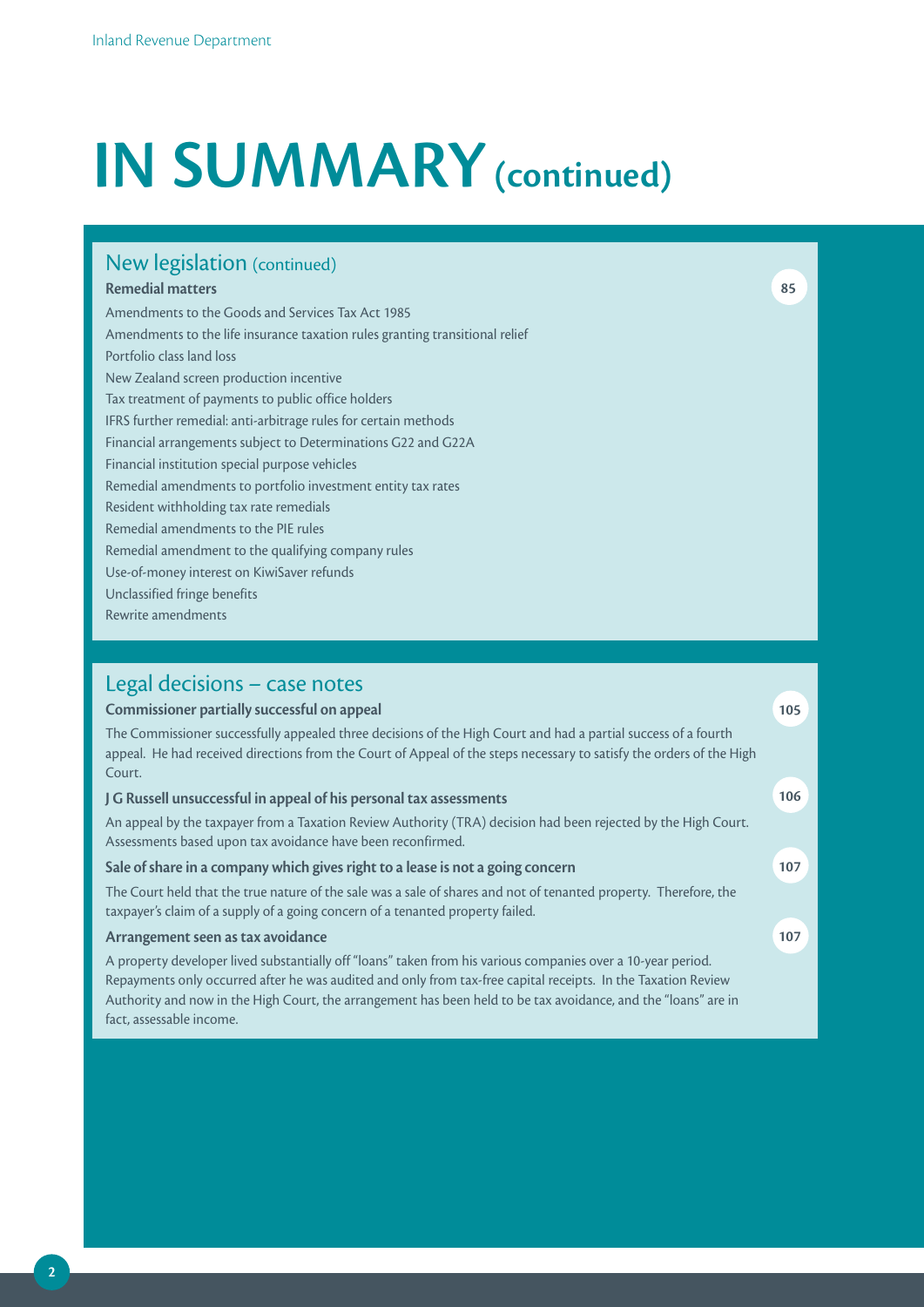# IN SUMMARY (continued)

## New legislation (continued)

**Remedial matters** 85

Amendments to the Goods and Services Tax Act 1985
Amendments to the life insurance taxation rules granting transitional relief
Portfolio class land loss
New Zealand screen production incentive
Tax treatment of payments to public office holders
IFRS further remedial: anti-arbitrage rules for certain methods
Financial arrangements subject to Determinations G22 and G22A
Financial institution special purpose vehicles
Remedial amendments to portfolio investment entity tax rates
Resident withholding tax rate remedials
Remedial amendments to the PIE rules
Remedial amendment to the qualifying company rules
Use-of-money interest on KiwiSaver refunds
Unclassified fringe benefits
Rewrite amendments

## Legal decisions – case notes

**Commissioner partially successful on appeal** 105

The Commissioner successfully appealed three decisions of the High Court and had a partial success of a fourth appeal. He had received directions from the Court of Appeal of the steps necessary to satisfy the orders of the High Court.

**J G Russell unsuccessful in appeal of his personal tax assessments** 106

An appeal by the taxpayer from a Taxation Review Authority (TRA) decision had been rejected by the High Court. Assessments based upon tax avoidance have been reconfirmed.

**Sale of share in a company which gives right to a lease is not a going concern** 107

The Court held that the true nature of the sale was a sale of shares and not of tenanted property. Therefore, the taxpayer's claim of a supply of a going concern of a tenanted property failed.

**Arrangement seen as tax avoidance** 107

A property developer lived substantially off "loans" taken from his various companies over a 10-year period. Repayments only occurred after he was audited and only from tax-free capital receipts. In the Taxation Review Authority and now in the High Court, the arrangement has been held to be tax avoidance, and the "loans" are in fact, assessable income.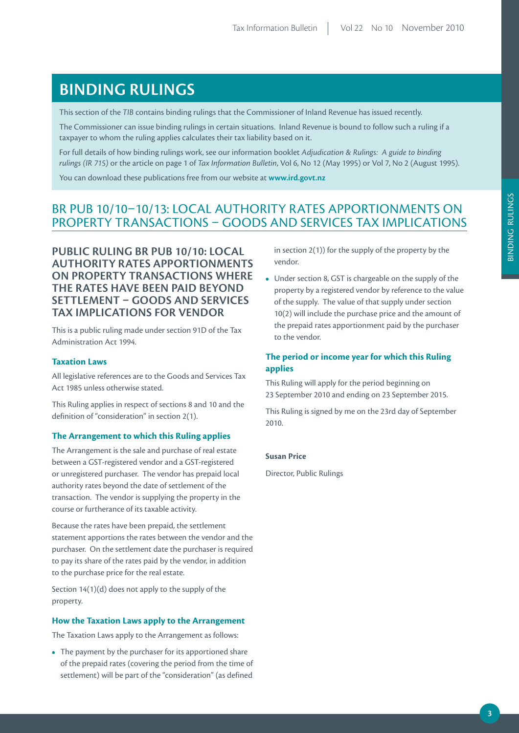# BINDING RULINGS

This section of the *TIB* contains binding rulings that the Commissioner of Inland Revenue has issued recently.

The Commissioner can issue binding rulings in certain situations. Inland Revenue is bound to follow such a ruling if a taxpayer to whom the ruling applies calculates their tax liability based on it.

For full details of how binding rulings work, see our information booklet *Adjudication & Rulings: A guide to binding rulings (IR 715)* or the article on page 1 of *Tax Information Bulletin*, Vol 6, No 12 (May 1995) or Vol 7, No 2 (August 1995).

You can download these publications free from our website at **www.ird.govt.nz**

## BR PUB 10/10–10/13: LOCAL AUTHORITY RATES APPORTIONMENTS ON PROPERTY TRANSACTIONS – GOODS AND SERVICES TAX IMPLICATIONS

### PUBLIC RULING BR PUB 10/10: LOCAL AUTHORITY RATES APPORTIONMENTS ON PROPERTY TRANSACTIONS WHERE THE RATES HAVE BEEN PAID BEYOND SETTLEMENT – GOODS AND SERVICES TAX IMPLICATIONS FOR VENDOR

This is a public ruling made under section 91D of the Tax Administration Act 1994.

#### Taxation Laws

All legislative references are to the Goods and Services Tax Act 1985 unless otherwise stated.

This Ruling applies in respect of sections 8 and 10 and the definition of "consideration" in section 2(1).

#### The Arrangement to which this Ruling applies

The Arrangement is the sale and purchase of real estate between a GST-registered vendor and a GST-registered or unregistered purchaser. The vendor has prepaid local authority rates beyond the date of settlement of the transaction. The vendor is supplying the property in the course or furtherance of its taxable activity.

Because the rates have been prepaid, the settlement statement apportions the rates between the vendor and the purchaser. On the settlement date the purchaser is required to pay its share of the rates paid by the vendor, in addition to the purchase price for the real estate.

Section 14(1)(d) does not apply to the supply of the property.

#### How the Taxation Laws apply to the Arrangement

The Taxation Laws apply to the Arrangement as follows:

- The payment by the purchaser for its apportioned share of the prepaid rates (covering the period from the time of settlement) will be part of the "consideration" (as defined in section 2(1)) for the supply of the property by the vendor.
- Under section 8, GST is chargeable on the supply of the property by a registered vendor by reference to the value of the supply. The value of that supply under section 10(2) will include the purchase price and the amount of the prepaid rates apportionment paid by the purchaser to the vendor.

#### The period or income year for which this Ruling applies

This Ruling will apply for the period beginning on 23 September 2010 and ending on 23 September 2015.

This Ruling is signed by me on the 23rd day of September 2010.

**Susan Price**

Director, Public Rulings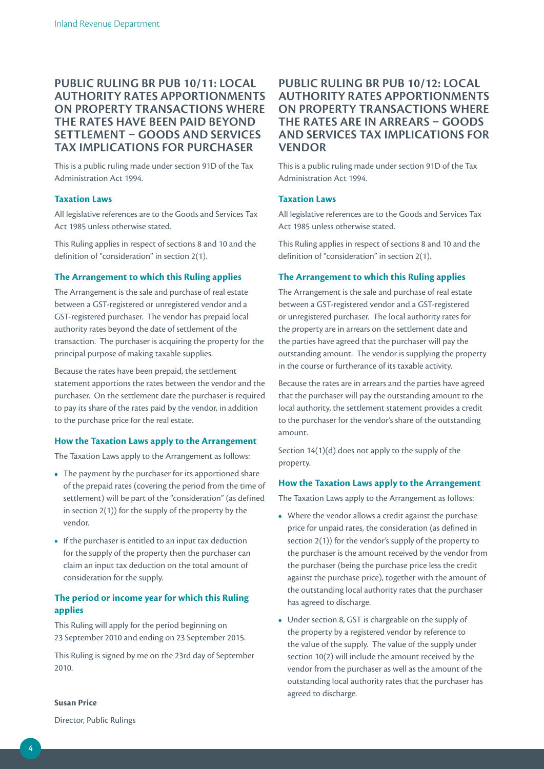## PUBLIC RULING BR PUB 10/11: LOCAL AUTHORITY RATES APPORTIONMENTS ON PROPERTY TRANSACTIONS WHERE THE RATES HAVE BEEN PAID BEYOND SETTLEMENT – GOODS AND SERVICES TAX IMPLICATIONS FOR PURCHASER

This is a public ruling made under section 91D of the Tax Administration Act 1994.

### Taxation Laws

All legislative references are to the Goods and Services Tax Act 1985 unless otherwise stated.

This Ruling applies in respect of sections 8 and 10 and the definition of "consideration" in section 2(1).

### The Arrangement to which this Ruling applies

The Arrangement is the sale and purchase of real estate between a GST-registered or unregistered vendor and a GST-registered purchaser. The vendor has prepaid local authority rates beyond the date of settlement of the transaction. The purchaser is acquiring the property for the principal purpose of making taxable supplies.

Because the rates have been prepaid, the settlement statement apportions the rates between the vendor and the purchaser. On the settlement date the purchaser is required to pay its share of the rates paid by the vendor, in addition to the purchase price for the real estate.

### How the Taxation Laws apply to the Arrangement

The Taxation Laws apply to the Arrangement as follows:

- The payment by the purchaser for its apportioned share of the prepaid rates (covering the period from the time of settlement) will be part of the "consideration" (as defined in section 2(1)) for the supply of the property by the vendor.
- If the purchaser is entitled to an input tax deduction for the supply of the property then the purchaser can claim an input tax deduction on the total amount of consideration for the supply.

### The period or income year for which this Ruling applies

This Ruling will apply for the period beginning on 23 September 2010 and ending on 23 September 2015.

This Ruling is signed by me on the 23rd day of September 2010.

**Susan Price**

Director, Public Rulings

## PUBLIC RULING BR PUB 10/12: LOCAL AUTHORITY RATES APPORTIONMENTS ON PROPERTY TRANSACTIONS WHERE THE RATES ARE IN ARREARS – GOODS AND SERVICES TAX IMPLICATIONS FOR VENDOR

This is a public ruling made under section 91D of the Tax Administration Act 1994.

### Taxation Laws

All legislative references are to the Goods and Services Tax Act 1985 unless otherwise stated.

This Ruling applies in respect of sections 8 and 10 and the definition of "consideration" in section 2(1).

### The Arrangement to which this Ruling applies

The Arrangement is the sale and purchase of real estate between a GST-registered vendor and a GST-registered or unregistered purchaser. The local authority rates for the property are in arrears on the settlement date and the parties have agreed that the purchaser will pay the outstanding amount. The vendor is supplying the property in the course or furtherance of its taxable activity.

Because the rates are in arrears and the parties have agreed that the purchaser will pay the outstanding amount to the local authority, the settlement statement provides a credit to the purchaser for the vendor's share of the outstanding amount.

Section 14(1)(d) does not apply to the supply of the property.

### How the Taxation Laws apply to the Arrangement

The Taxation Laws apply to the Arrangement as follows:

- Where the vendor allows a credit against the purchase price for unpaid rates, the consideration (as defined in section 2(1)) for the vendor's supply of the property to the purchaser is the amount received by the vendor from the purchaser (being the purchase price less the credit against the purchase price), together with the amount of the outstanding local authority rates that the purchaser has agreed to discharge.
- Under section 8, GST is chargeable on the supply of the property by a registered vendor by reference to the value of the supply. The value of the supply under section 10(2) will include the amount received by the vendor from the purchaser as well as the amount of the outstanding local authority rates that the purchaser has agreed to discharge.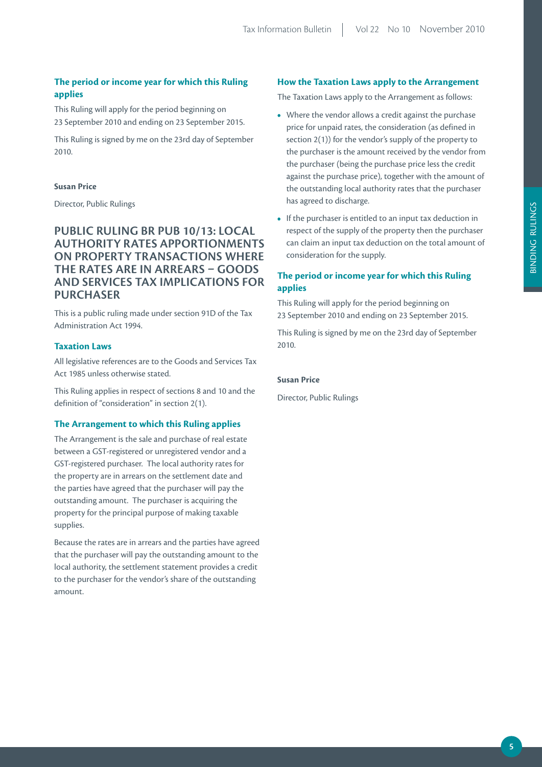### The period or income year for which this Ruling applies

This Ruling will apply for the period beginning on 23 September 2010 and ending on 23 September 2015.

This Ruling is signed by me on the 23rd day of September 2010.

**Susan Price**

Director, Public Rulings

## PUBLIC RULING BR PUB 10/13: LOCAL AUTHORITY RATES APPORTIONMENTS ON PROPERTY TRANSACTIONS WHERE THE RATES ARE IN ARREARS – GOODS AND SERVICES TAX IMPLICATIONS FOR PURCHASER

This is a public ruling made under section 91D of the Tax Administration Act 1994.

### Taxation Laws

All legislative references are to the Goods and Services Tax Act 1985 unless otherwise stated.

This Ruling applies in respect of sections 8 and 10 and the definition of "consideration" in section 2(1).

### The Arrangement to which this Ruling applies

The Arrangement is the sale and purchase of real estate between a GST-registered or unregistered vendor and a GST-registered purchaser. The local authority rates for the property are in arrears on the settlement date and the parties have agreed that the purchaser will pay the outstanding amount. The purchaser is acquiring the property for the principal purpose of making taxable supplies.

Because the rates are in arrears and the parties have agreed that the purchaser will pay the outstanding amount to the local authority, the settlement statement provides a credit to the purchaser for the vendor's share of the outstanding amount.

### How the Taxation Laws apply to the Arrangement

The Taxation Laws apply to the Arrangement as follows:

- Where the vendor allows a credit against the purchase price for unpaid rates, the consideration (as defined in section 2(1)) for the vendor's supply of the property to the purchaser is the amount received by the vendor from the purchaser (being the purchase price less the credit against the purchase price), together with the amount of the outstanding local authority rates that the purchaser has agreed to discharge.
- If the purchaser is entitled to an input tax deduction in respect of the supply of the property then the purchaser can claim an input tax deduction on the total amount of consideration for the supply.

### The period or income year for which this Ruling applies

This Ruling will apply for the period beginning on 23 September 2010 and ending on 23 September 2015.

This Ruling is signed by me on the 23rd day of September 2010.

**Susan Price**

Director, Public Rulings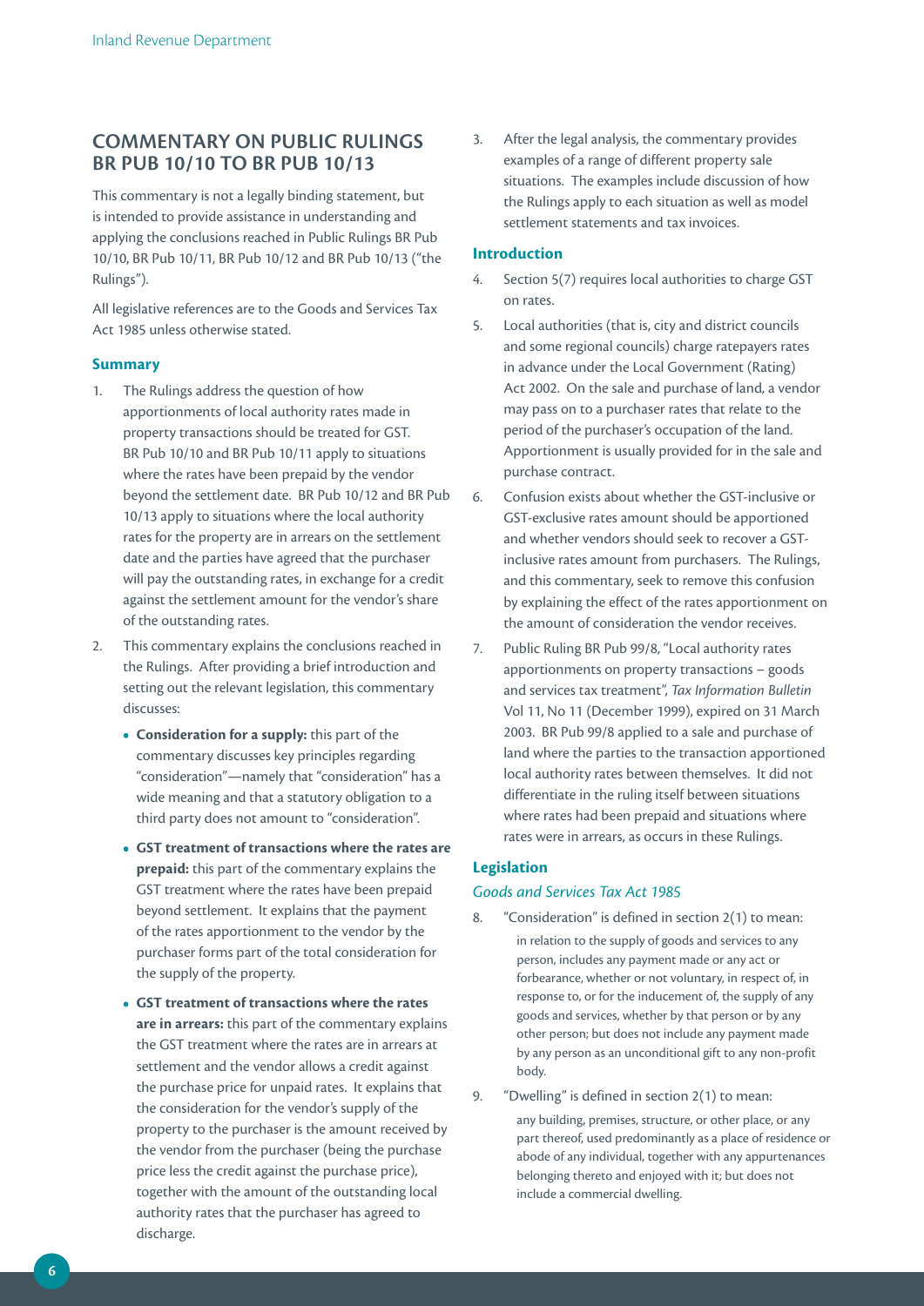## COMMENTARY ON PUBLIC RULINGS BR PUB 10/10 TO BR PUB 10/13

This commentary is not a legally binding statement, but is intended to provide assistance in understanding and applying the conclusions reached in Public Rulings BR Pub 10/10, BR Pub 10/11, BR Pub 10/12 and BR Pub 10/13 ("the Rulings").

All legislative references are to the Goods and Services Tax Act 1985 unless otherwise stated.

### Summary

1. The Rulings address the question of how apportionments of local authority rates made in property transactions should be treated for GST. BR Pub 10/10 and BR Pub 10/11 apply to situations where the rates have been prepaid by the vendor beyond the settlement date. BR Pub 10/12 and BR Pub 10/13 apply to situations where the local authority rates for the property are in arrears on the settlement date and the parties have agreed that the purchaser will pay the outstanding rates, in exchange for a credit against the settlement amount for the vendor's share of the outstanding rates.
2. This commentary explains the conclusions reached in the Rulings. After providing a brief introduction and setting out the relevant legislation, this commentary discusses:
   - **Consideration for a supply:** this part of the commentary discusses key principles regarding "consideration"—namely that "consideration" has a wide meaning and that a statutory obligation to a third party does not amount to "consideration".
   - **GST treatment of transactions where the rates are prepaid:** this part of the commentary explains the GST treatment where the rates have been prepaid beyond settlement. It explains that the payment of the rates apportionment to the vendor by the purchaser forms part of the total consideration for the supply of the property.
   - **GST treatment of transactions where the rates are in arrears:** this part of the commentary explains the GST treatment where the rates are in arrears at settlement and the vendor allows a credit against the purchase price for unpaid rates. It explains that the consideration for the vendor's supply of the property to the purchaser is the amount received by the vendor from the purchaser (being the purchase price less the credit against the purchase price), together with the amount of the outstanding local authority rates that the purchaser has agreed to discharge.
3. After the legal analysis, the commentary provides examples of a range of different property sale situations. The examples include discussion of how the Rulings apply to each situation as well as model settlement statements and tax invoices.

### Introduction

4. Section 5(7) requires local authorities to charge GST on rates.
5. Local authorities (that is, city and district councils and some regional councils) charge ratepayers rates in advance under the Local Government (Rating) Act 2002. On the sale and purchase of land, a vendor may pass on to a purchaser rates that relate to the period of the purchaser's occupation of the land. Apportionment is usually provided for in the sale and purchase contract.
6. Confusion exists about whether the GST-inclusive or GST-exclusive rates amount should be apportioned and whether vendors should seek to recover a GST-inclusive rates amount from purchasers. The Rulings, and this commentary, seek to remove this confusion by explaining the effect of the rates apportionment on the amount of consideration the vendor receives.
7. Public Ruling BR Pub 99/8, "Local authority rates apportionments on property transactions – goods and services tax treatment", *Tax Information Bulletin* Vol 11, No 11 (December 1999), expired on 31 March 2003. BR Pub 99/8 applied to a sale and purchase of land where the parties to the transaction apportioned local authority rates between themselves. It did not differentiate in the ruling itself between situations where rates had been prepaid and situations where rates were in arrears, as occurs in these Rulings.

### Legislation

#### *Goods and Services Tax Act 1985*

8. "Consideration" is defined in section 2(1) to mean:

   > in relation to the supply of goods and services to any person, includes any payment made or any act or forbearance, whether or not voluntary, in respect of, in response to, or for the inducement of, the supply of any goods and services, whether by that person or by any other person; but does not include any payment made by any person as an unconditional gift to any non-profit body.

9. "Dwelling" is defined in section 2(1) to mean:

   > any building, premises, structure, or other place, or any part thereof, used predominantly as a place of residence or abode of any individual, together with any appurtenances belonging thereto and enjoyed with it; but does not include a commercial dwelling.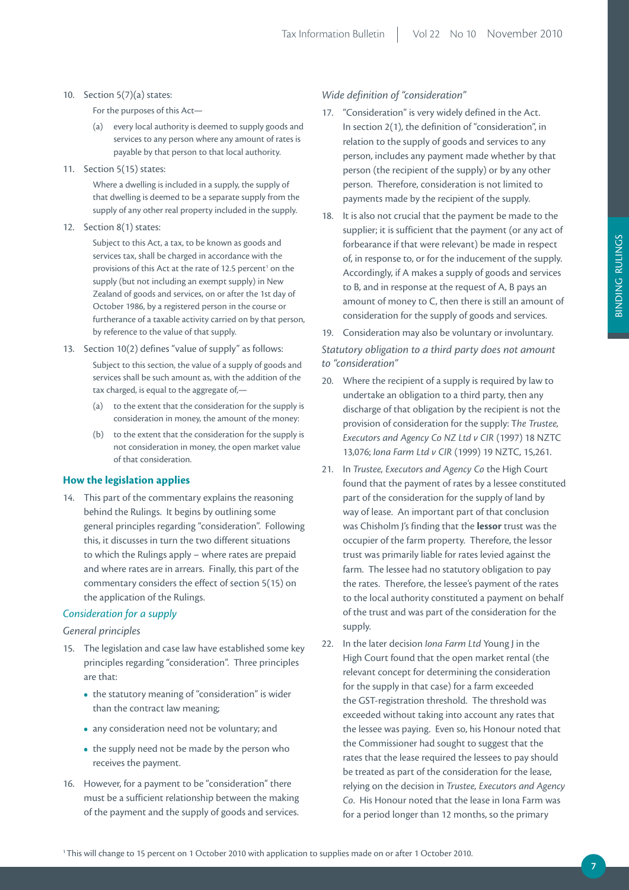10. Section 5(7)(a) states:

    For the purposes of this Act—

    (a) every local authority is deemed to supply goods and services to any person where any amount of rates is payable by that person to that local authority.

11. Section 5(15) states:

    Where a dwelling is included in a supply, the supply of that dwelling is deemed to be a separate supply from the supply of any other real property included in the supply.

12. Section 8(1) states:

    Subject to this Act, a tax, to be known as goods and services tax, shall be charged in accordance with the provisions of this Act at the rate of 12.5 percent[1] on the supply (but not including an exempt supply) in New Zealand of goods and services, on or after the 1st day of October 1986, by a registered person in the course or furtherance of a taxable activity carried on by that person, by reference to the value of that supply.

13. Section 10(2) defines "value of supply" as follows:

    Subject to this section, the value of a supply of goods and services shall be such amount as, with the addition of the tax charged, is equal to the aggregate of,—

    (a) to the extent that the consideration for the supply is consideration in money, the amount of the money:

    (b) to the extent that the consideration for the supply is not consideration in money, the open market value of that consideration.

## How the legislation applies

14. This part of the commentary explains the reasoning behind the Rulings. It begins by outlining some general principles regarding "consideration". Following this, it discusses in turn the two different situations to which the Rulings apply – where rates are prepaid and where rates are in arrears. Finally, this part of the commentary considers the effect of section 5(15) on the application of the Rulings.

### *Consideration for a supply*

*General principles*

15. The legislation and case law have established some key principles regarding "consideration". Three principles are that:

    - the statutory meaning of "consideration" is wider than the contract law meaning;
    - any consideration need not be voluntary; and
    - the supply need not be made by the person who receives the payment.

16. However, for a payment to be "consideration" there must be a sufficient relationship between the making of the payment and the supply of goods and services.

*Wide definition of "consideration"*

17. "Consideration" is very widely defined in the Act. In section 2(1), the definition of "consideration", in relation to the supply of goods and services to any person, includes any payment made whether by that person (the recipient of the supply) or by any other person. Therefore, consideration is not limited to payments made by the recipient of the supply.

18. It is also not crucial that the payment be made to the supplier; it is sufficient that the payment (or any act of forbearance if that were relevant) be made in respect of, in response to, or for the inducement of the supply. Accordingly, if A makes a supply of goods and services to B, and in response at the request of A, B pays an amount of money to C, then there is still an amount of consideration for the supply of goods and services.

19. Consideration may also be voluntary or involuntary.

*Statutory obligation to a third party does not amount to "consideration"*

20. Where the recipient of a supply is required by law to undertake an obligation to a third party, then any discharge of that obligation by the recipient is not the provision of consideration for the supply: *The Trustee, Executors and Agency Co NZ Ltd v CIR* (1997) 18 NZTC 13,076; *Iona Farm Ltd v CIR* (1999) 19 NZTC, 15,261.

21. In *Trustee, Executors and Agency Co* the High Court found that the payment of rates by a lessee constituted part of the consideration for the supply of land by way of lease. An important part of that conclusion was Chisholm J's finding that the **lessor** trust was the occupier of the farm property. Therefore, the lessor trust was primarily liable for rates levied against the farm. The lessee had no statutory obligation to pay the rates. Therefore, the lessee's payment of the rates to the local authority constituted a payment on behalf of the trust and was part of the consideration for the supply.

22. In the later decision *Iona Farm Ltd* Young J in the High Court found that the open market rental (the relevant concept for determining the consideration for the supply in that case) for a farm exceeded the GST-registration threshold. The threshold was exceeded without taking into account any rates that the lessee was paying. Even so, his Honour noted that the Commissioner had sought to suggest that the rates that the lease required the lessees to pay should be treated as part of the consideration for the lease, relying on the decision in *Trustee, Executors and Agency Co*. His Honour noted that the lease in Iona Farm was for a period longer than 12 months, so the primary

[1] This will change to 15 percent on 1 October 2010 with application to supplies made on or after 1 October 2010.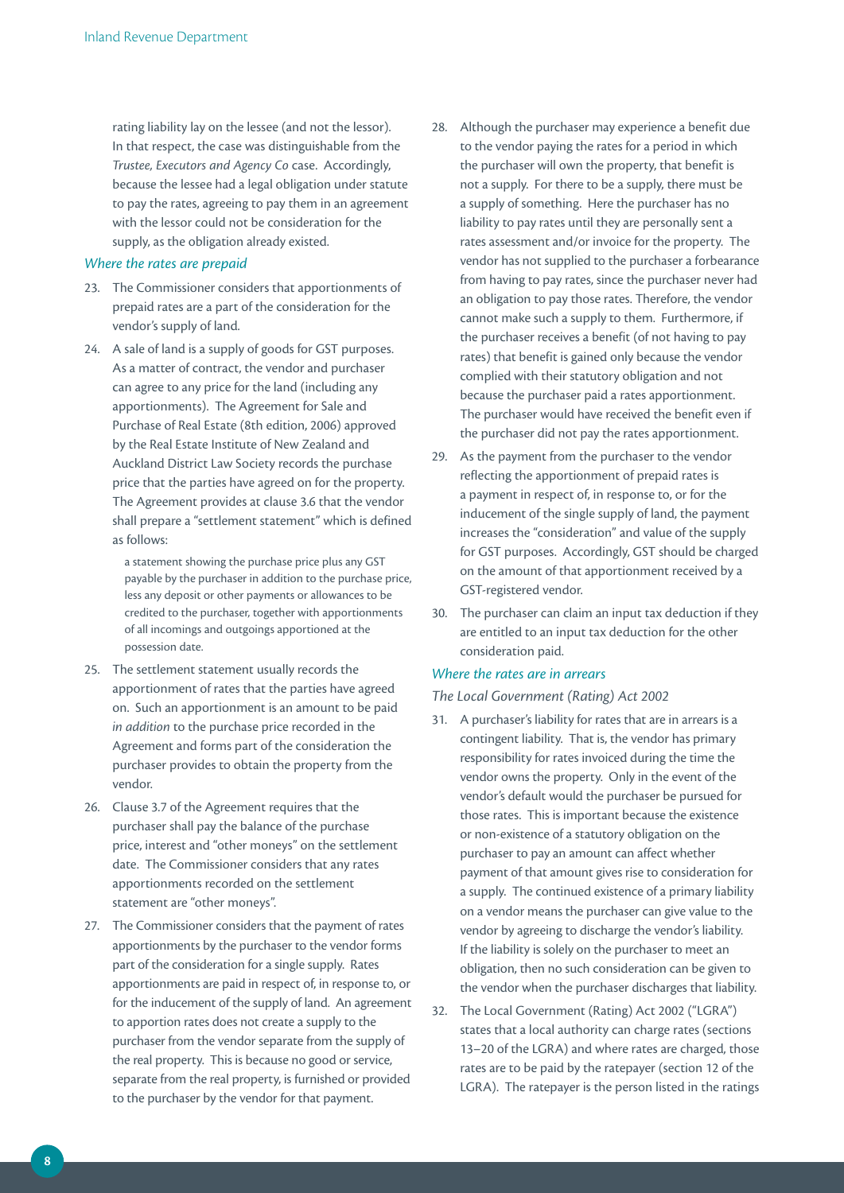rating liability lay on the lessee (and not the lessor). In that respect, the case was distinguishable from the *Trustee, Executors and Agency Co* case. Accordingly, because the lessee had a legal obligation under statute to pay the rates, agreeing to pay them in an agreement with the lessor could not be consideration for the supply, as the obligation already existed.

### *Where the rates are prepaid*

23. The Commissioner considers that apportionments of prepaid rates are a part of the consideration for the vendor's supply of land.

24. A sale of land is a supply of goods for GST purposes. As a matter of contract, the vendor and purchaser can agree to any price for the land (including any apportionments). The Agreement for Sale and Purchase of Real Estate (8th edition, 2006) approved by the Real Estate Institute of New Zealand and Auckland District Law Society records the purchase price that the parties have agreed on for the property. The Agreement provides at clause 3.6 that the vendor shall prepare a "settlement statement" which is defined as follows:

    > a statement showing the purchase price plus any GST payable by the purchaser in addition to the purchase price, less any deposit or other payments or allowances to be credited to the purchaser, together with apportionments of all incomings and outgoings apportioned at the possession date.

25. The settlement statement usually records the apportionment of rates that the parties have agreed on. Such an apportionment is an amount to be paid *in addition* to the purchase price recorded in the Agreement and forms part of the consideration the purchaser provides to obtain the property from the vendor.

26. Clause 3.7 of the Agreement requires that the purchaser shall pay the balance of the purchase price, interest and "other moneys" on the settlement date. The Commissioner considers that any rates apportionments recorded on the settlement statement are "other moneys".

27. The Commissioner considers that the payment of rates apportionments by the purchaser to the vendor forms part of the consideration for a single supply. Rates apportionments are paid in respect of, in response to, or for the inducement of the supply of land. An agreement to apportion rates does not create a supply to the purchaser from the vendor separate from the supply of the real property. This is because no good or service, separate from the real property, is furnished or provided to the purchaser by the vendor for that payment.

28. Although the purchaser may experience a benefit due to the vendor paying the rates for a period in which the purchaser will own the property, that benefit is not a supply. For there to be a supply, there must be a supply of something. Here the purchaser has no liability to pay rates until they are personally sent a rates assessment and/or invoice for the property. The vendor has not supplied to the purchaser a forbearance from having to pay rates, since the purchaser never had an obligation to pay those rates. Therefore, the vendor cannot make such a supply to them. Furthermore, if the purchaser receives a benefit (of not having to pay rates) that benefit is gained only because the vendor complied with their statutory obligation and not because the purchaser paid a rates apportionment. The purchaser would have received the benefit even if the purchaser did not pay the rates apportionment.

29. As the payment from the purchaser to the vendor reflecting the apportionment of prepaid rates is a payment in respect of, in response to, or for the inducement of the single supply of land, the payment increases the "consideration" and value of the supply for GST purposes. Accordingly, GST should be charged on the amount of that apportionment received by a GST-registered vendor.

30. The purchaser can claim an input tax deduction if they are entitled to an input tax deduction for the other consideration paid.

### *Where the rates are in arrears*

*The Local Government (Rating) Act 2002*

31. A purchaser's liability for rates that are in arrears is a contingent liability. That is, the vendor has primary responsibility for rates invoiced during the time the vendor owns the property. Only in the event of the vendor's default would the purchaser be pursued for those rates. This is important because the existence or non-existence of a statutory obligation on the purchaser to pay an amount can affect whether payment of that amount gives rise to consideration for a supply. The continued existence of a primary liability on a vendor means the purchaser can give value to the vendor by agreeing to discharge the vendor's liability. If the liability is solely on the purchaser to meet an obligation, then no such consideration can be given to the vendor when the purchaser discharges that liability.

32. The Local Government (Rating) Act 2002 ("LGRA") states that a local authority can charge rates (sections 13–20 of the LGRA) and where rates are charged, those rates are to be paid by the ratepayer (section 12 of the LGRA). The ratepayer is the person listed in the ratings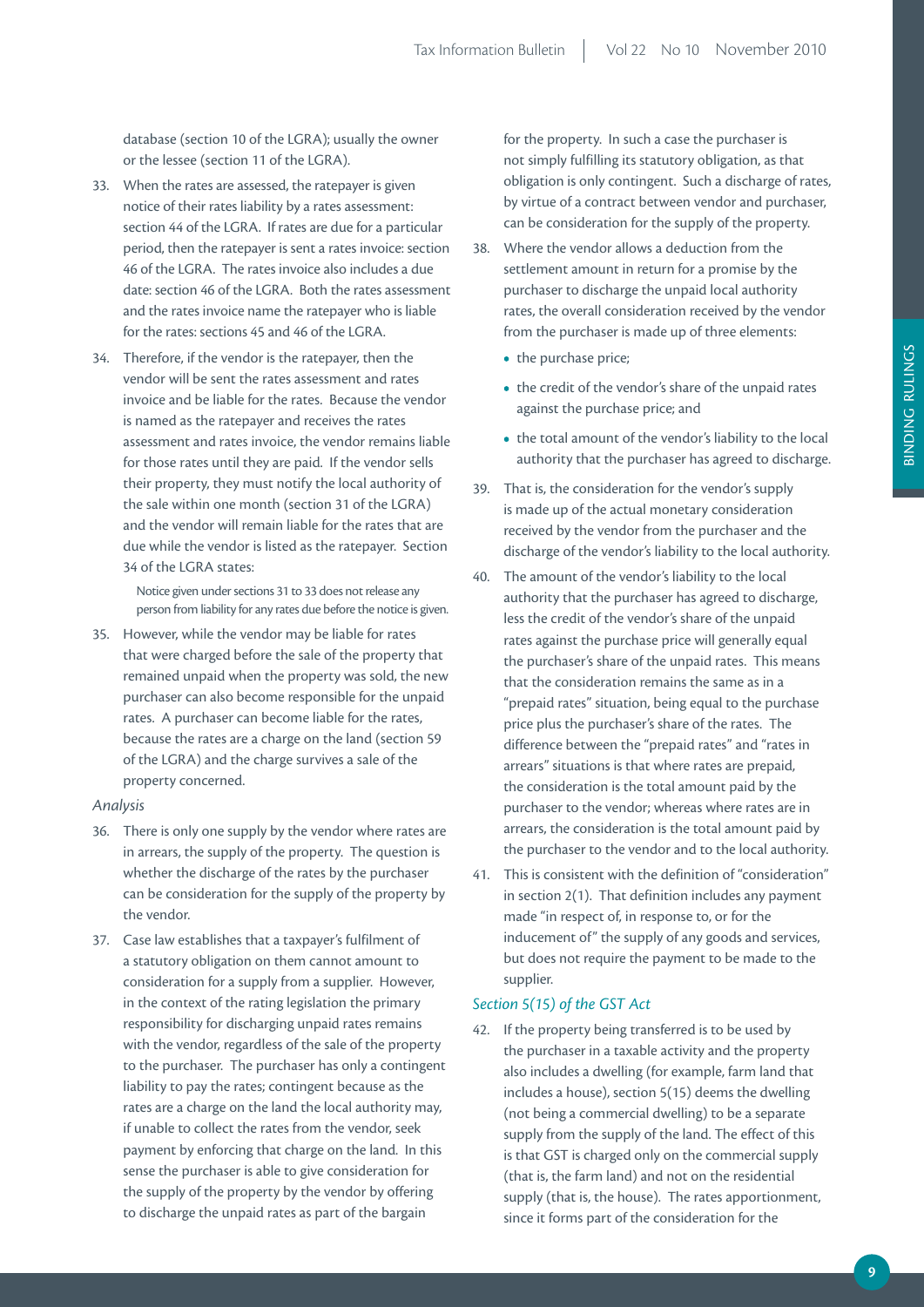database (section 10 of the LGRA); usually the owner or the lessee (section 11 of the LGRA).

33. When the rates are assessed, the ratepayer is given notice of their rates liability by a rates assessment: section 44 of the LGRA. If rates are due for a particular period, then the ratepayer is sent a rates invoice: section 46 of the LGRA. The rates invoice also includes a due date: section 46 of the LGRA. Both the rates assessment and the rates invoice name the ratepayer who is liable for the rates: sections 45 and 46 of the LGRA.

34. Therefore, if the vendor is the ratepayer, then the vendor will be sent the rates assessment and rates invoice and be liable for the rates. Because the vendor is named as the ratepayer and receives the rates assessment and rates invoice, the vendor remains liable for those rates until they are paid. If the vendor sells their property, they must notify the local authority of the sale within one month (section 31 of the LGRA) and the vendor will remain liable for the rates that are due while the vendor is listed as the ratepayer. Section 34 of the LGRA states:

    Notice given under sections 31 to 33 does not release any person from liability for any rates due before the notice is given.

35. However, while the vendor may be liable for rates that were charged before the sale of the property that remained unpaid when the property was sold, the new purchaser can also become responsible for the unpaid rates. A purchaser can become liable for the rates, because the rates are a charge on the land (section 59 of the LGRA) and the charge survives a sale of the property concerned.

*Analysis*

36. There is only one supply by the vendor where rates are in arrears, the supply of the property. The question is whether the discharge of the rates by the purchaser can be consideration for the supply of the property by the vendor.

37. Case law establishes that a taxpayer's fulfilment of a statutory obligation on them cannot amount to consideration for a supply from a supplier. However, in the context of the rating legislation the primary responsibility for discharging unpaid rates remains with the vendor, regardless of the sale of the property to the purchaser. The purchaser has only a contingent liability to pay the rates; contingent because as the rates are a charge on the land the local authority may, if unable to collect the rates from the vendor, seek payment by enforcing that charge on the land. In this sense the purchaser is able to give consideration for the supply of the property by the vendor by offering to discharge the unpaid rates as part of the bargain for the property. In such a case the purchaser is not simply fulfilling its statutory obligation, as that obligation is only contingent. Such a discharge of rates, by virtue of a contract between vendor and purchaser, can be consideration for the supply of the property.

38. Where the vendor allows a deduction from the settlement amount in return for a promise by the purchaser to discharge the unpaid local authority rates, the overall consideration received by the vendor from the purchaser is made up of three elements:
    - the purchase price;
    - the credit of the vendor's share of the unpaid rates against the purchase price; and
    - the total amount of the vendor's liability to the local authority that the purchaser has agreed to discharge.

39. That is, the consideration for the vendor's supply is made up of the actual monetary consideration received by the vendor from the purchaser and the discharge of the vendor's liability to the local authority.

40. The amount of the vendor's liability to the local authority that the purchaser has agreed to discharge, less the credit of the vendor's share of the unpaid rates against the purchase price will generally equal the purchaser's share of the unpaid rates. This means that the consideration remains the same as in a "prepaid rates" situation, being equal to the purchase price plus the purchaser's share of the rates. The difference between the "prepaid rates" and "rates in arrears" situations is that where rates are prepaid, the consideration is the total amount paid by the purchaser to the vendor; whereas where rates are in arrears, the consideration is the total amount paid by the purchaser to the vendor and to the local authority.

41. This is consistent with the definition of "consideration" in section 2(1). That definition includes any payment made "in respect of, in response to, or for the inducement of" the supply of any goods and services, but does not require the payment to be made to the supplier.

*Section 5(15) of the GST Act*

42. If the property being transferred is to be used by the purchaser in a taxable activity and the property also includes a dwelling (for example, farm land that includes a house), section 5(15) deems the dwelling (not being a commercial dwelling) to be a separate supply from the supply of the land. The effect of this is that GST is charged only on the commercial supply (that is, the farm land) and not on the residential supply (that is, the house). The rates apportionment, since it forms part of the consideration for the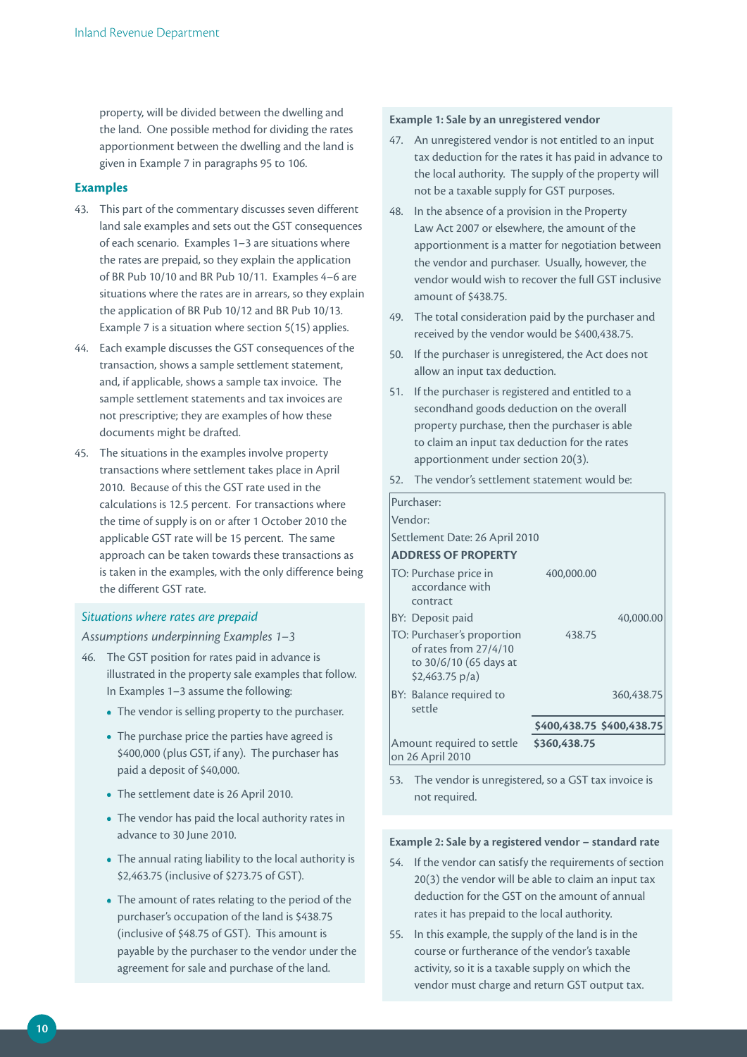property, will be divided between the dwelling and the land. One possible method for dividing the rates apportionment between the dwelling and the land is given in Example 7 in paragraphs 95 to 106.

## Examples

43. This part of the commentary discusses seven different land sale examples and sets out the GST consequences of each scenario. Examples 1–3 are situations where the rates are prepaid, so they explain the application of BR Pub 10/10 and BR Pub 10/11. Examples 4–6 are situations where the rates are in arrears, so they explain the application of BR Pub 10/12 and BR Pub 10/13. Example 7 is a situation where section 5(15) applies.

44. Each example discusses the GST consequences of the transaction, shows a sample settlement statement, and, if applicable, shows a sample tax invoice. The sample settlement statements and tax invoices are not prescriptive; they are examples of how these documents might be drafted.

45. The situations in the examples involve property transactions where settlement takes place in April 2010. Because of this the GST rate used in the calculations is 12.5 percent. For transactions where the time of supply is on or after 1 October 2010 the applicable GST rate will be 15 percent. The same approach can be taken towards these transactions as is taken in the examples, with the only difference being the different GST rate.

### *Situations where rates are prepaid*

*Assumptions underpinning Examples 1–3*

46. The GST position for rates paid in advance is illustrated in the property sale examples that follow. In Examples 1–3 assume the following:
    - The vendor is selling property to the purchaser.
    - The purchase price the parties have agreed is $400,000 (plus GST, if any). The purchaser has paid a deposit of $40,000.
    - The settlement date is 26 April 2010.
    - The vendor has paid the local authority rates in advance to 30 June 2010.
    - The annual rating liability to the local authority is $2,463.75 (inclusive of $273.75 of GST).
    - The amount of rates relating to the period of the purchaser's occupation of the land is $438.75 (inclusive of $48.75 of GST). This amount is payable by the purchaser to the vendor under the agreement for sale and purchase of the land.

**Example 1: Sale by an unregistered vendor**

47. An unregistered vendor is not entitled to an input tax deduction for the rates it has paid in advance to the local authority. The supply of the property will not be a taxable supply for GST purposes.

48. In the absence of a provision in the Property Law Act 2007 or elsewhere, the amount of the apportionment is a matter for negotiation between the vendor and purchaser. Usually, however, the vendor would wish to recover the full GST inclusive amount of $438.75.

49. The total consideration paid by the purchaser and received by the vendor would be $400,438.75.

50. If the purchaser is unregistered, the Act does not allow an input tax deduction.

51. If the purchaser is registered and entitled to a secondhand goods deduction on the overall property purchase, then the purchaser is able to claim an input tax deduction for the rates apportionment under section 20(3).

52. The vendor's settlement statement would be:

| | | |
|---|---|---|
| Purchaser: | | |
| Vendor: | | |
| Settlement Date: 26 April 2010 | | |
| **ADDRESS OF PROPERTY** | | |
| TO: Purchase price in accordance with contract | 400,000.00 | |
| BY: Deposit paid | | 40,000.00 |
| TO: Purchaser's proportion of rates from 27/4/10 to 30/6/10 (65 days at $2,463.75 p/a) | 438.75 | |
| BY: Balance required to settle | | 360,438.75 |
| | **$400,438.75** | **$400,438.75** |
| Amount required to settle on 26 April 2010 | **$360,438.75** | |

53. The vendor is unregistered, so a GST tax invoice is not required.

**Example 2: Sale by a registered vendor – standard rate**

54. If the vendor can satisfy the requirements of section 20(3) the vendor will be able to claim an input tax deduction for the GST on the amount of annual rates it has prepaid to the local authority.

55. In this example, the supply of the land is in the course or furtherance of the vendor's taxable activity, so it is a taxable supply on which the vendor must charge and return GST output tax.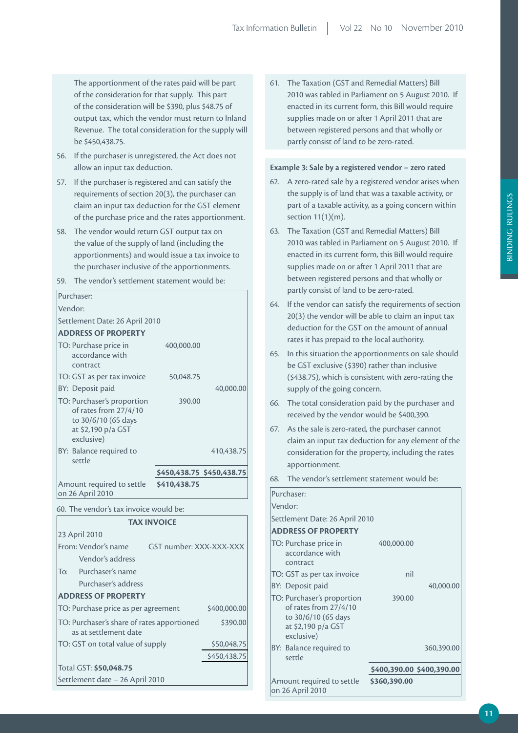The apportionment of the rates paid will be part of the consideration for that supply. This part of the consideration will be $390, plus $48.75 of output tax, which the vendor must return to Inland Revenue. The total consideration for the supply will be $450,438.75.

56. If the purchaser is unregistered, the Act does not allow an input tax deduction.

57. If the purchaser is registered and can satisfy the requirements of section 20(3), the purchaser can claim an input tax deduction for the GST element of the purchase price and the rates apportionment.

58. The vendor would return GST output tax on the value of the supply of land (including the apportionments) and would issue a tax invoice to the purchaser inclusive of the apportionments.

59. The vendor's settlement statement would be:

| Purchaser: | | |
|---|---|---|
| Vendor: | | |
| Settlement Date: 26 April 2010 | | |
| **ADDRESS OF PROPERTY** | | |
| TO: Purchase price in accordance with contract | 400,000.00 | |
| TO: GST as per tax invoice | 50,048.75 | |
| BY: Deposit paid | | 40,000.00 |
| TO: Purchaser's proportion of rates from 27/4/10 to 30/6/10 (65 days at $2,190 p/a GST exclusive) | 390.00 | |
| BY: Balance required to settle | | 410,438.75 |
| | **$450,438.75** | **$450,438.75** |
| Amount required to settle on 26 April 2010 | **$410,438.75** | |

60. The vendor's tax invoice would be:

| **TAX INVOICE** | |
|---|---|
| 23 April 2010 | |
| From: Vendor's name / Vendor's address | GST number: XXX-XXX-XXX |
| To: Purchaser's name / Purchaser's address | |
| **ADDRESS OF PROPERTY** | |
| TO: Purchase price as per agreement | $400,000.00 |
| TO: Purchaser's share of rates apportioned as at settlement date | $390.00 |
| TO: GST on total value of supply | $50,048.75 |
| | $450,438.75 |
| Total GST: **$50,048.75** | |
| Settlement date – 26 April 2010 | |

61. The Taxation (GST and Remedial Matters) Bill 2010 was tabled in Parliament on 5 August 2010. If enacted in its current form, this Bill would require supplies made on or after 1 April 2011 that are between registered persons and that wholly or partly consist of land to be zero-rated.

**Example 3: Sale by a registered vendor – zero rated**

62. A zero-rated sale by a registered vendor arises when the supply is of land that was a taxable activity, or part of a taxable activity, as a going concern within section 11(1)(m).

63. The Taxation (GST and Remedial Matters) Bill 2010 was tabled in Parliament on 5 August 2010. If enacted in its current form, this Bill would require supplies made on or after 1 April 2011 that are between registered persons and that wholly or partly consist of land to be zero-rated.

64. If the vendor can satisfy the requirements of section 20(3) the vendor will be able to claim an input tax deduction for the GST on the amount of annual rates it has prepaid to the local authority.

65. In this situation the apportionments on sale should be GST exclusive ($390) rather than inclusive ($438.75), which is consistent with zero-rating the supply of the going concern.

66. The total consideration paid by the purchaser and received by the vendor would be $400,390.

67. As the sale is zero-rated, the purchaser cannot claim an input tax deduction for any element of the consideration for the property, including the rates apportionment.

68. The vendor's settlement statement would be:

| Purchaser: | | |
|---|---|---|
| Vendor: | | |
| Settlement Date: 26 April 2010 | | |
| **ADDRESS OF PROPERTY** | | |
| TO: Purchase price in accordance with contract | 400,000.00 | |
| TO: GST as per tax invoice | nil | |
| BY: Deposit paid | | 40,000.00 |
| TO: Purchaser's proportion of rates from 27/4/10 to 30/6/10 (65 days at $2,190 p/a GST exclusive) | 390.00 | |
| BY: Balance required to settle | | 360,390.00 |
| | **$400,390.00** | **$400,390.00** |
| Amount required to settle on 26 April 2010 | **$360,390.00** | |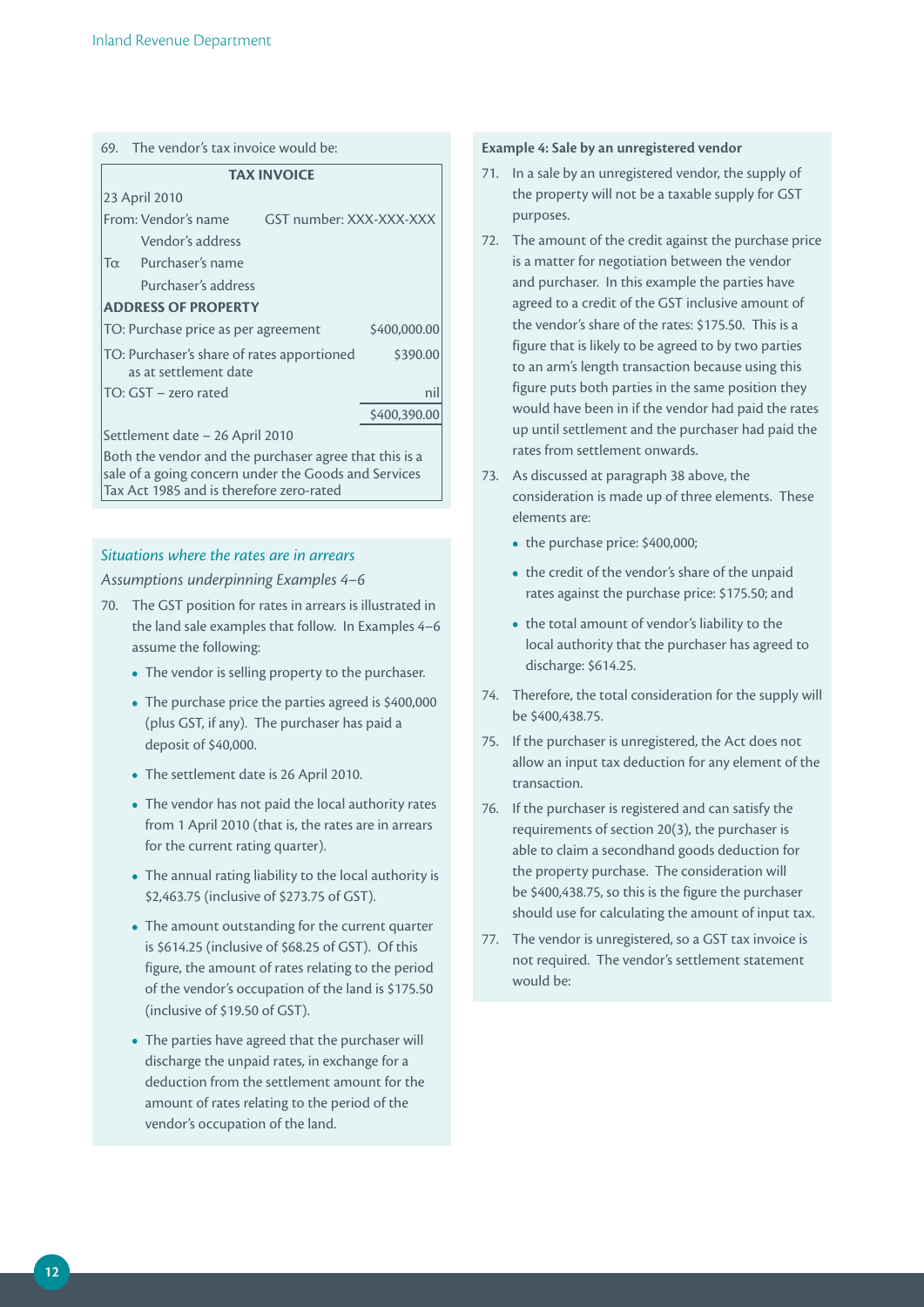69. The vendor's tax invoice would be:

| TAX INVOICE | |
|---|---|
| 23 April 2010 | |
| From: Vendor's name | GST number: XXX-XXX-XXX |
| Vendor's address | |
| To: Purchaser's name | |
| Purchaser's address | |
| **ADDRESS OF PROPERTY** | |
| TO: Purchase price as per agreement | $400,000.00 |
| TO: Purchaser's share of rates apportioned as at settlement date | $390.00 |
| TO: GST – zero rated | nil |
| | $400,390.00 |
| Settlement date – 26 April 2010 | |
| Both the vendor and the purchaser agree that this is a sale of a going concern under the Goods and Services Tax Act 1985 and is therefore zero-rated | |

### *Situations where the rates are in arrears*

*Assumptions underpinning Examples 4–6*

70. The GST position for rates in arrears is illustrated in the land sale examples that follow. In Examples 4–6 assume the following:

- The vendor is selling property to the purchaser.
- The purchase price the parties agreed is $400,000 (plus GST, if any). The purchaser has paid a deposit of $40,000.
- The settlement date is 26 April 2010.
- The vendor has not paid the local authority rates from 1 April 2010 (that is, the rates are in arrears for the current rating quarter).
- The annual rating liability to the local authority is $2,463.75 (inclusive of $273.75 of GST).
- The amount outstanding for the current quarter is $614.25 (inclusive of $68.25 of GST). Of this figure, the amount of rates relating to the period of the vendor's occupation of the land is $175.50 (inclusive of $19.50 of GST).
- The parties have agreed that the purchaser will discharge the unpaid rates, in exchange for a deduction from the settlement amount for the amount of rates relating to the period of the vendor's occupation of the land.

**Example 4: Sale by an unregistered vendor**

71. In a sale by an unregistered vendor, the supply of the property will not be a taxable supply for GST purposes.

72. The amount of the credit against the purchase price is a matter for negotiation between the vendor and purchaser. In this example the parties have agreed to a credit of the GST inclusive amount of the vendor's share of the rates: $175.50. This is a figure that is likely to be agreed to by two parties to an arm's length transaction because using this figure puts both parties in the same position they would have been in if the vendor had paid the rates up until settlement and the purchaser had paid the rates from settlement onwards.

73. As discussed at paragraph 38 above, the consideration is made up of three elements. These elements are:

- the purchase price: $400,000;
- the credit of the vendor's share of the unpaid rates against the purchase price: $175.50; and
- the total amount of vendor's liability to the local authority that the purchaser has agreed to discharge: $614.25.

74. Therefore, the total consideration for the supply will be $400,438.75.

75. If the purchaser is unregistered, the Act does not allow an input tax deduction for any element of the transaction.

76. If the purchaser is registered and can satisfy the requirements of section 20(3), the purchaser is able to claim a secondhand goods deduction for the property purchase. The consideration will be $400,438.75, so this is the figure the purchaser should use for calculating the amount of input tax.

77. The vendor is unregistered, so a GST tax invoice is not required. The vendor's settlement statement would be: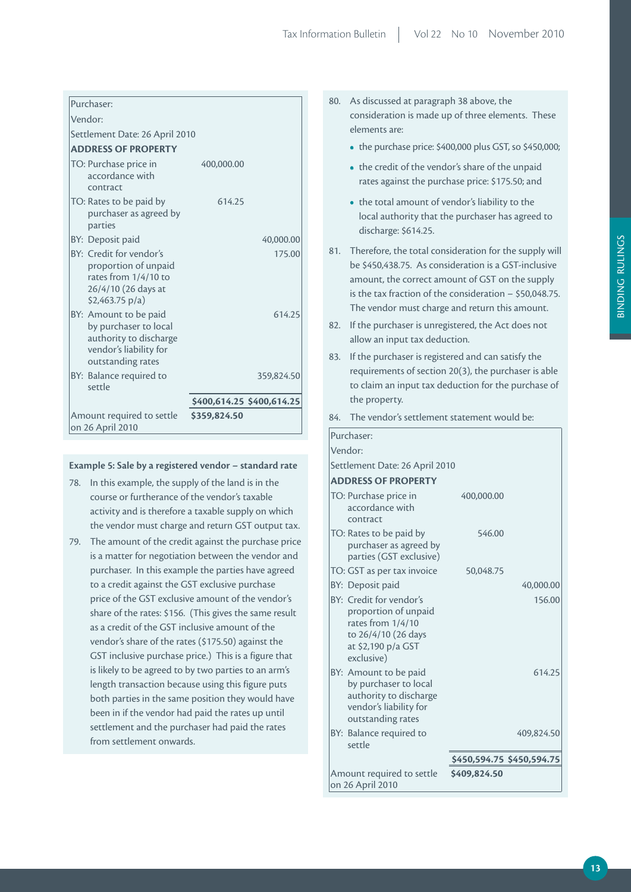| Purchaser: | | |
|---|---|---|
| Vendor: | | |
| Settlement Date: 26 April 2010 | | |
| **ADDRESS OF PROPERTY** | | |
| TO: Purchase price in accordance with contract | 400,000.00 | |
| TO: Rates to be paid by purchaser as agreed by parties | 614.25 | |
| BY: Deposit paid | | 40,000.00 |
| BY: Credit for vendor's proportion of unpaid rates from 1/4/10 to 26/4/10 (26 days at $2,463.75 p/a) | | 175.00 |
| BY: Amount to be paid by purchaser to local authority to discharge vendor's liability for outstanding rates | | 614.25 |
| BY: Balance required to settle | | 359,824.50 |
| | **$400,614.25** | **$400,614.25** |
| Amount required to settle on 26 April 2010 | **$359,824.50** | |

**Example 5: Sale by a registered vendor – standard rate**

78. In this example, the supply of the land is in the course or furtherance of the vendor's taxable activity and is therefore a taxable supply on which the vendor must charge and return GST output tax.

79. The amount of the credit against the purchase price is a matter for negotiation between the vendor and purchaser. In this example the parties have agreed to a credit against the GST exclusive purchase price of the GST exclusive amount of the vendor's share of the rates: $156. (This gives the same result as a credit of the GST inclusive amount of the vendor's share of the rates ($175.50) against the GST inclusive purchase price.) This is a figure that is likely to be agreed to by two parties to an arm's length transaction because using this figure puts both parties in the same position they would have been in if the vendor had paid the rates up until settlement and the purchaser had paid the rates from settlement onwards.

80. As discussed at paragraph 38 above, the consideration is made up of three elements. These elements are:

- the purchase price: $400,000 plus GST, so $450,000;
- the credit of the vendor's share of the unpaid rates against the purchase price: $175.50; and
- the total amount of vendor's liability to the local authority that the purchaser has agreed to discharge: $614.25.

81. Therefore, the total consideration for the supply will be $450,438.75. As consideration is a GST-inclusive amount, the correct amount of GST on the supply is the tax fraction of the consideration – $50,048.75. The vendor must charge and return this amount.

82. If the purchaser is unregistered, the Act does not allow an input tax deduction.

83. If the purchaser is registered and can satisfy the requirements of section 20(3), the purchaser is able to claim an input tax deduction for the purchase of the property.

84. The vendor's settlement statement would be:

| Purchaser: | | |
|---|---|---|
| Vendor: | | |
| Settlement Date: 26 April 2010 | | |
| **ADDRESS OF PROPERTY** | | |
| TO: Purchase price in accordance with contract | 400,000.00 | |
| TO: Rates to be paid by purchaser as agreed by parties (GST exclusive) | 546.00 | |
| TO: GST as per tax invoice | 50,048.75 | |
| BY: Deposit paid | | 40,000.00 |
| BY: Credit for vendor's proportion of unpaid rates from 1/4/10 to 26/4/10 (26 days at $2,190 p/a GST exclusive) | | 156.00 |
| BY: Amount to be paid by purchaser to local authority to discharge vendor's liability for outstanding rates | | 614.25 |
| BY: Balance required to settle | | 409,824.50 |
| | **$450,594.75** | **$450,594.75** |
| Amount required to settle on 26 April 2010 | **$409,824.50** | |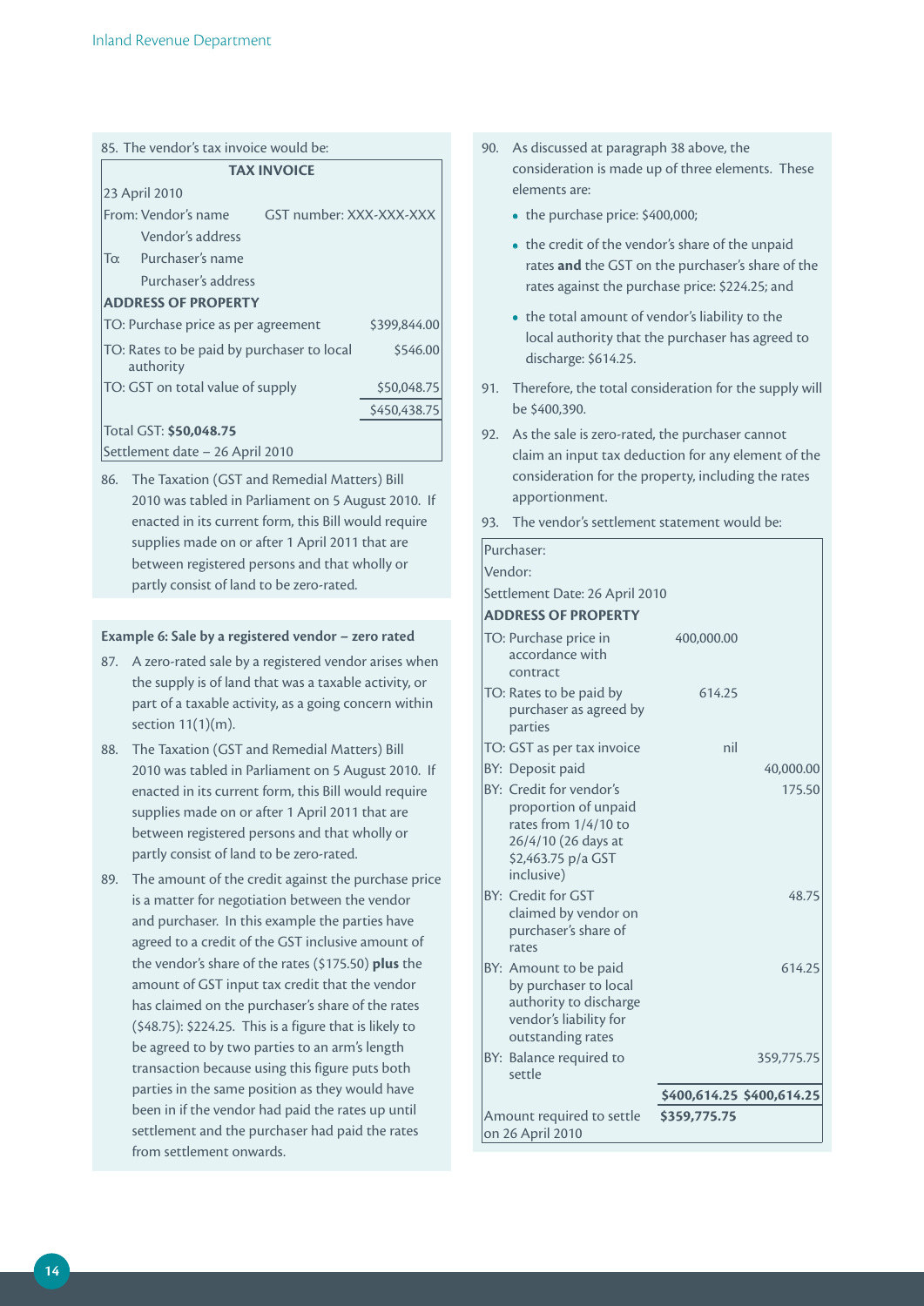85. The vendor's tax invoice would be:

| TAX INVOICE | |
|---|---|
| 23 April 2010 | |
| From: Vendor's name GST number: XXX-XXX-XXX | |
| Vendor's address | |
| To: Purchaser's name | |
| Purchaser's address | |
| **ADDRESS OF PROPERTY** | |
| TO: Purchase price as per agreement | $399,844.00 |
| TO: Rates to be paid by purchaser to local authority | $546.00 |
| TO: GST on total value of supply | $50,048.75 |
| | $450,438.75 |
| Total GST: **$50,048.75** | |
| Settlement date – 26 April 2010 | |

86. The Taxation (GST and Remedial Matters) Bill 2010 was tabled in Parliament on 5 August 2010. If enacted in its current form, this Bill would require supplies made on or after 1 April 2011 that are between registered persons and that wholly or partly consist of land to be zero-rated.

**Example 6: Sale by a registered vendor – zero rated**

87. A zero-rated sale by a registered vendor arises when the supply is of land that was a taxable activity, or part of a taxable activity, as a going concern within section 11(1)(m).

88. The Taxation (GST and Remedial Matters) Bill 2010 was tabled in Parliament on 5 August 2010. If enacted in its current form, this Bill would require supplies made on or after 1 April 2011 that are between registered persons and that wholly or partly consist of land to be zero-rated.

89. The amount of the credit against the purchase price is a matter for negotiation between the vendor and purchaser. In this example the parties have agreed to a credit of the GST inclusive amount of the vendor's share of the rates ($175.50) **plus** the amount of GST input tax credit that the vendor has claimed on the purchaser's share of the rates ($48.75): $224.25. This is a figure that is likely to be agreed to by two parties to an arm's length transaction because using this figure puts both parties in the same position as they would have been in if the vendor had paid the rates up until settlement and the purchaser had paid the rates from settlement onwards.

90. As discussed at paragraph 38 above, the consideration is made up of three elements. These elements are:

- the purchase price: $400,000;
- the credit of the vendor's share of the unpaid rates **and** the GST on the purchaser's share of the rates against the purchase price: $224.25; and
- the total amount of vendor's liability to the local authority that the purchaser has agreed to discharge: $614.25.

91. Therefore, the total consideration for the supply will be $400,390.

92. As the sale is zero-rated, the purchaser cannot claim an input tax deduction for any element of the consideration for the property, including the rates apportionment.

93. The vendor's settlement statement would be:

| Purchaser: | | |
|---|---|---|
| Vendor: | | |
| Settlement Date: 26 April 2010 | | |
| **ADDRESS OF PROPERTY** | | |
| TO: Purchase price in accordance with contract | 400,000.00 | |
| TO: Rates to be paid by purchaser as agreed by parties | 614.25 | |
| TO: GST as per tax invoice | nil | |
| BY: Deposit paid | | 40,000.00 |
| BY: Credit for vendor's proportion of unpaid rates from 1/4/10 to 26/4/10 (26 days at $2,463.75 p/a GST inclusive) | | 175.50 |
| BY: Credit for GST claimed by vendor on purchaser's share of rates | | 48.75 |
| BY: Amount to be paid by purchaser to local authority to discharge vendor's liability for outstanding rates | | 614.25 |
| BY: Balance required to settle | | 359,775.75 |
| | **$400,614.25** | **$400,614.25** |
| Amount required to settle on 26 April 2010 | **$359,775.75** | |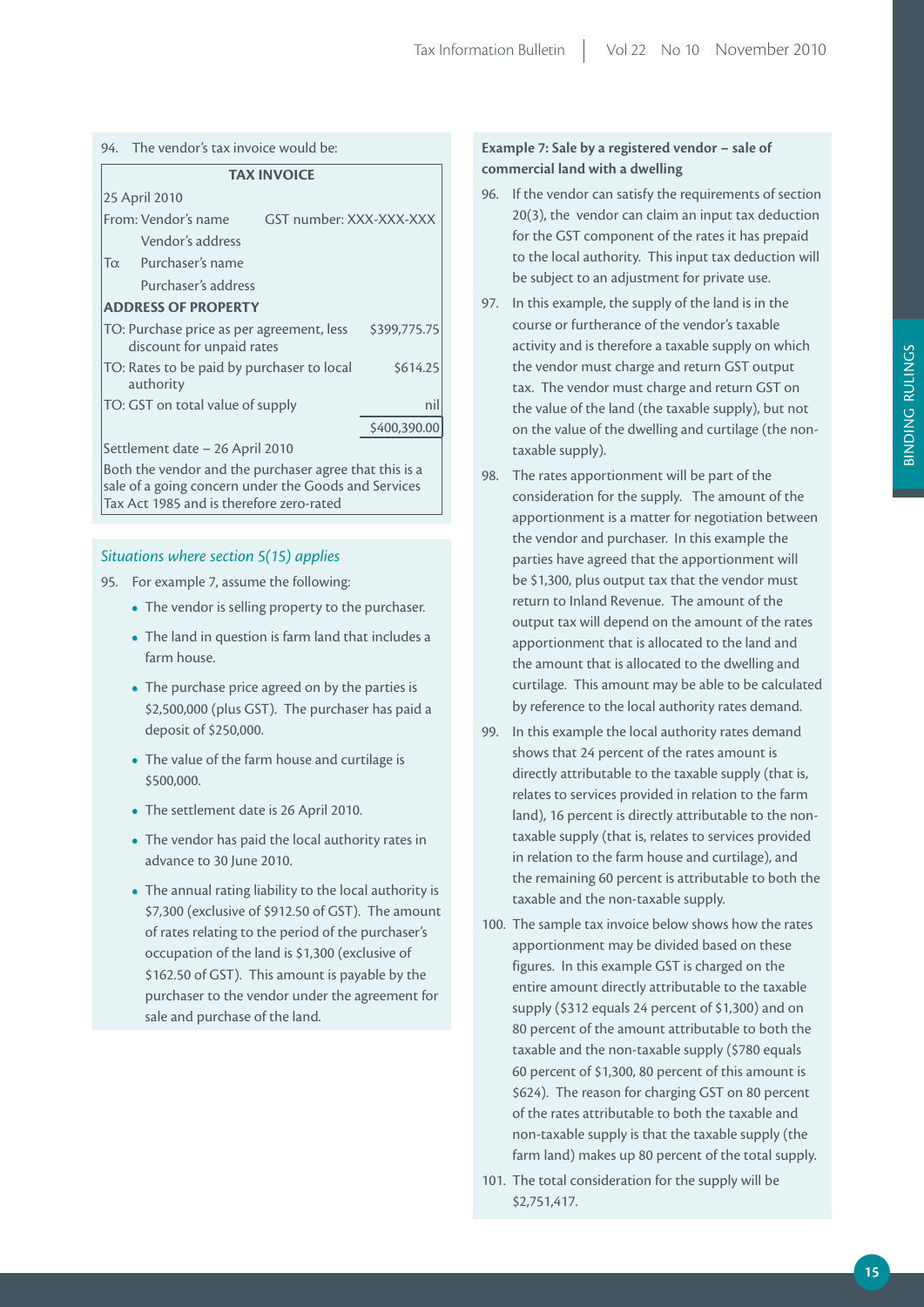94. The vendor's tax invoice would be:

| TAX INVOICE | |
|---|---|
| 25 April 2010 | |
| From: Vendor's name<br>Vendor's address | GST number: XXX-XXX-XXX |
| To: Purchaser's name<br>Purchaser's address | |
| **ADDRESS OF PROPERTY** | |
| TO: Purchase price as per agreement, less discount for unpaid rates | $399,775.75 |
| TO: Rates to be paid by purchaser to local authority | $614.25 |
| TO: GST on total value of supply | nil |
| | $400,390.00 |
| Settlement date – 26 April 2010 | |
| Both the vendor and the purchaser agree that this is a sale of a going concern under the Goods and Services Tax Act 1985 and is therefore zero-rated | |

### *Situations where section 5(15) applies*

95. For example 7, assume the following:

- The vendor is selling property to the purchaser.
- The land in question is farm land that includes a farm house.
- The purchase price agreed on by the parties is $2,500,000 (plus GST). The purchaser has paid a deposit of $250,000.
- The value of the farm house and curtilage is $500,000.
- The settlement date is 26 April 2010.
- The vendor has paid the local authority rates in advance to 30 June 2010.
- The annual rating liability to the local authority is $7,300 (exclusive of $912.50 of GST). The amount of rates relating to the period of the purchaser's occupation of the land is $1,300 (exclusive of $162.50 of GST). This amount is payable by the purchaser to the vendor under the agreement for sale and purchase of the land.

**Example 7: Sale by a registered vendor – sale of commercial land with a dwelling**

96. If the vendor can satisfy the requirements of section 20(3), the vendor can claim an input tax deduction for the GST component of the rates it has prepaid to the local authority. This input tax deduction will be subject to an adjustment for private use.

97. In this example, the supply of the land is in the course or furtherance of the vendor's taxable activity and is therefore a taxable supply on which the vendor must charge and return GST output tax. The vendor must charge and return GST on the value of the land (the taxable supply), but not on the value of the dwelling and curtilage (the non-taxable supply).

98. The rates apportionment will be part of the consideration for the supply. The amount of the apportionment is a matter for negotiation between the vendor and purchaser. In this example the parties have agreed that the apportionment will be $1,300, plus output tax that the vendor must return to Inland Revenue. The amount of the output tax will depend on the amount of the rates apportionment that is allocated to the land and the amount that is allocated to the dwelling and curtilage. This amount may be able to be calculated by reference to the local authority rates demand.

99. In this example the local authority rates demand shows that 24 percent of the rates amount is directly attributable to the taxable supply (that is, relates to services provided in relation to the farm land), 16 percent is directly attributable to the non-taxable supply (that is, relates to services provided in relation to the farm house and curtilage), and the remaining 60 percent is attributable to both the taxable and the non-taxable supply.

100. The sample tax invoice below shows how the rates apportionment may be divided based on these figures. In this example GST is charged on the entire amount directly attributable to the taxable supply ($312 equals 24 percent of $1,300) and on 80 percent of the amount attributable to both the taxable and the non-taxable supply ($780 equals 60 percent of $1,300, 80 percent of this amount is $624). The reason for charging GST on 80 percent of the rates attributable to both the taxable and non-taxable supply is that the taxable supply (the farm land) makes up 80 percent of the total supply.

101. The total consideration for the supply will be $2,751,417.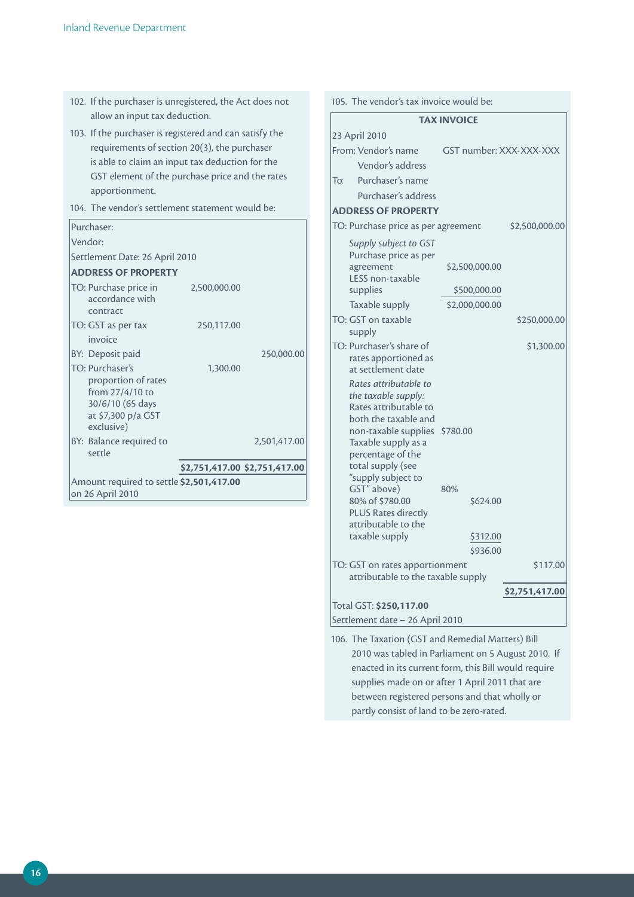102. If the purchaser is unregistered, the Act does not allow an input tax deduction.

103. If the purchaser is registered and can satisfy the requirements of section 20(3), the purchaser is able to claim an input tax deduction for the GST element of the purchase price and the rates apportionment.

104. The vendor's settlement statement would be:

| Purchaser: | | |
|---|---|---|
| Vendor: | | |
| Settlement Date: 26 April 2010 | | |
| **ADDRESS OF PROPERTY** | | |
| TO: Purchase price in accordance with contract | 2,500,000.00 | |
| TO: GST as per tax invoice | 250,117.00 | |
| BY: Deposit paid | | 250,000.00 |
| TO: Purchaser's proportion of rates from 27/4/10 to 30/6/10 (65 days at $7,300 p/a GST exclusive) | 1,300.00 | |
| BY: Balance required to settle | | 2,501,417.00 |
| | **$2,751,417.00** | **$2,751,417.00** |
| Amount required to settle on 26 April 2010 | **$2,501,417.00** | |

105. The vendor's tax invoice would be:

**TAX INVOICE**

23 April 2010

From: Vendor's name — GST number: XXX-XXX-XXX
Vendor's address

To: Purchaser's name
Purchaser's address

**ADDRESS OF PROPERTY**

| | | | |
|---|---|---|---|
| TO: Purchase price as per agreement | | | $2,500,000.00 |
| *Supply subject to GST* | | | |
| Purchase price as per agreement | | $2,500,000.00 | |
| LESS non-taxable supplies | | $500,000.00 | |
| Taxable supply | | $2,000,000.00 | |
| TO: GST on taxable supply | | | $250,000.00 |
| TO: Purchaser's share of rates apportioned as at settlement date | | | $1,300.00 |
| *Rates attributable to the taxable supply:* | | | |
| Rates attributable to both the taxable and non-taxable supplies | $780.00 | | |
| Taxable supply as a percentage of the total supply (see "supply subject to GST" above) | 80% | | |
| 80% of $780.00 | | $624.00 | |
| PLUS Rates directly attributable to the taxable supply | | $312.00 | |
| | | $936.00 | |
| TO: GST on rates apportionment attributable to the taxable supply | | | $117.00 |
| | | | **$2,751,417.00** |

Total GST: **$250,117.00**

Settlement date – 26 April 2010

106. The Taxation (GST and Remedial Matters) Bill 2010 was tabled in Parliament on 5 August 2010. If enacted in its current form, this Bill would require supplies made on or after 1 April 2011 that are between registered persons and that wholly or partly consist of land to be zero-rated.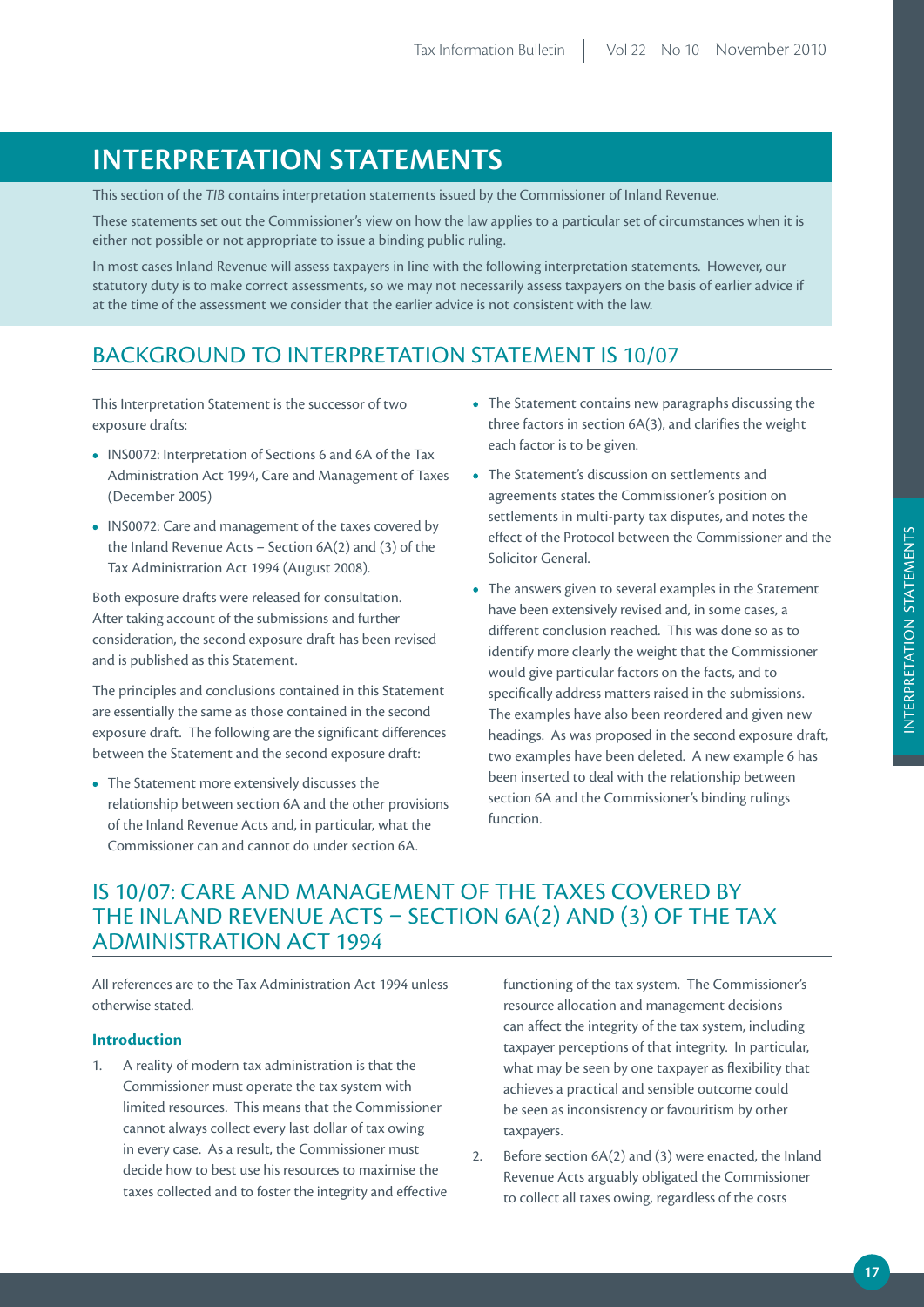# INTERPRETATION STATEMENTS

This section of the *TIB* contains interpretation statements issued by the Commissioner of Inland Revenue.

These statements set out the Commissioner's view on how the law applies to a particular set of circumstances when it is either not possible or not appropriate to issue a binding public ruling.

In most cases Inland Revenue will assess taxpayers in line with the following interpretation statements. However, our statutory duty is to make correct assessments, so we may not necessarily assess taxpayers on the basis of earlier advice if at the time of the assessment we consider that the earlier advice is not consistent with the law.

## BACKGROUND TO INTERPRETATION STATEMENT IS 10/07

This Interpretation Statement is the successor of two exposure drafts:

- INS0072: Interpretation of Sections 6 and 6A of the Tax Administration Act 1994, Care and Management of Taxes (December 2005)
- INS0072: Care and management of the taxes covered by the Inland Revenue Acts – Section 6A(2) and (3) of the Tax Administration Act 1994 (August 2008).

Both exposure drafts were released for consultation. After taking account of the submissions and further consideration, the second exposure draft has been revised and is published as this Statement.

The principles and conclusions contained in this Statement are essentially the same as those contained in the second exposure draft. The following are the significant differences between the Statement and the second exposure draft:

- The Statement more extensively discusses the relationship between section 6A and the other provisions of the Inland Revenue Acts and, in particular, what the Commissioner can and cannot do under section 6A.
- The Statement contains new paragraphs discussing the three factors in section 6A(3), and clarifies the weight each factor is to be given.
- The Statement's discussion on settlements and agreements states the Commissioner's position on settlements in multi-party tax disputes, and notes the effect of the Protocol between the Commissioner and the Solicitor General.
- The answers given to several examples in the Statement have been extensively revised and, in some cases, a different conclusion reached. This was done so as to identify more clearly the weight that the Commissioner would give particular factors on the facts, and to specifically address matters raised in the submissions. The examples have also been reordered and given new headings. As was proposed in the second exposure draft, two examples have been deleted. A new example 6 has been inserted to deal with the relationship between section 6A and the Commissioner's binding rulings function.

## IS 10/07: CARE AND MANAGEMENT OF THE TAXES COVERED BY THE INLAND REVENUE ACTS – SECTION 6A(2) AND (3) OF THE TAX ADMINISTRATION ACT 1994

All references are to the Tax Administration Act 1994 unless otherwise stated.

### Introduction

1. A reality of modern tax administration is that the Commissioner must operate the tax system with limited resources. This means that the Commissioner cannot always collect every last dollar of tax owing in every case. As a result, the Commissioner must decide how to best use his resources to maximise the taxes collected and to foster the integrity and effective functioning of the tax system. The Commissioner's resource allocation and management decisions can affect the integrity of the tax system, including taxpayer perceptions of that integrity. In particular, what may be seen by one taxpayer as flexibility that achieves a practical and sensible outcome could be seen as inconsistency or favouritism by other taxpayers.

2. Before section 6A(2) and (3) were enacted, the Inland Revenue Acts arguably obligated the Commissioner to collect all taxes owing, regardless of the costs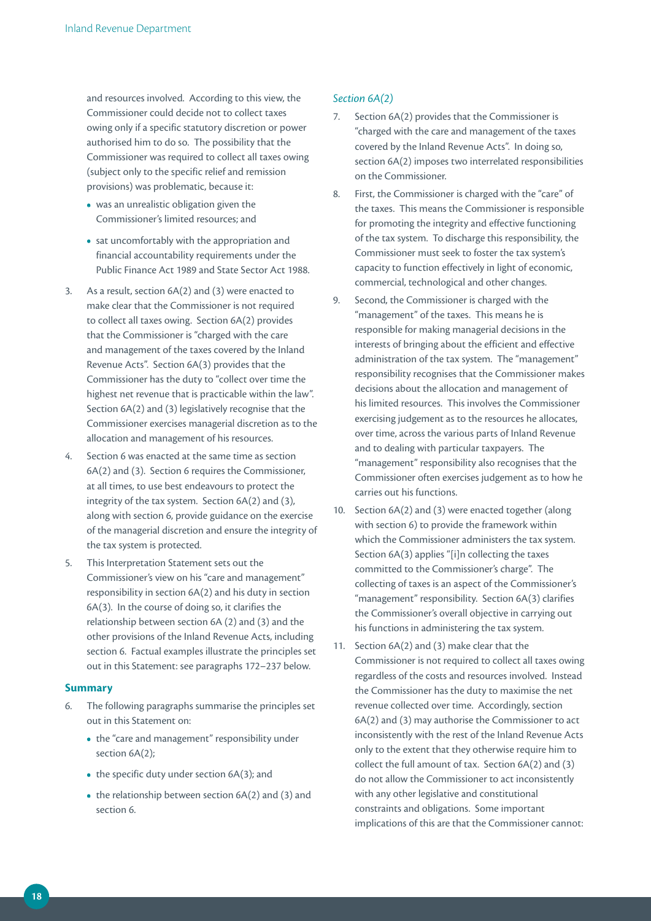and resources involved. According to this view, the Commissioner could decide not to collect taxes owing only if a specific statutory discretion or power authorised him to do so. The possibility that the Commissioner was required to collect all taxes owing (subject only to the specific relief and remission provisions) was problematic, because it:

- was an unrealistic obligation given the Commissioner's limited resources; and
- sat uncomfortably with the appropriation and financial accountability requirements under the Public Finance Act 1989 and State Sector Act 1988.

3. As a result, section 6A(2) and (3) were enacted to make clear that the Commissioner is not required to collect all taxes owing. Section 6A(2) provides that the Commissioner is "charged with the care and management of the taxes covered by the Inland Revenue Acts". Section 6A(3) provides that the Commissioner has the duty to "collect over time the highest net revenue that is practicable within the law". Section 6A(2) and (3) legislatively recognise that the Commissioner exercises managerial discretion as to the allocation and management of his resources.

4. Section 6 was enacted at the same time as section 6A(2) and (3). Section 6 requires the Commissioner, at all times, to use best endeavours to protect the integrity of the tax system. Section 6A(2) and (3), along with section 6, provide guidance on the exercise of the managerial discretion and ensure the integrity of the tax system is protected.

5. This Interpretation Statement sets out the Commissioner's view on his "care and management" responsibility in section 6A(2) and his duty in section 6A(3). In the course of doing so, it clarifies the relationship between section 6A (2) and (3) and the other provisions of the Inland Revenue Acts, including section 6. Factual examples illustrate the principles set out in this Statement: see paragraphs 172–237 below.

### Summary

6. The following paragraphs summarise the principles set out in this Statement on:

- the "care and management" responsibility under section 6A(2);
- the specific duty under section 6A(3); and
- the relationship between section 6A(2) and (3) and section 6.

#### *Section 6A(2)*

7. Section 6A(2) provides that the Commissioner is "charged with the care and management of the taxes covered by the Inland Revenue Acts". In doing so, section 6A(2) imposes two interrelated responsibilities on the Commissioner.

8. First, the Commissioner is charged with the "care" of the taxes. This means the Commissioner is responsible for promoting the integrity and effective functioning of the tax system. To discharge this responsibility, the Commissioner must seek to foster the tax system's capacity to function effectively in light of economic, commercial, technological and other changes.

9. Second, the Commissioner is charged with the "management" of the taxes. This means he is responsible for making managerial decisions in the interests of bringing about the efficient and effective administration of the tax system. The "management" responsibility recognises that the Commissioner makes decisions about the allocation and management of his limited resources. This involves the Commissioner exercising judgement as to the resources he allocates, over time, across the various parts of Inland Revenue and to dealing with particular taxpayers. The "management" responsibility also recognises that the Commissioner often exercises judgement as to how he carries out his functions.

10. Section 6A(2) and (3) were enacted together (along with section 6) to provide the framework within which the Commissioner administers the tax system. Section 6A(3) applies "[i]n collecting the taxes committed to the Commissioner's charge". The collecting of taxes is an aspect of the Commissioner's "management" responsibility. Section 6A(3) clarifies the Commissioner's overall objective in carrying out his functions in administering the tax system.

11. Section 6A(2) and (3) make clear that the Commissioner is not required to collect all taxes owing regardless of the costs and resources involved. Instead the Commissioner has the duty to maximise the net revenue collected over time. Accordingly, section 6A(2) and (3) may authorise the Commissioner to act inconsistently with the rest of the Inland Revenue Acts only to the extent that they otherwise require him to collect the full amount of tax. Section 6A(2) and (3) do not allow the Commissioner to act inconsistently with any other legislative and constitutional constraints and obligations. Some important implications of this are that the Commissioner cannot: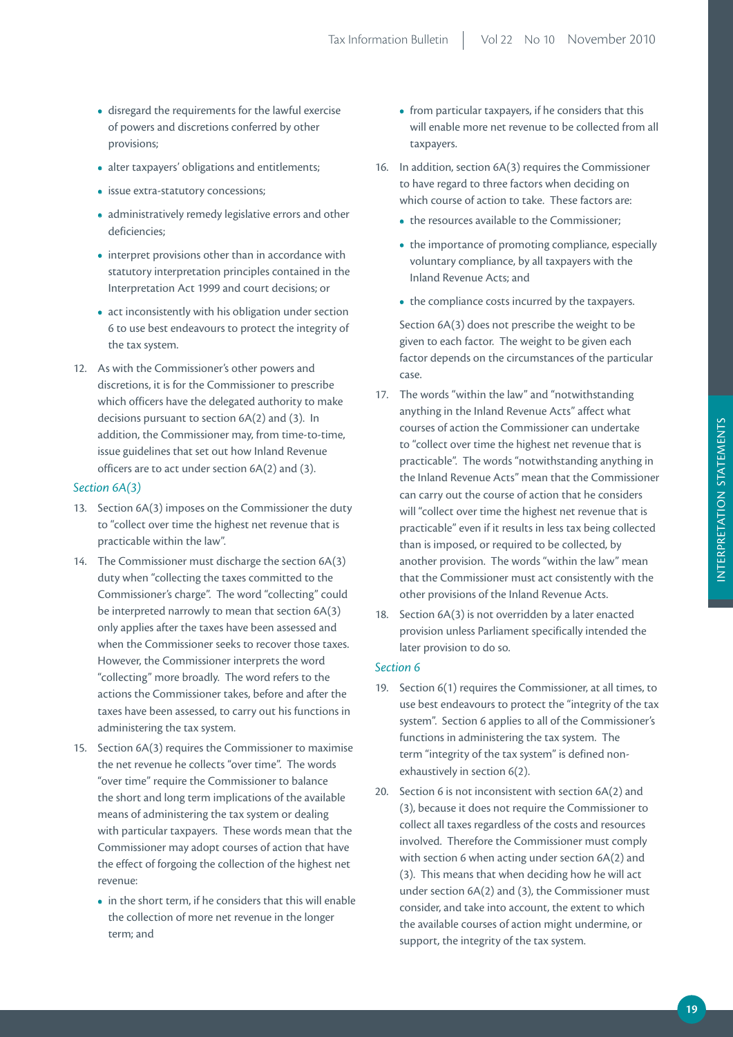- disregard the requirements for the lawful exercise of powers and discretions conferred by other provisions;
- alter taxpayers' obligations and entitlements;
- issue extra-statutory concessions;
- administratively remedy legislative errors and other deficiencies;
- interpret provisions other than in accordance with statutory interpretation principles contained in the Interpretation Act 1999 and court decisions; or
- act inconsistently with his obligation under section 6 to use best endeavours to protect the integrity of the tax system.

12. As with the Commissioner's other powers and discretions, it is for the Commissioner to prescribe which officers have the delegated authority to make decisions pursuant to section 6A(2) and (3). In addition, the Commissioner may, from time-to-time, issue guidelines that set out how Inland Revenue officers are to act under section 6A(2) and (3).

*Section 6A(3)*

13. Section 6A(3) imposes on the Commissioner the duty to "collect over time the highest net revenue that is practicable within the law".

14. The Commissioner must discharge the section 6A(3) duty when "collecting the taxes committed to the Commissioner's charge". The word "collecting" could be interpreted narrowly to mean that section 6A(3) only applies after the taxes have been assessed and when the Commissioner seeks to recover those taxes. However, the Commissioner interprets the word "collecting" more broadly. The word refers to the actions the Commissioner takes, before and after the taxes have been assessed, to carry out his functions in administering the tax system.

15. Section 6A(3) requires the Commissioner to maximise the net revenue he collects "over time". The words "over time" require the Commissioner to balance the short and long term implications of the available means of administering the tax system or dealing with particular taxpayers. These words mean that the Commissioner may adopt courses of action that have the effect of forgoing the collection of the highest net revenue:
    - in the short term, if he considers that this will enable the collection of more net revenue in the longer term; and
    - from particular taxpayers, if he considers that this will enable more net revenue to be collected from all taxpayers.

16. In addition, section 6A(3) requires the Commissioner to have regard to three factors when deciding on which course of action to take. These factors are:
    - the resources available to the Commissioner;
    - the importance of promoting compliance, especially voluntary compliance, by all taxpayers with the Inland Revenue Acts; and
    - the compliance costs incurred by the taxpayers.

    Section 6A(3) does not prescribe the weight to be given to each factor. The weight to be given each factor depends on the circumstances of the particular case.

17. The words "within the law" and "notwithstanding anything in the Inland Revenue Acts" affect what courses of action the Commissioner can undertake to "collect over time the highest net revenue that is practicable". The words "notwithstanding anything in the Inland Revenue Acts" mean that the Commissioner can carry out the course of action that he considers will "collect over time the highest net revenue that is practicable" even if it results in less tax being collected than is imposed, or required to be collected, by another provision. The words "within the law" mean that the Commissioner must act consistently with the other provisions of the Inland Revenue Acts.

18. Section 6A(3) is not overridden by a later enacted provision unless Parliament specifically intended the later provision to do so.

*Section 6*

19. Section 6(1) requires the Commissioner, at all times, to use best endeavours to protect the "integrity of the tax system". Section 6 applies to all of the Commissioner's functions in administering the tax system. The term "integrity of the tax system" is defined non-exhaustively in section 6(2).

20. Section 6 is not inconsistent with section 6A(2) and (3), because it does not require the Commissioner to collect all taxes regardless of the costs and resources involved. Therefore the Commissioner must comply with section 6 when acting under section 6A(2) and (3). This means that when deciding how he will act under section 6A(2) and (3), the Commissioner must consider, and take into account, the extent to which the available courses of action might undermine, or support, the integrity of the tax system.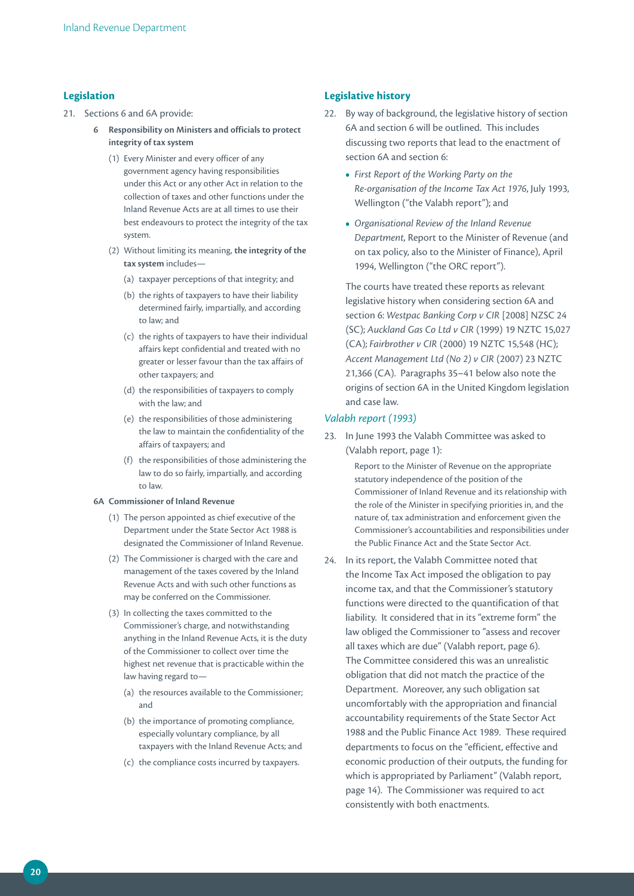## Legislation

21. Sections 6 and 6A provide:

> **6 Responsibility on Ministers and officials to protect integrity of tax system**
>
> (1) Every Minister and every officer of any government agency having responsibilities under this Act or any other Act in relation to the collection of taxes and other functions under the Inland Revenue Acts are at all times to use their best endeavours to protect the integrity of the tax system.
>
> (2) Without limiting its meaning, **the integrity of the tax system** includes—
>
> (a) taxpayer perceptions of that integrity; and
>
> (b) the rights of taxpayers to have their liability determined fairly, impartially, and according to law; and
>
> (c) the rights of taxpayers to have their individual affairs kept confidential and treated with no greater or lesser favour than the tax affairs of other taxpayers; and
>
> (d) the responsibilities of taxpayers to comply with the law; and
>
> (e) the responsibilities of those administering the law to maintain the confidentiality of the affairs of taxpayers; and
>
> (f) the responsibilities of those administering the law to do so fairly, impartially, and according to law.
>
> **6A Commissioner of Inland Revenue**
>
> (1) The person appointed as chief executive of the Department under the State Sector Act 1988 is designated the Commissioner of Inland Revenue.
>
> (2) The Commissioner is charged with the care and management of the taxes covered by the Inland Revenue Acts and with such other functions as may be conferred on the Commissioner.
>
> (3) In collecting the taxes committed to the Commissioner's charge, and notwithstanding anything in the Inland Revenue Acts, it is the duty of the Commissioner to collect over time the highest net revenue that is practicable within the law having regard to—
>
> (a) the resources available to the Commissioner; and
>
> (b) the importance of promoting compliance, especially voluntary compliance, by all taxpayers with the Inland Revenue Acts; and
>
> (c) the compliance costs incurred by taxpayers.

## Legislative history

22. By way of background, the legislative history of section 6A and section 6 will be outlined. This includes discussing two reports that lead to the enactment of section 6A and section 6:

- *First Report of the Working Party on the Re-organisation of the Income Tax Act 1976*, July 1993, Wellington ("the Valabh report"); and
- *Organisational Review of the Inland Revenue Department*, Report to the Minister of Revenue (and on tax policy, also to the Minister of Finance), April 1994, Wellington ("the ORC report").

The courts have treated these reports as relevant legislative history when considering section 6A and section 6: *Westpac Banking Corp v CIR* [2008] NZSC 24 (SC); *Auckland Gas Co Ltd v CIR* (1999) 19 NZTC 15,027 (CA); *Fairbrother v CIR* (2000) 19 NZTC 15,548 (HC); *Accent Management Ltd (No 2) v CIR* (2007) 23 NZTC 21,366 (CA). Paragraphs 35–41 below also note the origins of section 6A in the United Kingdom legislation and case law.

### *Valabh report (1993)*

23. In June 1993 the Valabh Committee was asked to (Valabh report, page 1):

> Report to the Minister of Revenue on the appropriate statutory independence of the position of the Commissioner of Inland Revenue and its relationship with the role of the Minister in specifying priorities in, and the nature of, tax administration and enforcement given the Commissioner's accountabilities and responsibilities under the Public Finance Act and the State Sector Act.

24. In its report, the Valabh Committee noted that the Income Tax Act imposed the obligation to pay income tax, and that the Commissioner's statutory functions were directed to the quantification of that liability. It considered that in its "extreme form" the law obliged the Commissioner to "assess and recover all taxes which are due" (Valabh report, page 6). The Committee considered this was an unrealistic obligation that did not match the practice of the Department. Moreover, any such obligation sat uncomfortably with the appropriation and financial accountability requirements of the State Sector Act 1988 and the Public Finance Act 1989. These required departments to focus on the "efficient, effective and economic production of their outputs, the funding for which is appropriated by Parliament" (Valabh report, page 14). The Commissioner was required to act consistently with both enactments.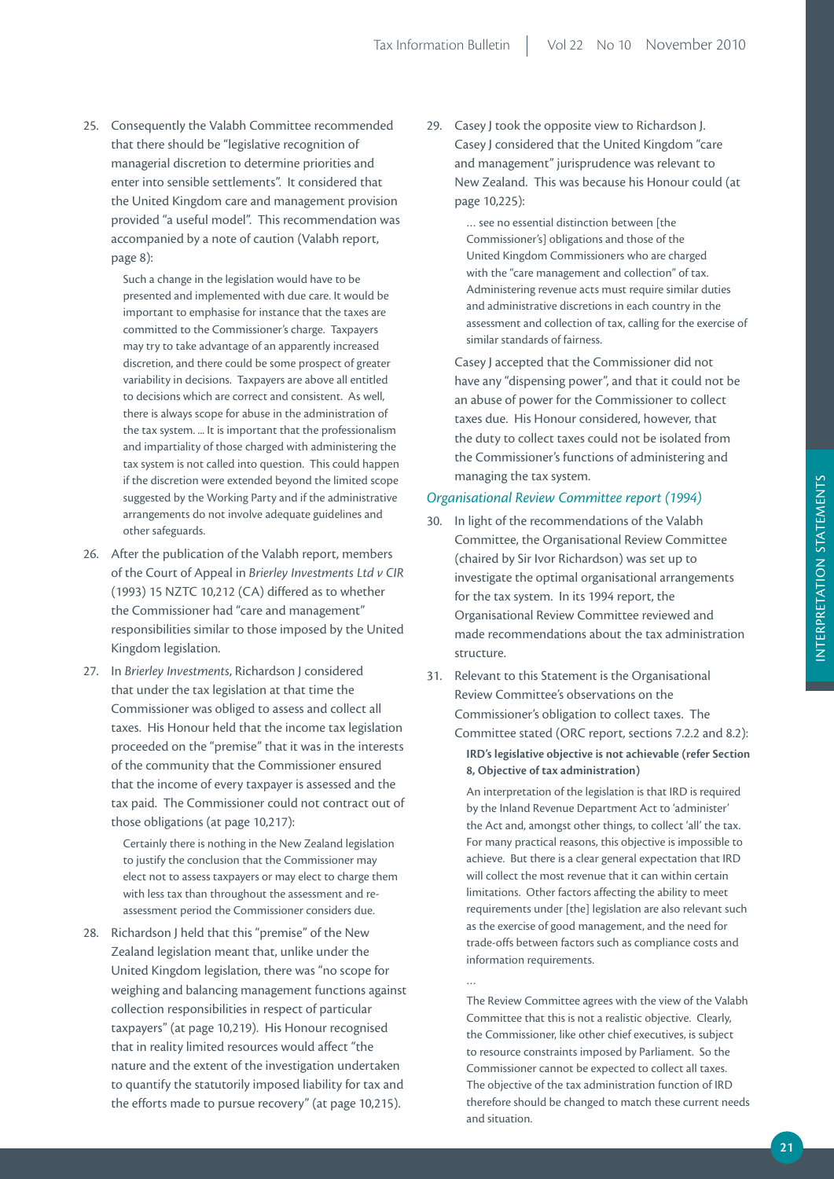25. Consequently the Valabh Committee recommended that there should be "legislative recognition of managerial discretion to determine priorities and enter into sensible settlements". It considered that the United Kingdom care and management provision provided "a useful model". This recommendation was accompanied by a note of caution (Valabh report, page 8):

> Such a change in the legislation would have to be presented and implemented with due care. It would be important to emphasise for instance that the taxes are committed to the Commissioner's charge. Taxpayers may try to take advantage of an apparently increased discretion, and there could be some prospect of greater variability in decisions. Taxpayers are above all entitled to decisions which are correct and consistent. As well, there is always scope for abuse in the administration of the tax system. … It is important that the professionalism and impartiality of those charged with administering the tax system is not called into question. This could happen if the discretion were extended beyond the limited scope suggested by the Working Party and if the administrative arrangements do not involve adequate guidelines and other safeguards.

26. After the publication of the Valabh report, members of the Court of Appeal in *Brierley Investments Ltd v CIR* (1993) 15 NZTC 10,212 (CA) differed as to whether the Commissioner had "care and management" responsibilities similar to those imposed by the United Kingdom legislation.

27. In *Brierley Investments*, Richardson J considered that under the tax legislation at that time the Commissioner was obliged to assess and collect all taxes. His Honour held that the income tax legislation proceeded on the "premise" that it was in the interests of the community that the Commissioner ensured that the income of every taxpayer is assessed and the tax paid. The Commissioner could not contract out of those obligations (at page 10,217):

> Certainly there is nothing in the New Zealand legislation to justify the conclusion that the Commissioner may elect not to assess taxpayers or may elect to charge them with less tax than throughout the assessment and re-assessment period the Commissioner considers due.

28. Richardson J held that this "premise" of the New Zealand legislation meant that, unlike under the United Kingdom legislation, there was "no scope for weighing and balancing management functions against collection responsibilities in respect of particular taxpayers" (at page 10,219). His Honour recognised that in reality limited resources would affect "the nature and the extent of the investigation undertaken to quantify the statutorily imposed liability for tax and the efforts made to pursue recovery" (at page 10,215).

29. Casey J took the opposite view to Richardson J. Casey J considered that the United Kingdom "care and management" jurisprudence was relevant to New Zealand. This was because his Honour could (at page 10,225):

> … see no essential distinction between [the Commissioner's] obligations and those of the United Kingdom Commissioners who are charged with the "care management and collection" of tax. Administering revenue acts must require similar duties and administrative discretions in each country in the assessment and collection of tax, calling for the exercise of similar standards of fairness.

Casey J accepted that the Commissioner did not have any "dispensing power", and that it could not be an abuse of power for the Commissioner to collect taxes due. His Honour considered, however, that the duty to collect taxes could not be isolated from the Commissioner's functions of administering and managing the tax system.

### *Organisational Review Committee report (1994)*

30. In light of the recommendations of the Valabh Committee, the Organisational Review Committee (chaired by Sir Ivor Richardson) was set up to investigate the optimal organisational arrangements for the tax system. In its 1994 report, the Organisational Review Committee reviewed and made recommendations about the tax administration structure.

31. Relevant to this Statement is the Organisational Review Committee's observations on the Commissioner's obligation to collect taxes. The Committee stated (ORC report, sections 7.2.2 and 8.2):

> **IRD's legislative objective is not achievable (refer Section 8, Objective of tax administration)**
>
> An interpretation of the legislation is that IRD is required by the Inland Revenue Department Act to 'administer' the Act and, amongst other things, to collect 'all' the tax. For many practical reasons, this objective is impossible to achieve. But there is a clear general expectation that IRD will collect the most revenue that it can within certain limitations. Other factors affecting the ability to meet requirements under [the] legislation are also relevant such as the exercise of good management, and the need for trade-offs between factors such as compliance costs and information requirements.
>
> …
>
> The Review Committee agrees with the view of the Valabh Committee that this is not a realistic objective. Clearly, the Commissioner, like other chief executives, is subject to resource constraints imposed by Parliament. So the Commissioner cannot be expected to collect all taxes. The objective of the tax administration function of IRD therefore should be changed to match these current needs and situation.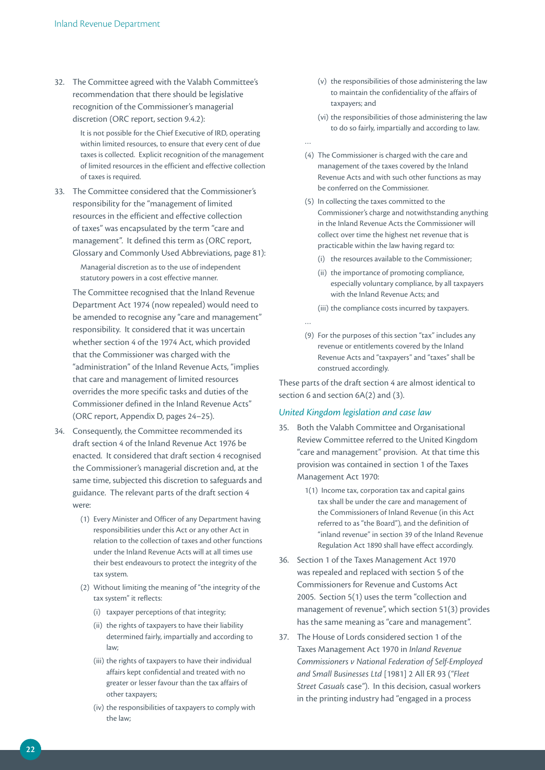32. The Committee agreed with the Valabh Committee's recommendation that there should be legislative recognition of the Commissioner's managerial discretion (ORC report, section 9.4.2):

    > It is not possible for the Chief Executive of IRD, operating within limited resources, to ensure that every cent of due taxes is collected. Explicit recognition of the management of limited resources in the efficient and effective collection of taxes is required.

33. The Committee considered that the Commissioner's responsibility for the "management of limited resources in the efficient and effective collection of taxes" was encapsulated by the term "care and management". It defined this term as (ORC report, Glossary and Commonly Used Abbreviations, page 81):

    > Managerial discretion as to the use of independent statutory powers in a cost effective manner.

    The Committee recognised that the Inland Revenue Department Act 1974 (now repealed) would need to be amended to recognise any "care and management" responsibility. It considered that it was uncertain whether section 4 of the 1974 Act, which provided that the Commissioner was charged with the "administration" of the Inland Revenue Acts, "implies that care and management of limited resources overrides the more specific tasks and duties of the Commissioner defined in the Inland Revenue Acts" (ORC report, Appendix D, pages 24–25).

34. Consequently, the Committee recommended its draft section 4 of the Inland Revenue Act 1976 be enacted. It considered that draft section 4 recognised the Commissioner's managerial discretion and, at the same time, subjected this discretion to safeguards and guidance. The relevant parts of the draft section 4 were:

    > (1) Every Minister and Officer of any Department having responsibilities under this Act or any other Act in relation to the collection of taxes and other functions under the Inland Revenue Acts will at all times use their best endeavours to protect the integrity of the tax system.
    >
    > (2) Without limiting the meaning of "the integrity of the tax system" it reflects:
    >
    > (i) taxpayer perceptions of that integrity;
    >
    > (ii) the rights of taxpayers to have their liability determined fairly, impartially and according to law;
    >
    > (iii) the rights of taxpayers to have their individual affairs kept confidential and treated with no greater or lesser favour than the tax affairs of other taxpayers;
    >
    > (iv) the responsibilities of taxpayers to comply with the law;
    >
    > (v) the responsibilities of those administering the law to maintain the confidentiality of the affairs of taxpayers; and
    >
    > (vi) the responsibilities of those administering the law to do so fairly, impartially and according to law.
    >
    > …
    >
    > (4) The Commissioner is charged with the care and management of the taxes covered by the Inland Revenue Acts and with such other functions as may be conferred on the Commissioner.
    >
    > (5) In collecting the taxes committed to the Commissioner's charge and notwithstanding anything in the Inland Revenue Acts the Commissioner will collect over time the highest net revenue that is practicable within the law having regard to:
    >
    > (i) the resources available to the Commissioner;
    >
    > (ii) the importance of promoting compliance, especially voluntary compliance, by all taxpayers with the Inland Revenue Acts; and
    >
    > (iii) the compliance costs incurred by taxpayers.
    >
    > …
    >
    > (9) For the purposes of this section "tax" includes any revenue or entitlements covered by the Inland Revenue Acts and "taxpayers" and "taxes" shall be construed accordingly.

These parts of the draft section 4 are almost identical to section 6 and section 6A(2) and (3).

### *United Kingdom legislation and case law*

35. Both the Valabh Committee and Organisational Review Committee referred to the United Kingdom "care and management" provision. At that time this provision was contained in section 1 of the Taxes Management Act 1970:

    > 1(1) Income tax, corporation tax and capital gains tax shall be under the care and management of the Commissioners of Inland Revenue (in this Act referred to as "the Board"), and the definition of "inland revenue" in section 39 of the Inland Revenue Regulation Act 1890 shall have effect accordingly.

36. Section 1 of the Taxes Management Act 1970 was repealed and replaced with section 5 of the Commissioners for Revenue and Customs Act 2005. Section 5(1) uses the term "collection and management of revenue", which section 51(3) provides has the same meaning as "care and management".

37. The House of Lords considered section 1 of the Taxes Management Act 1970 in *Inland Revenue Commissioners v National Federation of Self-Employed and Small Businesses Ltd* [1981] 2 All ER 93 ("*Fleet Street Casuals* case"). In this decision, casual workers in the printing industry had "engaged in a process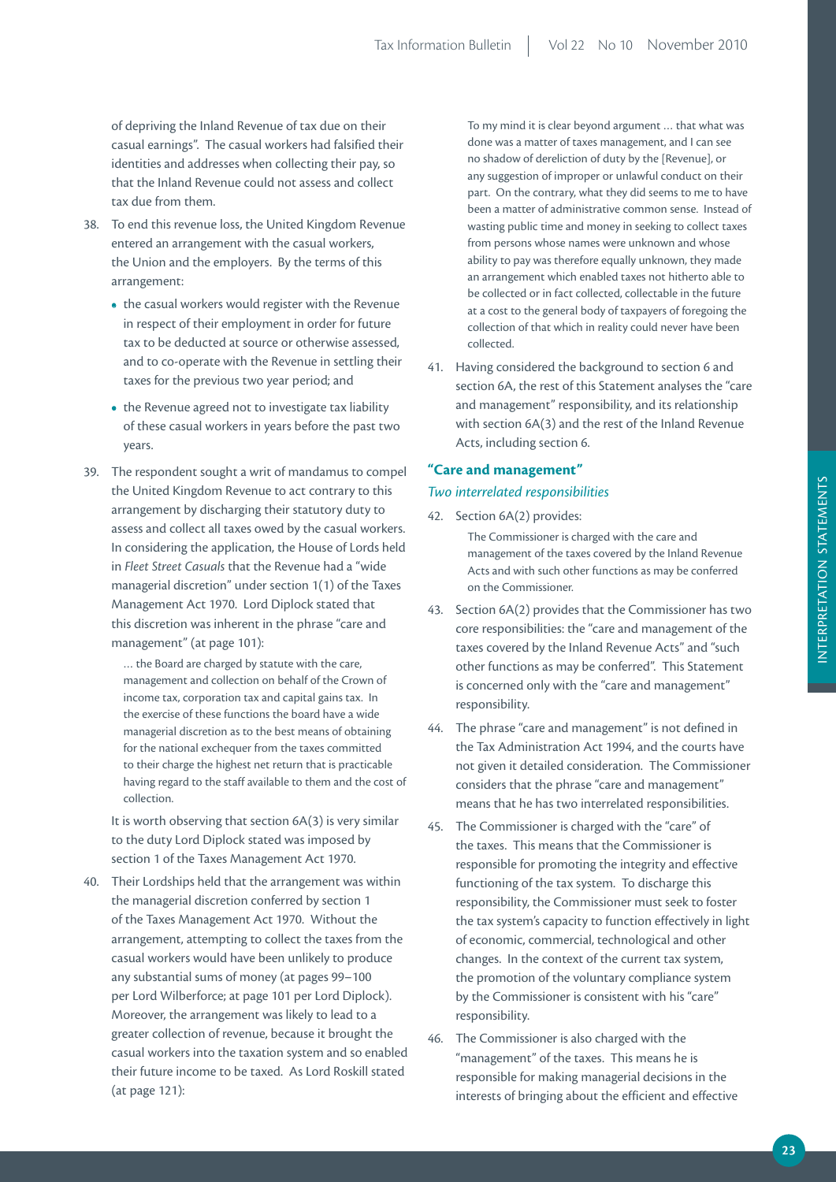of depriving the Inland Revenue of tax due on their casual earnings". The casual workers had falsified their identities and addresses when collecting their pay, so that the Inland Revenue could not assess and collect tax due from them.

38. To end this revenue loss, the United Kingdom Revenue entered an arrangement with the casual workers, the Union and the employers. By the terms of this arrangement:

   - the casual workers would register with the Revenue in respect of their employment in order for future tax to be deducted at source or otherwise assessed, and to co-operate with the Revenue in settling their taxes for the previous two year period; and
   - the Revenue agreed not to investigate tax liability of these casual workers in years before the past two years.

39. The respondent sought a writ of mandamus to compel the United Kingdom Revenue to act contrary to this arrangement by discharging their statutory duty to assess and collect all taxes owed by the casual workers. In considering the application, the House of Lords held in *Fleet Street Casuals* that the Revenue had a "wide managerial discretion" under section 1(1) of the Taxes Management Act 1970. Lord Diplock stated that this discretion was inherent in the phrase "care and management" (at page 101):

   > … the Board are charged by statute with the care, management and collection on behalf of the Crown of income tax, corporation tax and capital gains tax. In the exercise of these functions the board have a wide managerial discretion as to the best means of obtaining for the national exchequer from the taxes committed to their charge the highest net return that is practicable having regard to the staff available to them and the cost of collection.

   It is worth observing that section 6A(3) is very similar to the duty Lord Diplock stated was imposed by section 1 of the Taxes Management Act 1970.

40. Their Lordships held that the arrangement was within the managerial discretion conferred by section 1 of the Taxes Management Act 1970. Without the arrangement, attempting to collect the taxes from the casual workers would have been unlikely to produce any substantial sums of money (at pages 99–100 per Lord Wilberforce; at page 101 per Lord Diplock). Moreover, the arrangement was likely to lead to a greater collection of revenue, because it brought the casual workers into the taxation system and so enabled their future income to be taxed. As Lord Roskill stated (at page 121):

   > To my mind it is clear beyond argument … that what was done was a matter of taxes management, and I can see no shadow of dereliction of duty by the [Revenue], or any suggestion of improper or unlawful conduct on their part. On the contrary, what they did seems to me to have been a matter of administrative common sense. Instead of wasting public time and money in seeking to collect taxes from persons whose names were unknown and whose ability to pay was therefore equally unknown, they made an arrangement which enabled taxes not hitherto able to be collected or in fact collected, collectable in the future at a cost to the general body of taxpayers of foregoing the collection of that which in reality could never have been collected.

41. Having considered the background to section 6 and section 6A, the rest of this Statement analyses the "care and management" responsibility, and its relationship with section 6A(3) and the rest of the Inland Revenue Acts, including section 6.

## "Care and management"

### *Two interrelated responsibilities*

42. Section 6A(2) provides:

   > The Commissioner is charged with the care and management of the taxes covered by the Inland Revenue Acts and with such other functions as may be conferred on the Commissioner.

43. Section 6A(2) provides that the Commissioner has two core responsibilities: the "care and management of the taxes covered by the Inland Revenue Acts" and "such other functions as may be conferred". This Statement is concerned only with the "care and management" responsibility.

44. The phrase "care and management" is not defined in the Tax Administration Act 1994, and the courts have not given it detailed consideration. The Commissioner considers that the phrase "care and management" means that he has two interrelated responsibilities.

45. The Commissioner is charged with the "care" of the taxes. This means that the Commissioner is responsible for promoting the integrity and effective functioning of the tax system. To discharge this responsibility, the Commissioner must seek to foster the tax system's capacity to function effectively in light of economic, commercial, technological and other changes. In the context of the current tax system, the promotion of the voluntary compliance system by the Commissioner is consistent with his "care" responsibility.

46. The Commissioner is also charged with the "management" of the taxes. This means he is responsible for making managerial decisions in the interests of bringing about the efficient and effective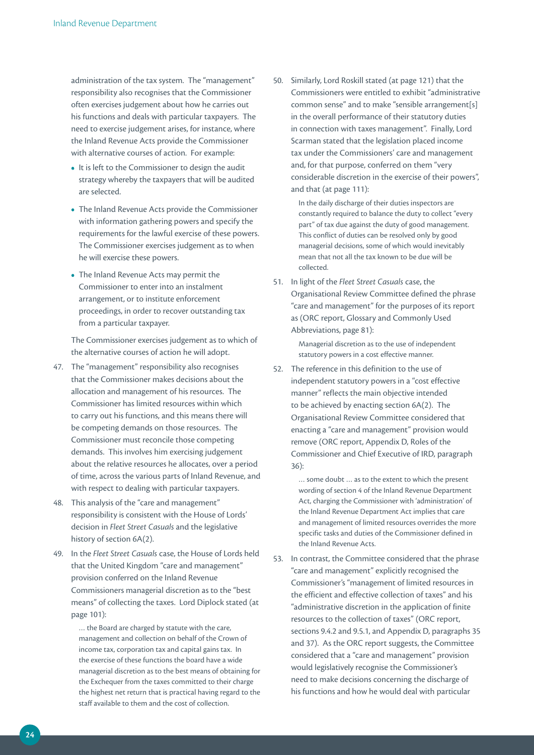administration of the tax system. The "management" responsibility also recognises that the Commissioner often exercises judgement about how he carries out his functions and deals with particular taxpayers. The need to exercise judgement arises, for instance, where the Inland Revenue Acts provide the Commissioner with alternative courses of action. For example:

- It is left to the Commissioner to design the audit strategy whereby the taxpayers that will be audited are selected.
- The Inland Revenue Acts provide the Commissioner with information gathering powers and specify the requirements for the lawful exercise of these powers. The Commissioner exercises judgement as to when he will exercise these powers.
- The Inland Revenue Acts may permit the Commissioner to enter into an instalment arrangement, or to institute enforcement proceedings, in order to recover outstanding tax from a particular taxpayer.

The Commissioner exercises judgement as to which of the alternative courses of action he will adopt.

47. The "management" responsibility also recognises that the Commissioner makes decisions about the allocation and management of his resources. The Commissioner has limited resources within which to carry out his functions, and this means there will be competing demands on those resources. The Commissioner must reconcile those competing demands. This involves him exercising judgement about the relative resources he allocates, over a period of time, across the various parts of Inland Revenue, and with respect to dealing with particular taxpayers.

48. This analysis of the "care and management" responsibility is consistent with the House of Lords' decision in *Fleet Street Casuals* and the legislative history of section 6A(2).

49. In the *Fleet Street Casuals* case, the House of Lords held that the United Kingdom "care and management" provision conferred on the Inland Revenue Commissioners managerial discretion as to the "best means" of collecting the taxes. Lord Diplock stated (at page 101):

> … the Board are charged by statute with the care, management and collection on behalf of the Crown of income tax, corporation tax and capital gains tax. In the exercise of these functions the board have a wide managerial discretion as to the best means of obtaining for the Exchequer from the taxes committed to their charge the highest net return that is practical having regard to the staff available to them and the cost of collection.

50. Similarly, Lord Roskill stated (at page 121) that the Commissioners were entitled to exhibit "administrative common sense" and to make "sensible arrangement[s] in the overall performance of their statutory duties in connection with taxes management". Finally, Lord Scarman stated that the legislation placed income tax under the Commissioners' care and management and, for that purpose, conferred on them "very considerable discretion in the exercise of their powers", and that (at page 111):

> In the daily discharge of their duties inspectors are constantly required to balance the duty to collect "every part" of tax due against the duty of good management. This conflict of duties can be resolved only by good managerial decisions, some of which would inevitably mean that not all the tax known to be due will be collected.

51. In light of the *Fleet Street Casuals* case, the Organisational Review Committee defined the phrase "care and management" for the purposes of its report as (ORC report, Glossary and Commonly Used Abbreviations, page 81):

> Managerial discretion as to the use of independent statutory powers in a cost effective manner.

52. The reference in this definition to the use of independent statutory powers in a "cost effective manner" reflects the main objective intended to be achieved by enacting section 6A(2). The Organisational Review Committee considered that enacting a "care and management" provision would remove (ORC report, Appendix D, Roles of the Commissioner and Chief Executive of IRD, paragraph 36):

> … some doubt … as to the extent to which the present wording of section 4 of the Inland Revenue Department Act, charging the Commissioner with 'administration' of the Inland Revenue Department Act implies that care and management of limited resources overrides the more specific tasks and duties of the Commissioner defined in the Inland Revenue Acts.

53. In contrast, the Committee considered that the phrase "care and management" explicitly recognised the Commissioner's "management of limited resources in the efficient and effective collection of taxes" and his "administrative discretion in the application of finite resources to the collection of taxes" (ORC report, sections 9.4.2 and 9.5.1, and Appendix D, paragraphs 35 and 37). As the ORC report suggests, the Committee considered that a "care and management" provision would legislatively recognise the Commissioner's need to make decisions concerning the discharge of his functions and how he would deal with particular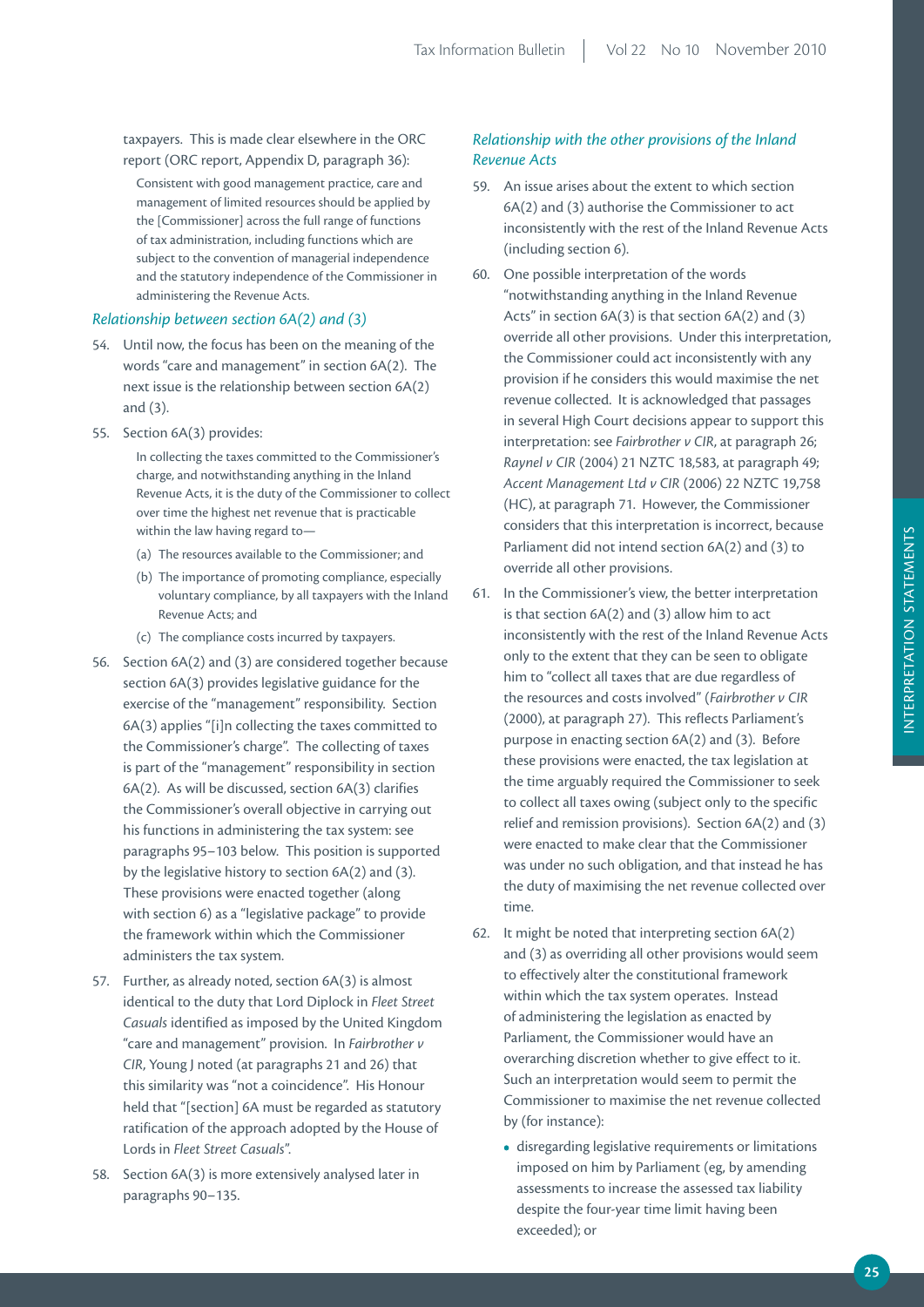taxpayers. This is made clear elsewhere in the ORC report (ORC report, Appendix D, paragraph 36):

> Consistent with good management practice, care and management of limited resources should be applied by the [Commissioner] across the full range of functions of tax administration, including functions which are subject to the convention of managerial independence and the statutory independence of the Commissioner in administering the Revenue Acts.

### *Relationship between section 6A(2) and (3)*

54. Until now, the focus has been on the meaning of the words "care and management" in section 6A(2). The next issue is the relationship between section 6A(2) and (3).

55. Section 6A(3) provides:

> In collecting the taxes committed to the Commissioner's charge, and notwithstanding anything in the Inland Revenue Acts, it is the duty of the Commissioner to collect over time the highest net revenue that is practicable within the law having regard to—
>
> (a) The resources available to the Commissioner; and
>
> (b) The importance of promoting compliance, especially voluntary compliance, by all taxpayers with the Inland Revenue Acts; and
>
> (c) The compliance costs incurred by taxpayers.

56. Section 6A(2) and (3) are considered together because section 6A(3) provides legislative guidance for the exercise of the "management" responsibility. Section 6A(3) applies "[i]n collecting the taxes committed to the Commissioner's charge". The collecting of taxes is part of the "management" responsibility in section 6A(2). As will be discussed, section 6A(3) clarifies the Commissioner's overall objective in carrying out his functions in administering the tax system: see paragraphs 95–103 below. This position is supported by the legislative history to section 6A(2) and (3). These provisions were enacted together (along with section 6) as a "legislative package" to provide the framework within which the Commissioner administers the tax system.

57. Further, as already noted, section 6A(3) is almost identical to the duty that Lord Diplock in *Fleet Street Casuals* identified as imposed by the United Kingdom "care and management" provision. In *Fairbrother v CIR*, Young J noted (at paragraphs 21 and 26) that this similarity was "not a coincidence". His Honour held that "[section] 6A must be regarded as statutory ratification of the approach adopted by the House of Lords in *Fleet Street Casuals*".

58. Section 6A(3) is more extensively analysed later in paragraphs 90–135.

### *Relationship with the other provisions of the Inland Revenue Acts*

59. An issue arises about the extent to which section 6A(2) and (3) authorise the Commissioner to act inconsistently with the rest of the Inland Revenue Acts (including section 6).

60. One possible interpretation of the words "notwithstanding anything in the Inland Revenue Acts" in section 6A(3) is that section 6A(2) and (3) override all other provisions. Under this interpretation, the Commissioner could act inconsistently with any provision if he considers this would maximise the net revenue collected. It is acknowledged that passages in several High Court decisions appear to support this interpretation: see *Fairbrother v CIR*, at paragraph 26; *Raynel v CIR* (2004) 21 NZTC 18,583, at paragraph 49; *Accent Management Ltd v CIR* (2006) 22 NZTC 19,758 (HC), at paragraph 71. However, the Commissioner considers that this interpretation is incorrect, because Parliament did not intend section 6A(2) and (3) to override all other provisions.

61. In the Commissioner's view, the better interpretation is that section 6A(2) and (3) allow him to act inconsistently with the rest of the Inland Revenue Acts only to the extent that they can be seen to obligate him to "collect all taxes that are due regardless of the resources and costs involved" (*Fairbrother v CIR* (2000), at paragraph 27). This reflects Parliament's purpose in enacting section 6A(2) and (3). Before these provisions were enacted, the tax legislation at the time arguably required the Commissioner to seek to collect all taxes owing (subject only to the specific relief and remission provisions). Section 6A(2) and (3) were enacted to make clear that the Commissioner was under no such obligation, and that instead he has the duty of maximising the net revenue collected over time.

62. It might be noted that interpreting section 6A(2) and (3) as overriding all other provisions would seem to effectively alter the constitutional framework within which the tax system operates. Instead of administering the legislation as enacted by Parliament, the Commissioner would have an overarching discretion whether to give effect to it. Such an interpretation would seem to permit the Commissioner to maximise the net revenue collected by (for instance):

- disregarding legislative requirements or limitations imposed on him by Parliament (eg, by amending assessments to increase the assessed tax liability despite the four-year time limit having been exceeded); or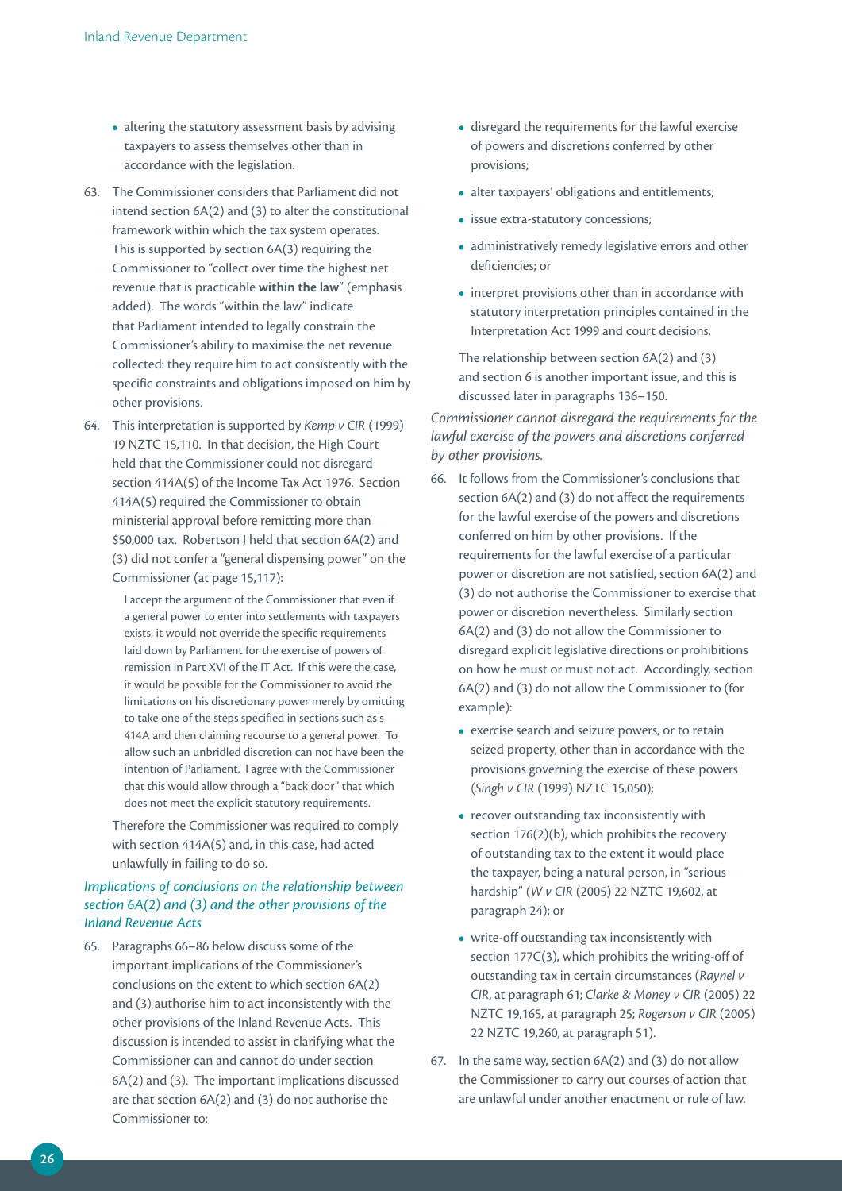- altering the statutory assessment basis by advising taxpayers to assess themselves other than in accordance with the legislation.

63. The Commissioner considers that Parliament did not intend section 6A(2) and (3) to alter the constitutional framework within which the tax system operates. This is supported by section 6A(3) requiring the Commissioner to "collect over time the highest net revenue that is practicable **within the law**" (emphasis added). The words "within the law" indicate that Parliament intended to legally constrain the Commissioner's ability to maximise the net revenue collected: they require him to act consistently with the specific constraints and obligations imposed on him by other provisions.

64. This interpretation is supported by *Kemp v CIR* (1999) 19 NZTC 15,110. In that decision, the High Court held that the Commissioner could not disregard section 414A(5) of the Income Tax Act 1976. Section 414A(5) required the Commissioner to obtain ministerial approval before remitting more than $50,000 tax. Robertson J held that section 6A(2) and (3) did not confer a "general dispensing power" on the Commissioner (at page 15,117):

> I accept the argument of the Commissioner that even if a general power to enter into settlements with taxpayers exists, it would not override the specific requirements laid down by Parliament for the exercise of powers of remission in Part XVI of the IT Act. If this were the case, it would be possible for the Commissioner to avoid the limitations on his discretionary power merely by omitting to take one of the steps specified in sections such as s 414A and then claiming recourse to a general power. To allow such an unbridled discretion can not have been the intention of Parliament. I agree with the Commissioner that this would allow through a "back door" that which does not meet the explicit statutory requirements.

Therefore the Commissioner was required to comply with section 414A(5) and, in this case, had acted unlawfully in failing to do so.

### *Implications of conclusions on the relationship between section 6A(2) and (3) and the other provisions of the Inland Revenue Acts*

65. Paragraphs 66–86 below discuss some of the important implications of the Commissioner's conclusions on the extent to which section 6A(2) and (3) authorise him to act inconsistently with the other provisions of the Inland Revenue Acts. This discussion is intended to assist in clarifying what the Commissioner can and cannot do under section 6A(2) and (3). The important implications discussed are that section 6A(2) and (3) do not authorise the Commissioner to:

- disregard the requirements for the lawful exercise of powers and discretions conferred by other provisions;
- alter taxpayers' obligations and entitlements;
- issue extra-statutory concessions;
- administratively remedy legislative errors and other deficiencies; or
- interpret provisions other than in accordance with statutory interpretation principles contained in the Interpretation Act 1999 and court decisions.

The relationship between section 6A(2) and (3) and section 6 is another important issue, and this is discussed later in paragraphs 136–150.

### *Commissioner cannot disregard the requirements for the lawful exercise of the powers and discretions conferred by other provisions.*

66. It follows from the Commissioner's conclusions that section 6A(2) and (3) do not affect the requirements for the lawful exercise of the powers and discretions conferred on him by other provisions. If the requirements for the lawful exercise of a particular power or discretion are not satisfied, section 6A(2) and (3) do not authorise the Commissioner to exercise that power or discretion nevertheless. Similarly section 6A(2) and (3) do not allow the Commissioner to disregard explicit legislative directions or prohibitions on how he must or must not act. Accordingly, section 6A(2) and (3) do not allow the Commissioner to (for example):

- exercise search and seizure powers, or to retain seized property, other than in accordance with the provisions governing the exercise of these powers (*Singh v CIR* (1999) NZTC 15,050);
- recover outstanding tax inconsistently with section 176(2)(b), which prohibits the recovery of outstanding tax to the extent it would place the taxpayer, being a natural person, in "serious hardship" (*W v CIR* (2005) 22 NZTC 19,602, at paragraph 24); or
- write-off outstanding tax inconsistently with section 177C(3), which prohibits the writing-off of outstanding tax in certain circumstances (*Raynel v CIR*, at paragraph 61; *Clarke & Money v CIR* (2005) 22 NZTC 19,165, at paragraph 25; *Rogerson v CIR* (2005) 22 NZTC 19,260, at paragraph 51).

67. In the same way, section 6A(2) and (3) do not allow the Commissioner to carry out courses of action that are unlawful under another enactment or rule of law.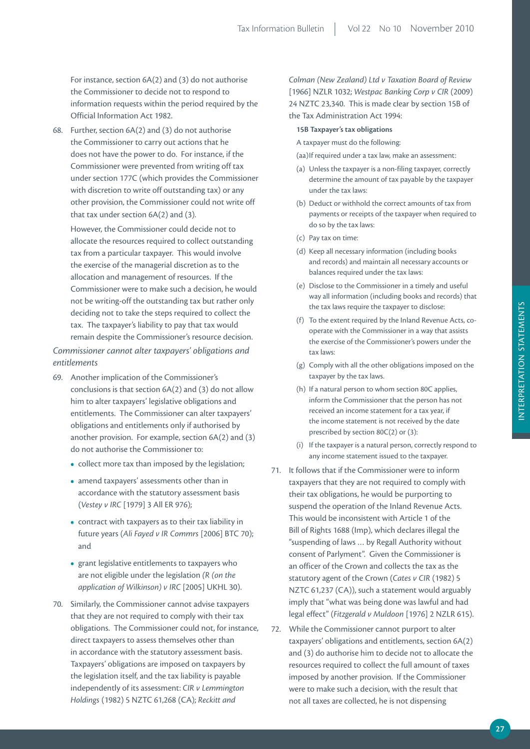For instance, section 6A(2) and (3) do not authorise the Commissioner to decide not to respond to information requests within the period required by the Official Information Act 1982.

68. Further, section 6A(2) and (3) do not authorise the Commissioner to carry out actions that he does not have the power to do. For instance, if the Commissioner were prevented from writing off tax under section 177C (which provides the Commissioner with discretion to write off outstanding tax) or any other provision, the Commissioner could not write off that tax under section 6A(2) and (3).

    However, the Commissioner could decide not to allocate the resources required to collect outstanding tax from a particular taxpayer. This would involve the exercise of the managerial discretion as to the allocation and management of resources. If the Commissioner were to make such a decision, he would not be writing-off the outstanding tax but rather only deciding not to take the steps required to collect the tax. The taxpayer's liability to pay that tax would remain despite the Commissioner's resource decision.

*Commissioner cannot alter taxpayers' obligations and entitlements*

69. Another implication of the Commissioner's conclusions is that section 6A(2) and (3) do not allow him to alter taxpayers' legislative obligations and entitlements. The Commissioner can alter taxpayers' obligations and entitlements only if authorised by another provision. For example, section 6A(2) and (3) do not authorise the Commissioner to:

    - collect more tax than imposed by the legislation;
    - amend taxpayers' assessments other than in accordance with the statutory assessment basis (*Vestey v IRC* [1979] 3 All ER 976);
    - contract with taxpayers as to their tax liability in future years (*Ali Fayed v IR Commrs* [2006] BTC 70); and
    - grant legislative entitlements to taxpayers who are not eligible under the legislation (*R (on the application of Wilkinson) v IRC* [2005] UKHL 30).

70. Similarly, the Commissioner cannot advise taxpayers that they are not required to comply with their tax obligations. The Commissioner could not, for instance, direct taxpayers to assess themselves other than in accordance with the statutory assessment basis. Taxpayers' obligations are imposed on taxpayers by the legislation itself, and the tax liability is payable independently of its assessment: *CIR v Lemmington Holdings* (1982) 5 NZTC 61,268 (CA); *Reckitt and Colman (New Zealand) Ltd v Taxation Board of Review* [1966] NZLR 1032; *Westpac Banking Corp v CIR* (2009) 24 NZTC 23,340. This is made clear by section 15B of the Tax Administration Act 1994:

    **15B Taxpayer's tax obligations**

    A taxpayer must do the following:

    (aa) If required under a tax law, make an assessment:

    (a) Unless the taxpayer is a non-filing taxpayer, correctly determine the amount of tax payable by the taxpayer under the tax laws:

    (b) Deduct or withhold the correct amounts of tax from payments or receipts of the taxpayer when required to do so by the tax laws:

    (c) Pay tax on time:

    (d) Keep all necessary information (including books and records) and maintain all necessary accounts or balances required under the tax laws:

    (e) Disclose to the Commissioner in a timely and useful way all information (including books and records) that the tax laws require the taxpayer to disclose:

    (f) To the extent required by the Inland Revenue Acts, co-operate with the Commissioner in a way that assists the exercise of the Commissioner's powers under the tax laws:

    (g) Comply with all the other obligations imposed on the taxpayer by the tax laws.

    (h) If a natural person to whom section 80C applies, inform the Commissioner that the person has not received an income statement for a tax year, if the income statement is not received by the date prescribed by section 80C(2) or (3):

    (i) If the taxpayer is a natural person, correctly respond to any income statement issued to the taxpayer.

71. It follows that if the Commissioner were to inform taxpayers that they are not required to comply with their tax obligations, he would be purporting to suspend the operation of the Inland Revenue Acts. This would be inconsistent with Article 1 of the Bill of Rights 1688 (Imp), which declares illegal the "suspending of laws … by Regall Authority without consent of Parlyment". Given the Commissioner is an officer of the Crown and collects the tax as the statutory agent of the Crown (*Cates v CIR* (1982) 5 NZTC 61,237 (CA)), such a statement would arguably imply that "what was being done was lawful and had legal effect" (*Fitzgerald v Muldoon* [1976] 2 NZLR 615).

72. While the Commissioner cannot purport to alter taxpayers' obligations and entitlements, section 6A(2) and (3) do authorise him to decide not to allocate the resources required to collect the full amount of taxes imposed by another provision. If the Commissioner were to make such a decision, with the result that not all taxes are collected, he is not dispensing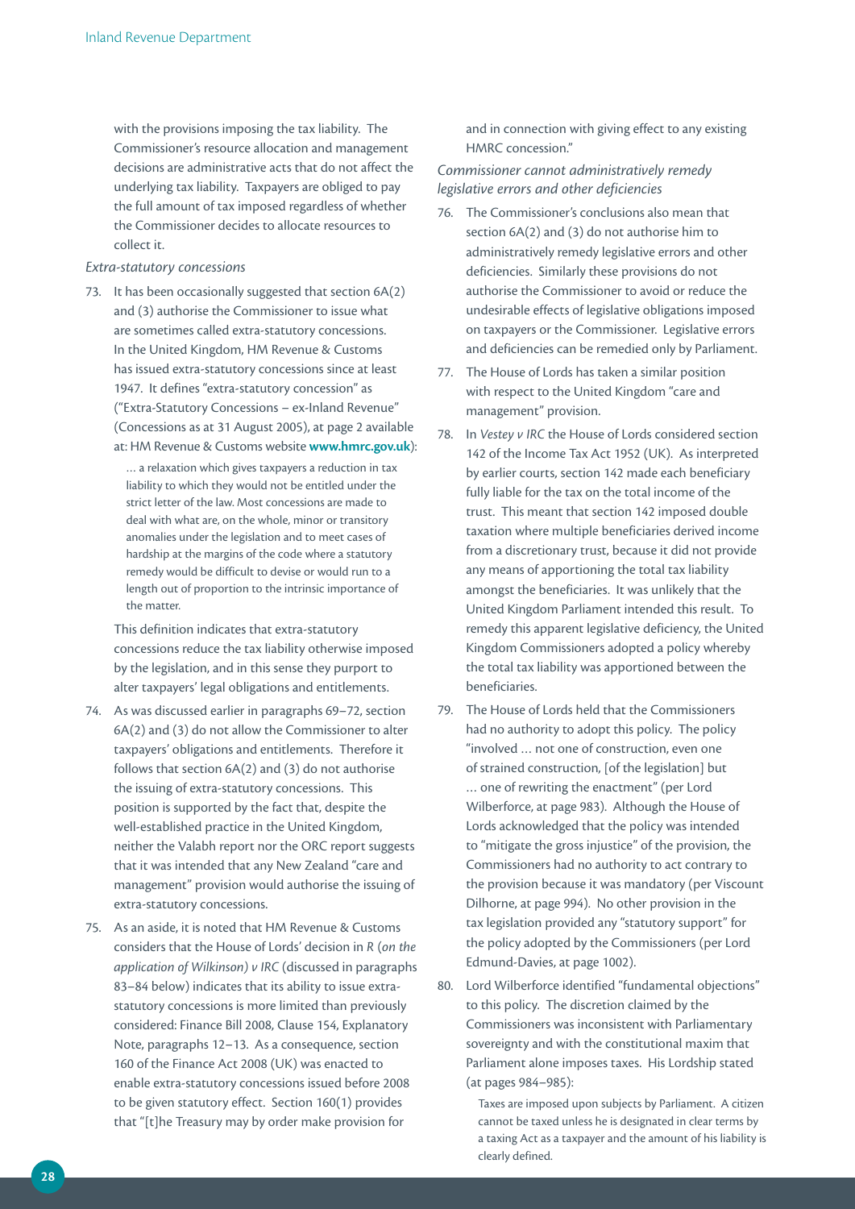with the provisions imposing the tax liability. The Commissioner's resource allocation and management decisions are administrative acts that do not affect the underlying tax liability. Taxpayers are obliged to pay the full amount of tax imposed regardless of whether the Commissioner decides to allocate resources to collect it.

*Extra-statutory concessions*

73. It has been occasionally suggested that section 6A(2) and (3) authorise the Commissioner to issue what are sometimes called extra-statutory concessions. In the United Kingdom, HM Revenue & Customs has issued extra-statutory concessions since at least 1947. It defines "extra-statutory concession" as ("Extra-Statutory Concessions – ex-Inland Revenue" (Concessions as at 31 August 2005), at page 2 available at: HM Revenue & Customs website **www.hmrc.gov.uk**):

   > … a relaxation which gives taxpayers a reduction in tax liability to which they would not be entitled under the strict letter of the law. Most concessions are made to deal with what are, on the whole, minor or transitory anomalies under the legislation and to meet cases of hardship at the margins of the code where a statutory remedy would be difficult to devise or would run to a length out of proportion to the intrinsic importance of the matter.

   This definition indicates that extra-statutory concessions reduce the tax liability otherwise imposed by the legislation, and in this sense they purport to alter taxpayers' legal obligations and entitlements.

74. As was discussed earlier in paragraphs 69–72, section 6A(2) and (3) do not allow the Commissioner to alter taxpayers' obligations and entitlements. Therefore it follows that section 6A(2) and (3) do not authorise the issuing of extra-statutory concessions. This position is supported by the fact that, despite the well-established practice in the United Kingdom, neither the Valabh report nor the ORC report suggests that it was intended that any New Zealand "care and management" provision would authorise the issuing of extra-statutory concessions.

75. As an aside, it is noted that HM Revenue & Customs considers that the House of Lords' decision in *R (on the application of Wilkinson) v IRC* (discussed in paragraphs 83–84 below) indicates that its ability to issue extra-statutory concessions is more limited than previously considered: Finance Bill 2008, Clause 154, Explanatory Note, paragraphs 12–13. As a consequence, section 160 of the Finance Act 2008 (UK) was enacted to enable extra-statutory concessions issued before 2008 to be given statutory effect. Section 160(1) provides that "[t]he Treasury may by order make provision for and in connection with giving effect to any existing HMRC concession."

*Commissioner cannot administratively remedy legislative errors and other deficiencies*

76. The Commissioner's conclusions also mean that section 6A(2) and (3) do not authorise him to administratively remedy legislative errors and other deficiencies. Similarly these provisions do not authorise the Commissioner to avoid or reduce the undesirable effects of legislative obligations imposed on taxpayers or the Commissioner. Legislative errors and deficiencies can be remedied only by Parliament.

77. The House of Lords has taken a similar position with respect to the United Kingdom "care and management" provision.

78. In *Vestey v IRC* the House of Lords considered section 142 of the Income Tax Act 1952 (UK). As interpreted by earlier courts, section 142 made each beneficiary fully liable for the tax on the total income of the trust. This meant that section 142 imposed double taxation where multiple beneficiaries derived income from a discretionary trust, because it did not provide any means of apportioning the total tax liability amongst the beneficiaries. It was unlikely that the United Kingdom Parliament intended this result. To remedy this apparent legislative deficiency, the United Kingdom Commissioners adopted a policy whereby the total tax liability was apportioned between the beneficiaries.

79. The House of Lords held that the Commissioners had no authority to adopt this policy. The policy "involved … not one of construction, even one of strained construction, [of the legislation] but … one of rewriting the enactment" (per Lord Wilberforce, at page 983). Although the House of Lords acknowledged that the policy was intended to "mitigate the gross injustice" of the provision, the Commissioners had no authority to act contrary to the provision because it was mandatory (per Viscount Dilhorne, at page 994). No other provision in the tax legislation provided any "statutory support" for the policy adopted by the Commissioners (per Lord Edmund-Davies, at page 1002).

80. Lord Wilberforce identified "fundamental objections" to this policy. The discretion claimed by the Commissioners was inconsistent with Parliamentary sovereignty and with the constitutional maxim that Parliament alone imposes taxes. His Lordship stated (at pages 984–985):

   > Taxes are imposed upon subjects by Parliament. A citizen cannot be taxed unless he is designated in clear terms by a taxing Act as a taxpayer and the amount of his liability is clearly defined.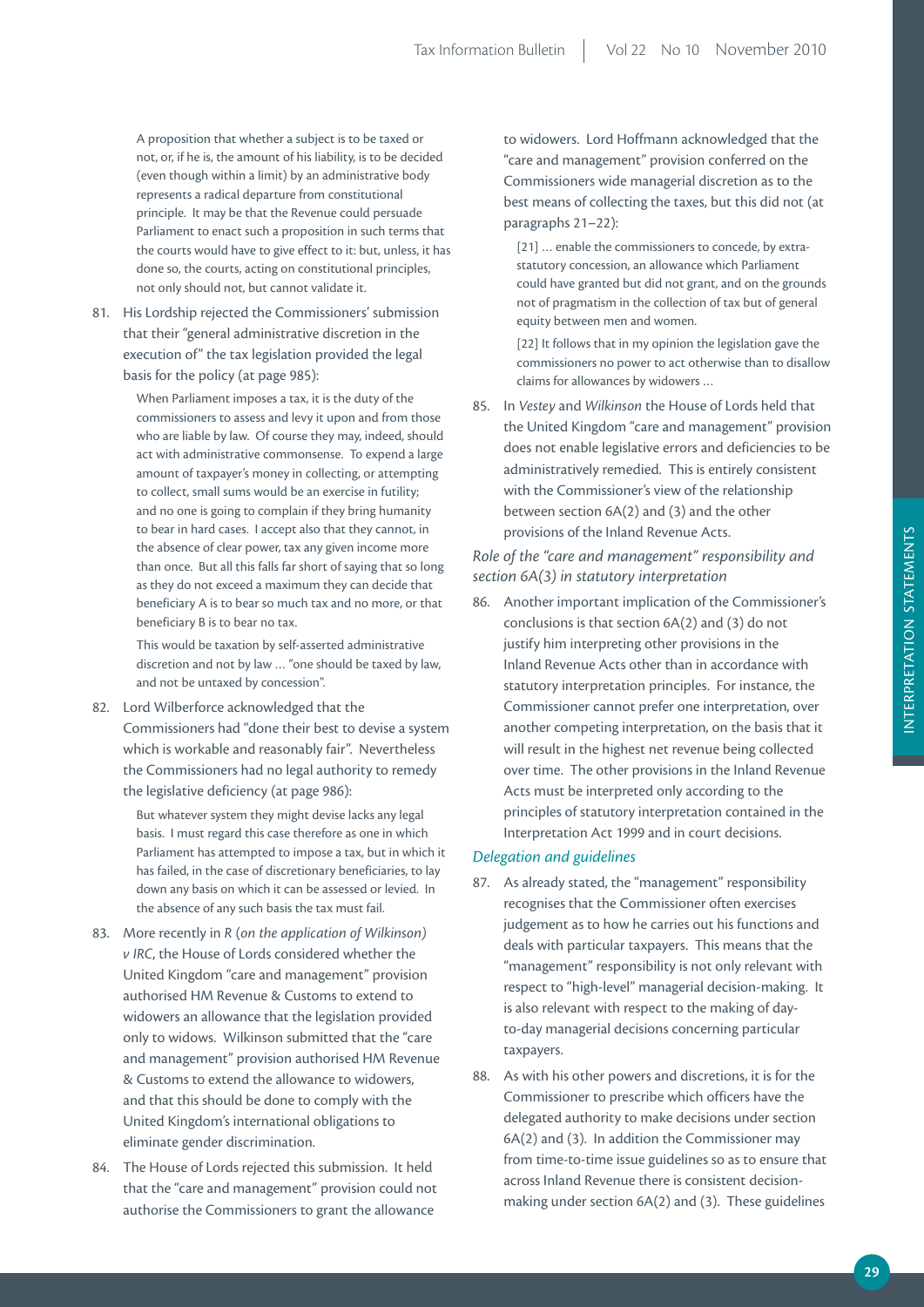> A proposition that whether a subject is to be taxed or not, or, if he is, the amount of his liability, is to be decided (even though within a limit) by an administrative body represents a radical departure from constitutional principle. It may be that the Revenue could persuade Parliament to enact such a proposition in such terms that the courts would have to give effect to it: but, unless, it has done so, the courts, acting on constitutional principles, not only should not, but cannot validate it.

81. His Lordship rejected the Commissioners' submission that their "general administrative discretion in the execution of" the tax legislation provided the legal basis for the policy (at page 985):

> When Parliament imposes a tax, it is the duty of the commissioners to assess and levy it upon and from those who are liable by law. Of course they may, indeed, should act with administrative commonsense. To expend a large amount of taxpayer's money in collecting, or attempting to collect, small sums would be an exercise in futility; and no one is going to complain if they bring humanity to bear in hard cases. I accept also that they cannot, in the absence of clear power, tax any given income more than once. But all this falls far short of saying that so long as they do not exceed a maximum they can decide that beneficiary A is to bear so much tax and no more, or that beneficiary B is to bear no tax.
>
> This would be taxation by self-asserted administrative discretion and not by law … "one should be taxed by law, and not be untaxed by concession".

82. Lord Wilberforce acknowledged that the Commissioners had "done their best to devise a system which is workable and reasonably fair". Nevertheless the Commissioners had no legal authority to remedy the legislative deficiency (at page 986):

> But whatever system they might devise lacks any legal basis. I must regard this case therefore as one in which Parliament has attempted to impose a tax, but in which it has failed, in the case of discretionary beneficiaries, to lay down any basis on which it can be assessed or levied. In the absence of any such basis the tax must fail.

83. More recently in *R (on the application of Wilkinson) v IRC*, the House of Lords considered whether the United Kingdom "care and management" provision authorised HM Revenue & Customs to extend to widowers an allowance that the legislation provided only to widows. Wilkinson submitted that the "care and management" provision authorised HM Revenue & Customs to extend the allowance to widowers, and that this should be done to comply with the United Kingdom's international obligations to eliminate gender discrimination.

84. The House of Lords rejected this submission. It held that the "care and management" provision could not authorise the Commissioners to grant the allowance to widowers. Lord Hoffmann acknowledged that the "care and management" provision conferred on the Commissioners wide managerial discretion as to the best means of collecting the taxes, but this did not (at paragraphs 21–22):

> [21] … enable the commissioners to concede, by extra-statutory concession, an allowance which Parliament could have granted but did not grant, and on the grounds not of pragmatism in the collection of tax but of general equity between men and women.
>
> [22] It follows that in my opinion the legislation gave the commissioners no power to act otherwise than to disallow claims for allowances by widowers …

85. In *Vestey* and *Wilkinson* the House of Lords held that the United Kingdom "care and management" provision does not enable legislative errors and deficiencies to be administratively remedied. This is entirely consistent with the Commissioner's view of the relationship between section 6A(2) and (3) and the other provisions of the Inland Revenue Acts.

### *Role of the "care and management" responsibility and section 6A(3) in statutory interpretation*

86. Another important implication of the Commissioner's conclusions is that section 6A(2) and (3) do not justify him interpreting other provisions in the Inland Revenue Acts other than in accordance with statutory interpretation principles. For instance, the Commissioner cannot prefer one interpretation, over another competing interpretation, on the basis that it will result in the highest net revenue being collected over time. The other provisions in the Inland Revenue Acts must be interpreted only according to the principles of statutory interpretation contained in the Interpretation Act 1999 and in court decisions.

### *Delegation and guidelines*

87. As already stated, the "management" responsibility recognises that the Commissioner often exercises judgement as to how he carries out his functions and deals with particular taxpayers. This means that the "management" responsibility is not only relevant with respect to "high-level" managerial decision-making. It is also relevant with respect to the making of day-to-day managerial decisions concerning particular taxpayers.

88. As with his other powers and discretions, it is for the Commissioner to prescribe which officers have the delegated authority to make decisions under section 6A(2) and (3). In addition the Commissioner may from time-to-time issue guidelines so as to ensure that across Inland Revenue there is consistent decision-making under section 6A(2) and (3). These guidelines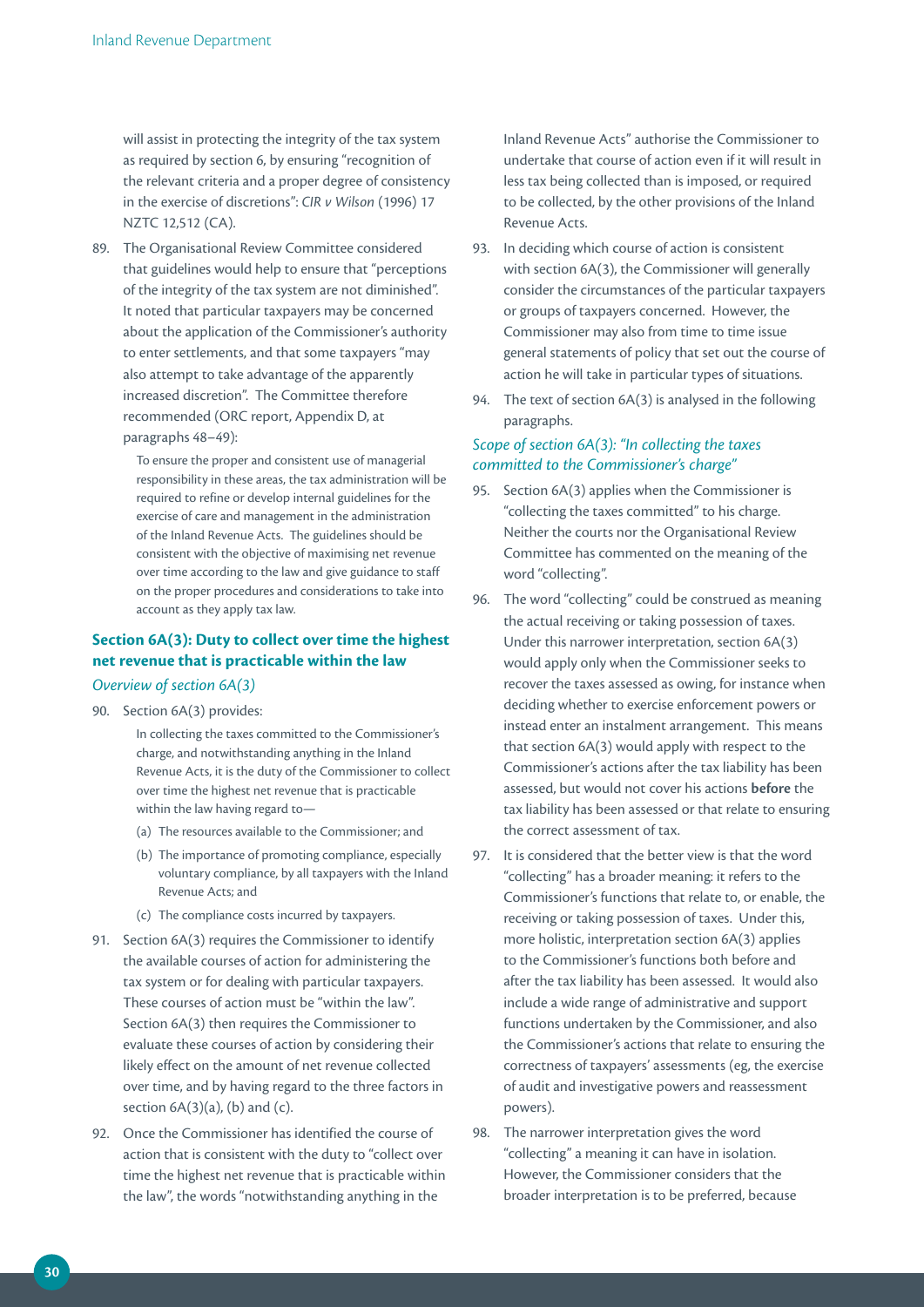will assist in protecting the integrity of the tax system as required by section 6, by ensuring "recognition of the relevant criteria and a proper degree of consistency in the exercise of discretions": *CIR v Wilson* (1996) 17 NZTC 12,512 (CA).

89. The Organisational Review Committee considered that guidelines would help to ensure that "perceptions of the integrity of the tax system are not diminished". It noted that particular taxpayers may be concerned about the application of the Commissioner's authority to enter settlements, and that some taxpayers "may also attempt to take advantage of the apparently increased discretion". The Committee therefore recommended (ORC report, Appendix D, at paragraphs 48–49):

    To ensure the proper and consistent use of managerial responsibility in these areas, the tax administration will be required to refine or develop internal guidelines for the exercise of care and management in the administration of the Inland Revenue Acts. The guidelines should be consistent with the objective of maximising net revenue over time according to the law and give guidance to staff on the proper procedures and considerations to take into account as they apply tax law.

## Section 6A(3): Duty to collect over time the highest net revenue that is practicable within the law

### *Overview of section 6A(3)*

90. Section 6A(3) provides:

    In collecting the taxes committed to the Commissioner's charge, and notwithstanding anything in the Inland Revenue Acts, it is the duty of the Commissioner to collect over time the highest net revenue that is practicable within the law having regard to—

    (a) The resources available to the Commissioner; and

    (b) The importance of promoting compliance, especially voluntary compliance, by all taxpayers with the Inland Revenue Acts; and

    (c) The compliance costs incurred by taxpayers.

91. Section 6A(3) requires the Commissioner to identify the available courses of action for administering the tax system or for dealing with particular taxpayers. These courses of action must be "within the law". Section 6A(3) then requires the Commissioner to evaluate these courses of action by considering their likely effect on the amount of net revenue collected over time, and by having regard to the three factors in section 6A(3)(a), (b) and (c).

92. Once the Commissioner has identified the course of action that is consistent with the duty to "collect over time the highest net revenue that is practicable within the law", the words "notwithstanding anything in the Inland Revenue Acts" authorise the Commissioner to undertake that course of action even if it will result in less tax being collected than is imposed, or required to be collected, by the other provisions of the Inland Revenue Acts.

93. In deciding which course of action is consistent with section 6A(3), the Commissioner will generally consider the circumstances of the particular taxpayers or groups of taxpayers concerned. However, the Commissioner may also from time to time issue general statements of policy that set out the course of action he will take in particular types of situations.

94. The text of section 6A(3) is analysed in the following paragraphs.

### *Scope of section 6A(3): "In collecting the taxes committed to the Commissioner's charge"*

95. Section 6A(3) applies when the Commissioner is "collecting the taxes committed" to his charge. Neither the courts nor the Organisational Review Committee has commented on the meaning of the word "collecting".

96. The word "collecting" could be construed as meaning the actual receiving or taking possession of taxes. Under this narrower interpretation, section 6A(3) would apply only when the Commissioner seeks to recover the taxes assessed as owing, for instance when deciding whether to exercise enforcement powers or instead enter an instalment arrangement. This means that section 6A(3) would apply with respect to the Commissioner's actions after the tax liability has been assessed, but would not cover his actions **before** the tax liability has been assessed or that relate to ensuring the correct assessment of tax.

97. It is considered that the better view is that the word "collecting" has a broader meaning: it refers to the Commissioner's functions that relate to, or enable, the receiving or taking possession of taxes. Under this, more holistic, interpretation section 6A(3) applies to the Commissioner's functions both before and after the tax liability has been assessed. It would also include a wide range of administrative and support functions undertaken by the Commissioner, and also the Commissioner's actions that relate to ensuring the correctness of taxpayers' assessments (eg, the exercise of audit and investigative powers and reassessment powers).

98. The narrower interpretation gives the word "collecting" a meaning it can have in isolation. However, the Commissioner considers that the broader interpretation is to be preferred, because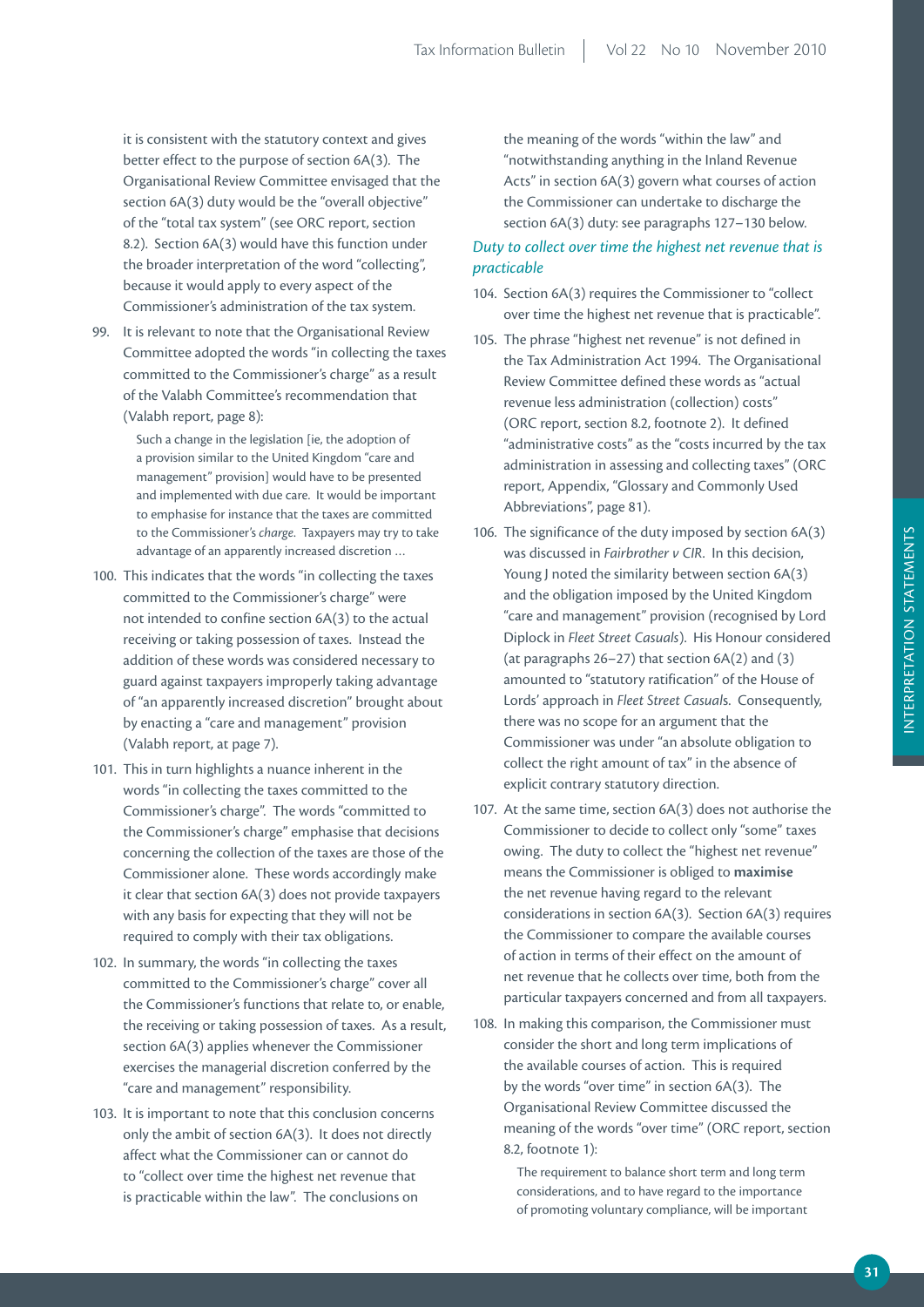it is consistent with the statutory context and gives better effect to the purpose of section 6A(3). The Organisational Review Committee envisaged that the section 6A(3) duty would be the "overall objective" of the "total tax system" (see ORC report, section 8.2). Section 6A(3) would have this function under the broader interpretation of the word "collecting", because it would apply to every aspect of the Commissioner's administration of the tax system.

99. It is relevant to note that the Organisational Review Committee adopted the words "in collecting the taxes committed to the Commissioner's charge" as a result of the Valabh Committee's recommendation that (Valabh report, page 8):

> Such a change in the legislation [ie, the adoption of a provision similar to the United Kingdom "care and management" provision] would have to be presented and implemented with due care. It would be important to emphasise for instance that the taxes are committed to the Commissioner's *charge*. Taxpayers may try to take advantage of an apparently increased discretion …

100. This indicates that the words "in collecting the taxes committed to the Commissioner's charge" were not intended to confine section 6A(3) to the actual receiving or taking possession of taxes. Instead the addition of these words was considered necessary to guard against taxpayers improperly taking advantage of "an apparently increased discretion" brought about by enacting a "care and management" provision (Valabh report, at page 7).

101. This in turn highlights a nuance inherent in the words "in collecting the taxes committed to the Commissioner's charge". The words "committed to the Commissioner's charge" emphasise that decisions concerning the collection of the taxes are those of the Commissioner alone. These words accordingly make it clear that section 6A(3) does not provide taxpayers with any basis for expecting that they will not be required to comply with their tax obligations.

102. In summary, the words "in collecting the taxes committed to the Commissioner's charge" cover all the Commissioner's functions that relate to, or enable, the receiving or taking possession of taxes. As a result, section 6A(3) applies whenever the Commissioner exercises the managerial discretion conferred by the "care and management" responsibility.

103. It is important to note that this conclusion concerns only the ambit of section 6A(3). It does not directly affect what the Commissioner can or cannot do to "collect over time the highest net revenue that is practicable within the law". The conclusions on the meaning of the words "within the law" and "notwithstanding anything in the Inland Revenue Acts" in section 6A(3) govern what courses of action the Commissioner can undertake to discharge the section 6A(3) duty: see paragraphs 127–130 below.

### *Duty to collect over time the highest net revenue that is practicable*

104. Section 6A(3) requires the Commissioner to "collect over time the highest net revenue that is practicable".

105. The phrase "highest net revenue" is not defined in the Tax Administration Act 1994. The Organisational Review Committee defined these words as "actual revenue less administration (collection) costs" (ORC report, section 8.2, footnote 2). It defined "administrative costs" as the "costs incurred by the tax administration in assessing and collecting taxes" (ORC report, Appendix, "Glossary and Commonly Used Abbreviations", page 81).

106. The significance of the duty imposed by section 6A(3) was discussed in *Fairbrother v CIR*. In this decision, Young J noted the similarity between section 6A(3) and the obligation imposed by the United Kingdom "care and management" provision (recognised by Lord Diplock in *Fleet Street Casuals*). His Honour considered (at paragraphs 26–27) that section 6A(2) and (3) amounted to "statutory ratification" of the House of Lords' approach in *Fleet Street Casuals*. Consequently, there was no scope for an argument that the Commissioner was under "an absolute obligation to collect the right amount of tax" in the absence of explicit contrary statutory direction.

107. At the same time, section 6A(3) does not authorise the Commissioner to decide to collect only "some" taxes owing. The duty to collect the "highest net revenue" means the Commissioner is obliged to **maximise** the net revenue having regard to the relevant considerations in section 6A(3). Section 6A(3) requires the Commissioner to compare the available courses of action in terms of their effect on the amount of net revenue that he collects over time, both from the particular taxpayers concerned and from all taxpayers.

108. In making this comparison, the Commissioner must consider the short and long term implications of the available courses of action. This is required by the words "over time" in section 6A(3). The Organisational Review Committee discussed the meaning of the words "over time" (ORC report, section 8.2, footnote 1):

> The requirement to balance short term and long term considerations, and to have regard to the importance of promoting voluntary compliance, will be important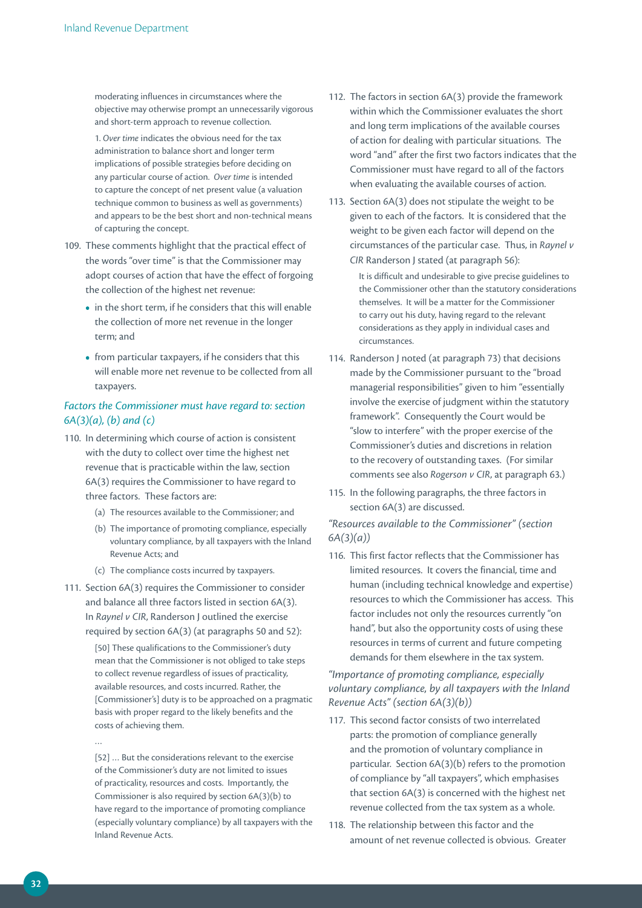> moderating influences in circumstances where the objective may otherwise prompt an unnecessarily vigorous and short-term approach to revenue collection.
>
> 1. *Over time* indicates the obvious need for the tax administration to balance short and longer term implications of possible strategies before deciding on any particular course of action. *Over time* is intended to capture the concept of net present value (a valuation technique common to business as well as governments) and appears to be the best short and non-technical means of capturing the concept.

109. These comments highlight that the practical effect of the words "over time" is that the Commissioner may adopt courses of action that have the effect of forgoing the collection of the highest net revenue:

- in the short term, if he considers that this will enable the collection of more revenue in the longer term; and
- from particular taxpayers, if he considers that this will enable more net revenue to be collected from all taxpayers.

### *Factors the Commissioner must have regard to: section 6A(3)(a), (b) and (c)*

110. In determining which course of action is consistent with the duty to collect over time the highest net revenue that is practicable within the law, section 6A(3) requires the Commissioner to have regard to three factors. These factors are:

    (a) The resources available to the Commissioner; and

    (b) The importance of promoting compliance, especially voluntary compliance, by all taxpayers with the Inland Revenue Acts; and

    (c) The compliance costs incurred by taxpayers.

111. Section 6A(3) requires the Commissioner to consider and balance all three factors listed in section 6A(3). In *Raynel v CIR*, Randerson J outlined the exercise required by section 6A(3) (at paragraphs 50 and 52):

> [50] These qualifications to the Commissioner's duty mean that the Commissioner is not obliged to take steps to collect revenue regardless of issues of practicality, available resources, and costs incurred. Rather, the [Commissioner's] duty is to be approached on a pragmatic basis with proper regard to the likely benefits and the costs of achieving them.
>
> …
>
> [52] … But the considerations relevant to the exercise of the Commissioner's duty are not limited to issues of practicality, resources and costs. Importantly, the Commissioner is also required by section 6A(3)(b) to have regard to the importance of promoting compliance (especially voluntary compliance) by all taxpayers with the Inland Revenue Acts.

112. The factors in section 6A(3) provide the framework within which the Commissioner evaluates the short and long term implications of the available courses of action for dealing with particular situations. The word "and" after the first two factors indicates that the Commissioner must have regard to all of the factors when evaluating the available courses of action.

113. Section 6A(3) does not stipulate the weight to be given to each of the factors. It is considered that the weight to be given each factor will depend on the circumstances of the particular case. Thus, in *Raynel v CIR* Randerson J stated (at paragraph 56):

> It is difficult and undesirable to give precise guidelines to the Commissioner other than the statutory considerations themselves. It will be a matter for the Commissioner to carry out his duty, having regard to the relevant considerations as they apply in individual cases and circumstances.

114. Randerson J noted (at paragraph 73) that decisions made by the Commissioner pursuant to the "broad managerial responsibilities" given to him "essentially involve the exercise of judgment within the statutory framework". Consequently the Court would be "slow to interfere" with the proper exercise of the Commissioner's duties and discretions in relation to the recovery of outstanding taxes. (For similar comments see also *Rogerson v CIR*, at paragraph 63.)

115. In the following paragraphs, the three factors in section 6A(3) are discussed.

### *"Resources available to the Commissioner" (section 6A(3)(a))*

116. This first factor reflects that the Commissioner has limited resources. It covers the financial, time and human (including technical knowledge and expertise) resources to which the Commissioner has access. This factor includes not only the resources currently "on hand", but also the opportunity costs of using these resources in terms of current and future competing demands for them elsewhere in the tax system.

### *"Importance of promoting compliance, especially voluntary compliance, by all taxpayers with the Inland Revenue Acts" (section 6A(3)(b))*

117. This second factor consists of two interrelated parts: the promotion of compliance generally and the promotion of voluntary compliance in particular. Section 6A(3)(b) refers to the promotion of compliance by "all taxpayers", which emphasises that section 6A(3) is concerned with the highest net revenue collected from the tax system as a whole.

118. The relationship between this factor and the amount of net revenue collected is obvious. Greater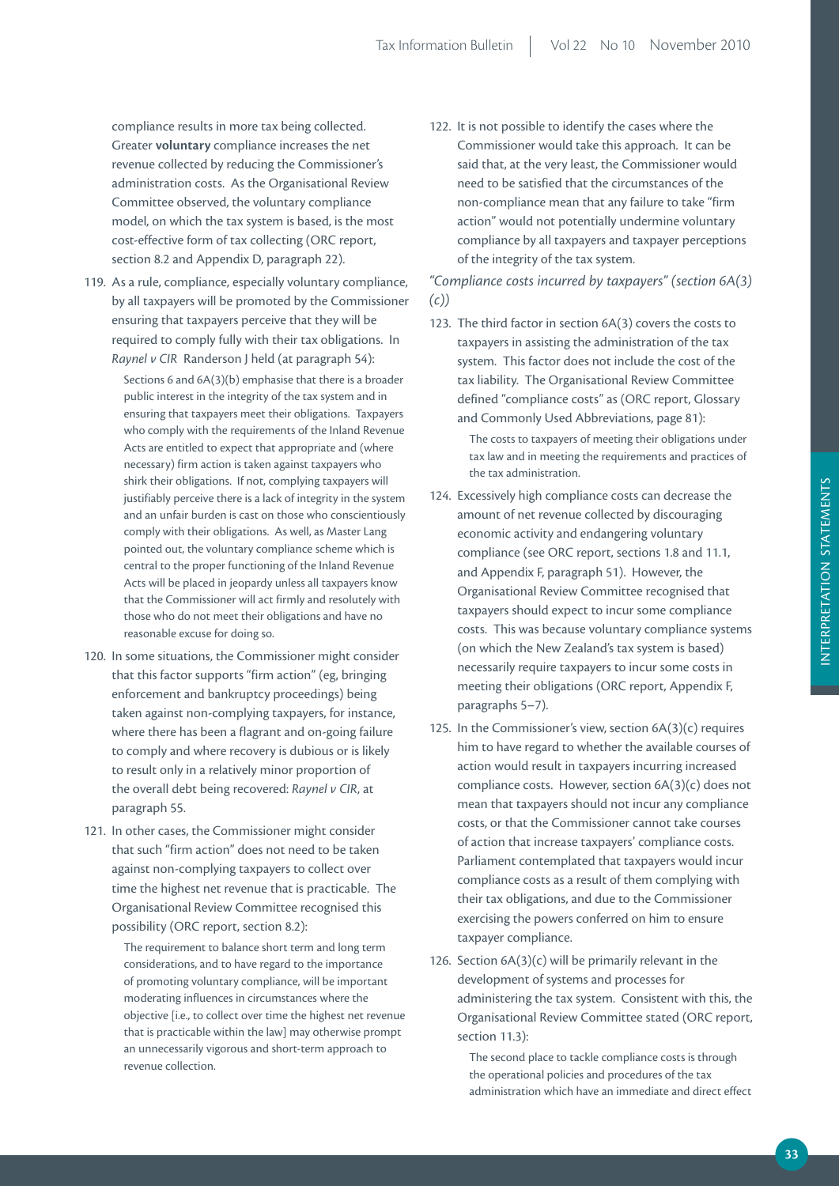compliance results in more tax being collected. Greater **voluntary** compliance increases the net revenue collected by reducing the Commissioner's administration costs. As the Organisational Review Committee observed, the voluntary compliance model, on which the tax system is based, is the most cost-effective form of tax collecting (ORC report, section 8.2 and Appendix D, paragraph 22).

119. As a rule, compliance, especially voluntary compliance, by all taxpayers will be promoted by the Commissioner ensuring that taxpayers perceive that they will be required to comply fully with their tax obligations. In *Raynel v CIR* Randerson J held (at paragraph 54):

> Sections 6 and 6A(3)(b) emphasise that there is a broader public interest in the integrity of the tax system and in ensuring that taxpayers meet their obligations. Taxpayers who comply with the requirements of the Inland Revenue Acts are entitled to expect that appropriate and (where necessary) firm action is taken against taxpayers who shirk their obligations. If not, complying taxpayers will justifiably perceive there is a lack of integrity in the system and an unfair burden is cast on those who conscientiously comply with their obligations. As well, as Master Lang pointed out, the voluntary compliance scheme which is central to the proper functioning of the Inland Revenue Acts will be placed in jeopardy unless all taxpayers know that the Commissioner will act firmly and resolutely with those who do not meet their obligations and have no reasonable excuse for doing so.

120. In some situations, the Commissioner might consider that this factor supports "firm action" (eg, bringing enforcement and bankruptcy proceedings) being taken against non-complying taxpayers, for instance, where there has been a flagrant and on-going failure to comply and where recovery is dubious or is likely to result only in a relatively minor proportion of the overall debt being recovered: *Raynel v CIR*, at paragraph 55.

121. In other cases, the Commissioner might consider that such "firm action" does not need to be taken against non-complying taxpayers to collect over time the highest net revenue that is practicable. The Organisational Review Committee recognised this possibility (ORC report, section 8.2):

> The requirement to balance short term and long term considerations, and to have regard to the importance of promoting voluntary compliance, will be important moderating influences in circumstances where the objective [i.e., to collect over time the highest net revenue that is practicable within the law] may otherwise prompt an unnecessarily vigorous and short-term approach to revenue collection.

122. It is not possible to identify the cases where the Commissioner would take this approach. It can be said that, at the very least, the Commissioner would need to be satisfied that the circumstances of the non-compliance mean that any failure to take "firm action" would not potentially undermine voluntary compliance by all taxpayers and taxpayer perceptions of the integrity of the tax system.

*"Compliance costs incurred by taxpayers" (section 6A(3)(c))*

123. The third factor in section 6A(3) covers the costs to taxpayers in assisting the administration of the tax system. This factor does not include the cost of the tax liability. The Organisational Review Committee defined "compliance costs" as (ORC report, Glossary and Commonly Used Abbreviations, page 81):

> The costs to taxpayers of meeting their obligations under tax law and in meeting the requirements and practices of the tax administration.

124. Excessively high compliance costs can decrease the amount of net revenue collected by discouraging economic activity and endangering voluntary compliance (see ORC report, sections 1.8 and 11.1, and Appendix F, paragraph 51). However, the Organisational Review Committee recognised that taxpayers should expect to incur some compliance costs. This was because voluntary compliance systems (on which the New Zealand's tax system is based) necessarily require taxpayers to incur some costs in meeting their obligations (ORC report, Appendix F, paragraphs 5–7).

125. In the Commissioner's view, section 6A(3)(c) requires him to have regard to whether the available courses of action would result in taxpayers incurring increased compliance costs. However, section 6A(3)(c) does not mean that taxpayers should not incur any compliance costs, or that the Commissioner cannot take courses of action that increase taxpayers' compliance costs. Parliament contemplated that taxpayers would incur compliance costs as a result of them complying with their tax obligations, and due to the Commissioner exercising the powers conferred on him to ensure taxpayer compliance.

126. Section 6A(3)(c) will be primarily relevant in the development of systems and processes for administering the tax system. Consistent with this, the Organisational Review Committee stated (ORC report, section 11.3):

> The second place to tackle compliance costs is through the operational policies and procedures of the tax administration which have an immediate and direct effect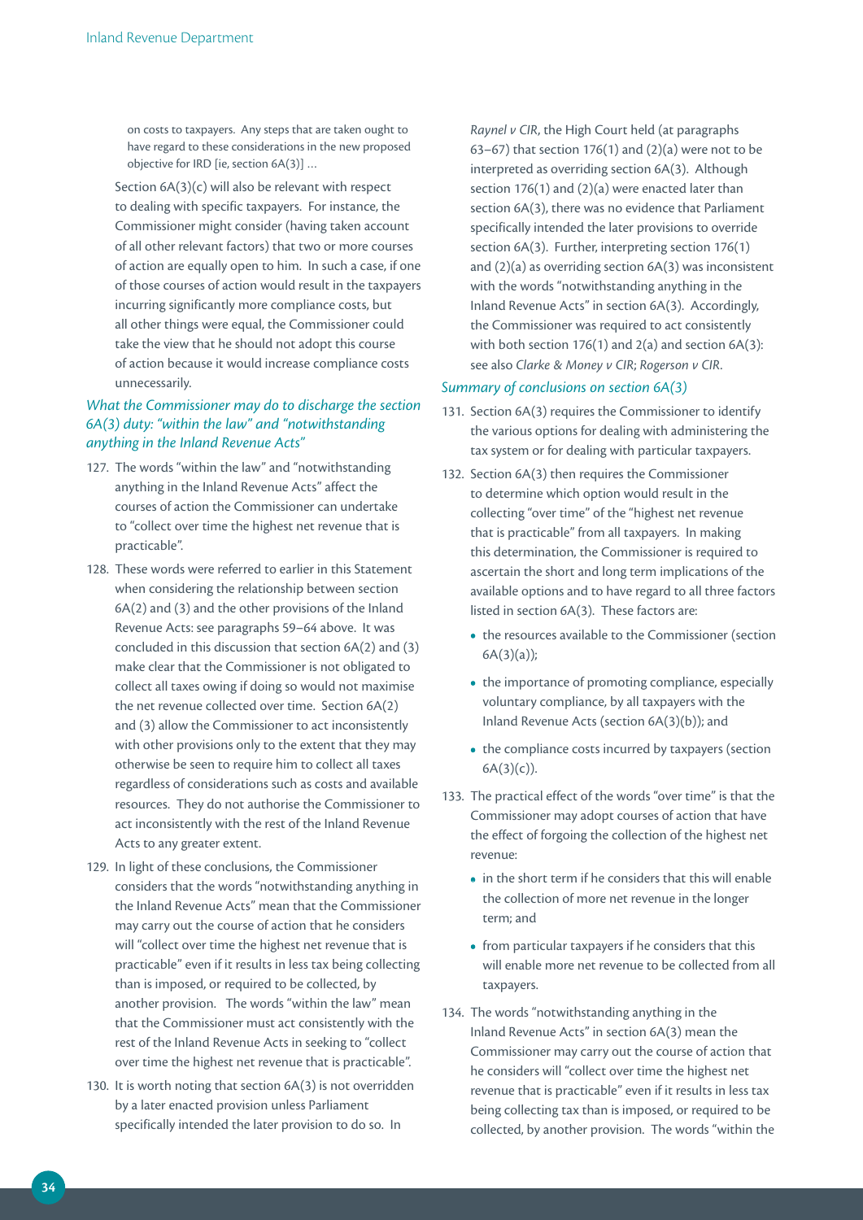> on costs to taxpayers. Any steps that are taken ought to have regard to these considerations in the new proposed objective for IRD [ie, section 6A(3)] …

Section 6A(3)(c) will also be relevant with respect to dealing with specific taxpayers. For instance, the Commissioner might consider (having taken account of all other relevant factors) that two or more courses of action are equally open to him. In such a case, if one of those courses of action would result in the taxpayers incurring significantly more compliance costs, but all other things were equal, the Commissioner could take the view that he should not adopt this course of action because it would increase compliance costs unnecessarily.

### *What the Commissioner may do to discharge the section 6A(3) duty: "within the law" and "notwithstanding anything in the Inland Revenue Acts"*

127. The words "within the law" and "notwithstanding anything in the Inland Revenue Acts" affect the courses of action the Commissioner can undertake to "collect over time the highest net revenue that is practicable".

128. These words were referred to earlier in this Statement when considering the relationship between section 6A(2) and (3) and the other provisions of the Inland Revenue Acts: see paragraphs 59–64 above. It was concluded in this discussion that section 6A(2) and (3) make clear that the Commissioner is not obligated to collect all taxes owing if doing so would not maximise the net revenue collected over time. Section 6A(2) and (3) allow the Commissioner to act inconsistently with other provisions only to the extent that they may otherwise be seen to require him to collect all taxes regardless of considerations such as costs and available resources. They do not authorise the Commissioner to act inconsistently with the rest of the Inland Revenue Acts to any greater extent.

129. In light of these conclusions, the Commissioner considers that the words "notwithstanding anything in the Inland Revenue Acts" mean that the Commissioner may carry out the course of action that he considers will "collect over time the highest net revenue that is practicable" even if it results in less tax being collecting than is imposed, or required to be collected, by another provision. The words "within the law" mean that the Commissioner must act consistently with the rest of the Inland Revenue Acts in seeking to "collect over time the highest net revenue that is practicable".

130. It is worth noting that section 6A(3) is not overridden by a later enacted provision unless Parliament specifically intended the later provision to do so. In *Raynel v CIR*, the High Court held (at paragraphs 63–67) that section 176(1) and (2)(a) were not to be interpreted as overriding section 6A(3). Although section 176(1) and (2)(a) were enacted later than section 6A(3), there was no evidence that Parliament specifically intended the later provisions to override section 6A(3). Further, interpreting section 176(1) and (2)(a) as overriding section 6A(3) was inconsistent with the words "notwithstanding anything in the Inland Revenue Acts" in section 6A(3). Accordingly, the Commissioner was required to act consistently with both section 176(1) and 2(a) and section 6A(3): see also *Clarke & Money v CIR*; *Rogerson v CIR*.

### *Summary of conclusions on section 6A(3)*

131. Section 6A(3) requires the Commissioner to identify the various options for dealing with administering the tax system or for dealing with particular taxpayers.

132. Section 6A(3) then requires the Commissioner to determine which option would result in the collecting "over time" of the "highest net revenue that is practicable" from all taxpayers. In making this determination, the Commissioner is required to ascertain the short and long term implications of the available options and to have regard to all three factors listed in section 6A(3). These factors are:
    - the resources available to the Commissioner (section 6A(3)(a));
    - the importance of promoting compliance, especially voluntary compliance, by all taxpayers with the Inland Revenue Acts (section 6A(3)(b)); and
    - the compliance costs incurred by taxpayers (section 6A(3)(c)).

133. The practical effect of the words "over time" is that the Commissioner may adopt courses of action that have the effect of forgoing the collection of the highest net revenue:
    - in the short term if he considers that this will enable the collection of more net revenue in the longer term; and
    - from particular taxpayers if he considers that this will enable more net revenue to be collected from all taxpayers.

134. The words "notwithstanding anything in the Inland Revenue Acts" in section 6A(3) mean the Commissioner may carry out the course of action that he considers will "collect over time the highest net revenue that is practicable" even if it results in less tax being collecting tax than is imposed, or required to be collected, by another provision. The words "within the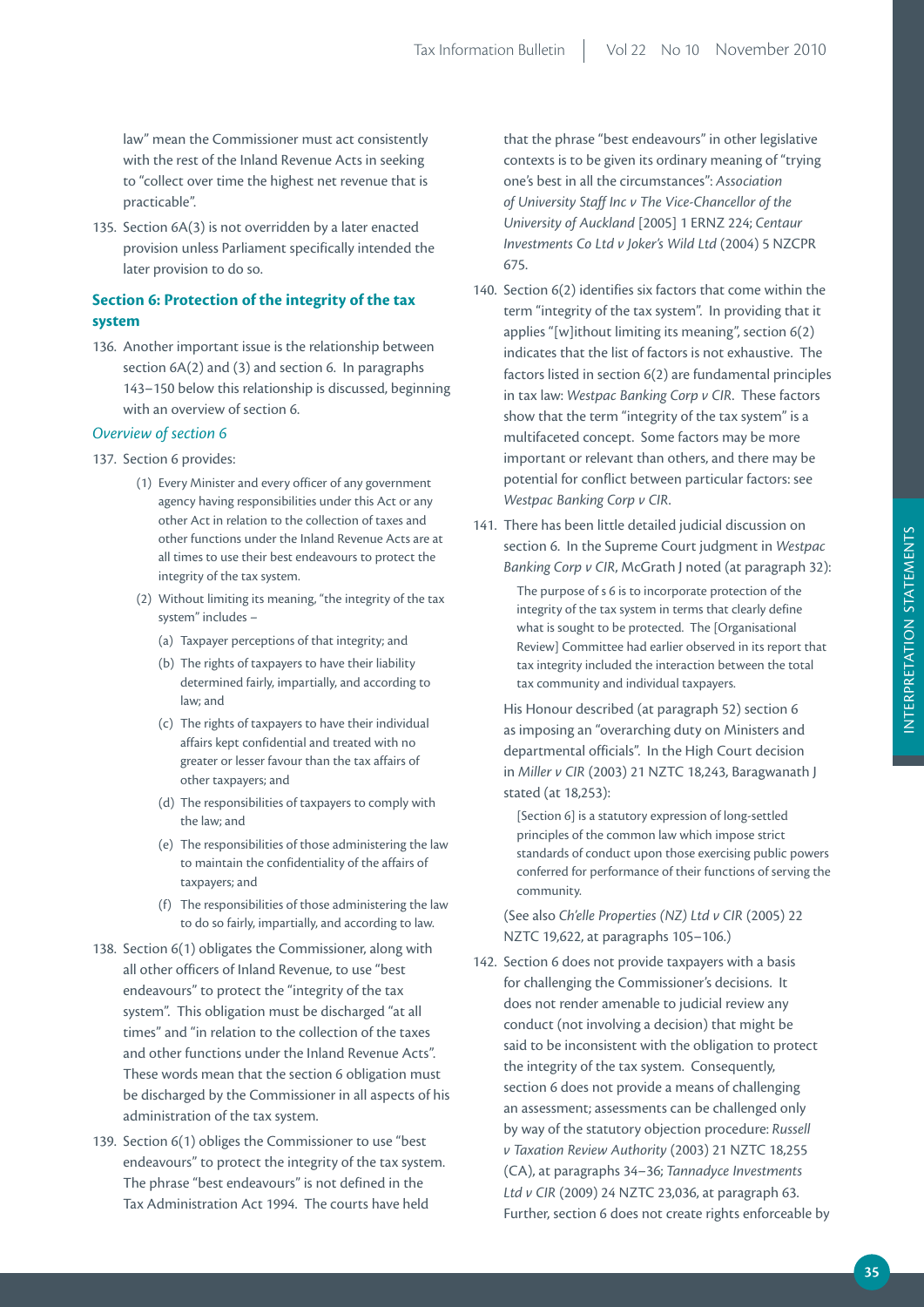law" mean the Commissioner must act consistently with the rest of the Inland Revenue Acts in seeking to "collect over time the highest net revenue that is practicable".

135. Section 6A(3) is not overridden by a later enacted provision unless Parliament specifically intended the later provision to do so.

### Section 6: Protection of the integrity of the tax system

136. Another important issue is the relationship between section 6A(2) and (3) and section 6. In paragraphs 143–150 below this relationship is discussed, beginning with an overview of section 6.

#### *Overview of section 6*

137. Section 6 provides:

> (1) Every Minister and every officer of any government agency having responsibilities under this Act or any other Act in relation to the collection of taxes and other functions under the Inland Revenue Acts are at all times to use their best endeavours to protect the integrity of the tax system.
>
> (2) Without limiting its meaning, "the integrity of the tax system" includes –
>
> (a) Taxpayer perceptions of that integrity; and
>
> (b) The rights of taxpayers to have their liability determined fairly, impartially, and according to law; and
>
> (c) The rights of taxpayers to have their individual affairs kept confidential and treated with no greater or lesser favour than the tax affairs of other taxpayers; and
>
> (d) The responsibilities of taxpayers to comply with the law; and
>
> (e) The responsibilities of those administering the law to maintain the confidentiality of the affairs of taxpayers; and
>
> (f) The responsibilities of those administering the law to do so fairly, impartially, and according to law.

138. Section 6(1) obligates the Commissioner, along with all other officers of Inland Revenue, to use "best endeavours" to protect the "integrity of the tax system". This obligation must be discharged "at all times" and "in relation to the collection of the taxes and other functions under the Inland Revenue Acts". These words mean that the section 6 obligation must be discharged by the Commissioner in all aspects of his administration of the tax system.

139. Section 6(1) obliges the Commissioner to use "best endeavours" to protect the integrity of the tax system. The phrase "best endeavours" is not defined in the Tax Administration Act 1994. The courts have held that the phrase "best endeavours" in other legislative contexts is to be given its ordinary meaning of "trying one's best in all the circumstances": *Association of University Staff Inc v The Vice-Chancellor of the University of Auckland* [2005] 1 ERNZ 224; *Centaur Investments Co Ltd v Joker's Wild Ltd* (2004) 5 NZCPR 675.

140. Section 6(2) identifies six factors that come within the term "integrity of the tax system". In providing that it applies "[w]ithout limiting its meaning", section 6(2) indicates that the list of factors is not exhaustive. The factors listed in section 6(2) are fundamental principles in tax law: *Westpac Banking Corp v CIR*. These factors show that the term "integrity of the tax system" is a multifaceted concept. Some factors may be more important or relevant than others, and there may be potential for conflict between particular factors: see *Westpac Banking Corp v CIR*.

141. There has been little detailed judicial discussion on section 6. In the Supreme Court judgment in *Westpac Banking Corp v CIR*, McGrath J noted (at paragraph 32):

> The purpose of s 6 is to incorporate protection of the integrity of the tax system in terms that clearly define what is sought to be protected. The [Organisational Review] Committee had earlier observed in its report that tax integrity included the interaction between the total tax community and individual taxpayers.

His Honour described (at paragraph 52) section 6 as imposing an "overarching duty on Ministers and departmental officials". In the High Court decision in *Miller v CIR* (2003) 21 NZTC 18,243, Baragwanath J stated (at 18,253):

> [Section 6] is a statutory expression of long-settled principles of the common law which impose strict standards of conduct upon those exercising public powers conferred for performance of their functions of serving the community.

(See also *Ch'elle Properties (NZ) Ltd v CIR* (2005) 22 NZTC 19,622, at paragraphs 105–106.)

142. Section 6 does not provide taxpayers with a basis for challenging the Commissioner's decisions. It does not render amenable to judicial review any conduct (not involving a decision) that might be said to be inconsistent with the obligation to protect the integrity of the tax system. Consequently, section 6 does not provide a means of challenging an assessment; assessments can be challenged only by way of the statutory objection procedure: *Russell v Taxation Review Authority* (2003) 21 NZTC 18,255 (CA), at paragraphs 34–36; *Tannadyce Investments Ltd v CIR* (2009) 24 NZTC 23,036, at paragraph 63. Further, section 6 does not create rights enforceable by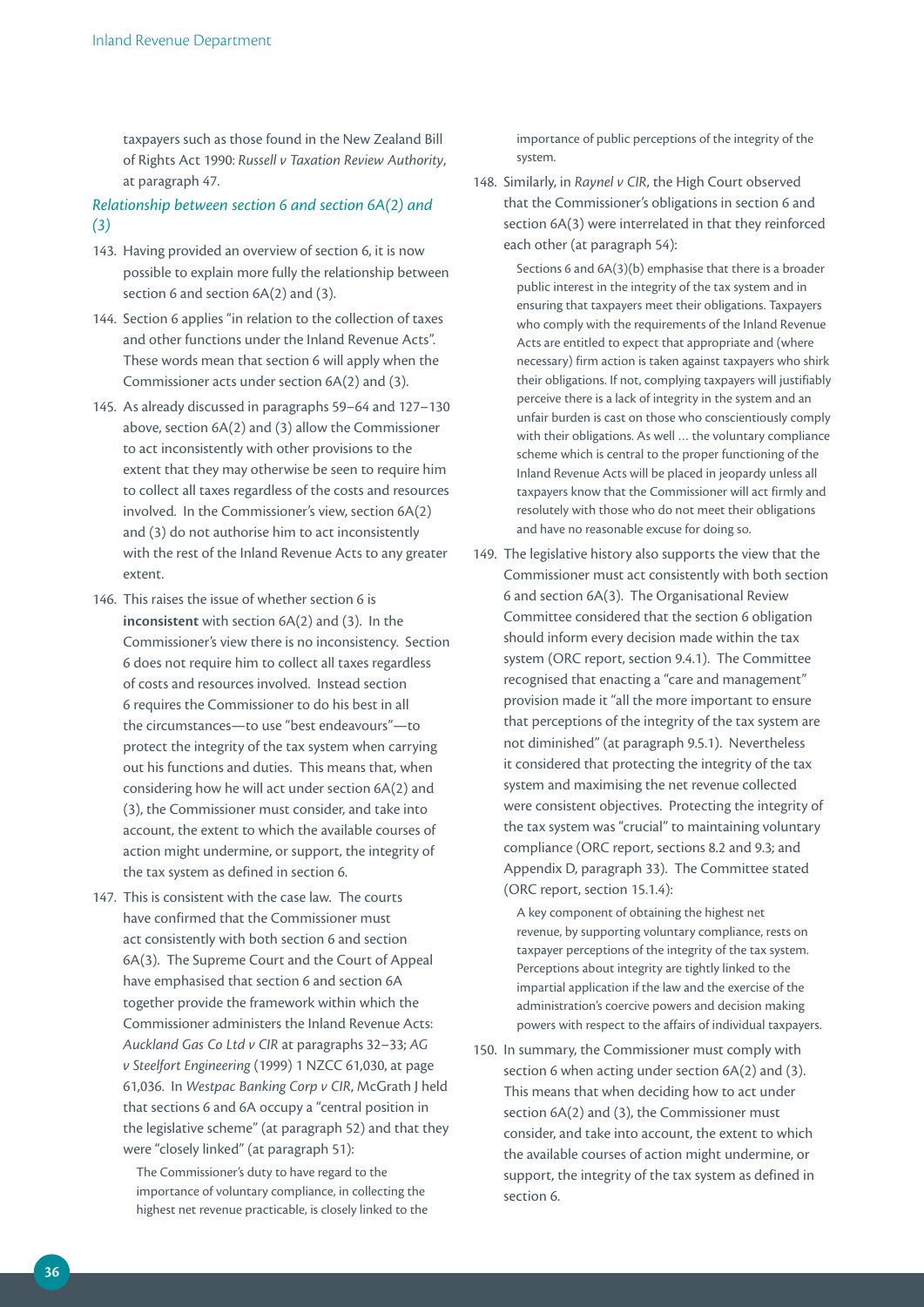taxpayers such as those found in the New Zealand Bill of Rights Act 1990: *Russell v Taxation Review Authority*, at paragraph 47.

### *Relationship between section 6 and section 6A(2) and (3)*

143. Having provided an overview of section 6, it is now possible to explain more fully the relationship between section 6 and section 6A(2) and (3).

144. Section 6 applies "in relation to the collection of taxes and other functions under the Inland Revenue Acts". These words mean that section 6 will apply when the Commissioner acts under section 6A(2) and (3).

145. As already discussed in paragraphs 59–64 and 127–130 above, section 6A(2) and (3) allow the Commissioner to act inconsistently with other provisions to the extent that they may otherwise be seen to require him to collect all taxes regardless of the costs and resources involved. In the Commissioner's view, section 6A(2) and (3) do not authorise him to act inconsistently with the rest of the Inland Revenue Acts to any greater extent.

146. This raises the issue of whether section 6 is **inconsistent** with section 6A(2) and (3). In the Commissioner's view there is no inconsistency. Section 6 does not require him to collect all taxes regardless of costs and resources involved. Instead section 6 requires the Commissioner to do his best in all the circumstances—to use "best endeavours"—to protect the integrity of the tax system when carrying out his functions and duties. This means that, when considering how he will act under section 6A(2) and (3), the Commissioner must consider, and take into account, the extent to which the available courses of action might undermine, or support, the integrity of the tax system as defined in section 6.

147. This is consistent with the case law. The courts have confirmed that the Commissioner must act consistently with both section 6 and section 6A(3). The Supreme Court and the Court of Appeal have emphasised that section 6 and section 6A together provide the framework within which the Commissioner administers the Inland Revenue Acts: *Auckland Gas Co Ltd v CIR* at paragraphs 32–33; *AG v Steelfort Engineering* (1999) 1 NZCC 61,030, at page 61,036. In *Westpac Banking Corp v CIR*, McGrath J held that sections 6 and 6A occupy a "central position in the legislative scheme" (at paragraph 52) and that they were "closely linked" (at paragraph 51):

    > The Commissioner's duty to have regard to the importance of voluntary compliance, in collecting the highest net revenue practicable, is closely linked to the importance of public perceptions of the integrity of the system.

148. Similarly, in *Raynel v CIR*, the High Court observed that the Commissioner's obligations in section 6 and section 6A(3) were interrelated in that they reinforced each other (at paragraph 54):

    > Sections 6 and 6A(3)(b) emphasise that there is a broader public interest in the integrity of the tax system and in ensuring that taxpayers meet their obligations. Taxpayers who comply with the requirements of the Inland Revenue Acts are entitled to expect that appropriate and (where necessary) firm action is taken against taxpayers who shirk their obligations. If not, complying taxpayers will justifiably perceive there is a lack of integrity in the system and an unfair burden is cast on those who conscientiously comply with their obligations. As well … the voluntary compliance scheme which is central to the proper functioning of the Inland Revenue Acts will be placed in jeopardy unless all taxpayers know that the Commissioner will act firmly and resolutely with those who do not meet their obligations and have no reasonable excuse for doing so.

149. The legislative history also supports the view that the Commissioner must act consistently with both section 6 and section 6A(3). The Organisational Review Committee considered that the section 6 obligation should inform every decision made within the tax system (ORC report, section 9.4.1). The Committee recognised that enacting a "care and management" provision made it "all the more important to ensure that perceptions of the integrity of the tax system are not diminished" (at paragraph 9.5.1). Nevertheless it considered that protecting the integrity of the tax system and maximising the net revenue collected were consistent objectives. Protecting the integrity of the tax system was "crucial" to maintaining voluntary compliance (ORC report, sections 8.2 and 9.3; and Appendix D, paragraph 33). The Committee stated (ORC report, section 15.1.4):

    > A key component of obtaining the highest net revenue, by supporting voluntary compliance, rests on taxpayer perceptions of the integrity of the tax system. Perceptions about integrity are tightly linked to the impartial application if the law and the exercise of the administration's coercive powers and decision making powers with respect to the affairs of individual taxpayers.

150. In summary, the Commissioner must comply with section 6 when acting under section 6A(2) and (3). This means that when deciding how to act under section 6A(2) and (3), the Commissioner must consider, and take into account, the extent to which the available courses of action might undermine, or support, the integrity of the tax system as defined in section 6.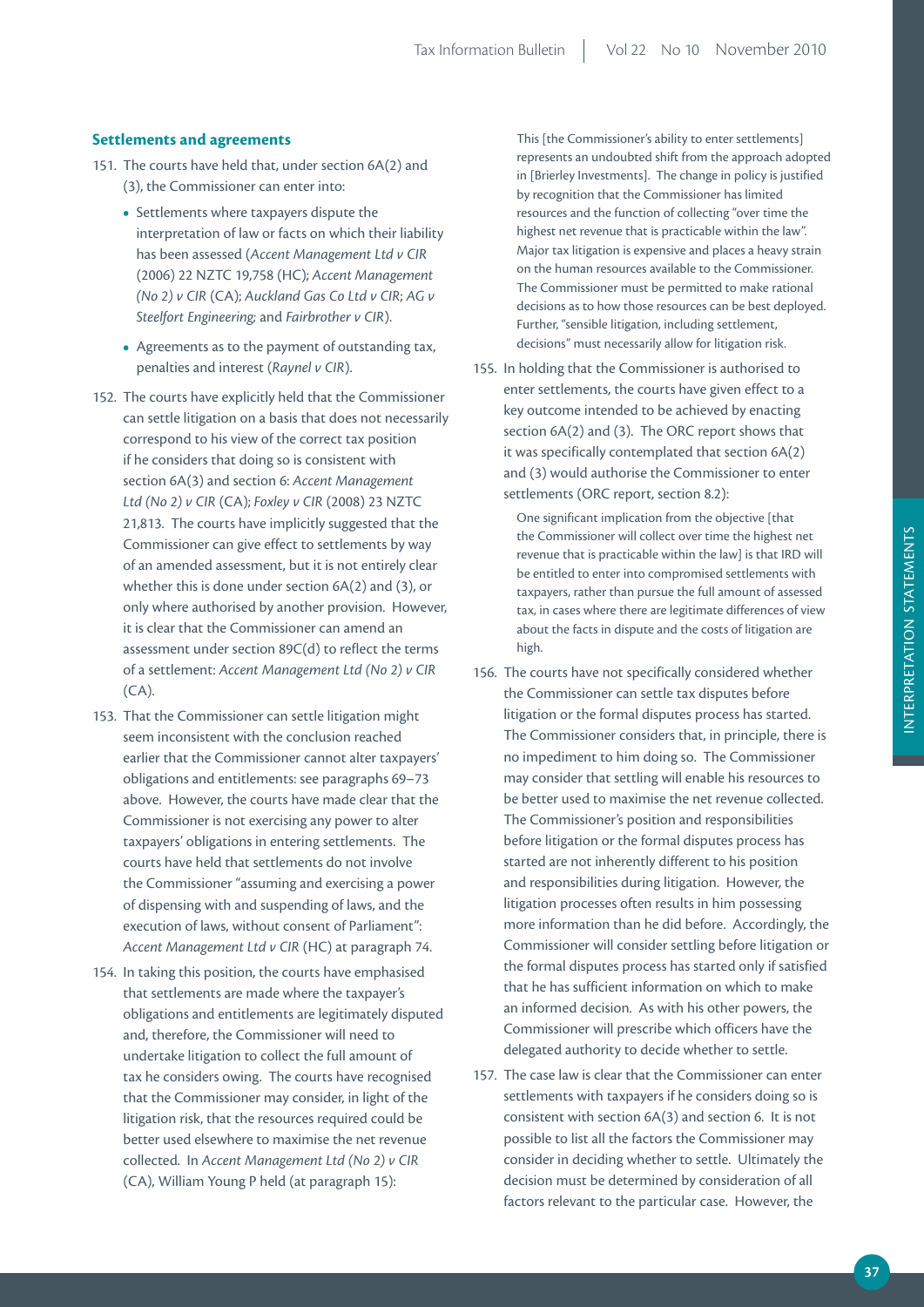### Settlements and agreements

151. The courts have held that, under section 6A(2) and (3), the Commissioner can enter into:

- Settlements where taxpayers dispute the interpretation of law or facts on which their liability has been assessed (*Accent Management Ltd v CIR* (2006) 22 NZTC 19,758 (HC); *Accent Management (No 2) v CIR* (CA); *Auckland Gas Co Ltd v CIR*; *AG v Steelfort Engineering;* and *Fairbrother v CIR*).
- Agreements as to the payment of outstanding tax, penalties and interest (*Raynel v CIR*).

152. The courts have explicitly held that the Commissioner can settle litigation on a basis that does not necessarily correspond to his view of the correct tax position if he considers that doing so is consistent with section 6A(3) and section 6: *Accent Management Ltd (No 2) v CIR* (CA); *Foxley v CIR* (2008) 23 NZTC 21,813. The courts have implicitly suggested that the Commissioner can give effect to settlements by way of an amended assessment, but it is not entirely clear whether this is done under section 6A(2) and (3), or only where authorised by another provision. However, it is clear that the Commissioner can amend an assessment under section 89C(d) to reflect the terms of a settlement: *Accent Management Ltd (No 2) v CIR* (CA).

153. That the Commissioner can settle litigation might seem inconsistent with the conclusion reached earlier that the Commissioner cannot alter taxpayers' obligations and entitlements: see paragraphs 69–73 above. However, the courts have made clear that the Commissioner is not exercising any power to alter taxpayers' obligations in entering settlements. The courts have held that settlements do not involve the Commissioner "assuming and exercising a power of dispensing with and suspending of laws, and the execution of laws, without consent of Parliament": *Accent Management Ltd v CIR* (HC) at paragraph 74.

154. In taking this position, the courts have emphasised that settlements are made where the taxpayer's obligations and entitlements are legitimately disputed and, therefore, the Commissioner will need to undertake litigation to collect the full amount of tax he considers owing. The courts have recognised that the Commissioner may consider, in light of the litigation risk, that the resources required could be better used elsewhere to maximise the net revenue collected. In *Accent Management Ltd (No 2) v CIR* (CA), William Young P held (at paragraph 15):

> This [the Commissioner's ability to enter settlements] represents an undoubted shift from the approach adopted in [Brierley Investments]. The change in policy is justified by recognition that the Commissioner has limited resources and the function of collecting "over time the highest net revenue that is practicable within the law". Major tax litigation is expensive and places a heavy strain on the human resources available to the Commissioner. The Commissioner must be permitted to make rational decisions as to how those resources can be best deployed. Further, "sensible litigation, including settlement, decisions" must necessarily allow for litigation risk.

155. In holding that the Commissioner is authorised to enter settlements, the courts have given effect to a key outcome intended to be achieved by enacting section 6A(2) and (3). The ORC report shows that it was specifically contemplated that section 6A(2) and (3) would authorise the Commissioner to enter settlements (ORC report, section 8.2):

> One significant implication from the objective [that the Commissioner will collect over time the highest net revenue that is practicable within the law] is that IRD will be entitled to enter into compromised settlements with taxpayers, rather than pursue the full amount of assessed tax, in cases where there are legitimate differences of view about the facts in dispute and the costs of litigation are high.

156. The courts have not specifically considered whether the Commissioner can settle tax disputes before litigation or the formal disputes process has started. The Commissioner considers that, in principle, there is no impediment to him doing so. The Commissioner may consider that settling will enable his resources to be better used to maximise the net revenue collected. The Commissioner's position and responsibilities before litigation or the formal disputes process has started are not inherently different to his position and responsibilities during litigation. However, the litigation processes often results in him possessing more information than he did before. Accordingly, the Commissioner will consider settling before litigation or the formal disputes process has started only if satisfied that he has sufficient information on which to make an informed decision. As with his other powers, the Commissioner will prescribe which officers have the delegated authority to decide whether to settle.

157. The case law is clear that the Commissioner can enter settlements with taxpayers if he considers doing so is consistent with section 6A(3) and section 6. It is not possible to list all the factors the Commissioner may consider in deciding whether to settle. Ultimately the decision must be determined by consideration of all factors relevant to the particular case. However, the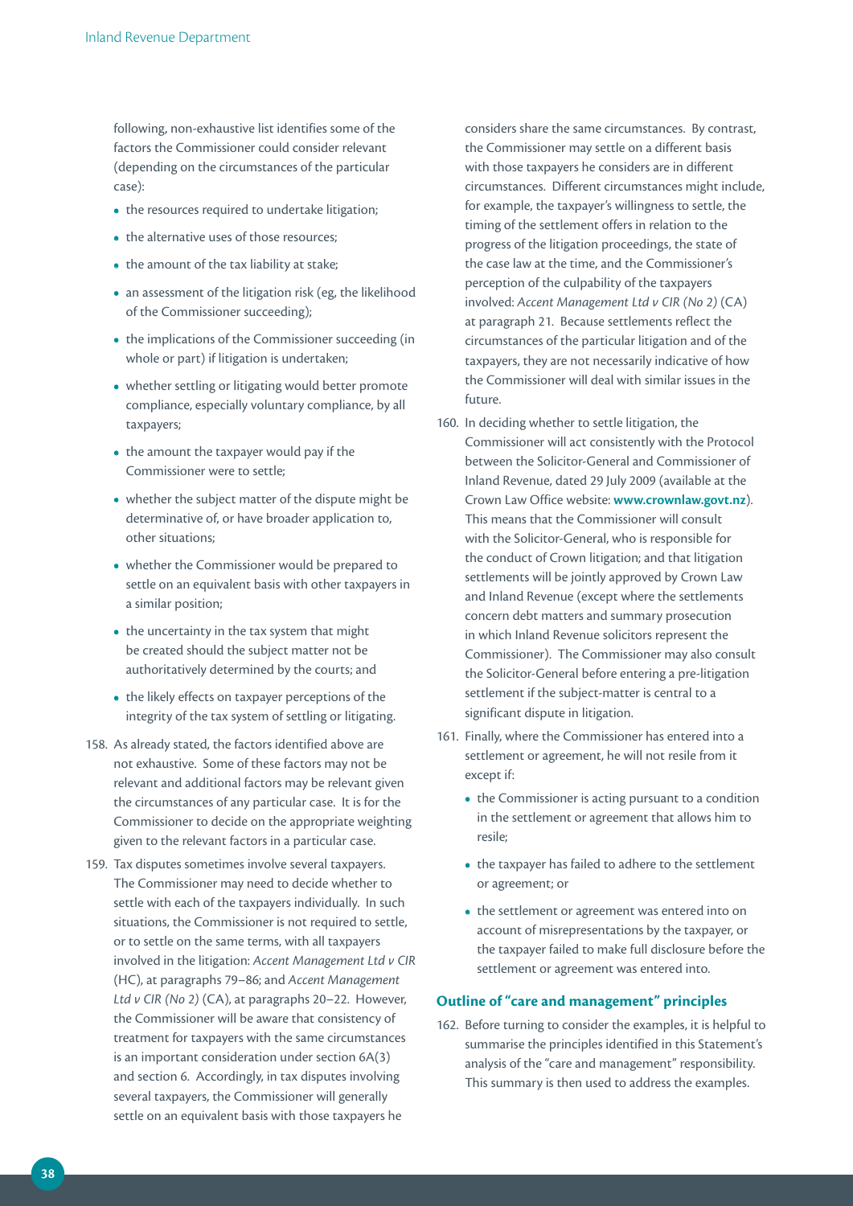following, non-exhaustive list identifies some of the factors the Commissioner could consider relevant (depending on the circumstances of the particular case):

- the resources required to undertake litigation;
- the alternative uses of those resources;
- the amount of the tax liability at stake;
- an assessment of the litigation risk (eg, the likelihood of the Commissioner succeeding);
- the implications of the Commissioner succeeding (in whole or part) if litigation is undertaken;
- whether settling or litigating would better promote compliance, especially voluntary compliance, by all taxpayers;
- the amount the taxpayer would pay if the Commissioner were to settle;
- whether the subject matter of the dispute might be determinative of, or have broader application to, other situations;
- whether the Commissioner would be prepared to settle on an equivalent basis with other taxpayers in a similar position;
- the uncertainty in the tax system that might be created should the subject matter not be authoritatively determined by the courts; and
- the likely effects on taxpayer perceptions of the integrity of the tax system of settling or litigating.

158. As already stated, the factors identified above are not exhaustive. Some of these factors may not be relevant and additional factors may be relevant given the circumstances of any particular case. It is for the Commissioner to decide on the appropriate weighting given to the relevant factors in a particular case.

159. Tax disputes sometimes involve several taxpayers. The Commissioner may need to decide whether to settle with each of the taxpayers individually. In such situations, the Commissioner is not required to settle, or to settle on the same terms, with all taxpayers involved in the litigation: *Accent Management Ltd v CIR* (HC), at paragraphs 79–86; and *Accent Management Ltd v CIR (No 2)* (CA), at paragraphs 20–22. However, the Commissioner will be aware that consistency of treatment for taxpayers with the same circumstances is an important consideration under section 6A(3) and section 6. Accordingly, in tax disputes involving several taxpayers, the Commissioner will generally settle on an equivalent basis with those taxpayers he considers share the same circumstances. By contrast, the Commissioner may settle on a different basis with those taxpayers he considers are in different circumstances. Different circumstances might include, for example, the taxpayer's willingness to settle, the timing of the settlement offers in relation to the progress of the litigation proceedings, the state of the case law at the time, and the Commissioner's perception of the culpability of the taxpayers involved: *Accent Management Ltd v CIR (No 2)* (CA) at paragraph 21. Because settlements reflect the circumstances of the particular litigation and of the taxpayers, they are not necessarily indicative of how the Commissioner will deal with similar issues in the future.

160. In deciding whether to settle litigation, the Commissioner will act consistently with the Protocol between the Solicitor-General and Commissioner of Inland Revenue, dated 29 July 2009 (available at the Crown Law Office website: **www.crownlaw.govt.nz**). This means that the Commissioner will consult with the Solicitor-General, who is responsible for the conduct of Crown litigation; and that litigation settlements will be jointly approved by Crown Law and Inland Revenue (except where the settlements concern debt matters and summary prosecution in which Inland Revenue solicitors represent the Commissioner). The Commissioner may also consult the Solicitor-General before entering a pre-litigation settlement if the subject-matter is central to a significant dispute in litigation.

161. Finally, where the Commissioner has entered into a settlement or agreement, he will not resile from it except if:

- the Commissioner is acting pursuant to a condition in the settlement or agreement that allows him to resile;
- the taxpayer has failed to adhere to the settlement or agreement; or
- the settlement or agreement was entered into on account of misrepresentations by the taxpayer, or the taxpayer failed to make full disclosure before the settlement or agreement was entered into.

### Outline of "care and management" principles

162. Before turning to consider the examples, it is helpful to summarise the principles identified in this Statement's analysis of the "care and management" responsibility. This summary is then used to address the examples.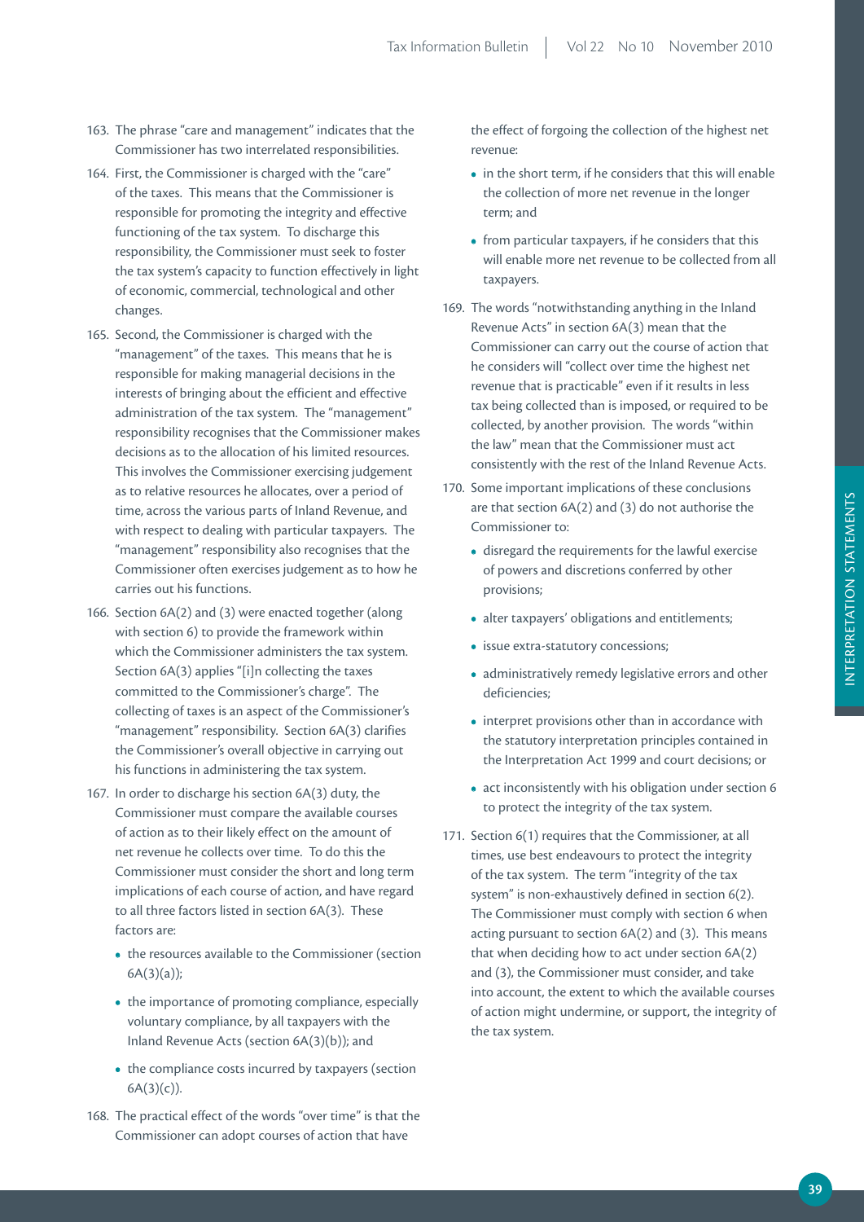163. The phrase "care and management" indicates that the Commissioner has two interrelated responsibilities.

164. First, the Commissioner is charged with the "care" of the taxes. This means that the Commissioner is responsible for promoting the integrity and effective functioning of the tax system. To discharge this responsibility, the Commissioner must seek to foster the tax system's capacity to function effectively in light of economic, commercial, technological and other changes.

165. Second, the Commissioner is charged with the "management" of the taxes. This means that he is responsible for making managerial decisions in the interests of bringing about the efficient and effective administration of the tax system. The "management" responsibility recognises that the Commissioner makes decisions as to the allocation of his limited resources. This involves the Commissioner exercising judgement as to relative resources he allocates, over a period of time, across the various parts of Inland Revenue, and with respect to dealing with particular taxpayers. The "management" responsibility also recognises that the Commissioner often exercises judgement as to how he carries out his functions.

166. Section 6A(2) and (3) were enacted together (along with section 6) to provide the framework within which the Commissioner administers the tax system. Section 6A(3) applies "[i]n collecting the taxes committed to the Commissioner's charge". The collecting of taxes is an aspect of the Commissioner's "management" responsibility. Section 6A(3) clarifies the Commissioner's overall objective in carrying out his functions in administering the tax system.

167. In order to discharge his section 6A(3) duty, the Commissioner must compare the available courses of action as to their likely effect on the amount of net revenue he collects over time. To do this the Commissioner must consider the short and long term implications of each course of action, and have regard to all three factors listed in section 6A(3). These factors are:

- the resources available to the Commissioner (section 6A(3)(a));
- the importance of promoting compliance, especially voluntary compliance, by all taxpayers with the Inland Revenue Acts (section 6A(3)(b)); and
- the compliance costs incurred by taxpayers (section 6A(3)(c)).

168. The practical effect of the words "over time" is that the Commissioner can adopt courses of action that have the effect of forgoing the collection of the highest net revenue:

- in the short term, if he considers that this will enable the collection of more net revenue in the longer term; and
- from particular taxpayers, if he considers that this will enable more net revenue to be collected from all taxpayers.

169. The words "notwithstanding anything in the Inland Revenue Acts" in section 6A(3) mean that the Commissioner can carry out the course of action that he considers will "collect over time the highest net revenue that is practicable" even if it results in less tax being collected than is imposed, or required to be collected, by another provision. The words "within the law" mean that the Commissioner must act consistently with the rest of the Inland Revenue Acts.

170. Some important implications of these conclusions are that section 6A(2) and (3) do not authorise the Commissioner to:

- disregard the requirements for the lawful exercise of powers and discretions conferred by other provisions;
- alter taxpayers' obligations and entitlements;
- issue extra-statutory concessions;
- administratively remedy legislative errors and other deficiencies;
- interpret provisions other than in accordance with the statutory interpretation principles contained in the Interpretation Act 1999 and court decisions; or
- act inconsistently with his obligation under section 6 to protect the integrity of the tax system.

171. Section 6(1) requires that the Commissioner, at all times, use best endeavours to protect the integrity of the tax system. The term "integrity of the tax system" is non-exhaustively defined in section 6(2). The Commissioner must comply with section 6 when acting pursuant to section 6A(2) and (3). This means that when deciding how to act under section 6A(2) and (3), the Commissioner must consider, and take into account, the extent to which the available courses of action might undermine, or support, the integrity of the tax system.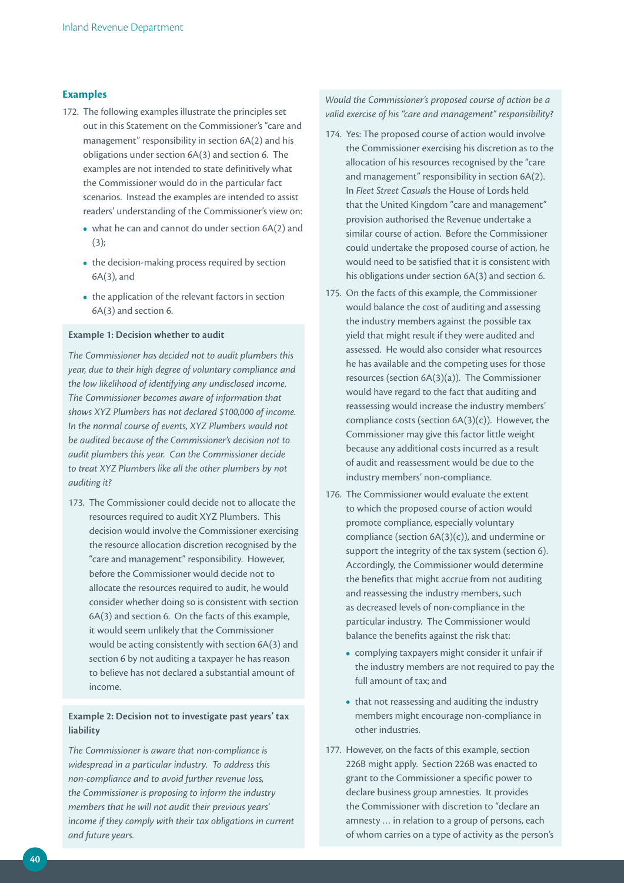### Examples

172. The following examples illustrate the principles set out in this Statement on the Commissioner's "care and management" responsibility in section 6A(2) and his obligations under section 6A(3) and section 6. The examples are not intended to state definitively what the Commissioner would do in the particular fact scenarios. Instead the examples are intended to assist readers' understanding of the Commissioner's view on:

   - what he can and cannot do under section 6A(2) and (3);
   - the decision-making process required by section 6A(3), and
   - the application of the relevant factors in section 6A(3) and section 6.

**Example 1: Decision whether to audit**

*The Commissioner has decided not to audit plumbers this year, due to their high degree of voluntary compliance and the low likelihood of identifying any undisclosed income. The Commissioner becomes aware of information that shows XYZ Plumbers has not declared $100,000 of income. In the normal course of events, XYZ Plumbers would not be audited because of the Commissioner's decision not to audit plumbers this year. Can the Commissioner decide to treat XYZ Plumbers like all the other plumbers by not auditing it?*

173. The Commissioner could decide not to allocate the resources required to audit XYZ Plumbers. This decision would involve the Commissioner exercising the resource allocation discretion recognised by the "care and management" responsibility. However, before the Commissioner would decide not to allocate the resources required to audit, he would consider whether doing so is consistent with section 6A(3) and section 6. On the facts of this example, it would seem unlikely that the Commissioner would be acting consistently with section 6A(3) and section 6 by not auditing a taxpayer he has reason to believe has not declared a substantial amount of income.

**Example 2: Decision not to investigate past years' tax liability**

*The Commissioner is aware that non-compliance is widespread in a particular industry. To address this non-compliance and to avoid further revenue loss, the Commissioner is proposing to inform the industry members that he will not audit their previous years' income if they comply with their tax obligations in current and future years.*

*Would the Commissioner's proposed course of action be a valid exercise of his "care and management" responsibility?*

174. Yes: The proposed course of action would involve the Commissioner exercising his discretion as to the allocation of his resources recognised by the "care and management" responsibility in section 6A(2). In *Fleet Street Casuals* the House of Lords held that the United Kingdom "care and management" provision authorised the Revenue undertake a similar course of action. Before the Commissioner could undertake the proposed course of action, he would need to be satisfied that it is consistent with his obligations under section 6A(3) and section 6.

175. On the facts of this example, the Commissioner would balance the cost of auditing and assessing the industry members against the possible tax yield that might result if they were audited and assessed. He would also consider what resources he has available and the competing uses for those resources (section 6A(3)(a)). The Commissioner would have regard to the fact that auditing and reassessing would increase the industry members' compliance costs (section 6A(3)(c)). However, the Commissioner may give this factor little weight because any additional costs incurred as a result of audit and reassessment would be due to the industry members' non-compliance.

176. The Commissioner would evaluate the extent to which the proposed course of action would promote compliance, especially voluntary compliance (section 6A(3)(c)), and undermine or support the integrity of the tax system (section 6). Accordingly, the Commissioner would determine the benefits that might accrue from not auditing and reassessing the industry members, such as decreased levels of non-compliance in the particular industry. The Commissioner would balance the benefits against the risk that:

   - complying taxpayers might consider it unfair if the industry members are not required to pay the full amount of tax; and
   - that not reassessing and auditing the industry members might encourage non-compliance in other industries.

177. However, on the facts of this example, section 226B might apply. Section 226B was enacted to grant to the Commissioner a specific power to declare business group amnesties. It provides the Commissioner with discretion to "declare an amnesty … in relation to a group of persons, each of whom carries on a type of activity as the person's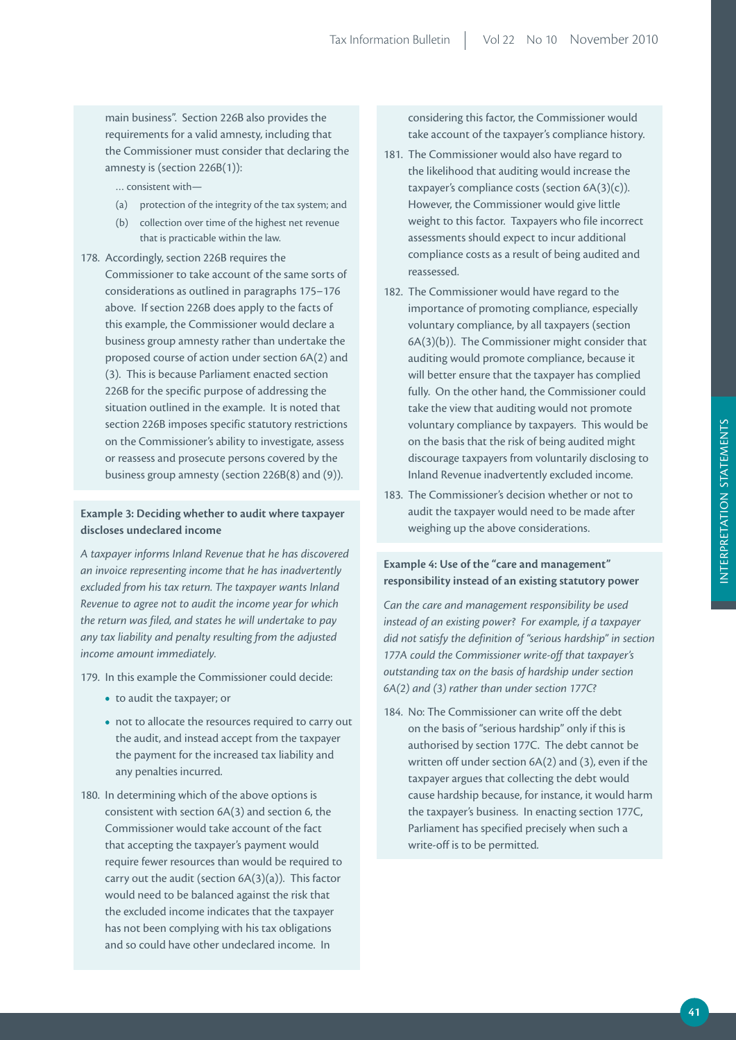main business". Section 226B also provides the requirements for a valid amnesty, including that the Commissioner must consider that declaring the amnesty is (section 226B(1)):

> ... consistent with—
>
> (a) protection of the integrity of the tax system; and
>
> (b) collection over time of the highest net revenue that is practicable within the law.

178. Accordingly, section 226B requires the Commissioner to take account of the same sorts of considerations as outlined in paragraphs 175–176 above. If section 226B does apply to the facts of this example, the Commissioner would declare a business group amnesty rather than undertake the proposed course of action under section 6A(2) and (3). This is because Parliament enacted section 226B for the specific purpose of addressing the situation outlined in the example. It is noted that section 226B imposes specific statutory restrictions on the Commissioner's ability to investigate, assess or reassess and prosecute persons covered by the business group amnesty (section 226B(8) and (9)).

**Example 3: Deciding whether to audit where taxpayer discloses undeclared income**

*A taxpayer informs Inland Revenue that he has discovered an invoice representing income that he has inadvertently excluded from his tax return. The taxpayer wants Inland Revenue to agree not to audit the income year for which the return was filed, and states he will undertake to pay any tax liability and penalty resulting from the adjusted income amount immediately.*

179. In this example the Commissioner could decide:
   - to audit the taxpayer; or
   - not to allocate the resources required to carry out the audit, and instead accept from the taxpayer the payment for the increased tax liability and any penalties incurred.

180. In determining which of the above options is consistent with section 6A(3) and section 6, the Commissioner would take account of the fact that accepting the taxpayer's payment would require fewer resources than would be required to carry out the audit (section 6A(3)(a)). This factor would need to be balanced against the risk that the excluded income indicates that the taxpayer has not been complying with his tax obligations and so could have other undeclared income. In considering this factor, the Commissioner would take account of the taxpayer's compliance history.

181. The Commissioner would also have regard to the likelihood that auditing would increase the taxpayer's compliance costs (section 6A(3)(c)). However, the Commissioner would give little weight to this factor. Taxpayers who file incorrect assessments should expect to incur additional compliance costs as a result of being audited and reassessed.

182. The Commissioner would have regard to the importance of promoting compliance, especially voluntary compliance, by all taxpayers (section 6A(3)(b)). The Commissioner might consider that auditing would promote compliance, because it will better ensure that the taxpayer has complied fully. On the other hand, the Commissioner could take the view that auditing would not promote voluntary compliance by taxpayers. This would be on the basis that the risk of being audited might discourage taxpayers from voluntarily disclosing to Inland Revenue inadvertently excluded income.

183. The Commissioner's decision whether or not to audit the taxpayer would need to be made after weighing up the above considerations.

**Example 4: Use of the "care and management" responsibility instead of an existing statutory power**

*Can the care and management responsibility be used instead of an existing power? For example, if a taxpayer did not satisfy the definition of "serious hardship" in section 177A could the Commissioner write-off that taxpayer's outstanding tax on the basis of hardship under section 6A(2) and (3) rather than under section 177C?*

184. No: The Commissioner can write off the debt on the basis of "serious hardship" only if this is authorised by section 177C. The debt cannot be written off under section 6A(2) and (3), even if the taxpayer argues that collecting the debt would cause hardship because, for instance, it would harm the taxpayer's business. In enacting section 177C, Parliament has specified precisely when such a write-off is to be permitted.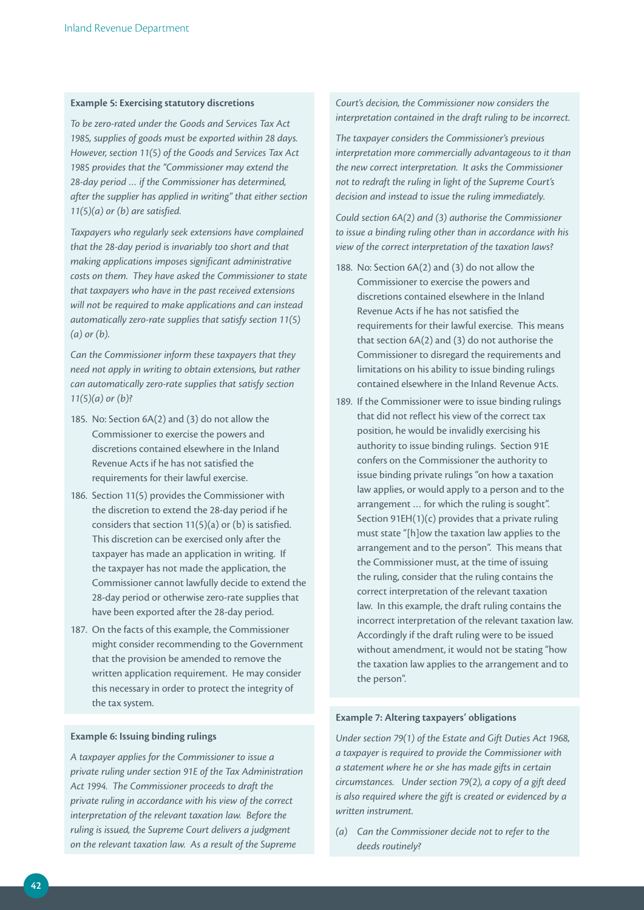**Example 5: Exercising statutory discretions**

*To be zero-rated under the Goods and Services Tax Act 1985, supplies of goods must be exported within 28 days. However, section 11(5) of the Goods and Services Tax Act 1985 provides that the "Commissioner may extend the 28-day period … if the Commissioner has determined, after the supplier has applied in writing" that either section 11(5)(a) or (b) are satisfied.*

*Taxpayers who regularly seek extensions have complained that the 28-day period is invariably too short and that making applications imposes significant administrative costs on them. They have asked the Commissioner to state that taxpayers who have in the past received extensions will not be required to make applications and can instead automatically zero-rate supplies that satisfy section 11(5)(a) or (b).*

*Can the Commissioner inform these taxpayers that they need not apply in writing to obtain extensions, but rather can automatically zero-rate supplies that satisfy section 11(5)(a) or (b)?*

185. No: Section 6A(2) and (3) do not allow the Commissioner to exercise the powers and discretions contained elsewhere in the Inland Revenue Acts if he has not satisfied the requirements for their lawful exercise.

186. Section 11(5) provides the Commissioner with the discretion to extend the 28-day period if he considers that section 11(5)(a) or (b) is satisfied. This discretion can be exercised only after the taxpayer has made an application in writing. If the taxpayer has not made the application, the Commissioner cannot lawfully decide to extend the 28-day period or otherwise zero-rate supplies that have been exported after the 28-day period.

187. On the facts of this example, the Commissioner might consider recommending to the Government that the provision be amended to remove the written application requirement. He may consider this necessary in order to protect the integrity of the tax system.

**Example 6: Issuing binding rulings**

*A taxpayer applies for the Commissioner to issue a private ruling under section 91E of the Tax Administration Act 1994. The Commissioner proceeds to draft the private ruling in accordance with his view of the correct interpretation of the relevant taxation law. Before the ruling is issued, the Supreme Court delivers a judgment on the relevant taxation law. As a result of the Supreme Court's decision, the Commissioner now considers the interpretation contained in the draft ruling to be incorrect.*

*The taxpayer considers the Commissioner's previous interpretation more commercially advantageous to it than the new correct interpretation. It asks the Commissioner not to redraft the ruling in light of the Supreme Court's decision and instead to issue the ruling immediately.*

*Could section 6A(2) and (3) authorise the Commissioner to issue a binding ruling other than in accordance with his view of the correct interpretation of the taxation laws?*

188. No: Section 6A(2) and (3) do not allow the Commissioner to exercise the powers and discretions contained elsewhere in the Inland Revenue Acts if he has not satisfied the requirements for their lawful exercise. This means that section 6A(2) and (3) do not authorise the Commissioner to disregard the requirements and limitations on his ability to issue binding rulings contained elsewhere in the Inland Revenue Acts.

189. If the Commissioner were to issue binding rulings that did not reflect his view of the correct tax position, he would be invalidly exercising his authority to issue binding rulings. Section 91E confers on the Commissioner the authority to issue binding private rulings "on how a taxation law applies, or would apply to a person and to the arrangement … for which the ruling is sought". Section 91EH(1)(c) provides that a private ruling must state "[h]ow the taxation law applies to the arrangement and to the person". This means that the Commissioner must, at the time of issuing the ruling, consider that the ruling contains the correct interpretation of the relevant taxation law. In this example, the draft ruling contains the incorrect interpretation of the relevant taxation law. Accordingly if the draft ruling were to be issued without amendment, it would not be stating "how the taxation law applies to the arrangement and to the person".

**Example 7: Altering taxpayers' obligations**

*Under section 79(1) of the Estate and Gift Duties Act 1968, a taxpayer is required to provide the Commissioner with a statement where he or she has made gifts in certain circumstances. Under section 79(2), a copy of a gift deed is also required where the gift is created or evidenced by a written instrument.*

(a) *Can the Commissioner decide not to refer to the deeds routinely?*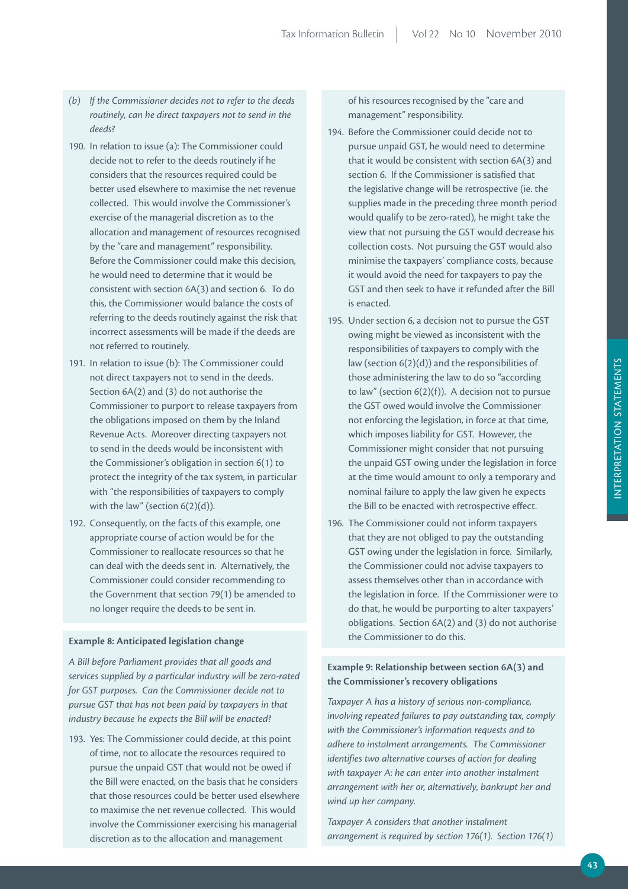*(b) If the Commissioner decides not to refer to the deeds routinely, can he direct taxpayers not to send in the deeds?*

190. In relation to issue (a): The Commissioner could decide not to refer to the deeds routinely if he considers that the resources required could be better used elsewhere to maximise the net revenue collected. This would involve the Commissioner's exercise of the managerial discretion as to the allocation and management of resources recognised by the "care and management" responsibility. Before the Commissioner could make this decision, he would need to determine that it would be consistent with section 6A(3) and section 6. To do this, the Commissioner would balance the costs of referring to the deeds routinely against the risk that incorrect assessments will be made if the deeds are not referred to routinely.

191. In relation to issue (b): The Commissioner could not direct taxpayers not to send in the deeds. Section 6A(2) and (3) do not authorise the Commissioner to purport to release taxpayers from the obligations imposed on them by the Inland Revenue Acts. Moreover directing taxpayers not to send in the deeds would be inconsistent with the Commissioner's obligation in section 6(1) to protect the integrity of the tax system, in particular with "the responsibilities of taxpayers to comply with the law" (section 6(2)(d)).

192. Consequently, on the facts of this example, one appropriate course of action would be for the Commissioner to reallocate resources so that he can deal with the deeds sent in. Alternatively, the Commissioner could consider recommending to the Government that section 79(1) be amended to no longer require the deeds to be sent in.

**Example 8: Anticipated legislation change**

*A Bill before Parliament provides that all goods and services supplied by a particular industry will be zero-rated for GST purposes. Can the Commissioner decide not to pursue GST that has not been paid by taxpayers in that industry because he expects the Bill will be enacted?*

193. Yes: The Commissioner could decide, at this point of time, not to allocate the resources required to pursue the unpaid GST that would not be owed if the Bill were enacted, on the basis that he considers that those resources could be better used elsewhere to maximise the net revenue collected. This would involve the Commissioner exercising his managerial discretion as to the allocation and management of his resources recognised by the "care and management" responsibility.

194. Before the Commissioner could decide not to pursue unpaid GST, he would need to determine that it would be consistent with section 6A(3) and section 6. If the Commissioner is satisfied that the legislative change will be retrospective (ie. the supplies made in the preceding three month period would qualify to be zero-rated), he might take the view that not pursuing the GST would decrease his collection costs. Not pursuing the GST would also minimise the taxpayers' compliance costs, because it would avoid the need for taxpayers to pay the GST and then seek to have it refunded after the Bill is enacted.

195. Under section 6, a decision not to pursue the GST owing might be viewed as inconsistent with the responsibilities of taxpayers to comply with the law (section 6(2)(d)) and the responsibilities of those administering the law to do so "according to law" (section 6(2)(f)). A decision not to pursue the GST owed would involve the Commissioner not enforcing the legislation, in force at that time, which imposes liability for GST. However, the Commissioner might consider that not pursuing the unpaid GST owing under the legislation in force at the time would amount to only a temporary and nominal failure to apply the law given he expects the Bill to be enacted with retrospective effect.

196. The Commissioner could not inform taxpayers that they are not obliged to pay the outstanding GST owing under the legislation in force. Similarly, the Commissioner could not advise taxpayers to assess themselves other than in accordance with the legislation in force. If the Commissioner were to do that, he would be purporting to alter taxpayers' obligations. Section 6A(2) and (3) do not authorise the Commissioner to do this.

**Example 9: Relationship between section 6A(3) and the Commissioner's recovery obligations**

*Taxpayer A has a history of serious non-compliance, involving repeated failures to pay outstanding tax, comply with the Commissioner's information requests and to adhere to instalment arrangements. The Commissioner identifies two alternative courses of action for dealing with taxpayer A: he can enter into another instalment arrangement with her or, alternatively, bankrupt her and wind up her company.*

*Taxpayer A considers that another instalment arrangement is required by section 176(1). Section 176(1)*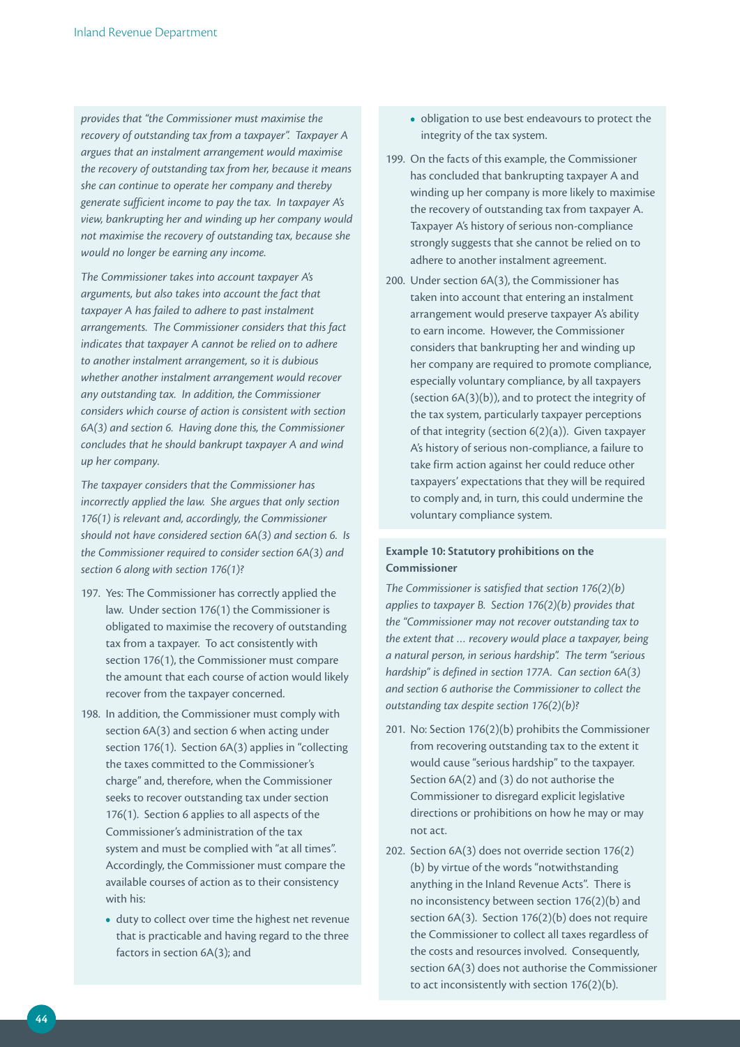*provides that "the Commissioner must maximise the recovery of outstanding tax from a taxpayer". Taxpayer A argues that an instalment arrangement would maximise the recovery of outstanding tax from her, because it means she can continue to operate her company and thereby generate sufficient income to pay the tax. In taxpayer A's view, bankrupting her and winding up her company would not maximise the recovery of outstanding tax, because she would no longer be earning any income.*

*The Commissioner takes into account taxpayer A's arguments, but also takes into account the fact that taxpayer A has failed to adhere to past instalment arrangements. The Commissioner considers that this fact indicates that taxpayer A cannot be relied on to adhere to another instalment arrangement, so it is dubious whether another instalment arrangement would recover any outstanding tax. In addition, the Commissioner considers which course of action is consistent with section 6A(3) and section 6. Having done this, the Commissioner concludes that he should bankrupt taxpayer A and wind up her company.*

*The taxpayer considers that the Commissioner has incorrectly applied the law. She argues that only section 176(1) is relevant and, accordingly, the Commissioner should not have considered section 6A(3) and section 6. Is the Commissioner required to consider section 6A(3) and section 6 along with section 176(1)?*

197. Yes: The Commissioner has correctly applied the law. Under section 176(1) the Commissioner is obligated to maximise the recovery of outstanding tax from a taxpayer. To act consistently with section 176(1), the Commissioner must compare the amount that each course of action would likely recover from the taxpayer concerned.

198. In addition, the Commissioner must comply with section 6A(3) and section 6 when acting under section 176(1). Section 6A(3) applies in "collecting the taxes committed to the Commissioner's charge" and, therefore, when the Commissioner seeks to recover outstanding tax under section 176(1). Section 6 applies to all aspects of the Commissioner's administration of the tax system and must be complied with "at all times". Accordingly, the Commissioner must compare the available courses of action as to their consistency with his:

   - duty to collect over time the highest net revenue that is practicable and having regard to the three factors in section 6A(3); and
   - obligation to use best endeavours to protect the integrity of the tax system.

199. On the facts of this example, the Commissioner has concluded that bankrupting taxpayer A and winding up her company is more likely to maximise the recovery of outstanding tax from taxpayer A. Taxpayer A's history of serious non-compliance strongly suggests that she cannot be relied on to adhere to another instalment agreement.

200. Under section 6A(3), the Commissioner has taken into account that entering an instalment arrangement would preserve taxpayer A's ability to earn income. However, the Commissioner considers that bankrupting her and winding up her company are required to promote compliance, especially voluntary compliance, by all taxpayers (section 6A(3)(b)), and to protect the integrity of the tax system, particularly taxpayer perceptions of that integrity (section 6(2)(a)). Given taxpayer A's history of serious non-compliance, a failure to take firm action against her could reduce other taxpayers' expectations that they will be required to comply and, in turn, this could undermine the voluntary compliance system.

**Example 10: Statutory prohibitions on the Commissioner**

*The Commissioner is satisfied that section 176(2)(b) applies to taxpayer B. Section 176(2)(b) provides that the "Commissioner may not recover outstanding tax to the extent that … recovery would place a taxpayer, being a natural person, in serious hardship". The term "serious hardship" is defined in section 177A. Can section 6A(3) and section 6 authorise the Commissioner to collect the outstanding tax despite section 176(2)(b)?*

201. No: Section 176(2)(b) prohibits the Commissioner from recovering outstanding tax to the extent it would cause "serious hardship" to the taxpayer. Section 6A(2) and (3) do not authorise the Commissioner to disregard explicit legislative directions or prohibitions on how he may or may not act.

202. Section 6A(3) does not override section 176(2)(b) by virtue of the words "notwithstanding anything in the Inland Revenue Acts". There is no inconsistency between section 176(2)(b) and section 6A(3). Section 176(2)(b) does not require the Commissioner to collect all taxes regardless of the costs and resources involved. Consequently, section 6A(3) does not authorise the Commissioner to act inconsistently with section 176(2)(b).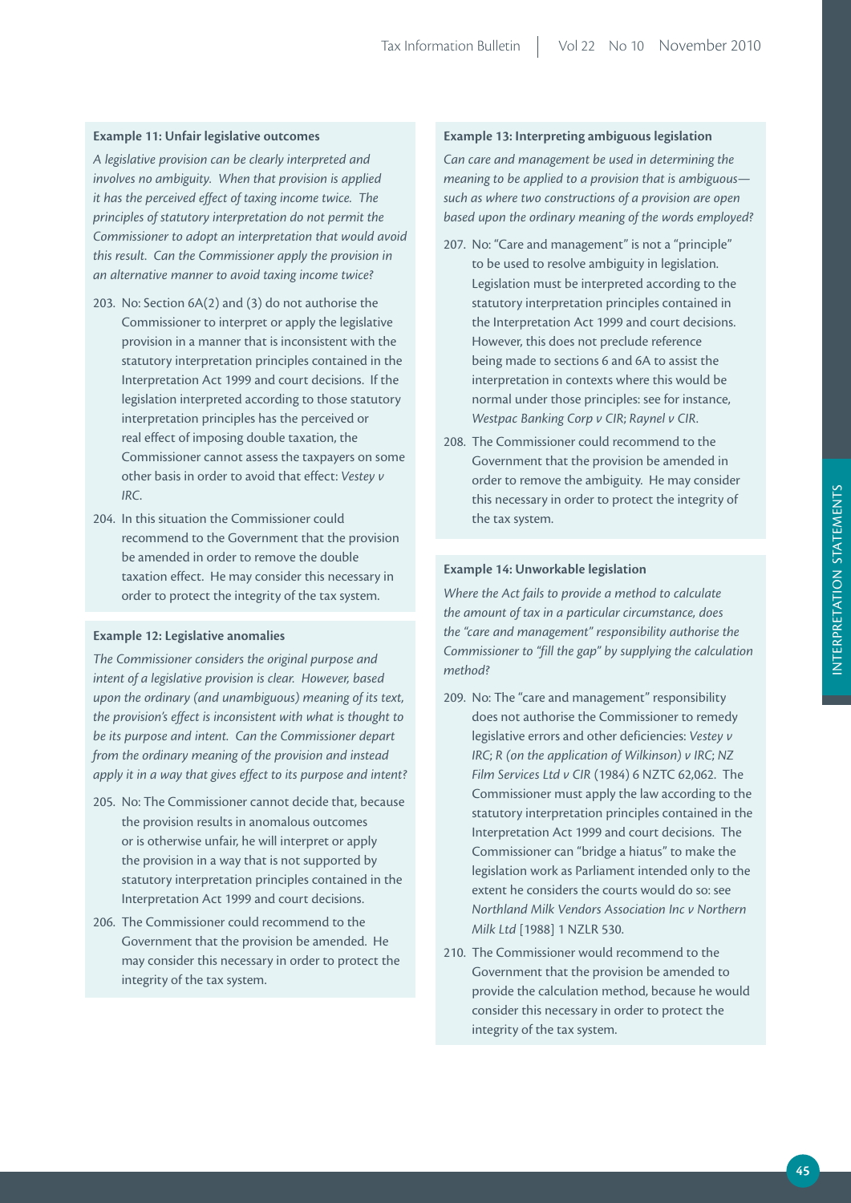**Example 11: Unfair legislative outcomes**

*A legislative provision can be clearly interpreted and involves no ambiguity. When that provision is applied it has the perceived effect of taxing income twice. The principles of statutory interpretation do not permit the Commissioner to adopt an interpretation that would avoid this result. Can the Commissioner apply the provision in an alternative manner to avoid taxing income twice?*

203. No: Section 6A(2) and (3) do not authorise the Commissioner to interpret or apply the legislative provision in a manner that is inconsistent with the statutory interpretation principles contained in the Interpretation Act 1999 and court decisions. If the legislation interpreted according to those statutory interpretation principles has the perceived or real effect of imposing double taxation, the Commissioner cannot assess the taxpayers on some other basis in order to avoid that effect: *Vestey v IRC*.

204. In this situation the Commissioner could recommend to the Government that the provision be amended in order to remove the double taxation effect. He may consider this necessary in order to protect the integrity of the tax system.

**Example 12: Legislative anomalies**

*The Commissioner considers the original purpose and intent of a legislative provision is clear. However, based upon the ordinary (and unambiguous) meaning of its text, the provision's effect is inconsistent with what is thought to be its purpose and intent. Can the Commissioner depart from the ordinary meaning of the provision and instead apply it in a way that gives effect to its purpose and intent?*

205. No: The Commissioner cannot decide that, because the provision results in anomalous outcomes or is otherwise unfair, he will interpret or apply the provision in a way that is not supported by statutory interpretation principles contained in the Interpretation Act 1999 and court decisions.

206. The Commissioner could recommend to the Government that the provision be amended. He may consider this necessary in order to protect the integrity of the tax system.

**Example 13: Interpreting ambiguous legislation**

*Can care and management be used in determining the meaning to be applied to a provision that is ambiguous—such as where two constructions of a provision are open based upon the ordinary meaning of the words employed?*

207. No: "Care and management" is not a "principle" to be used to resolve ambiguity in legislation. Legislation must be interpreted according to the statutory interpretation principles contained in the Interpretation Act 1999 and court decisions. However, this does not preclude reference being made to sections 6 and 6A to assist the interpretation in contexts where this would be normal under those principles: see for instance, *Westpac Banking Corp v CIR*; *Raynel v CIR*.

208. The Commissioner could recommend to the Government that the provision be amended in order to remove the ambiguity. He may consider this necessary in order to protect the integrity of the tax system.

**Example 14: Unworkable legislation**

*Where the Act fails to provide a method to calculate the amount of tax in a particular circumstance, does the "care and management" responsibility authorise the Commissioner to "fill the gap" by supplying the calculation method?*

209. No: The "care and management" responsibility does not authorise the Commissioner to remedy legislative errors and other deficiencies: *Vestey v IRC*; *R (on the application of Wilkinson) v IRC*; *NZ Film Services Ltd v CIR* (1984) 6 NZTC 62,062. The Commissioner must apply the law according to the statutory interpretation principles contained in the Interpretation Act 1999 and court decisions. The Commissioner can "bridge a hiatus" to make the legislation work as Parliament intended only to the extent he considers the courts would do so: see *Northland Milk Vendors Association Inc v Northern Milk Ltd* [1988] 1 NZLR 530.

210. The Commissioner would recommend to the Government that the provision be amended to provide the calculation method, because he would consider this necessary in order to protect the integrity of the tax system.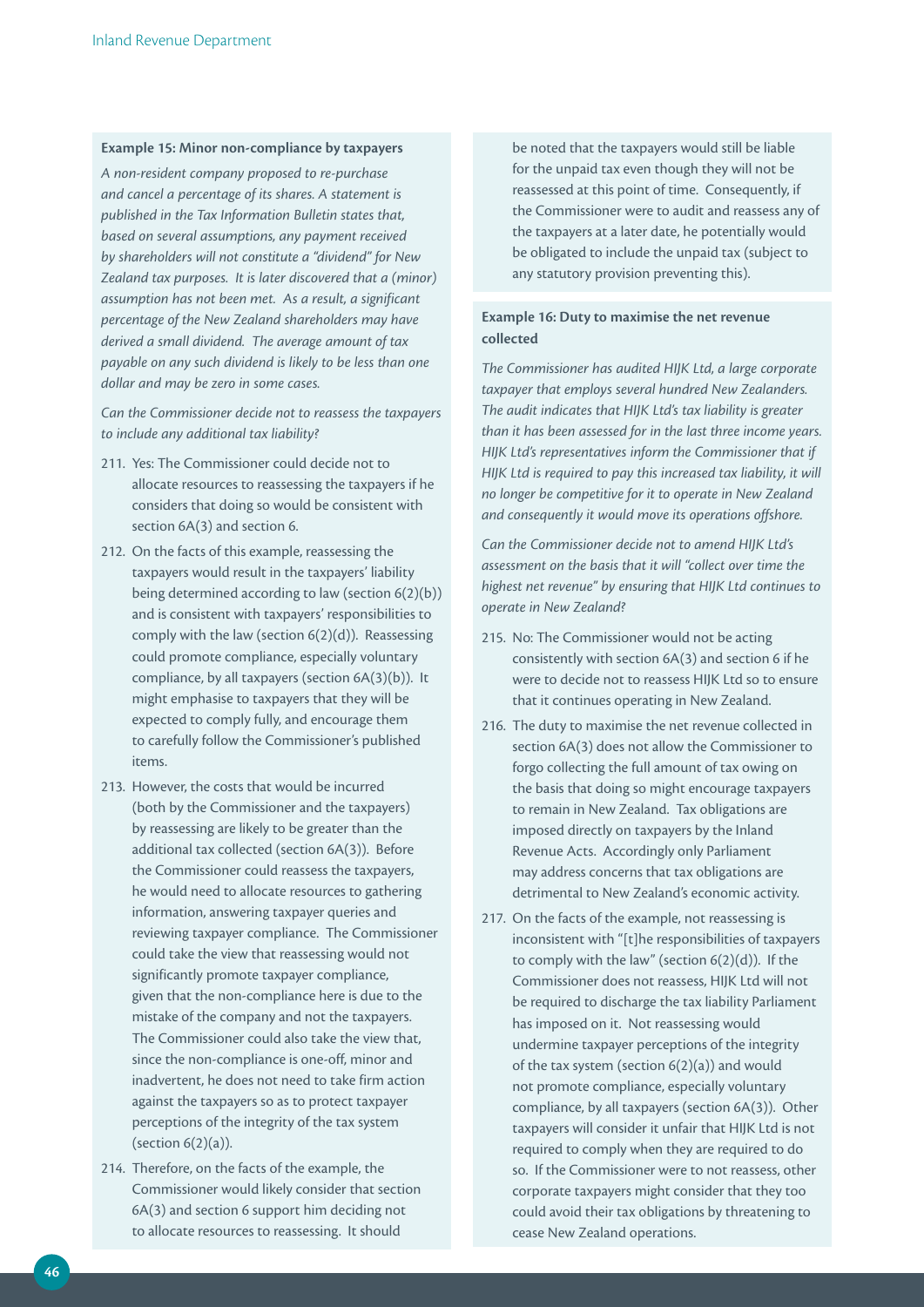#### Example 15: Minor non-compliance by taxpayers

*A non-resident company proposed to re-purchase and cancel a percentage of its shares. A statement is published in the Tax Information Bulletin states that, based on several assumptions, any payment received by shareholders will not constitute a "dividend" for New Zealand tax purposes. It is later discovered that a (minor) assumption has not been met. As a result, a significant percentage of the New Zealand shareholders may have derived a small dividend. The average amount of tax payable on any such dividend is likely to be less than one dollar and may be zero in some cases.*

*Can the Commissioner decide not to reassess the taxpayers to include any additional tax liability?*

211. Yes: The Commissioner could decide not to allocate resources to reassessing the taxpayers if he considers that doing so would be consistent with section 6A(3) and section 6.

212. On the facts of this example, reassessing the taxpayers would result in the taxpayers' liability being determined according to law (section 6(2)(b)) and is consistent with taxpayers' responsibilities to comply with the law (section 6(2)(d)). Reassessing could promote compliance, especially voluntary compliance, by all taxpayers (section 6A(3)(b)). It might emphasise to taxpayers that they will be expected to comply fully, and encourage them to carefully follow the Commissioner's published items.

213. However, the costs that would be incurred (both by the Commissioner and the taxpayers) by reassessing are likely to be greater than the additional tax collected (section 6A(3)). Before the Commissioner could reassess the taxpayers, he would need to allocate resources to gathering information, answering taxpayer queries and reviewing taxpayer compliance. The Commissioner could take the view that reassessing would not significantly promote taxpayer compliance, given that the non-compliance here is due to the mistake of the company and not the taxpayers. The Commissioner could also take the view that, since the non-compliance is one-off, minor and inadvertent, he does not need to take firm action against the taxpayers so as to protect taxpayer perceptions of the integrity of the tax system (section 6(2)(a)).

214. Therefore, on the facts of the example, the Commissioner would likely consider that section 6A(3) and section 6 support him deciding not to allocate resources to reassessing. It should be noted that the taxpayers would still be liable for the unpaid tax even though they will not be reassessed at this point of time. Consequently, if the Commissioner were to audit and reassess any of the taxpayers at a later date, he potentially would be obligated to include the unpaid tax (subject to any statutory provision preventing this).

#### Example 16: Duty to maximise the net revenue collected

*The Commissioner has audited HIJK Ltd, a large corporate taxpayer that employs several hundred New Zealanders. The audit indicates that HIJK Ltd's tax liability is greater than it has been assessed for in the last three income years. HIJK Ltd's representatives inform the Commissioner that if HIJK Ltd is required to pay this increased tax liability, it will no longer be competitive for it to operate in New Zealand and consequently it would move its operations offshore.*

*Can the Commissioner decide not to amend HIJK Ltd's assessment on the basis that it will "collect over time the highest net revenue" by ensuring that HIJK Ltd continues to operate in New Zealand?*

215. No: The Commissioner would not be acting consistently with section 6A(3) and section 6 if he were to decide not to reassess HIJK Ltd so to ensure that it continues operating in New Zealand.

216. The duty to maximise the net revenue collected in section 6A(3) does not allow the Commissioner to forgo collecting the full amount of tax owing on the basis that doing so might encourage taxpayers to remain in New Zealand. Tax obligations are imposed directly on taxpayers by the Inland Revenue Acts. Accordingly only Parliament may address concerns that tax obligations are detrimental to New Zealand's economic activity.

217. On the facts of the example, not reassessing is inconsistent with "[t]he responsibilities of taxpayers to comply with the law" (section 6(2)(d)). If the Commissioner does not reassess, HIJK Ltd will not be required to discharge the tax liability Parliament has imposed on it. Not reassessing would undermine taxpayer perceptions of the integrity of the tax system (section 6(2)(a)) and would not promote compliance, especially voluntary compliance, by all taxpayers (section 6A(3)). Other taxpayers will consider it unfair that HIJK Ltd is not required to comply when they are required to do so. If the Commissioner were to not reassess, other corporate taxpayers might consider that they too could avoid their tax obligations by threatening to cease New Zealand operations.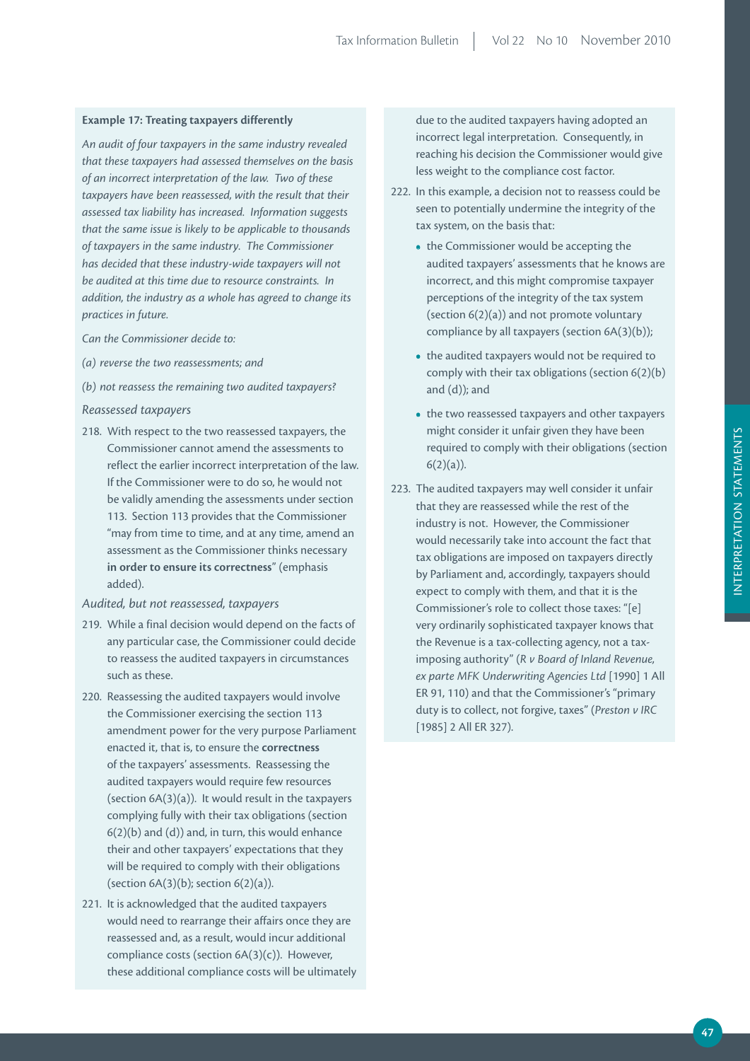**Example 17: Treating taxpayers differently**

*An audit of four taxpayers in the same industry revealed that these taxpayers had assessed themselves on the basis of an incorrect interpretation of the law. Two of these taxpayers have been reassessed, with the result that their assessed tax liability has increased. Information suggests that the same issue is likely to be applicable to thousands of taxpayers in the same industry. The Commissioner has decided that these industry-wide taxpayers will not be audited at this time due to resource constraints. In addition, the industry as a whole has agreed to change its practices in future.*

*Can the Commissioner decide to:*

*(a) reverse the two reassessments; and*

*(b) not reassess the remaining two audited taxpayers?*

*Reassessed taxpayers*

218. With respect to the two reassessed taxpayers, the Commissioner cannot amend the assessments to reflect the earlier incorrect interpretation of the law. If the Commissioner were to do so, he would not be validly amending the assessments under section 113. Section 113 provides that the Commissioner "may from time to time, and at any time, amend an assessment as the Commissioner thinks necessary **in order to ensure its correctness**" (emphasis added).

*Audited, but not reassessed, taxpayers*

219. While a final decision would depend on the facts of any particular case, the Commissioner could decide to reassess the audited taxpayers in circumstances such as these.

220. Reassessing the audited taxpayers would involve the Commissioner exercising the section 113 amendment power for the very purpose Parliament enacted it, that is, to ensure the **correctness** of the taxpayers' assessments. Reassessing the audited taxpayers would require few resources (section 6A(3)(a)). It would result in the taxpayers complying fully with their tax obligations (section 6(2)(b) and (d)) and, in turn, this would enhance their and other taxpayers' expectations that they will be required to comply with their obligations (section 6A(3)(b); section 6(2)(a)).

221. It is acknowledged that the audited taxpayers would need to rearrange their affairs once they are reassessed and, as a result, would incur additional compliance costs (section 6A(3)(c)). However, these additional compliance costs will be ultimately due to the audited taxpayers having adopted an incorrect legal interpretation. Consequently, in reaching his decision the Commissioner would give less weight to the compliance cost factor.

222. In this example, a decision not to reassess could be seen to potentially undermine the integrity of the tax system, on the basis that:

- the Commissioner would be accepting the audited taxpayers' assessments that he knows are incorrect, and this might compromise taxpayer perceptions of the integrity of the tax system (section 6(2)(a)) and not promote voluntary compliance by all taxpayers (section 6A(3)(b));
- the audited taxpayers would not be required to comply with their tax obligations (section 6(2)(b) and (d)); and
- the two reassessed taxpayers and other taxpayers might consider it unfair given they have been required to comply with their obligations (section 6(2)(a)).

223. The audited taxpayers may well consider it unfair that they are reassessed while the rest of the industry is not. However, the Commissioner would necessarily take into account the fact that tax obligations are imposed on taxpayers directly by Parliament and, accordingly, taxpayers should expect to comply with them, and that it is the Commissioner's role to collect those taxes: "[e]very ordinarily sophisticated taxpayer knows that the Revenue is a tax-collecting agency, not a tax-imposing authority" (*R v Board of Inland Revenue, ex parte MFK Underwriting Agencies Ltd* [1990] 1 All ER 91, 110) and that the Commissioner's "primary duty is to collect, not forgive, taxes" (*Preston v IRC* [1985] 2 All ER 327).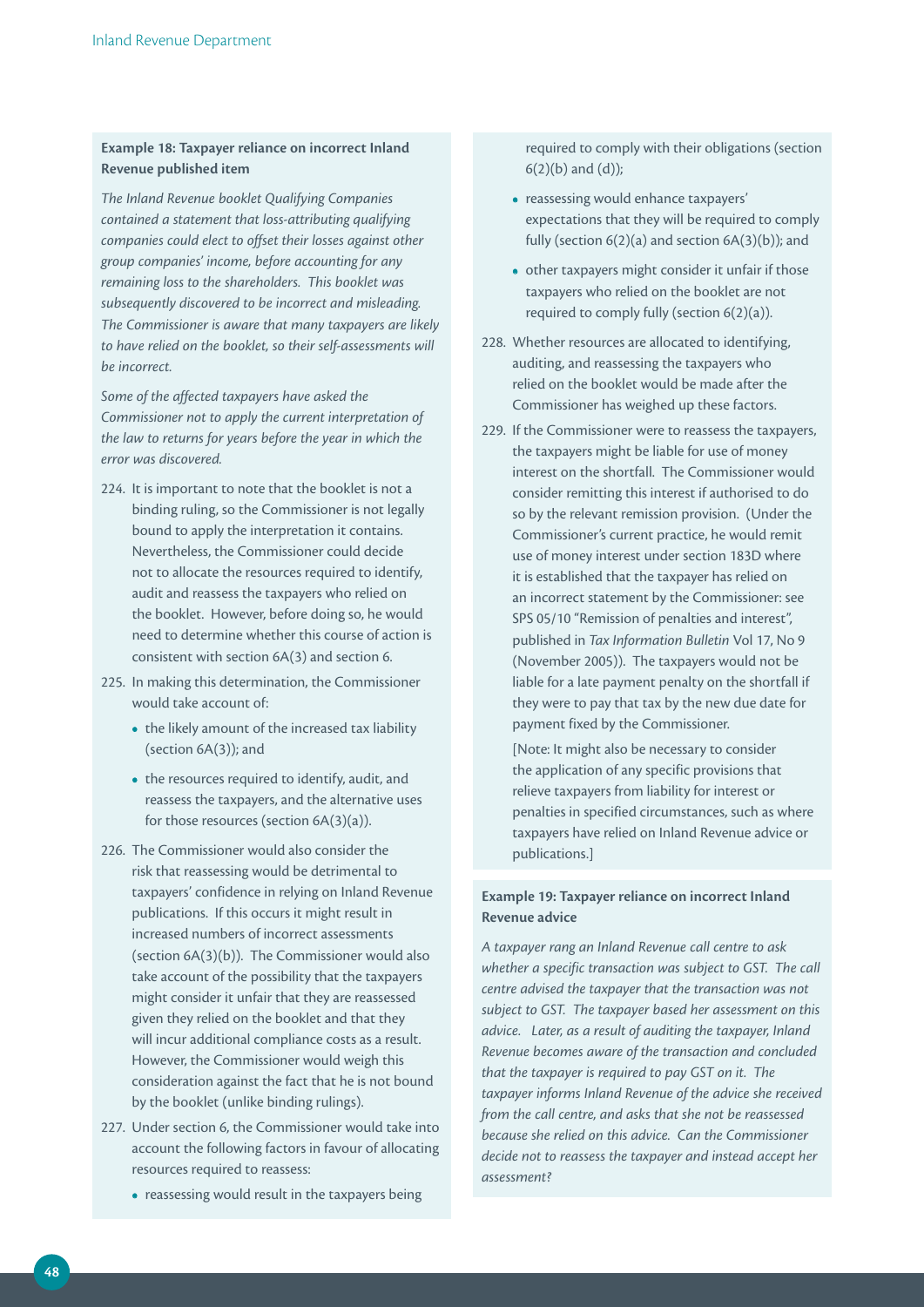**Example 18: Taxpayer reliance on incorrect Inland Revenue published item**

*The Inland Revenue booklet Qualifying Companies contained a statement that loss-attributing qualifying companies could elect to offset their losses against other group companies' income, before accounting for any remaining loss to the shareholders. This booklet was subsequently discovered to be incorrect and misleading. The Commissioner is aware that many taxpayers are likely to have relied on the booklet, so their self-assessments will be incorrect.*

*Some of the affected taxpayers have asked the Commissioner not to apply the current interpretation of the law to returns for years before the year in which the error was discovered.*

224. It is important to note that the booklet is not a binding ruling, so the Commissioner is not legally bound to apply the interpretation it contains. Nevertheless, the Commissioner could decide not to allocate the resources required to identify, audit and reassess the taxpayers who relied on the booklet. However, before doing so, he would need to determine whether this course of action is consistent with section 6A(3) and section 6.

225. In making this determination, the Commissioner would take account of:

- the likely amount of the increased tax liability (section 6A(3)); and
- the resources required to identify, audit, and reassess the taxpayers, and the alternative uses for those resources (section 6A(3)(a)).

226. The Commissioner would also consider the risk that reassessing would be detrimental to taxpayers' confidence in relying on Inland Revenue publications. If this occurs it might result in increased numbers of incorrect assessments (section 6A(3)(b)). The Commissioner would also take account of the possibility that the taxpayers might consider it unfair that they are reassessed given they relied on the booklet and that they will incur additional compliance costs as a result. However, the Commissioner would weigh this consideration against the fact that he is not bound by the booklet (unlike binding rulings).

227. Under section 6, the Commissioner would take into account the following factors in favour of allocating resources required to reassess:

- reassessing would result in the taxpayers being required to comply with their obligations (section 6(2)(b) and (d));
- reassessing would enhance taxpayers' expectations that they will be required to comply fully (section 6(2)(a) and section 6A(3)(b)); and
- other taxpayers might consider it unfair if those taxpayers who relied on the booklet are not required to comply fully (section 6(2)(a)).

228. Whether resources are allocated to identifying, auditing, and reassessing the taxpayers who relied on the booklet would be made after the Commissioner has weighed up these factors.

229. If the Commissioner were to reassess the taxpayers, the taxpayers might be liable for use of money interest on the shortfall. The Commissioner would consider remitting this interest if authorised to do so by the relevant remission provision. (Under the Commissioner's current practice, he would remit use of money interest under section 183D where it is established that the taxpayer has relied on an incorrect statement by the Commissioner: see SPS 05/10 "Remission of penalties and interest", published in *Tax Information Bulletin* Vol 17, No 9 (November 2005)). The taxpayers would not be liable for a late payment penalty on the shortfall if they were to pay that tax by the new due date for payment fixed by the Commissioner.

[Note: It might also be necessary to consider the application of any specific provisions that relieve taxpayers from liability for interest or penalties in specified circumstances, such as where taxpayers have relied on Inland Revenue advice or publications.]

**Example 19: Taxpayer reliance on incorrect Inland Revenue advice**

*A taxpayer rang an Inland Revenue call centre to ask whether a specific transaction was subject to GST. The call centre advised the taxpayer that the transaction was not subject to GST. The taxpayer based her assessment on this advice. Later, as a result of auditing the taxpayer, Inland Revenue becomes aware of the transaction and concluded that the taxpayer is required to pay GST on it. The taxpayer informs Inland Revenue of the advice she received from the call centre, and asks that she not be reassessed because she relied on this advice. Can the Commissioner decide not to reassess the taxpayer and instead accept her assessment?*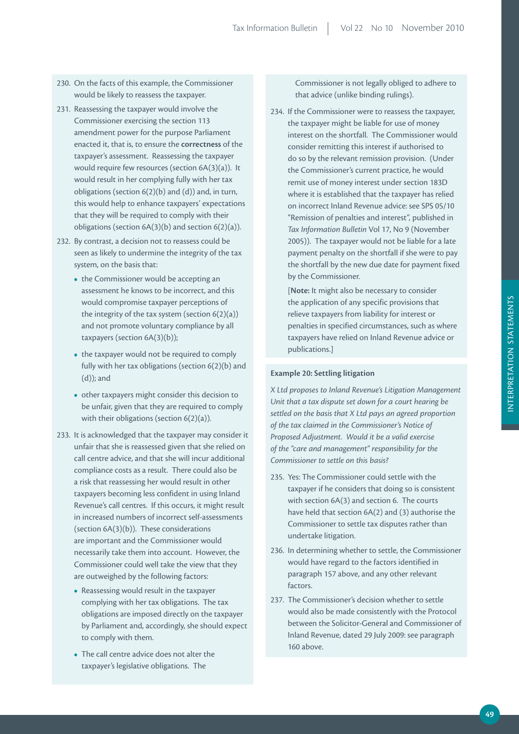230. On the facts of this example, the Commissioner would be likely to reassess the taxpayer.

231. Reassessing the taxpayer would involve the Commissioner exercising the section 113 amendment power for the purpose Parliament enacted it, that is, to ensure the **correctness** of the taxpayer's assessment. Reassessing the taxpayer would require few resources (section 6A(3)(a)). It would result in her complying fully with her tax obligations (section 6(2)(b) and (d)) and, in turn, this would help to enhance taxpayers' expectations that they will be required to comply with their obligations (section 6A(3)(b) and section 6(2)(a)).

232. By contrast, a decision not to reassess could be seen as likely to undermine the integrity of the tax system, on the basis that:
    - the Commissioner would be accepting an assessment he knows to be incorrect, and this would compromise taxpayer perceptions of the integrity of the tax system (section 6(2)(a)) and not promote voluntary compliance by all taxpayers (section 6A(3)(b));
    - the taxpayer would not be required to comply fully with her tax obligations (section 6(2)(b) and (d)); and
    - other taxpayers might consider this decision to be unfair, given that they are required to comply with their obligations (section 6(2)(a)).

233. It is acknowledged that the taxpayer may consider it unfair that she is reassessed given that she relied on call centre advice, and that she will incur additional compliance costs as a result. There could also be a risk that reassessing her would result in other taxpayers becoming less confident in using Inland Revenue's call centres. If this occurs, it might result in increased numbers of incorrect self-assessments (section 6A(3)(b)). These considerations are important and the Commissioner would necessarily take them into account. However, the Commissioner could well take the view that they are outweighed by the following factors:
    - Reassessing would result in the taxpayer complying with her tax obligations. The tax obligations are imposed directly on the taxpayer by Parliament and, accordingly, she should expect to comply with them.
    - The call centre advice does not alter the taxpayer's legislative obligations. The Commissioner is not legally obliged to adhere to that advice (unlike binding rulings).

234. If the Commissioner were to reassess the taxpayer, the taxpayer might be liable for use of money interest on the shortfall. The Commissioner would consider remitting this interest if authorised to do so by the relevant remission provision. (Under the Commissioner's current practice, he would remit use of money interest under section 183D where it is established that the taxpayer has relied on incorrect Inland Revenue advice: see SPS 05/10 "Remission of penalties and interest", published in *Tax Information Bulletin* Vol 17, No 9 (November 2005)). The taxpayer would not be liable for a late payment penalty on the shortfall if she were to pay the shortfall by the new due date for payment fixed by the Commissioner.

    [**Note:** It might also be necessary to consider the application of any specific provisions that relieve taxpayers from liability for interest or penalties in specified circumstances, such as where taxpayers have relied on Inland Revenue advice or publications.]

**Example 20: Settling litigation**

*X Ltd proposes to Inland Revenue's Litigation Management Unit that a tax dispute set down for a court hearing be settled on the basis that X Ltd pays an agreed proportion of the tax claimed in the Commissioner's Notice of Proposed Adjustment. Would it be a valid exercise of the "care and management" responsibility for the Commissioner to settle on this basis?*

235. Yes: The Commissioner could settle with the taxpayer if he considers that doing so is consistent with section 6A(3) and section 6. The courts have held that section 6A(2) and (3) authorise the Commissioner to settle tax disputes rather than undertake litigation.

236. In determining whether to settle, the Commissioner would have regard to the factors identified in paragraph 157 above, and any other relevant factors.

237. The Commissioner's decision whether to settle would also be made consistently with the Protocol between the Solicitor-General and Commissioner of Inland Revenue, dated 29 July 2009: see paragraph 160 above.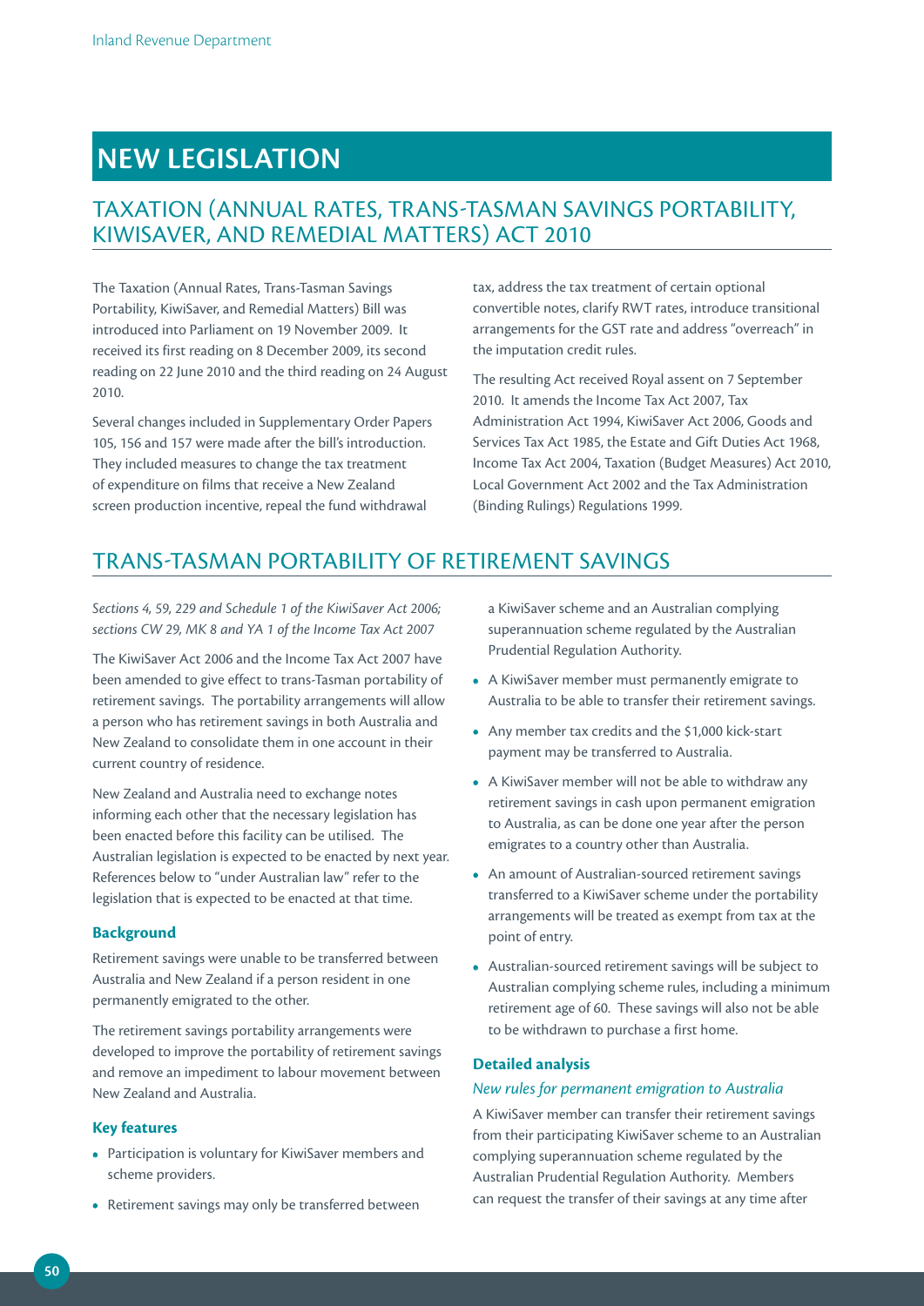# NEW LEGISLATION

## TAXATION (ANNUAL RATES, TRANS-TASMAN SAVINGS PORTABILITY, KIWISAVER, AND REMEDIAL MATTERS) ACT 2010

The Taxation (Annual Rates, Trans-Tasman Savings Portability, KiwiSaver, and Remedial Matters) Bill was introduced into Parliament on 19 November 2009. It received its first reading on 8 December 2009, its second reading on 22 June 2010 and the third reading on 24 August 2010.

Several changes included in Supplementary Order Papers 105, 156 and 157 were made after the bill's introduction. They included measures to change the tax treatment of expenditure on films that receive a New Zealand screen production incentive, repeal the fund withdrawal tax, address the tax treatment of certain optional convertible notes, clarify RWT rates, introduce transitional arrangements for the GST rate and address "overreach" in the imputation credit rules.

The resulting Act received Royal assent on 7 September 2010. It amends the Income Tax Act 2007, Tax Administration Act 1994, KiwiSaver Act 2006, Goods and Services Tax Act 1985, the Estate and Gift Duties Act 1968, Income Tax Act 2004, Taxation (Budget Measures) Act 2010, Local Government Act 2002 and the Tax Administration (Binding Rulings) Regulations 1999.

## TRANS-TASMAN PORTABILITY OF RETIREMENT SAVINGS

*Sections 4, 59, 229 and Schedule 1 of the KiwiSaver Act 2006; sections CW 29, MK 8 and YA 1 of the Income Tax Act 2007*

The KiwiSaver Act 2006 and the Income Tax Act 2007 have been amended to give effect to trans-Tasman portability of retirement savings. The portability arrangements will allow a person who has retirement savings in both Australia and New Zealand to consolidate them in one account in their current country of residence.

New Zealand and Australia need to exchange notes informing each other that the necessary legislation has been enacted before this facility can be utilised. The Australian legislation is expected to be enacted by next year. References below to "under Australian law" refer to the legislation that is expected to be enacted at that time.

### Background

Retirement savings were unable to be transferred between Australia and New Zealand if a person resident in one permanently emigrated to the other.

The retirement savings portability arrangements were developed to improve the portability of retirement savings and remove an impediment to labour movement between New Zealand and Australia.

### Key features

- Participation is voluntary for KiwiSaver members and scheme providers.
- Retirement savings may only be transferred between a KiwiSaver scheme and an Australian complying superannuation scheme regulated by the Australian Prudential Regulation Authority.
- A KiwiSaver member must permanently emigrate to Australia to be able to transfer their retirement savings.
- Any member tax credits and the $1,000 kick-start payment may be transferred to Australia.
- A KiwiSaver member will not be able to withdraw any retirement savings in cash upon permanent emigration to Australia, as can be done one year after the person emigrates to a country other than Australia.
- An amount of Australian-sourced retirement savings transferred to a KiwiSaver scheme under the portability arrangements will be treated as exempt from tax at the point of entry.
- Australian-sourced retirement savings will be subject to Australian complying scheme rules, including a minimum retirement age of 60. These savings will also not be able to be withdrawn to purchase a first home.

### Detailed analysis

#### *New rules for permanent emigration to Australia*

A KiwiSaver member can transfer their retirement savings from their participating KiwiSaver scheme to an Australian complying superannuation scheme regulated by the Australian Prudential Regulation Authority. Members can request the transfer of their savings at any time after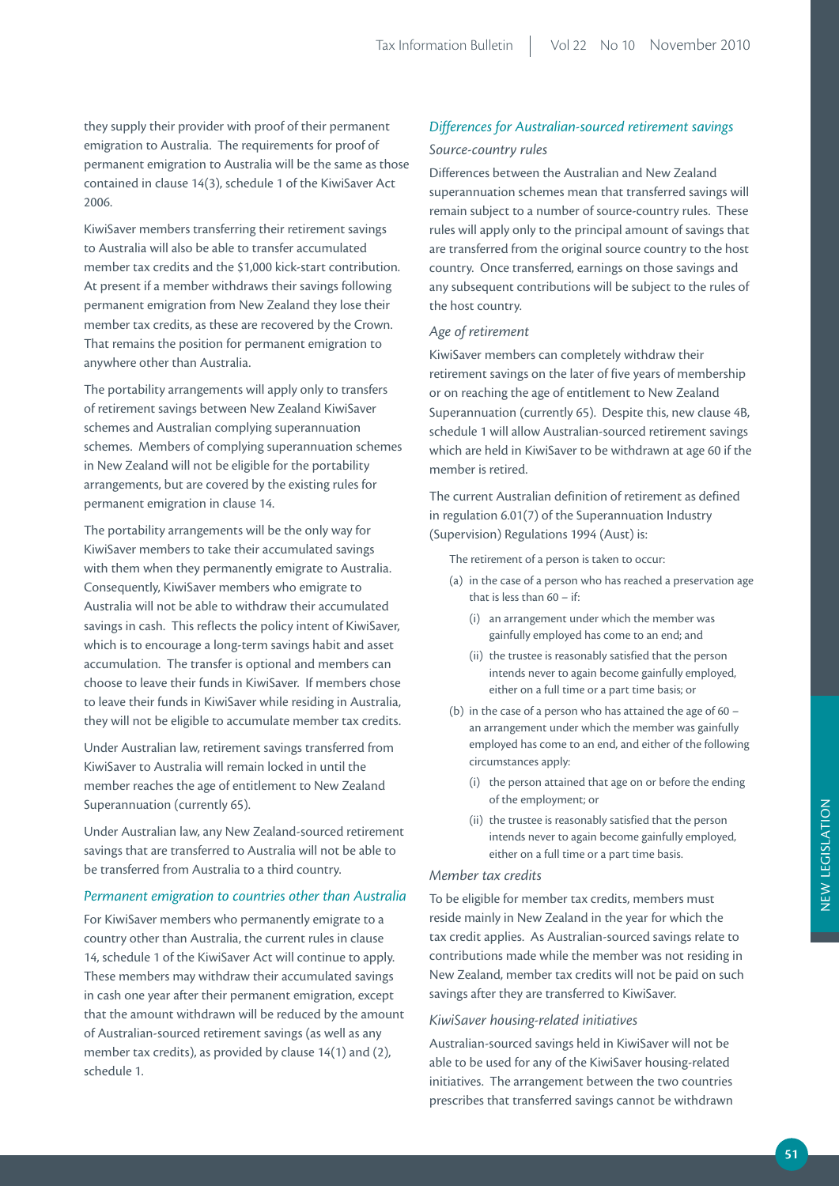they supply their provider with proof of their permanent emigration to Australia. The requirements for proof of permanent emigration to Australia will be the same as those contained in clause 14(3), schedule 1 of the KiwiSaver Act 2006.

KiwiSaver members transferring their retirement savings to Australia will also be able to transfer accumulated member tax credits and the $1,000 kick-start contribution. At present if a member withdraws their savings following permanent emigration from New Zealand they lose their member tax credits, as these are recovered by the Crown. That remains the position for permanent emigration to anywhere other than Australia.

The portability arrangements will apply only to transfers of retirement savings between New Zealand KiwiSaver schemes and Australian complying superannuation schemes. Members of complying superannuation schemes in New Zealand will not be eligible for the portability arrangements, but are covered by the existing rules for permanent emigration in clause 14.

The portability arrangements will be the only way for KiwiSaver members to take their accumulated savings with them when they permanently emigrate to Australia. Consequently, KiwiSaver members who emigrate to Australia will not be able to withdraw their accumulated savings in cash. This reflects the policy intent of KiwiSaver, which is to encourage a long-term savings habit and asset accumulation. The transfer is optional and members can choose to leave their funds in KiwiSaver. If members chose to leave their funds in KiwiSaver while residing in Australia, they will not be eligible to accumulate member tax credits.

Under Australian law, retirement savings transferred from KiwiSaver to Australia will remain locked in until the member reaches the age of entitlement to New Zealand Superannuation (currently 65).

Under Australian law, any New Zealand-sourced retirement savings that are transferred to Australia will not be able to be transferred from Australia to a third country.

### *Permanent emigration to countries other than Australia*

For KiwiSaver members who permanently emigrate to a country other than Australia, the current rules in clause 14, schedule 1 of the KiwiSaver Act will continue to apply. These members may withdraw their accumulated savings in cash one year after their permanent emigration, except that the amount withdrawn will be reduced by the amount of Australian-sourced retirement savings (as well as any member tax credits), as provided by clause 14(1) and (2), schedule 1.

### *Differences for Australian-sourced retirement savings*

#### *Source-country rules*

Differences between the Australian and New Zealand superannuation schemes mean that transferred savings will remain subject to a number of source-country rules. These rules will apply only to the principal amount of savings that are transferred from the original source country to the host country. Once transferred, earnings on those savings and any subsequent contributions will be subject to the rules of the host country.

#### *Age of retirement*

KiwiSaver members can completely withdraw their retirement savings on the later of five years of membership or on reaching the age of entitlement to New Zealand Superannuation (currently 65). Despite this, new clause 4B, schedule 1 will allow Australian-sourced retirement savings which are held in KiwiSaver to be withdrawn at age 60 if the member is retired.

The current Australian definition of retirement as defined in regulation 6.01(7) of the Superannuation Industry (Supervision) Regulations 1994 (Aust) is:

> The retirement of a person is taken to occur:
>
> (a) in the case of a person who has reached a preservation age that is less than 60 – if:
>
> (i) an arrangement under which the member was gainfully employed has come to an end; and
>
> (ii) the trustee is reasonably satisfied that the person intends never to again become gainfully employed, either on a full time or a part time basis; or
>
> (b) in the case of a person who has attained the age of 60 – an arrangement under which the member was gainfully employed has come to an end, and either of the following circumstances apply:
>
> (i) the person attained that age on or before the ending of the employment; or
>
> (ii) the trustee is reasonably satisfied that the person intends never to again become gainfully employed, either on a full time or a part time basis.

#### *Member tax credits*

To be eligible for member tax credits, members must reside mainly in New Zealand in the year for which the tax credit applies. As Australian-sourced savings relate to contributions made while the member was not residing in New Zealand, member tax credits will not be paid on such savings after they are transferred to KiwiSaver.

#### *KiwiSaver housing-related initiatives*

Australian-sourced savings held in KiwiSaver will not be able to be used for any of the KiwiSaver housing-related initiatives. The arrangement between the two countries prescribes that transferred savings cannot be withdrawn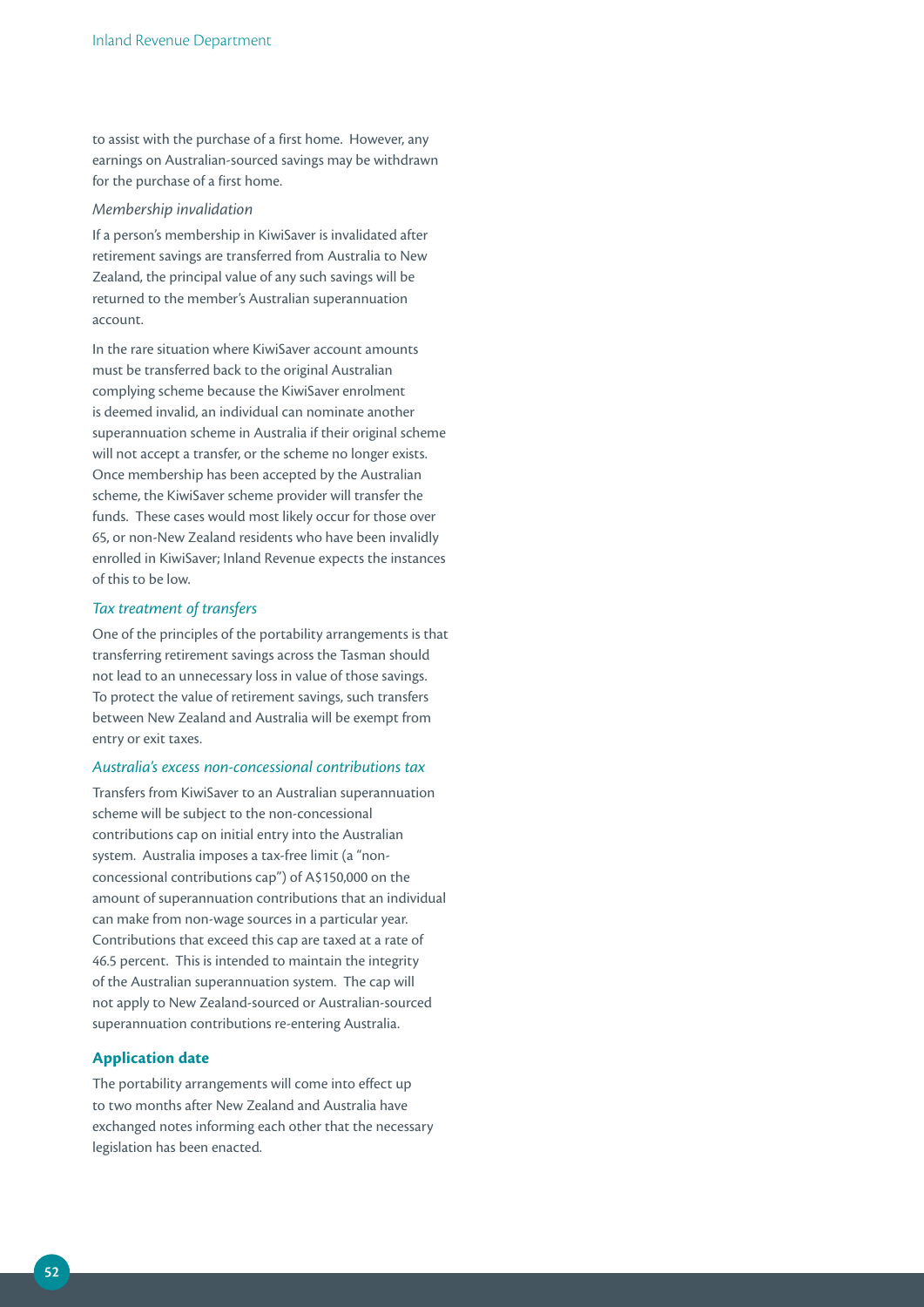to assist with the purchase of a first home. However, any earnings on Australian-sourced savings may be withdrawn for the purchase of a first home.

*Membership invalidation*

If a person's membership in KiwiSaver is invalidated after retirement savings are transferred from Australia to New Zealand, the principal value of any such savings will be returned to the member's Australian superannuation account.

In the rare situation where KiwiSaver account amounts must be transferred back to the original Australian complying scheme because the KiwiSaver enrolment is deemed invalid, an individual can nominate another superannuation scheme in Australia if their original scheme will not accept a transfer, or the scheme no longer exists. Once membership has been accepted by the Australian scheme, the KiwiSaver scheme provider will transfer the funds. These cases would most likely occur for those over 65, or non-New Zealand residents who have been invalidly enrolled in KiwiSaver; Inland Revenue expects the instances of this to be low.

### *Tax treatment of transfers*

One of the principles of the portability arrangements is that transferring retirement savings across the Tasman should not lead to an unnecessary loss in value of those savings. To protect the value of retirement savings, such transfers between New Zealand and Australia will be exempt from entry or exit taxes.

### *Australia's excess non-concessional contributions tax*

Transfers from KiwiSaver to an Australian superannuation scheme will be subject to the non-concessional contributions cap on initial entry into the Australian system. Australia imposes a tax-free limit (a "non-concessional contributions cap") of A$150,000 on the amount of superannuation contributions that an individual can make from non-wage sources in a particular year. Contributions that exceed this cap are taxed at a rate of 46.5 percent. This is intended to maintain the integrity of the Australian superannuation system. The cap will not apply to New Zealand-sourced or Australian-sourced superannuation contributions re-entering Australia.

## Application date

The portability arrangements will come into effect up to two months after New Zealand and Australia have exchanged notes informing each other that the necessary legislation has been enacted.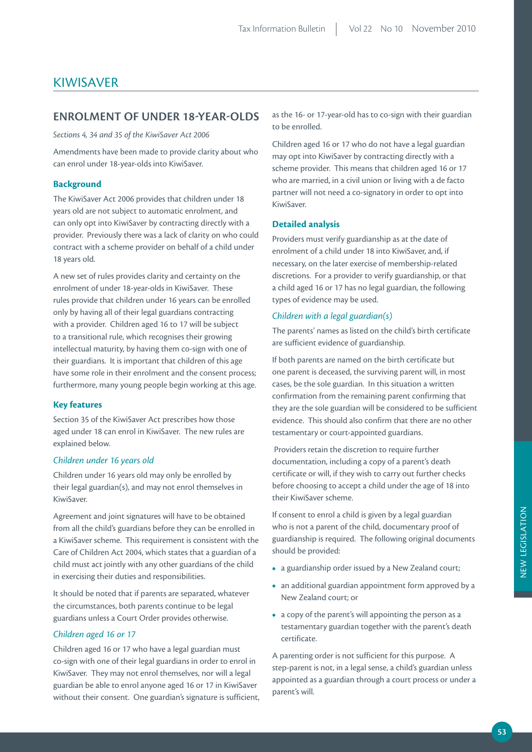# KIWISAVER

## ENROLMENT OF UNDER 18-YEAR-OLDS

*Sections 4, 34 and 35 of the KiwiSaver Act 2006*

Amendments have been made to provide clarity about who can enrol under 18-year-olds into KiwiSaver.

### Background

The KiwiSaver Act 2006 provides that children under 18 years old are not subject to automatic enrolment, and can only opt into KiwiSaver by contracting directly with a provider. Previously there was a lack of clarity on who could contract with a scheme provider on behalf of a child under 18 years old.

A new set of rules provides clarity and certainty on the enrolment of under 18-year-olds in KiwiSaver. These rules provide that children under 16 years can be enrolled only by having all of their legal guardians contracting with a provider. Children aged 16 to 17 will be subject to a transitional rule, which recognises their growing intellectual maturity, by having them co-sign with one of their guardians. It is important that children of this age have some role in their enrolment and the consent process; furthermore, many young people begin working at this age.

### Key features

Section 35 of the KiwiSaver Act prescribes how those aged under 18 can enrol in KiwiSaver. The new rules are explained below.

#### *Children under 16 years old*

Children under 16 years old may only be enrolled by their legal guardian(s), and may not enrol themselves in KiwiSaver.

Agreement and joint signatures will have to be obtained from all the child's guardians before they can be enrolled in a KiwiSaver scheme. This requirement is consistent with the Care of Children Act 2004, which states that a guardian of a child must act jointly with any other guardians of the child in exercising their duties and responsibilities.

It should be noted that if parents are separated, whatever the circumstances, both parents continue to be legal guardians unless a Court Order provides otherwise.

#### *Children aged 16 or 17*

Children aged 16 or 17 who have a legal guardian must co-sign with one of their legal guardians in order to enrol in KiwiSaver. They may not enrol themselves, nor will a legal guardian be able to enrol anyone aged 16 or 17 in KiwiSaver without their consent. One guardian's signature is sufficient, as the 16- or 17-year-old has to co-sign with their guardian to be enrolled.

Children aged 16 or 17 who do not have a legal guardian may opt into KiwiSaver by contracting directly with a scheme provider. This means that children aged 16 or 17 who are married, in a civil union or living with a de facto partner will not need a co-signatory in order to opt into KiwiSaver.

### Detailed analysis

Providers must verify guardianship as at the date of enrolment of a child under 18 into KiwiSaver, and, if necessary, on the later exercise of membership-related discretions. For a provider to verify guardianship, or that a child aged 16 or 17 has no legal guardian, the following types of evidence may be used.

#### *Children with a legal guardian(s)*

The parents' names as listed on the child's birth certificate are sufficient evidence of guardianship.

If both parents are named on the birth certificate but one parent is deceased, the surviving parent will, in most cases, be the sole guardian. In this situation a written confirmation from the remaining parent confirming that they are the sole guardian will be considered to be sufficient evidence. This should also confirm that there are no other testamentary or court-appointed guardians.

Providers retain the discretion to require further documentation, including a copy of a parent's death certificate or will, if they wish to carry out further checks before choosing to accept a child under the age of 18 into their KiwiSaver scheme.

If consent to enrol a child is given by a legal guardian who is not a parent of the child, documentary proof of guardianship is required. The following original documents should be provided:

- a guardianship order issued by a New Zealand court;
- an additional guardian appointment form approved by a New Zealand court; or
- a copy of the parent's will appointing the person as a testamentary guardian together with the parent's death certificate.

A parenting order is not sufficient for this purpose. A step-parent is not, in a legal sense, a child's guardian unless appointed as a guardian through a court process or under a parent's will.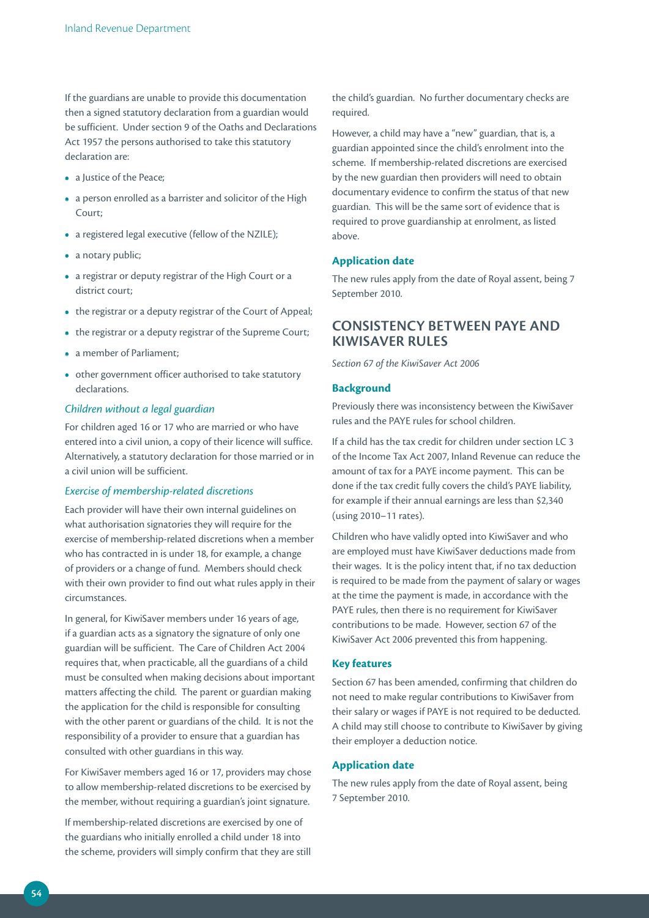If the guardians are unable to provide this documentation then a signed statutory declaration from a guardian would be sufficient. Under section 9 of the Oaths and Declarations Act 1957 the persons authorised to take this statutory declaration are:

- a Justice of the Peace;
- a person enrolled as a barrister and solicitor of the High Court;
- a registered legal executive (fellow of the NZILE);
- a notary public;
- a registrar or deputy registrar of the High Court or a district court;
- the registrar or a deputy registrar of the Court of Appeal;
- the registrar or a deputy registrar of the Supreme Court;
- a member of Parliament;
- other government officer authorised to take statutory declarations.

*Children without a legal guardian*

For children aged 16 or 17 who are married or who have entered into a civil union, a copy of their licence will suffice. Alternatively, a statutory declaration for those married or in a civil union will be sufficient.

*Exercise of membership-related discretions*

Each provider will have their own internal guidelines on what authorisation signatories they will require for the exercise of membership-related discretions when a member who has contracted in is under 18, for example, a change of providers or a change of fund. Members should check with their own provider to find out what rules apply in their circumstances.

In general, for KiwiSaver members under 16 years of age, if a guardian acts as a signatory the signature of only one guardian will be sufficient. The Care of Children Act 2004 requires that, when practicable, all the guardians of a child must be consulted when making decisions about important matters affecting the child. The parent or guardian making the application for the child is responsible for consulting with the other parent or guardians of the child. It is not the responsibility of a provider to ensure that a guardian has consulted with other guardians in this way.

For KiwiSaver members aged 16 or 17, providers may chose to allow membership-related discretions to be exercised by the member, without requiring a guardian's joint signature.

If membership-related discretions are exercised by one of the guardians who initially enrolled a child under 18 into the scheme, providers will simply confirm that they are still the child's guardian. No further documentary checks are required.

However, a child may have a "new" guardian, that is, a guardian appointed since the child's enrolment into the scheme. If membership-related discretions are exercised by the new guardian then providers will need to obtain documentary evidence to confirm the status of that new guardian. This will be the same sort of evidence that is required to prove guardianship at enrolment, as listed above.

### Application date

The new rules apply from the date of Royal assent, being 7 September 2010.

## CONSISTENCY BETWEEN PAYE AND KIWISAVER RULES

*Section 67 of the KiwiSaver Act 2006*

### Background

Previously there was inconsistency between the KiwiSaver rules and the PAYE rules for school children.

If a child has the tax credit for children under section LC 3 of the Income Tax Act 2007, Inland Revenue can reduce the amount of tax for a PAYE income payment. This can be done if the tax credit fully covers the child's PAYE liability, for example if their annual earnings are less than $2,340 (using 2010–11 rates).

Children who have validly opted into KiwiSaver and who are employed must have KiwiSaver deductions made from their wages. It is the policy intent that, if no tax deduction is required to be made from the payment of salary or wages at the time the payment is made, in accordance with the PAYE rules, then there is no requirement for KiwiSaver contributions to be made. However, section 67 of the KiwiSaver Act 2006 prevented this from happening.

### Key features

Section 67 has been amended, confirming that children do not need to make regular contributions to KiwiSaver from their salary or wages if PAYE is not required to be deducted. A child may still choose to contribute to KiwiSaver by giving their employer a deduction notice.

### Application date

The new rules apply from the date of Royal assent, being 7 September 2010.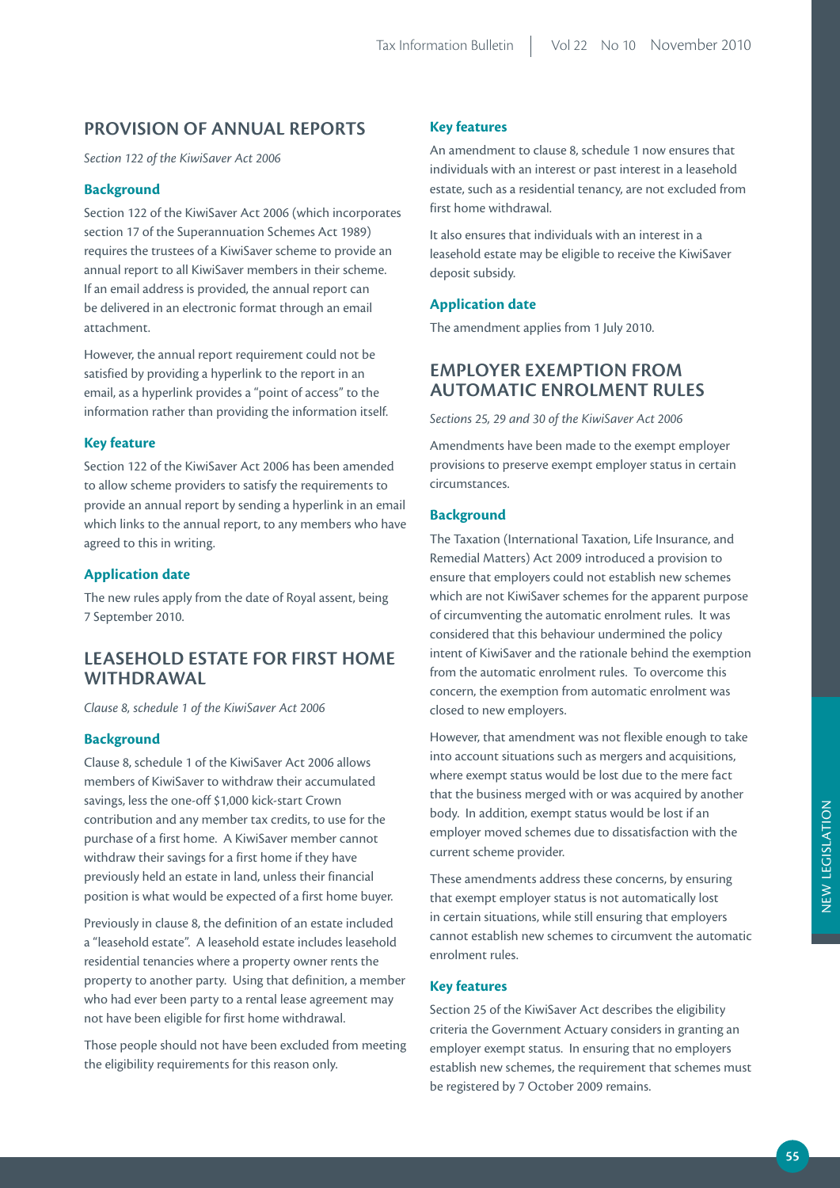## PROVISION OF ANNUAL REPORTS

*Section 122 of the KiwiSaver Act 2006*

### Background

Section 122 of the KiwiSaver Act 2006 (which incorporates section 17 of the Superannuation Schemes Act 1989) requires the trustees of a KiwiSaver scheme to provide an annual report to all KiwiSaver members in their scheme. If an email address is provided, the annual report can be delivered in an electronic format through an email attachment.

However, the annual report requirement could not be satisfied by providing a hyperlink to the report in an email, as a hyperlink provides a "point of access" to the information rather than providing the information itself.

### Key feature

Section 122 of the KiwiSaver Act 2006 has been amended to allow scheme providers to satisfy the requirements to provide an annual report by sending a hyperlink in an email which links to the annual report, to any members who have agreed to this in writing.

### Application date

The new rules apply from the date of Royal assent, being 7 September 2010.

## LEASEHOLD ESTATE FOR FIRST HOME WITHDRAWAL

*Clause 8, schedule 1 of the KiwiSaver Act 2006*

### Background

Clause 8, schedule 1 of the KiwiSaver Act 2006 allows members of KiwiSaver to withdraw their accumulated savings, less the one-off $1,000 kick-start Crown contribution and any member tax credits, to use for the purchase of a first home. A KiwiSaver member cannot withdraw their savings for a first home if they have previously held an estate in land, unless their financial position is what would be expected of a first home buyer.

Previously in clause 8, the definition of an estate included a "leasehold estate". A leasehold estate includes leasehold residential tenancies where a property owner rents the property to another party. Using that definition, a member who had ever been party to a rental lease agreement may not have been eligible for first home withdrawal.

Those people should not have been excluded from meeting the eligibility requirements for this reason only.

### Key features

An amendment to clause 8, schedule 1 now ensures that individuals with an interest or past interest in a leasehold estate, such as a residential tenancy, are not excluded from first home withdrawal.

It also ensures that individuals with an interest in a leasehold estate may be eligible to receive the KiwiSaver deposit subsidy.

### Application date

The amendment applies from 1 July 2010.

## EMPLOYER EXEMPTION FROM AUTOMATIC ENROLMENT RULES

*Sections 25, 29 and 30 of the KiwiSaver Act 2006*

Amendments have been made to the exempt employer provisions to preserve exempt employer status in certain circumstances.

### Background

The Taxation (International Taxation, Life Insurance, and Remedial Matters) Act 2009 introduced a provision to ensure that employers could not establish new schemes which are not KiwiSaver schemes for the apparent purpose of circumventing the automatic enrolment rules. It was considered that this behaviour undermined the policy intent of KiwiSaver and the rationale behind the exemption from the automatic enrolment rules. To overcome this concern, the exemption from automatic enrolment was closed to new employers.

However, that amendment was not flexible enough to take into account situations such as mergers and acquisitions, where exempt status would be lost due to the mere fact that the business merged with or was acquired by another body. In addition, exempt status would be lost if an employer moved schemes due to dissatisfaction with the current scheme provider.

These amendments address these concerns, by ensuring that exempt employer status is not automatically lost in certain situations, while still ensuring that employers cannot establish new schemes to circumvent the automatic enrolment rules.

### Key features

Section 25 of the KiwiSaver Act describes the eligibility criteria the Government Actuary considers in granting an employer exempt status. In ensuring that no employers establish new schemes, the requirement that schemes must be registered by 7 October 2009 remains.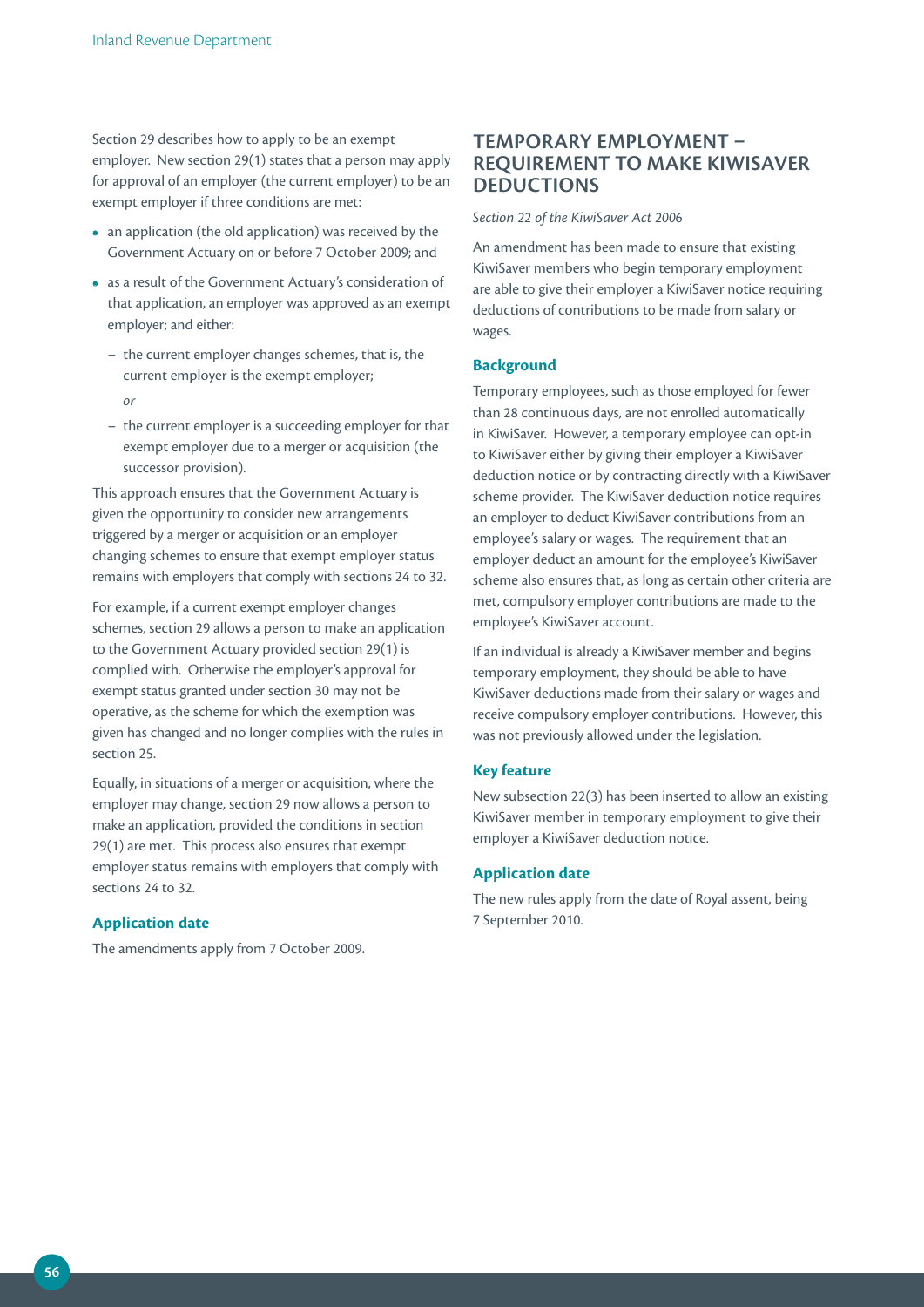Section 29 describes how to apply to be an exempt employer. New section 29(1) states that a person may apply for approval of an employer (the current employer) to be an exempt employer if three conditions are met:

- an application (the old application) was received by the Government Actuary on or before 7 October 2009; and
- as a result of the Government Actuary's consideration of that application, an employer was approved as an exempt employer; and either:
  - the current employer changes schemes, that is, the current employer is the exempt employer;

    *or*
  - the current employer is a succeeding employer for that exempt employer due to a merger or acquisition (the successor provision).

This approach ensures that the Government Actuary is given the opportunity to consider new arrangements triggered by a merger or acquisition or an employer changing schemes to ensure that exempt employer status remains with employers that comply with sections 24 to 32.

For example, if a current exempt employer changes schemes, section 29 allows a person to make an application to the Government Actuary provided section 29(1) is complied with. Otherwise the employer's approval for exempt status granted under section 30 may not be operative, as the scheme for which the exemption was given has changed and no longer complies with the rules in section 25.

Equally, in situations of a merger or acquisition, where the employer may change, section 29 now allows a person to make an application, provided the conditions in section 29(1) are met. This process also ensures that exempt employer status remains with employers that comply with sections 24 to 32.

### Application date

The amendments apply from 7 October 2009.

## TEMPORARY EMPLOYMENT – REQUIREMENT TO MAKE KIWISAVER DEDUCTIONS

*Section 22 of the KiwiSaver Act 2006*

An amendment has been made to ensure that existing KiwiSaver members who begin temporary employment are able to give their employer a KiwiSaver notice requiring deductions of contributions to be made from salary or wages.

### Background

Temporary employees, such as those employed for fewer than 28 continuous days, are not enrolled automatically in KiwiSaver. However, a temporary employee can opt-in to KiwiSaver either by giving their employer a KiwiSaver deduction notice or by contracting directly with a KiwiSaver scheme provider. The KiwiSaver deduction notice requires an employer to deduct KiwiSaver contributions from an employee's salary or wages. The requirement that an employer deduct an amount for the employee's KiwiSaver scheme also ensures that, as long as certain other criteria are met, compulsory employer contributions are made to the employee's KiwiSaver account.

If an individual is already a KiwiSaver member and begins temporary employment, they should be able to have KiwiSaver deductions made from their salary or wages and receive compulsory employer contributions. However, this was not previously allowed under the legislation.

### Key feature

New subsection 22(3) has been inserted to allow an existing KiwiSaver member in temporary employment to give their employer a KiwiSaver deduction notice.

### Application date

The new rules apply from the date of Royal assent, being 7 September 2010.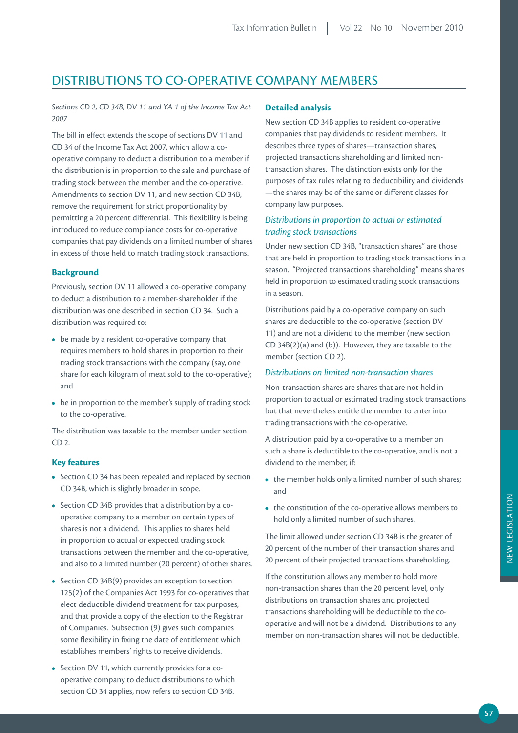# DISTRIBUTIONS TO CO-OPERATIVE COMPANY MEMBERS

*Sections CD 2, CD 34B, DV 11 and YA 1 of the Income Tax Act 2007*

The bill in effect extends the scope of sections DV 11 and CD 34 of the Income Tax Act 2007, which allow a co-operative company to deduct a distribution to a member if the distribution is in proportion to the sale and purchase of trading stock between the member and the co-operative. Amendments to section DV 11, and new section CD 34B, remove the requirement for strict proportionality by permitting a 20 percent differential. This flexibility is being introduced to reduce compliance costs for co-operative companies that pay dividends on a limited number of shares in excess of those held to match trading stock transactions.

### Background

Previously, section DV 11 allowed a co-operative company to deduct a distribution to a member-shareholder if the distribution was one described in section CD 34. Such a distribution was required to:

- be made by a resident co-operative company that requires members to hold shares in proportion to their trading stock transactions with the company (say, one share for each kilogram of meat sold to the co-operative); and
- be in proportion to the member's supply of trading stock to the co-operative.

The distribution was taxable to the member under section CD 2.

### Key features

- Section CD 34 has been repealed and replaced by section CD 34B, which is slightly broader in scope.
- Section CD 34B provides that a distribution by a co-operative company to a member on certain types of shares is not a dividend. This applies to shares held in proportion to actual or expected trading stock transactions between the member and the co-operative, and also to a limited number (20 percent) of other shares.
- Section CD 34B(9) provides an exception to section 125(2) of the Companies Act 1993 for co-operatives that elect deductible dividend treatment for tax purposes, and that provide a copy of the election to the Registrar of Companies. Subsection (9) gives such companies some flexibility in fixing the date of entitlement which establishes members' rights to receive dividends.
- Section DV 11, which currently provides for a co-operative company to deduct distributions to which section CD 34 applies, now refers to section CD 34B.

### Detailed analysis

New section CD 34B applies to resident co-operative companies that pay dividends to resident members. It describes three types of shares—transaction shares, projected transactions shareholding and limited non-transaction shares. The distinction exists only for the purposes of tax rules relating to deductibility and dividends—the shares may be of the same or different classes for company law purposes.

#### *Distributions in proportion to actual or estimated trading stock transactions*

Under new section CD 34B, "transaction shares" are those that are held in proportion to trading stock transactions in a season. "Projected transactions shareholding" means shares held in proportion to estimated trading stock transactions in a season.

Distributions paid by a co-operative company on such shares are deductible to the co-operative (section DV 11) and are not a dividend to the member (new section CD 34B(2)(a) and (b)). However, they are taxable to the member (section CD 2).

#### *Distributions on limited non-transaction shares*

Non-transaction shares are shares that are not held in proportion to actual or estimated trading stock transactions but that nevertheless entitle the member to enter into trading transactions with the co-operative.

A distribution paid by a co-operative to a member on such a share is deductible to the co-operative, and is not a dividend to the member, if:

- the member holds only a limited number of such shares; and
- the constitution of the co-operative allows members to hold only a limited number of such shares.

The limit allowed under section CD 34B is the greater of 20 percent of the number of their transaction shares and 20 percent of their projected transactions shareholding.

If the constitution allows any member to hold more non-transaction shares than the 20 percent level, only distributions on transaction shares and projected transactions shareholding will be deductible to the co-operative and will not be a dividend. Distributions to any member on non-transaction shares will not be deductible.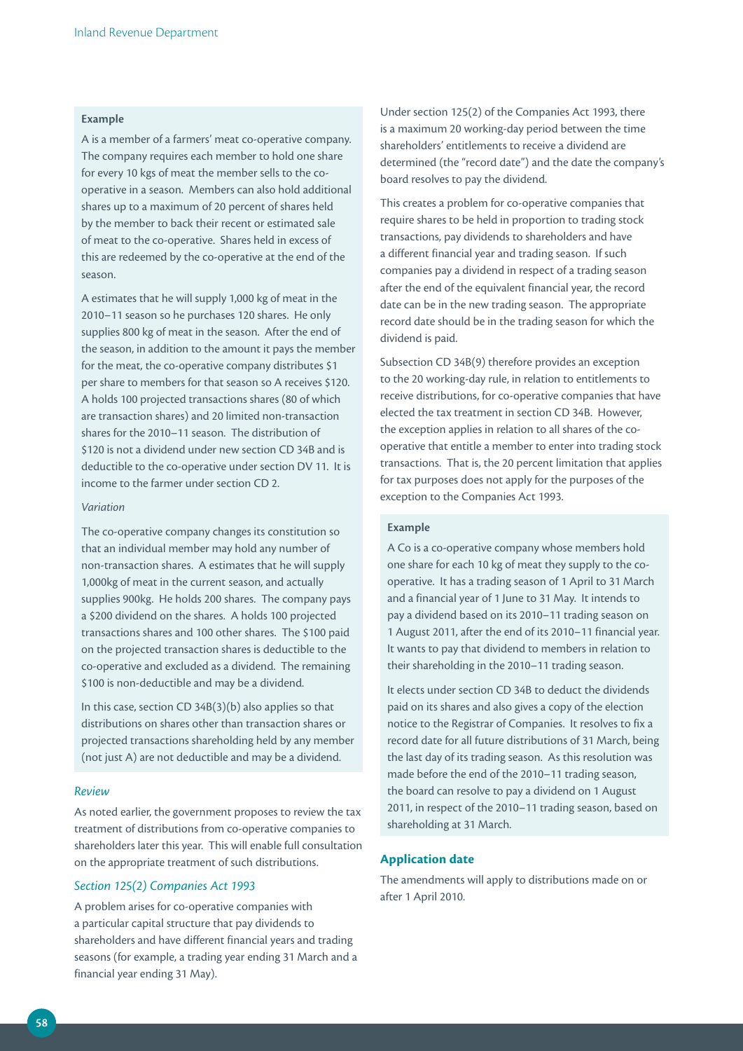**Example**

A is a member of a farmers' meat co-operative company. The company requires each member to hold one share for every 10 kgs of meat the member sells to the co-operative in a season. Members can also hold additional shares up to a maximum of 20 percent of shares held by the member to back their recent or estimated sale of meat to the co-operative. Shares held in excess of this are redeemed by the co-operative at the end of the season.

A estimates that he will supply 1,000 kg of meat in the 2010–11 season so he purchases 120 shares. He only supplies 800 kg of meat in the season. After the end of the season, in addition to the amount it pays the member for the meat, the co-operative company distributes $1 per share to members for that season so A receives $120. A holds 100 projected transactions shares (80 of which are transaction shares) and 20 limited non-transaction shares for the 2010–11 season. The distribution of $120 is not a dividend under new section CD 34B and is deductible to the co-operative under section DV 11. It is income to the farmer under section CD 2.

*Variation*

The co-operative company changes its constitution so that an individual member may hold any number of non-transaction shares. A estimates that he will supply 1,000kg of meat in the current season, and actually supplies 900kg. He holds 200 shares. The company pays a $200 dividend on the shares. A holds 100 projected transactions shares and 100 other shares. The $100 paid on the projected transaction shares is deductible to the co-operative and excluded as a dividend. The remaining $100 is non-deductible and may be a dividend.

In this case, section CD 34B(3)(b) also applies so that distributions on shares other than transaction shares or projected transactions shareholding held by any member (not just A) are not deductible and may be a dividend.

### *Review*

As noted earlier, the government proposes to review the tax treatment of distributions from co-operative companies to shareholders later this year. This will enable full consultation on the appropriate treatment of such distributions.

### *Section 125(2) Companies Act 1993*

A problem arises for co-operative companies with a particular capital structure that pay dividends to shareholders and have different financial years and trading seasons (for example, a trading year ending 31 March and a financial year ending 31 May).

Under section 125(2) of the Companies Act 1993, there is a maximum 20 working-day period between the time shareholders' entitlements to receive a dividend are determined (the "record date") and the date the company's board resolves to pay the dividend.

This creates a problem for co-operative companies that require shares to be held in proportion to trading stock transactions, pay dividends to shareholders and have a different financial year and trading season. If such companies pay a dividend in respect of a trading season after the end of the equivalent financial year, the record date can be in the new trading season. The appropriate record date should be in the trading season for which the dividend is paid.

Subsection CD 34B(9) therefore provides an exception to the 20 working-day rule, in relation to entitlements to receive distributions, for co-operative companies that have elected the tax treatment in section CD 34B. However, the exception applies in relation to all shares of the co-operative that entitle a member to enter into trading stock transactions. That is, the 20 percent limitation that applies for tax purposes does not apply for the purposes of the exception to the Companies Act 1993.

**Example**

A Co is a co-operative company whose members hold one share for each 10 kg of meat they supply to the co-operative. It has a trading season of 1 April to 31 March and a financial year of 1 June to 31 May. It intends to pay a dividend based on its 2010–11 trading season on 1 August 2011, after the end of its 2010–11 financial year. It wants to pay that dividend to members in relation to their shareholding in the 2010–11 trading season.

It elects under section CD 34B to deduct the dividends paid on its shares and also gives a copy of the election notice to the Registrar of Companies. It resolves to fix a record date for all future distributions of 31 March, being the last day of its trading season. As this resolution was made before the end of the 2010–11 trading season, the board can resolve to pay a dividend on 1 August 2011, in respect of the 2010–11 trading season, based on shareholding at 31 March.

### **Application date**

The amendments will apply to distributions made on or after 1 April 2010.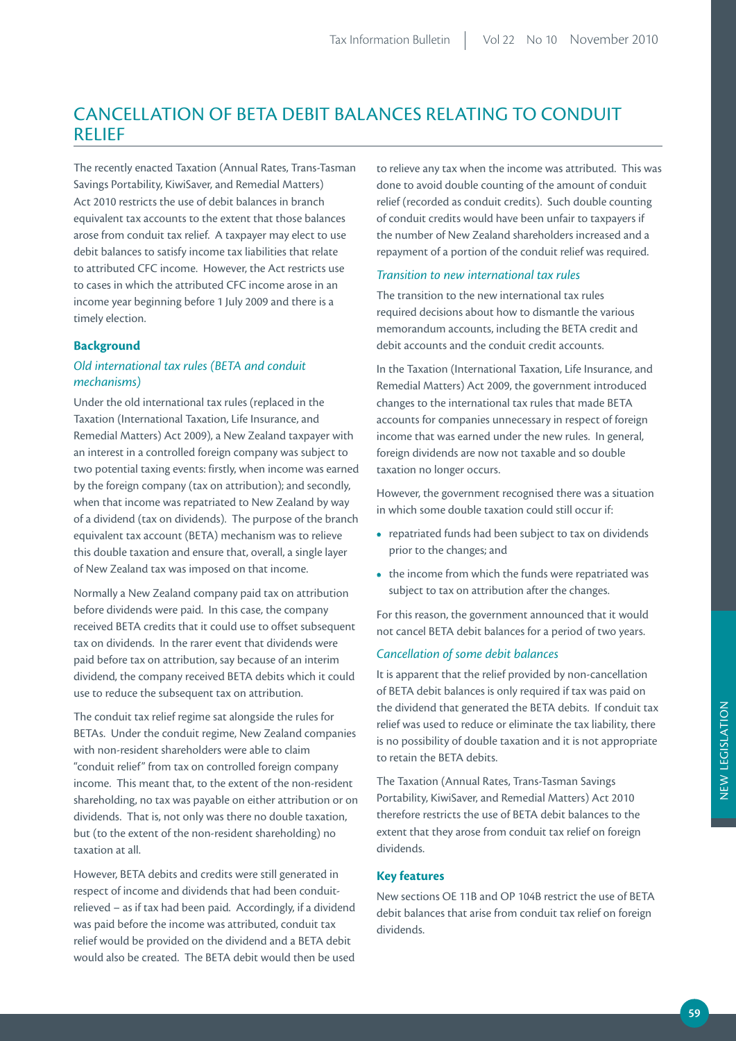# CANCELLATION OF BETA DEBIT BALANCES RELATING TO CONDUIT RELIEF

The recently enacted Taxation (Annual Rates, Trans-Tasman Savings Portability, KiwiSaver, and Remedial Matters) Act 2010 restricts the use of debit balances in branch equivalent tax accounts to the extent that those balances arose from conduit tax relief. A taxpayer may elect to use debit balances to satisfy income tax liabilities that relate to attributed CFC income. However, the Act restricts use to cases in which the attributed CFC income arose in an income year beginning before 1 July 2009 and there is a timely election.

## Background

### *Old international tax rules (BETA and conduit mechanisms)*

Under the old international tax rules (replaced in the Taxation (International Taxation, Life Insurance, and Remedial Matters) Act 2009), a New Zealand taxpayer with an interest in a controlled foreign company was subject to two potential taxing events: firstly, when income was earned by the foreign company (tax on attribution); and secondly, when that income was repatriated to New Zealand by way of a dividend (tax on dividends). The purpose of the branch equivalent tax account (BETA) mechanism was to relieve this double taxation and ensure that, overall, a single layer of New Zealand tax was imposed on that income.

Normally a New Zealand company paid tax on attribution before dividends were paid. In this case, the company received BETA credits that it could use to offset subsequent tax on dividends. In the rarer event that dividends were paid before tax on attribution, say because of an interim dividend, the company received BETA debits which it could use to reduce the subsequent tax on attribution.

The conduit tax relief regime sat alongside the rules for BETAs. Under the conduit regime, New Zealand companies with non-resident shareholders were able to claim "conduit relief" from tax on controlled foreign company income. This meant that, to the extent of the non-resident shareholding, no tax was payable on either attribution or on dividends. That is, not only was there no double taxation, but (to the extent of the non-resident shareholding) no taxation at all.

However, BETA debits and credits were still generated in respect of income and dividends that had been conduit-relieved – as if tax had been paid. Accordingly, if a dividend was paid before the income was attributed, conduit tax relief would be provided on the dividend and a BETA debit would also be created. The BETA debit would then be used to relieve any tax when the income was attributed. This was done to avoid double counting of the amount of conduit relief (recorded as conduit credits). Such double counting of conduit credits would have been unfair to taxpayers if the number of New Zealand shareholders increased and a repayment of a portion of the conduit relief was required.

### *Transition to new international tax rules*

The transition to the new international tax rules required decisions about how to dismantle the various memorandum accounts, including the BETA credit and debit accounts and the conduit credit accounts.

In the Taxation (International Taxation, Life Insurance, and Remedial Matters) Act 2009, the government introduced changes to the international tax rules that made BETA accounts for companies unnecessary in respect of foreign income that was earned under the new rules. In general, foreign dividends are now not taxable and so double taxation no longer occurs.

However, the government recognised there was a situation in which some double taxation could still occur if:

- repatriated funds had been subject to tax on dividends prior to the changes; and
- the income from which the funds were repatriated was subject to tax on attribution after the changes.

For this reason, the government announced that it would not cancel BETA debit balances for a period of two years.

### *Cancellation of some debit balances*

It is apparent that the relief provided by non-cancellation of BETA debit balances is only required if tax was paid on the dividend that generated the BETA debits. If conduit tax relief was used to reduce or eliminate the tax liability, there is no possibility of double taxation and it is not appropriate to retain the BETA debits.

The Taxation (Annual Rates, Trans-Tasman Savings Portability, KiwiSaver, and Remedial Matters) Act 2010 therefore restricts the use of BETA debit balances to the extent that they arose from conduit tax relief on foreign dividends.

## Key features

New sections OE 11B and OP 104B restrict the use of BETA debit balances that arise from conduit tax relief on foreign dividends.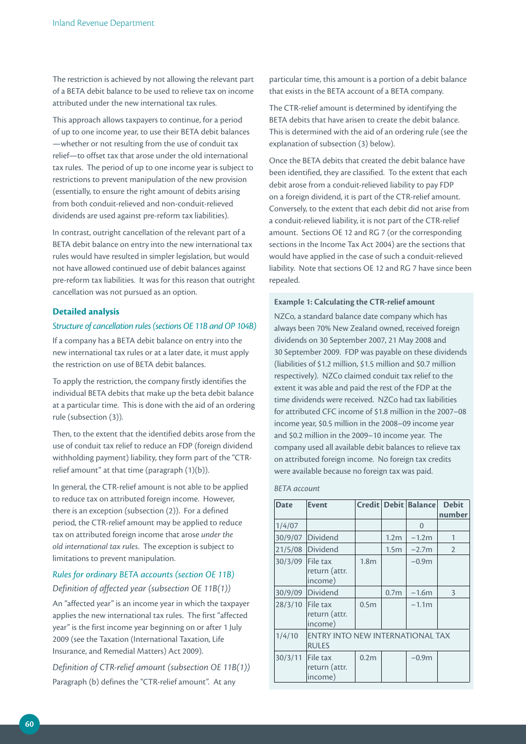The restriction is achieved by not allowing the relevant part of a BETA debit balance to be used to relieve tax on income attributed under the new international tax rules.

This approach allows taxpayers to continue, for a period of up to one income year, to use their BETA debit balances—whether or not resulting from the use of conduit tax relief—to offset tax that arose under the old international tax rules. The period of up to one income year is subject to restrictions to prevent manipulation of the new provision (essentially, to ensure the right amount of debits arising from both conduit-relieved and non-conduit-relieved dividends are used against pre-reform tax liabilities).

In contrast, outright cancellation of the relevant part of a BETA debit balance on entry into the new international tax rules would have resulted in simpler legislation, but would not have allowed continued use of debit balances against pre-reform tax liabilities. It was for this reason that outright cancellation was not pursued as an option.

### Detailed analysis

*Structure of cancellation rules (sections OE 11B and OP 104B)*

If a company has a BETA debit balance on entry into the new international tax rules or at a later date, it must apply the restriction on use of BETA debit balances.

To apply the restriction, the company firstly identifies the individual BETA debits that make up the beta debit balance at a particular time. This is done with the aid of an ordering rule (subsection (3)).

Then, to the extent that the identified debits arose from the use of conduit tax relief to reduce an FDP (foreign dividend withholding payment) liability, they form part of the "CTR-relief amount" at that time (paragraph (1)(b)).

In general, the CTR-relief amount is not able to be applied to reduce tax on attributed foreign income. However, there is an exception (subsection (2)). For a defined period, the CTR-relief amount may be applied to reduce tax on attributed foreign income that arose *under the old international tax rules*. The exception is subject to limitations to prevent manipulation.

*Rules for ordinary BETA accounts (section OE 11B)*

*Definition of affected year (subsection OE 11B(1))*

An "affected year" is an income year in which the taxpayer applies the new international tax rules. The first "affected year" is the first income year beginning on or after 1 July 2009 (see the Taxation (International Taxation, Life Insurance, and Remedial Matters) Act 2009).

*Definition of CTR-relief amount (subsection OE 11B(1))*

Paragraph (b) defines the "CTR-relief amount". At any particular time, this amount is a portion of a debit balance that exists in the BETA account of a BETA company.

The CTR-relief amount is determined by identifying the BETA debits that have arisen to create the debit balance. This is determined with the aid of an ordering rule (see the explanation of subsection (3) below).

Once the BETA debits that created the debit balance have been identified, they are classified. To the extent that each debit arose from a conduit-relieved liability to pay FDP on a foreign dividend, it is part of the CTR-relief amount. Conversely, to the extent that each debit did not arise from a conduit-relieved liability, it is not part of the CTR-relief amount. Sections OE 12 and RG 7 (or the corresponding sections in the Income Tax Act 2004) are the sections that would have applied in the case of such a conduit-relieved liability. Note that sections OE 12 and RG 7 have since been repealed.

**Example 1: Calculating the CTR-relief amount**

NZCo, a standard balance date company which has always been 70% New Zealand owned, received foreign dividends on 30 September 2007, 21 May 2008 and 30 September 2009. FDP was payable on these dividends (liabilities of $1.2 million, $1.5 million and $0.7 million respectively). NZCo claimed conduit tax relief to the extent it was able and paid the rest of the FDP at the time dividends were received. NZCo had tax liabilities for attributed CFC income of $1.8 million in the 2007–08 income year, $0.5 million in the 2008–09 income year and $0.2 million in the 2009–10 income year. The company used all available debit balances to relieve tax on attributed foreign income. No foreign tax credits were available because no foreign tax was paid.

*BETA account*

| Date | Event | Credit | Debit | Balance | Debit number |
|---|---|---|---|---|---|
| 1/4/07 | | | | 0 | |
| 30/9/07 | Dividend | | 1.2m | −1.2m | 1 |
| 21/5/08 | Dividend | | 1.5m | −2.7m | 2 |
| 30/3/09 | File tax return (attr. income) | 1.8m | | −0.9m | |
| 30/9/09 | Dividend | | 0.7m | −1.6m | 3 |
| 28/3/10 | File tax return (attr. income) | 0.5m | | −1.1m | |
| 1/4/10 | ENTRY INTO NEW INTERNATIONAL TAX RULES | | | | |
| 30/3/11 | File tax return (attr. income) | 0.2m | | −0.9m | |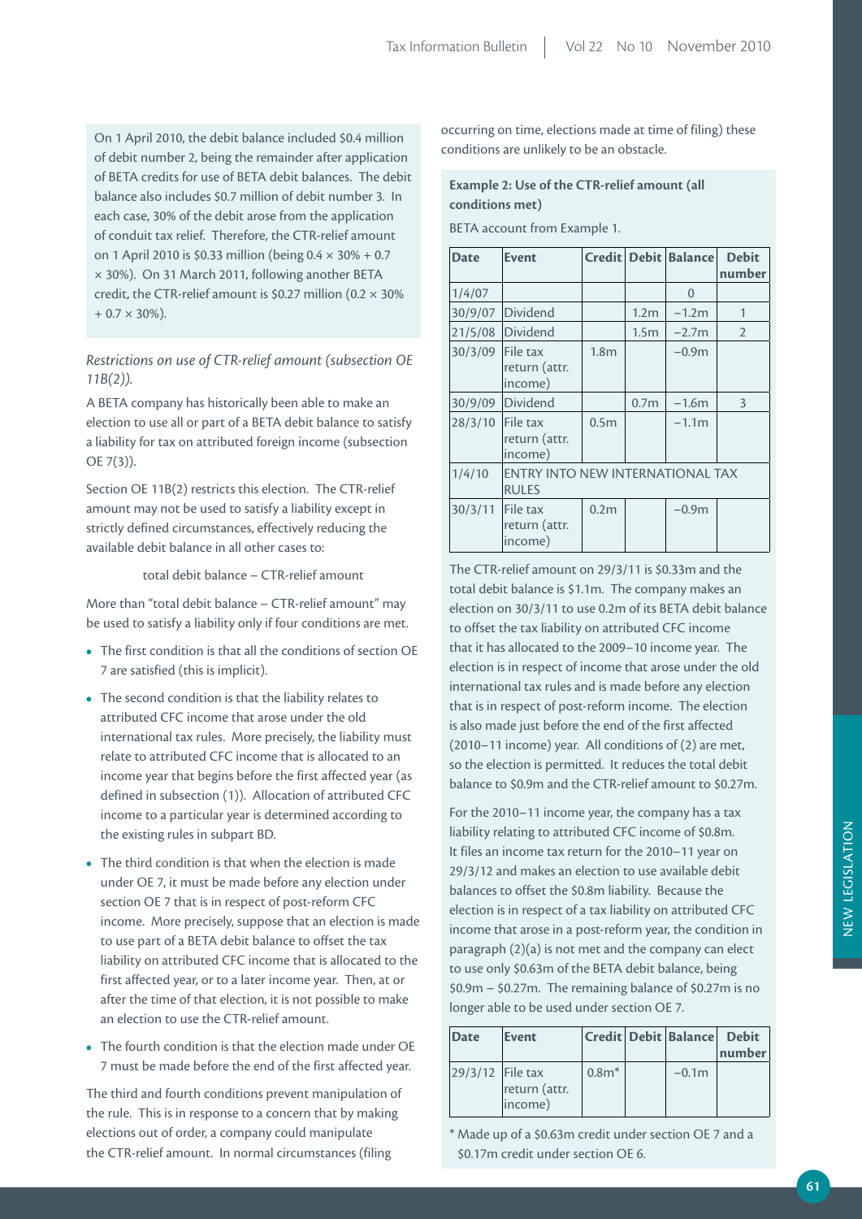On 1 April 2010, the debit balance included \$0.4 million of debit number 2, being the remainder after application of BETA credits for use of BETA debit balances. The debit balance also includes \$0.7 million of debit number 3. In each case, 30% of the debit arose from the application of conduit tax relief. Therefore, the CTR-relief amount on 1 April 2010 is \$0.33 million (being $0.4 \times 30\% + 0.7 \times 30\%$). On 31 March 2011, following another BETA credit, the CTR-relief amount is \$0.27 million ($0.2 \times 30\% + 0.7 \times 30\%$).

*Restrictions on use of CTR-relief amount (subsection OE 11B(2)).*

A BETA company has historically been able to make an election to use all or part of a BETA debit balance to satisfy a liability for tax on attributed foreign income (subsection OE 7(3)).

Section OE 11B(2) restricts this election. The CTR-relief amount may not be used to satisfy a liability except in strictly defined circumstances, effectively reducing the available debit balance in all other cases to:

total debit balance – CTR-relief amount

More than "total debit balance – CTR-relief amount" may be used to satisfy a liability only if four conditions are met.

- The first condition is that all the conditions of section OE 7 are satisfied (this is implicit).
- The second condition is that the liability relates to attributed CFC income that arose under the old international tax rules. More precisely, the liability must relate to attributed CFC income that is allocated to an income year that begins before the first affected year (as defined in subsection (1)). Allocation of attributed CFC income to a particular year is determined according to the existing rules in subpart BD.
- The third condition is that when the election is made under OE 7, it must be made before any election under section OE 7 that is in respect of post-reform CFC income. More precisely, suppose that an election is made to use part of a BETA debit balance to offset the tax liability on attributed CFC income that is allocated to the first affected year, or to a later income year. Then, at or after the time of that election, it is not possible to make an election to use the CTR-relief amount.
- The fourth condition is that the election made under OE 7 must be made before the end of the first affected year.

The third and fourth conditions prevent manipulation of the rule. This is in response to a concern that by making elections out of order, a company could manipulate the CTR-relief amount. In normal circumstances (filing occurring on time, elections made at time of filing) these conditions are unlikely to be an obstacle.

**Example 2: Use of the CTR-relief amount (all conditions met)**

BETA account from Example 1.

| Date | Event | Credit | Debit | Balance | Debit number |
|---|---|---|---|---|---|
| 1/4/07 | | | | 0 | |
| 30/9/07 | Dividend | | 1.2m | −1.2m | 1 |
| 21/5/08 | Dividend | | 1.5m | −2.7m | 2 |
| 30/3/09 | File tax return (attr. income) | 1.8m | | −0.9m | |
| 30/9/09 | Dividend | | 0.7m | −1.6m | 3 |
| 28/3/10 | File tax return (attr. income) | 0.5m | | −1.1m | |
| 1/4/10 | ENTRY INTO NEW INTERNATIONAL TAX RULES | | | | |
| 30/3/11 | File tax return (attr. income) | 0.2m | | −0.9m | |

The CTR-relief amount on 29/3/11 is \$0.33m and the total debit balance is \$1.1m. The company makes an election on 30/3/11 to use 0.2m of its BETA debit balance to offset the tax liability on attributed CFC income that it has allocated to the 2009–10 income year. The election is in respect of income that arose under the old international tax rules and is made before any election that is in respect of post-reform income. The election is also made just before the end of the first affected (2010–11 income) year. All conditions of (2) are met, so the election is permitted. It reduces the total debit balance to \$0.9m and the CTR-relief amount to \$0.27m.

For the 2010–11 income year, the company has a tax liability relating to attributed CFC income of \$0.8m. It files an income tax return for the 2010–11 year on 29/3/12 and makes an election to use available debit balances to offset the \$0.8m liability. Because the election is in respect of a tax liability on attributed CFC income that arose in a post-reform year, the condition in paragraph (2)(a) is not met and the company can elect to use only \$0.63m of the BETA debit balance, being \$0.9m – \$0.27m. The remaining balance of \$0.27m is no longer able to be used under section OE 7.

| Date | Event | Credit | Debit | Balance | Debit number |
|---|---|---|---|---|---|
| 29/3/12 | File tax return (attr. income) | 0.8m* | | −0.1m | |

\* Made up of a \$0.63m credit under section OE 7 and a \$0.17m credit under section OE 6.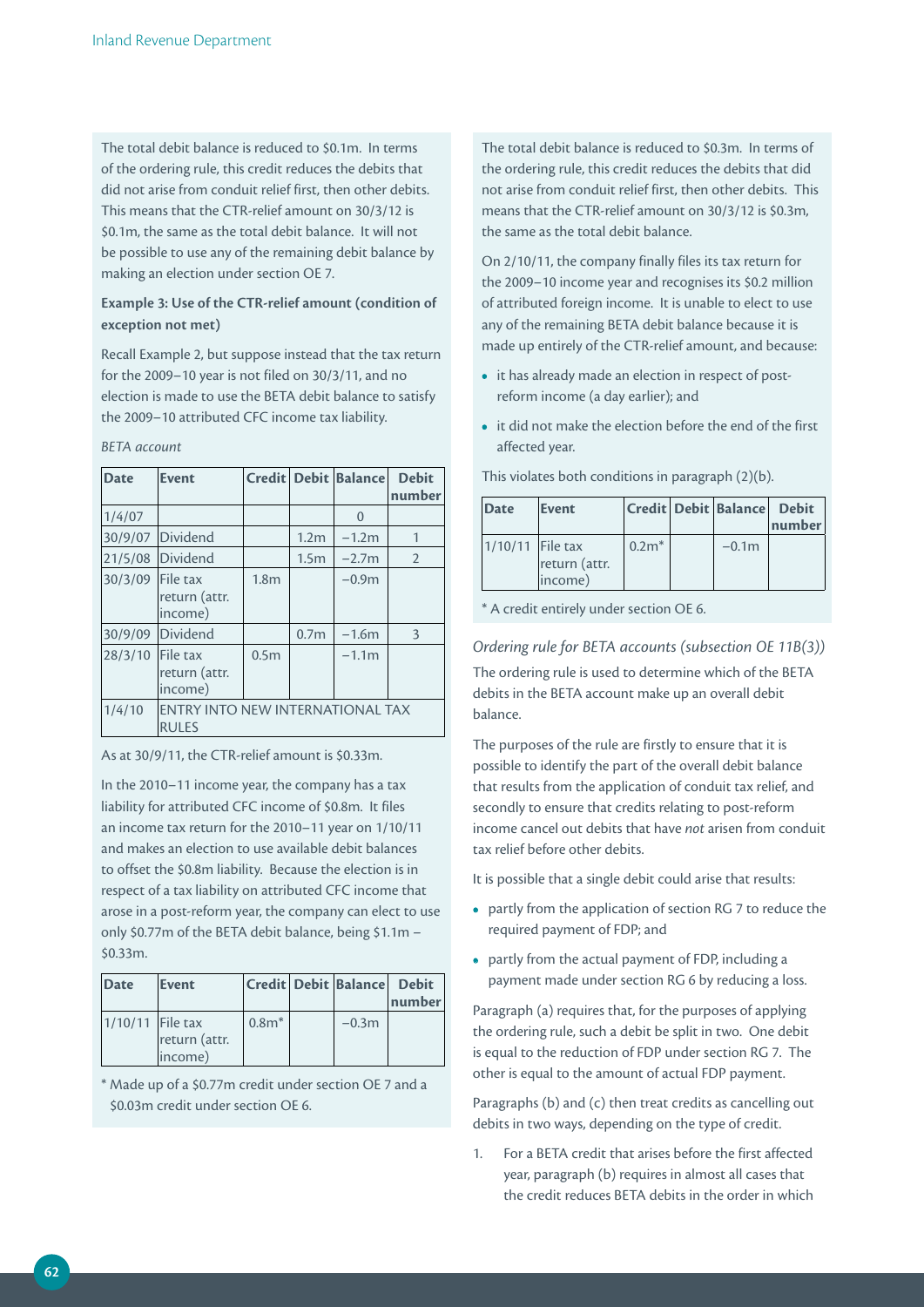The total debit balance is reduced to \$0.1m. In terms of the ordering rule, this credit reduces the debits that did not arise from conduit relief first, then other debits. This means that the CTR-relief amount on 30/3/12 is \$0.1m, the same as the total debit balance. It will not be possible to use any of the remaining debit balance by making an election under section OE 7.

**Example 3: Use of the CTR-relief amount (condition of exception not met)**

Recall Example 2, but suppose instead that the tax return for the 2009–10 year is not filed on 30/3/11, and no election is made to use the BETA debit balance to satisfy the 2009–10 attributed CFC income tax liability.

*BETA account*

| Date | Event | Credit | Debit | Balance | Debit number |
|---|---|---|---|---|---|
| 1/4/07 | | | | 0 | |
| 30/9/07 | Dividend | | 1.2m | −1.2m | 1 |
| 21/5/08 | Dividend | | 1.5m | −2.7m | 2 |
| 30/3/09 | File tax return (attr. income) | 1.8m | | −0.9m | |
| 30/9/09 | Dividend | | 0.7m | −1.6m | 3 |
| 28/3/10 | File tax return (attr. income) | 0.5m | | −1.1m | |
| 1/4/10 | ENTRY INTO NEW INTERNATIONAL TAX RULES | | | | |

As at 30/9/11, the CTR-relief amount is \$0.33m.

In the 2010–11 income year, the company has a tax liability for attributed CFC income of \$0.8m. It files an income tax return for the 2010–11 year on 1/10/11 and makes an election to use available debit balances to offset the \$0.8m liability. Because the election is in respect of a tax liability on attributed CFC income that arose in a post-reform year, the company can elect to use only \$0.77m of the BETA debit balance, being \$1.1m – \$0.33m.

| Date | Event | Credit | Debit | Balance | Debit number |
|---|---|---|---|---|---|
| 1/10/11 | File tax return (attr. income) | 0.8m* | | −0.3m | |

\* Made up of a \$0.77m credit under section OE 7 and a \$0.03m credit under section OE 6.

The total debit balance is reduced to \$0.3m. In terms of the ordering rule, this credit reduces the debits that did not arise from conduit relief first, then other debits. This means that the CTR-relief amount on 30/3/12 is \$0.3m, the same as the total debit balance.

On 2/10/11, the company finally files its tax return for the 2009–10 income year and recognises its \$0.2 million of attributed foreign income. It is unable to elect to use any of the remaining BETA debit balance because it is made up entirely of the CTR-relief amount, and because:

- it has already made an election in respect of post-reform income (a day earlier); and
- it did not make the election before the end of the first affected year.

This violates both conditions in paragraph (2)(b).

| Date | Event | Credit | Debit | Balance | Debit number |
|---|---|---|---|---|---|
| 1/10/11 | File tax return (attr. income) | 0.2m* | | −0.1m | |

\* A credit entirely under section OE 6.

*Ordering rule for BETA accounts (subsection OE 11B(3))*

The ordering rule is used to determine which of the BETA debits in the BETA account make up an overall debit balance.

The purposes of the rule are firstly to ensure that it is possible to identify the part of the overall debit balance that results from the application of conduit tax relief, and secondly to ensure that credits relating to post-reform income cancel out debits that have *not* arisen from conduit tax relief before other debits.

It is possible that a single debit could arise that results:

- partly from the application of section RG 7 to reduce the required payment of FDP; and
- partly from the actual payment of FDP, including a payment made under section RG 6 by reducing a loss.

Paragraph (a) requires that, for the purposes of applying the ordering rule, such a debit be split in two. One debit is equal to the reduction of FDP under section RG 7. The other is equal to the amount of actual FDP payment.

Paragraphs (b) and (c) then treat credits as cancelling out debits in two ways, depending on the type of credit.

1. For a BETA credit that arises before the first affected year, paragraph (b) requires in almost all cases that the credit reduces BETA debits in the order in which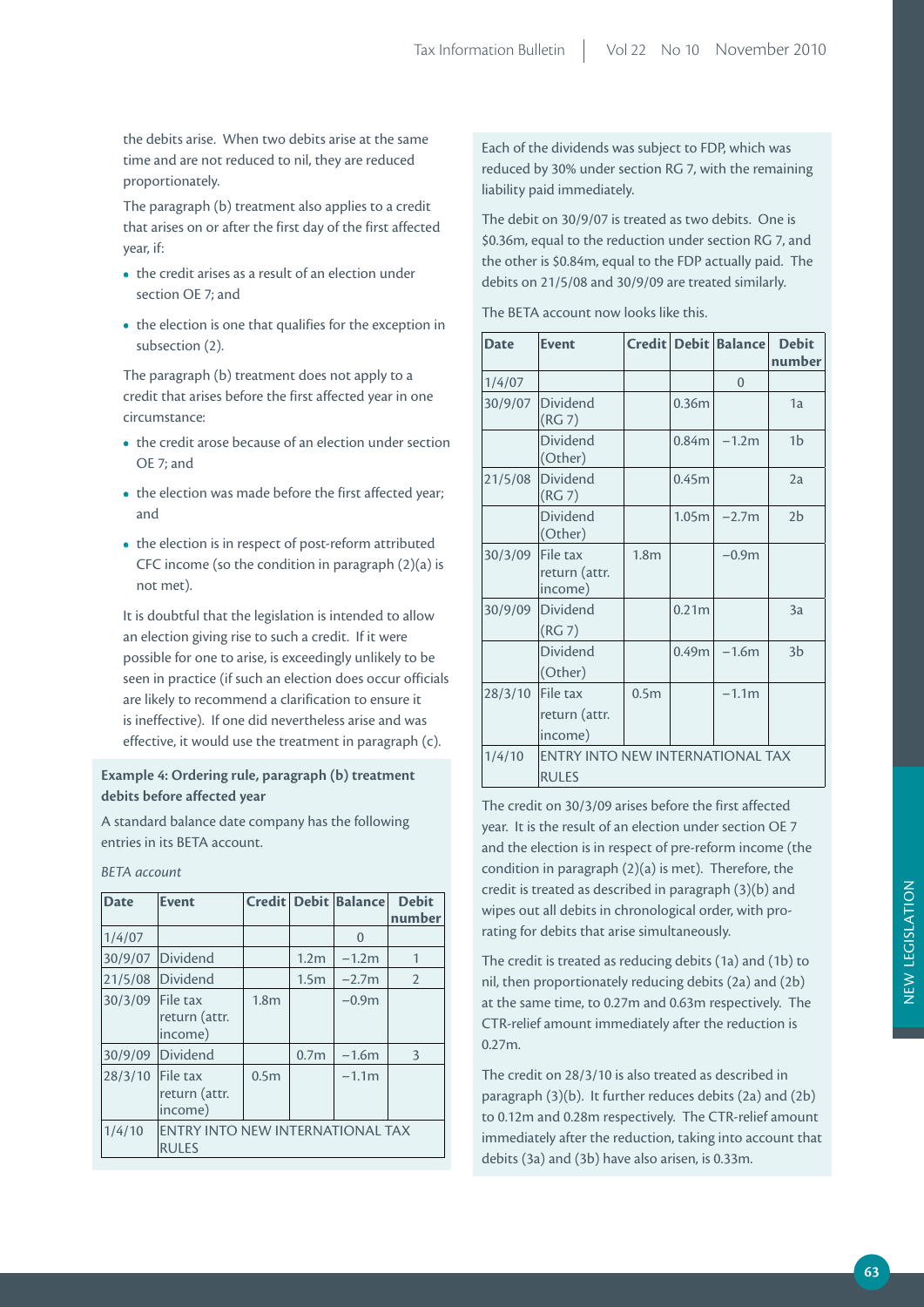the debits arise. When two debits arise at the same time and are not reduced to nil, they are reduced proportionately.

The paragraph (b) treatment also applies to a credit that arises on or after the first day of the first affected year, if:

- the credit arises as a result of an election under section OE 7; and
- the election is one that qualifies for the exception in subsection (2).

The paragraph (b) treatment does not apply to a credit that arises before the first affected year in one circumstance:

- the credit arose because of an election under section OE 7; and
- the election was made before the first affected year; and
- the election is in respect of post-reform attributed CFC income (so the condition in paragraph (2)(a) is not met).

It is doubtful that the legislation is intended to allow an election giving rise to such a credit. If it were possible for one to arise, is exceedingly unlikely to be seen in practice (if such an election does occur officials are likely to recommend a clarification to ensure it is ineffective). If one did nevertheless arise and was effective, it would use the treatment in paragraph (c).

**Example 4: Ordering rule, paragraph (b) treatment debits before affected year**

A standard balance date company has the following entries in its BETA account.

*BETA account*

| Date | Event | Credit | Debit | Balance | Debit number |
|---|---|---|---|---|---|
| 1/4/07 | | | | 0 | |
| 30/9/07 | Dividend | | 1.2m | −1.2m | 1 |
| 21/5/08 | Dividend | | 1.5m | −2.7m | 2 |
| 30/3/09 | File tax return (attr. income) | 1.8m | | −0.9m | |
| 30/9/09 | Dividend | | 0.7m | −1.6m | 3 |
| 28/3/10 | File tax return (attr. income) | 0.5m | | −1.1m | |
| 1/4/10 | ENTRY INTO NEW INTERNATIONAL TAX RULES | | | | |

Each of the dividends was subject to FDP, which was reduced by 30% under section RG 7, with the remaining liability paid immediately.

The debit on 30/9/07 is treated as two debits. One is $0.36m, equal to the reduction under section RG 7, and the other is $0.84m, equal to the FDP actually paid. The debits on 21/5/08 and 30/9/09 are treated similarly.

The BETA account now looks like this.

| Date | Event | Credit | Debit | Balance | Debit number |
|---|---|---|---|---|---|
| 1/4/07 | | | | 0 | |
| 30/9/07 | Dividend (RG 7) | | 0.36m | | 1a |
| | Dividend (Other) | | 0.84m | −1.2m | 1b |
| 21/5/08 | Dividend (RG 7) | | 0.45m | | 2a |
| | Dividend (Other) | | 1.05m | −2.7m | 2b |
| 30/3/09 | File tax return (attr. income) | 1.8m | | −0.9m | |
| 30/9/09 | Dividend (RG 7) | | 0.21m | | 3a |
| | Dividend (Other) | | 0.49m | −1.6m | 3b |
| 28/3/10 | File tax return (attr. income) | 0.5m | | −1.1m | |
| 1/4/10 | ENTRY INTO NEW INTERNATIONAL TAX RULES | | | | |

The credit on 30/3/09 arises before the first affected year. It is the result of an election under section OE 7 and the election is in respect of pre-reform income (the condition in paragraph (2)(a) is met). Therefore, the credit is treated as described in paragraph (3)(b) and wipes out all debits in chronological order, with pro-rating for debits that arise simultaneously.

The credit is treated as reducing debits (1a) and (1b) to nil, then proportionately reducing debits (2a) and (2b) at the same time, to 0.27m and 0.63m respectively. The CTR-relief amount immediately after the reduction is 0.27m.

The credit on 28/3/10 is also treated as described in paragraph (3)(b). It further reduces debits (2a) and (2b) to 0.12m and 0.28m respectively. The CTR-relief amount immediately after the reduction, taking into account that debits (3a) and (3b) have also arisen, is 0.33m.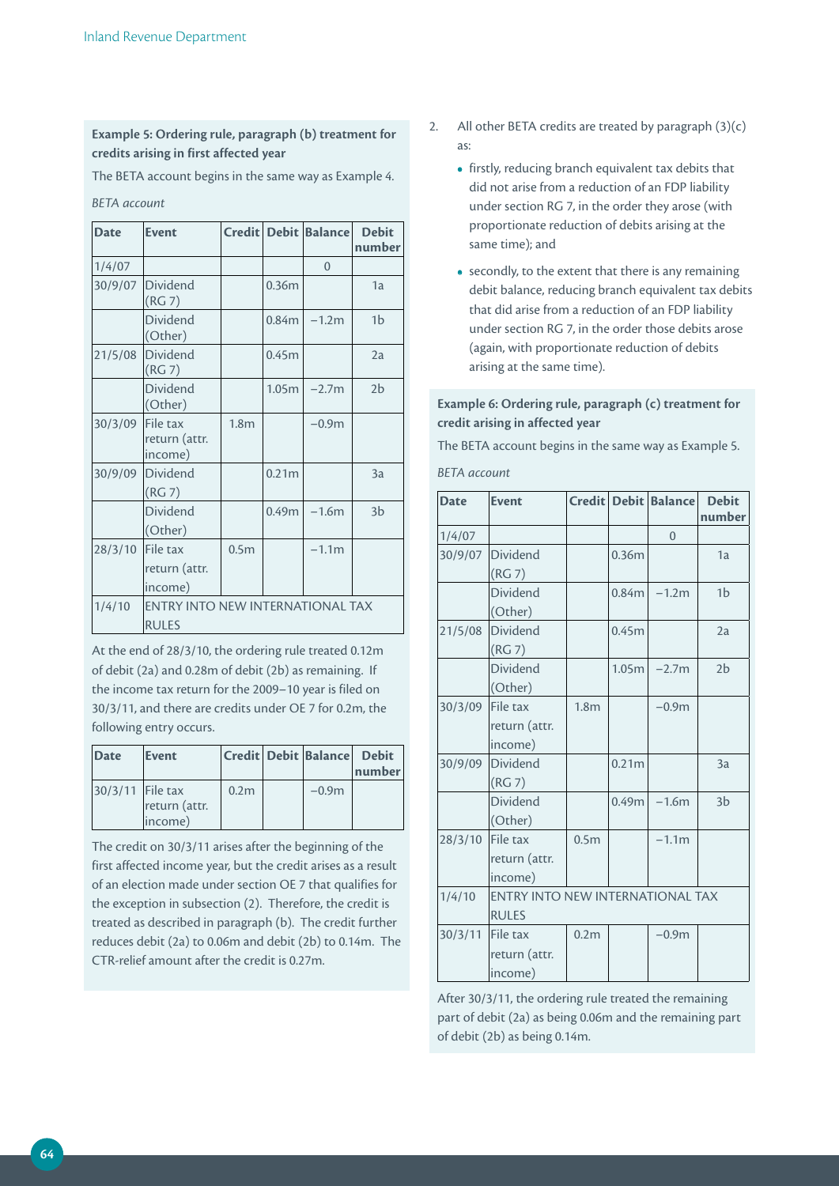**Example 5: Ordering rule, paragraph (b) treatment for credits arising in first affected year**

The BETA account begins in the same way as Example 4.

*BETA account*

| Date | Event | Credit | Debit | Balance | Debit number |
|---|---|---|---|---|---|
| 1/4/07 | | | | 0 | |
| 30/9/07 | Dividend (RG 7) | | 0.36m | | 1a |
| | Dividend (Other) | | 0.84m | −1.2m | 1b |
| 21/5/08 | Dividend (RG 7) | | 0.45m | | 2a |
| | Dividend (Other) | | 1.05m | −2.7m | 2b |
| 30/3/09 | File tax return (attr. income) | 1.8m | | −0.9m | |
| 30/9/09 | Dividend (RG 7) | | 0.21m | | 3a |
| | Dividend (Other) | | 0.49m | −1.6m | 3b |
| 28/3/10 | File tax return (attr. income) | 0.5m | | −1.1m | |
| 1/4/10 | ENTRY INTO NEW INTERNATIONAL TAX RULES | | | | |

At the end of 28/3/10, the ordering rule treated 0.12m of debit (2a) and 0.28m of debit (2b) as remaining. If the income tax return for the 2009–10 year is filed on 30/3/11, and there are credits under OE 7 for 0.2m, the following entry occurs.

| Date | Event | Credit | Debit | Balance | Debit number |
|---|---|---|---|---|---|
| 30/3/11 | File tax return (attr. income) | 0.2m | | −0.9m | |

The credit on 30/3/11 arises after the beginning of the first affected income year, but the credit arises as a result of an election made under section OE 7 that qualifies for the exception in subsection (2). Therefore, the credit is treated as described in paragraph (b). The credit further reduces debit (2a) to 0.06m and debit (2b) to 0.14m. The CTR-relief amount after the credit is 0.27m.

2. All other BETA credits are treated by paragraph (3)(c) as:
   - firstly, reducing branch equivalent tax debits that did not arise from a reduction of an FDP liability under section RG 7, in the order they arose (with proportionate reduction of debits arising at the same time); and
   - secondly, to the extent that there is any remaining debit balance, reducing branch equivalent tax debits that did arise from a reduction of an FDP liability under section RG 7, in the order those debits arose (again, with proportionate reduction of debits arising at the same time).

**Example 6: Ordering rule, paragraph (c) treatment for credit arising in affected year**

The BETA account begins in the same way as Example 5.

*BETA account*

| Date | Event | Credit | Debit | Balance | Debit number |
|---|---|---|---|---|---|
| 1/4/07 | | | | 0 | |
| 30/9/07 | Dividend (RG 7) | | 0.36m | | 1a |
| | Dividend (Other) | | 0.84m | −1.2m | 1b |
| 21/5/08 | Dividend (RG 7) | | 0.45m | | 2a |
| | Dividend (Other) | | 1.05m | −2.7m | 2b |
| 30/3/09 | File tax return (attr. income) | 1.8m | | −0.9m | |
| 30/9/09 | Dividend (RG 7) | | 0.21m | | 3a |
| | Dividend (Other) | | 0.49m | −1.6m | 3b |
| 28/3/10 | File tax return (attr. income) | 0.5m | | −1.1m | |
| 1/4/10 | ENTRY INTO NEW INTERNATIONAL TAX RULES | | | | |
| 30/3/11 | File tax return (attr. income) | 0.2m | | −0.9m | |

After 30/3/11, the ordering rule treated the remaining part of debit (2a) as being 0.06m and the remaining part of debit (2b) as being 0.14m.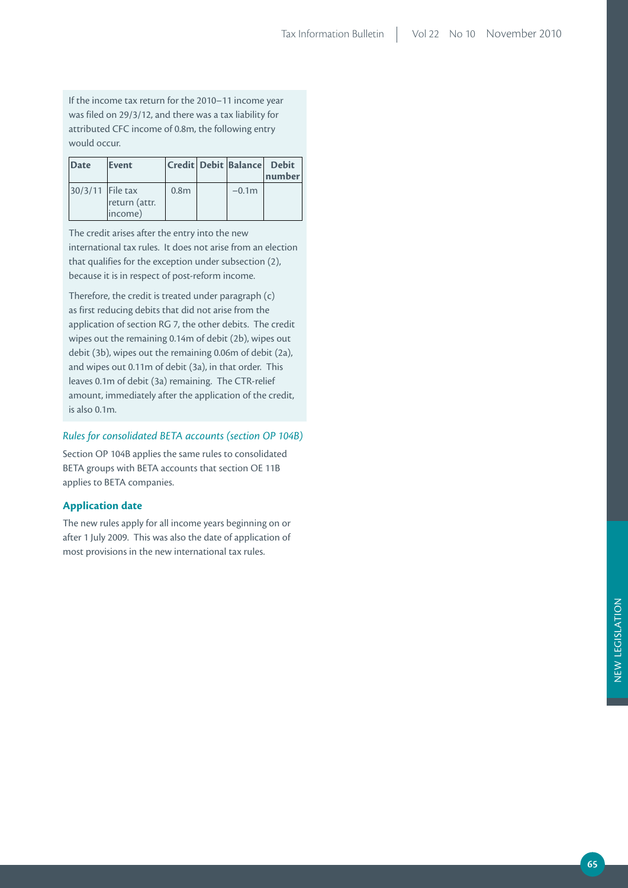If the income tax return for the 2010–11 income year was filed on 29/3/12, and there was a tax liability for attributed CFC income of 0.8m, the following entry would occur.

| Date | Event | Credit | Debit | Balance | Debit number |
|---|---|---|---|---|---|
| 30/3/11 | File tax return (attr. income) | 0.8m | | −0.1m | |

The credit arises after the entry into the new international tax rules. It does not arise from an election that qualifies for the exception under subsection (2), because it is in respect of post-reform income.

Therefore, the credit is treated under paragraph (c) as first reducing debits that did not arise from the application of section RG 7, the other debits. The credit wipes out the remaining 0.14m of debit (2b), wipes out debit (3b), wipes out the remaining 0.06m of debit (2a), and wipes out 0.11m of debit (3a), in that order. This leaves 0.1m of debit (3a) remaining. The CTR-relief amount, immediately after the application of the credit, is also 0.1m.

### *Rules for consolidated BETA accounts (section OP 104B)*

Section OP 104B applies the same rules to consolidated BETA groups with BETA accounts that section OE 11B applies to BETA companies.

## Application date

The new rules apply for all income years beginning on or after 1 July 2009. This was also the date of application of most provisions in the new international tax rules.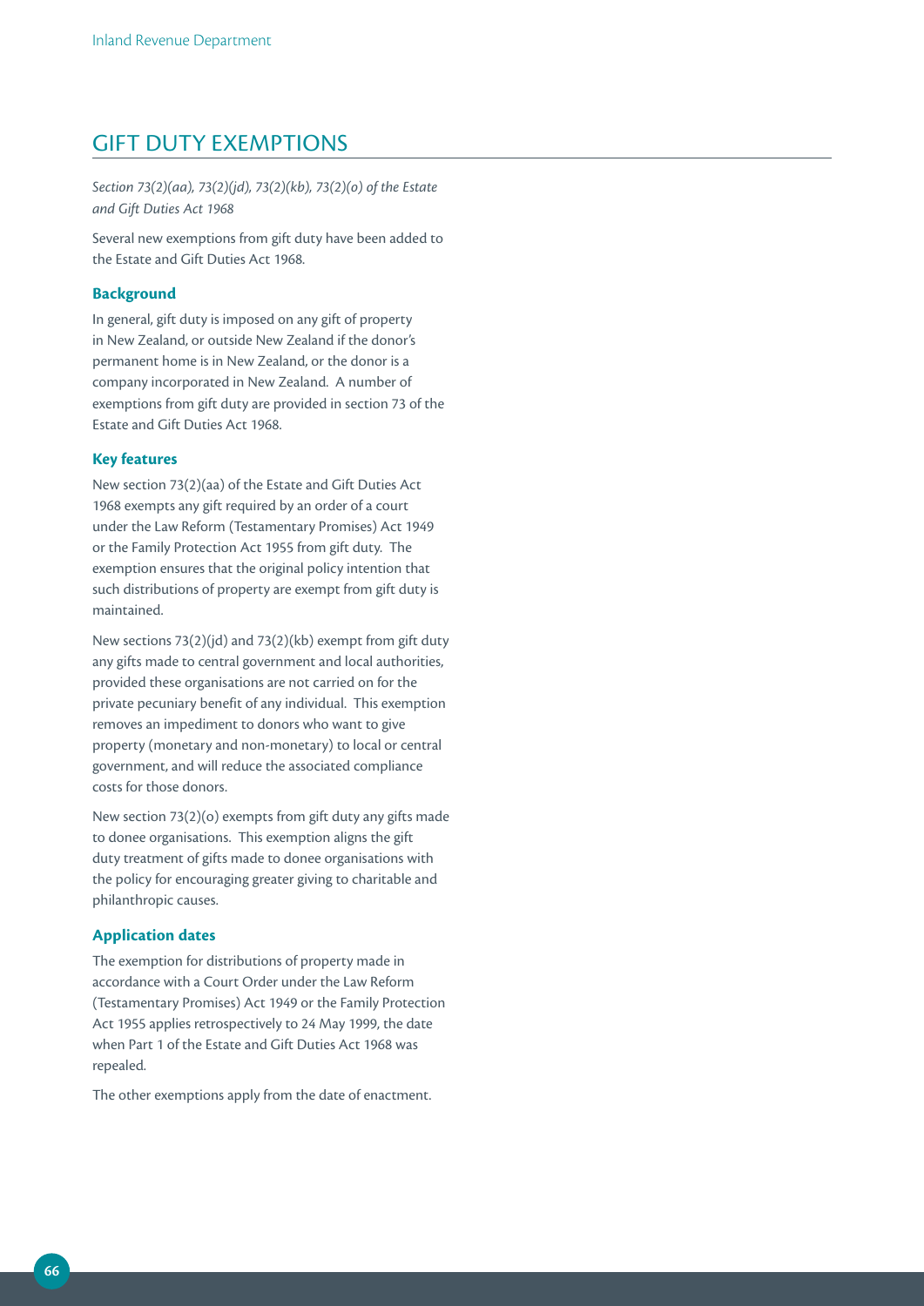# GIFT DUTY EXEMPTIONS

*Section 73(2)(aa), 73(2)(jd), 73(2)(kb), 73(2)(o) of the Estate and Gift Duties Act 1968*

Several new exemptions from gift duty have been added to the Estate and Gift Duties Act 1968.

### Background

In general, gift duty is imposed on any gift of property in New Zealand, or outside New Zealand if the donor's permanent home is in New Zealand, or the donor is a company incorporated in New Zealand. A number of exemptions from gift duty are provided in section 73 of the Estate and Gift Duties Act 1968.

### Key features

New section 73(2)(aa) of the Estate and Gift Duties Act 1968 exempts any gift required by an order of a court under the Law Reform (Testamentary Promises) Act 1949 or the Family Protection Act 1955 from gift duty. The exemption ensures that the original policy intention that such distributions of property are exempt from gift duty is maintained.

New sections 73(2)(jd) and 73(2)(kb) exempt from gift duty any gifts made to central government and local authorities, provided these organisations are not carried on for the private pecuniary benefit of any individual. This exemption removes an impediment to donors who want to give property (monetary and non-monetary) to local or central government, and will reduce the associated compliance costs for those donors.

New section 73(2)(o) exempts from gift duty any gifts made to donee organisations. This exemption aligns the gift duty treatment of gifts made to donee organisations with the policy for encouraging greater giving to charitable and philanthropic causes.

### Application dates

The exemption for distributions of property made in accordance with a Court Order under the Law Reform (Testamentary Promises) Act 1949 or the Family Protection Act 1955 applies retrospectively to 24 May 1999, the date when Part 1 of the Estate and Gift Duties Act 1968 was repealed.

The other exemptions apply from the date of enactment.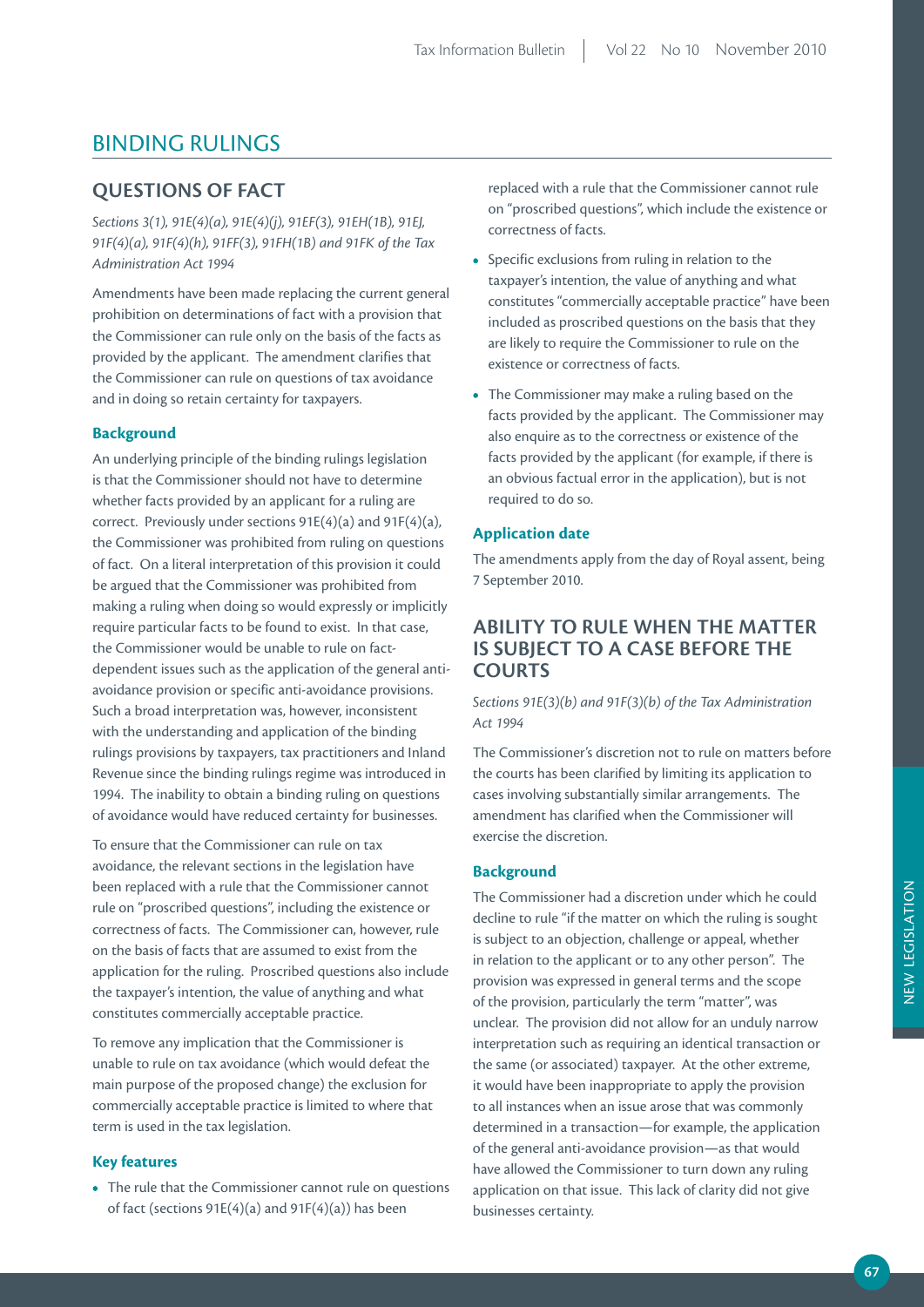# BINDING RULINGS

## QUESTIONS OF FACT

*Sections 3(1), 91E(4)(a), 91E(4)(j), 91EF(3), 91EH(1B), 91EJ, 91F(4)(a), 91F(4)(h), 91FF(3), 91FH(1B) and 91FK of the Tax Administration Act 1994*

Amendments have been made replacing the current general prohibition on determinations of fact with a provision that the Commissioner can rule only on the basis of the facts as provided by the applicant. The amendment clarifies that the Commissioner can rule on questions of tax avoidance and in doing so retain certainty for taxpayers.

### Background

An underlying principle of the binding rulings legislation is that the Commissioner should not have to determine whether facts provided by an applicant for a ruling are correct. Previously under sections 91E(4)(a) and 91F(4)(a), the Commissioner was prohibited from ruling on questions of fact. On a literal interpretation of this provision it could be argued that the Commissioner was prohibited from making a ruling when doing so would expressly or implicitly require particular facts to be found to exist. In that case, the Commissioner would be unable to rule on fact-dependent issues such as the application of the general anti-avoidance provision or specific anti-avoidance provisions. Such a broad interpretation was, however, inconsistent with the understanding and application of the binding rulings provisions by taxpayers, tax practitioners and Inland Revenue since the binding rulings regime was introduced in 1994. The inability to obtain a binding ruling on questions of avoidance would have reduced certainty for businesses.

To ensure that the Commissioner can rule on tax avoidance, the relevant sections in the legislation have been replaced with a rule that the Commissioner cannot rule on "proscribed questions", including the existence or correctness of facts. The Commissioner can, however, rule on the basis of facts that are assumed to exist from the application for the ruling. Proscribed questions also include the taxpayer's intention, the value of anything and what constitutes commercially acceptable practice.

To remove any implication that the Commissioner is unable to rule on tax avoidance (which would defeat the main purpose of the proposed change) the exclusion for commercially acceptable practice is limited to where that term is used in the tax legislation.

### Key features

- The rule that the Commissioner cannot rule on questions of fact (sections 91E(4)(a) and 91F(4)(a)) has been replaced with a rule that the Commissioner cannot rule on "proscribed questions", which include the existence or correctness of facts.
- Specific exclusions from ruling in relation to the taxpayer's intention, the value of anything and what constitutes "commercially acceptable practice" have been included as proscribed questions on the basis that they are likely to require the Commissioner to rule on the existence or correctness of facts.
- The Commissioner may make a ruling based on the facts provided by the applicant. The Commissioner may also enquire as to the correctness or existence of the facts provided by the applicant (for example, if there is an obvious factual error in the application), but is not required to do so.

### Application date

The amendments apply from the day of Royal assent, being 7 September 2010.

## ABILITY TO RULE WHEN THE MATTER IS SUBJECT TO A CASE BEFORE THE COURTS

*Sections 91E(3)(b) and 91F(3)(b) of the Tax Administration Act 1994*

The Commissioner's discretion not to rule on matters before the courts has been clarified by limiting its application to cases involving substantially similar arrangements. The amendment has clarified when the Commissioner will exercise the discretion.

### Background

The Commissioner had a discretion under which he could decline to rule "if the matter on which the ruling is sought is subject to an objection, challenge or appeal, whether in relation to the applicant or to any other person". The provision was expressed in general terms and the scope of the provision, particularly the term "matter", was unclear. The provision did not allow for an unduly narrow interpretation such as requiring an identical transaction or the same (or associated) taxpayer. At the other extreme, it would have been inappropriate to apply the provision to all instances when an issue arose that was commonly determined in a transaction—for example, the application of the general anti-avoidance provision—as that would have allowed the Commissioner to turn down any ruling application on that issue. This lack of clarity did not give businesses certainty.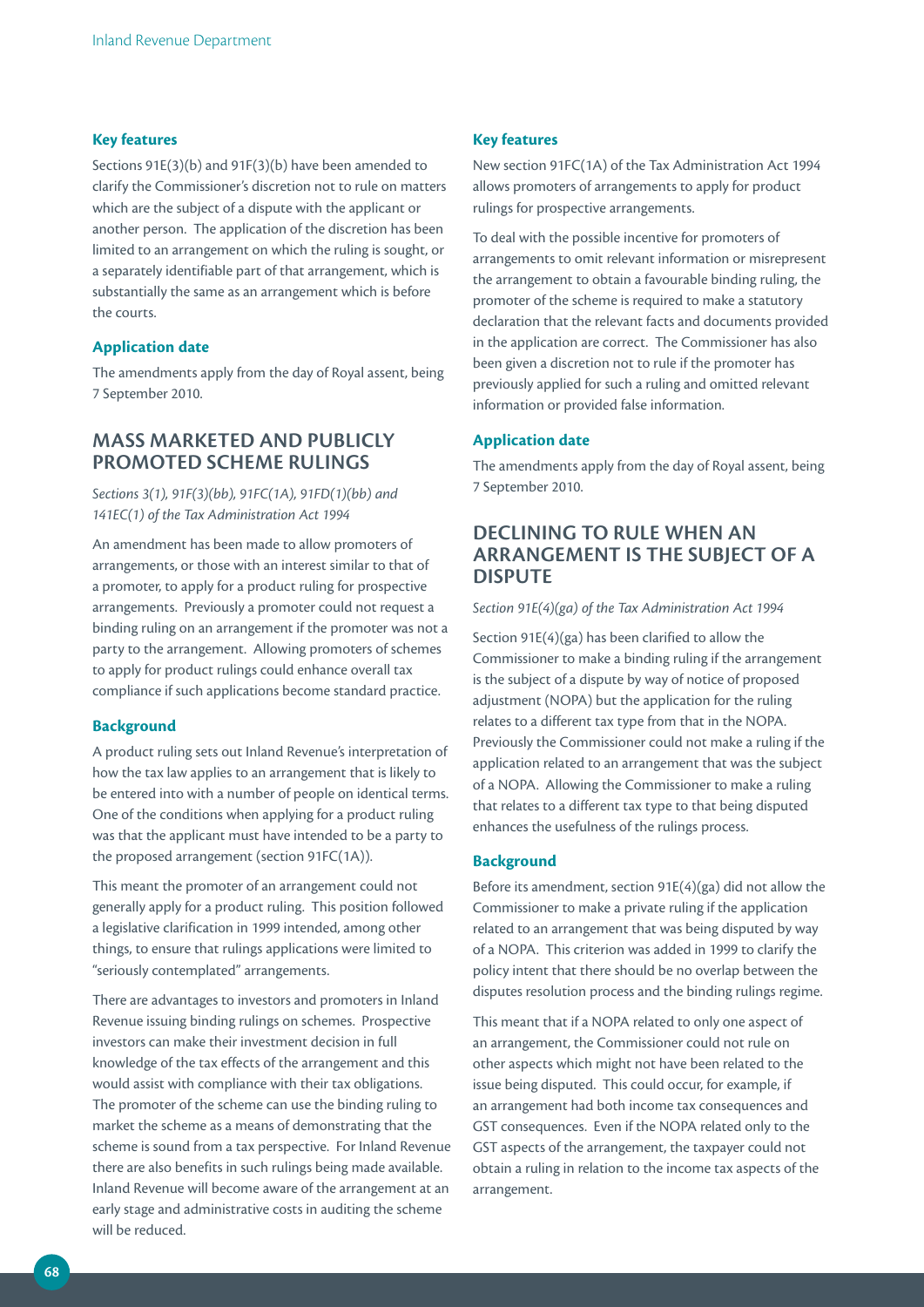### Key features

Sections 91E(3)(b) and 91F(3)(b) have been amended to clarify the Commissioner's discretion not to rule on matters which are the subject of a dispute with the applicant or another person. The application of the discretion has been limited to an arrangement on which the ruling is sought, or a separately identifiable part of that arrangement, which is substantially the same as an arrangement which is before the courts.

### Application date

The amendments apply from the day of Royal assent, being 7 September 2010.

## MASS MARKETED AND PUBLICLY PROMOTED SCHEME RULINGS

*Sections 3(1), 91F(3)(bb), 91FC(1A), 91FD(1)(bb) and 141EC(1) of the Tax Administration Act 1994*

An amendment has been made to allow promoters of arrangements, or those with an interest similar to that of a promoter, to apply for a product ruling for prospective arrangements. Previously a promoter could not request a binding ruling on an arrangement if the promoter was not a party to the arrangement. Allowing promoters of schemes to apply for product rulings could enhance overall tax compliance if such applications become standard practice.

### Background

A product ruling sets out Inland Revenue's interpretation of how the tax law applies to an arrangement that is likely to be entered into with a number of people on identical terms. One of the conditions when applying for a product ruling was that the applicant must have intended to be a party to the proposed arrangement (section 91FC(1A)).

This meant the promoter of an arrangement could not generally apply for a product ruling. This position followed a legislative clarification in 1999 intended, among other things, to ensure that rulings applications were limited to "seriously contemplated" arrangements.

There are advantages to investors and promoters in Inland Revenue issuing binding rulings on schemes. Prospective investors can make their investment decision in full knowledge of the tax effects of the arrangement and this would assist with compliance with their tax obligations. The promoter of the scheme can use the binding ruling to market the scheme as a means of demonstrating that the scheme is sound from a tax perspective. For Inland Revenue there are also benefits in such rulings being made available. Inland Revenue will become aware of the arrangement at an early stage and administrative costs in auditing the scheme will be reduced.

### Key features

New section 91FC(1A) of the Tax Administration Act 1994 allows promoters of arrangements to apply for product rulings for prospective arrangements.

To deal with the possible incentive for promoters of arrangements to omit relevant information or misrepresent the arrangement to obtain a favourable binding ruling, the promoter of the scheme is required to make a statutory declaration that the relevant facts and documents provided in the application are correct. The Commissioner has also been given a discretion not to rule if the promoter has previously applied for such a ruling and omitted relevant information or provided false information.

### Application date

The amendments apply from the day of Royal assent, being 7 September 2010.

## DECLINING TO RULE WHEN AN ARRANGEMENT IS THE SUBJECT OF A DISPUTE

*Section 91E(4)(ga) of the Tax Administration Act 1994*

Section 91E(4)(ga) has been clarified to allow the Commissioner to make a binding ruling if the arrangement is the subject of a dispute by way of notice of proposed adjustment (NOPA) but the application for the ruling relates to a different tax type from that in the NOPA. Previously the Commissioner could not make a ruling if the application related to an arrangement that was the subject of a NOPA. Allowing the Commissioner to make a ruling that relates to a different tax type to that being disputed enhances the usefulness of the rulings process.

### Background

Before its amendment, section 91E(4)(ga) did not allow the Commissioner to make a private ruling if the application related to an arrangement that was being disputed by way of a NOPA. This criterion was added in 1999 to clarify the policy intent that there should be no overlap between the disputes resolution process and the binding rulings regime.

This meant that if a NOPA related to only one aspect of an arrangement, the Commissioner could not rule on other aspects which might not have been related to the issue being disputed. This could occur, for example, if an arrangement had both income tax consequences and GST consequences. Even if the NOPA related only to the GST aspects of the arrangement, the taxpayer could not obtain a ruling in relation to the income tax aspects of the arrangement.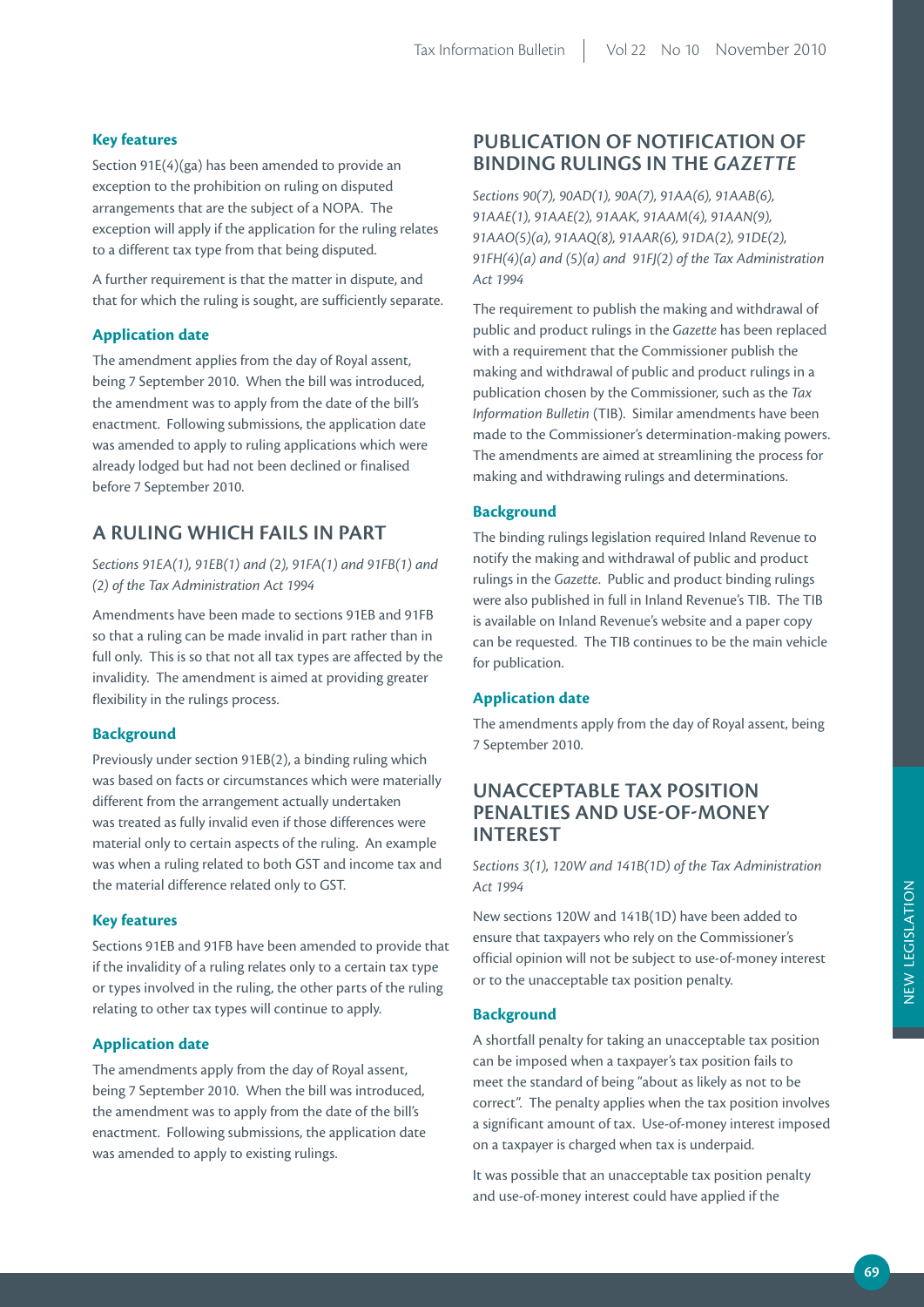### Key features

Section 91E(4)(ga) has been amended to provide an exception to the prohibition on ruling on disputed arrangements that are the subject of a NOPA. The exception will apply if the application for the ruling relates to a different tax type from that being disputed.

A further requirement is that the matter in dispute, and that for which the ruling is sought, are sufficiently separate.

### Application date

The amendment applies from the day of Royal assent, being 7 September 2010. When the bill was introduced, the amendment was to apply from the date of the bill's enactment. Following submissions, the application date was amended to apply to ruling applications which were already lodged but had not been declined or finalised before 7 September 2010.

## A RULING WHICH FAILS IN PART

*Sections 91EA(1), 91EB(1) and (2), 91FA(1) and 91FB(1) and (2) of the Tax Administration Act 1994*

Amendments have been made to sections 91EB and 91FB so that a ruling can be made invalid in part rather than in full only. This is so that not all tax types are affected by the invalidity. The amendment is aimed at providing greater flexibility in the rulings process.

### Background

Previously under section 91EB(2), a binding ruling which was based on facts or circumstances which were materially different from the arrangement actually undertaken was treated as fully invalid even if those differences were material only to certain aspects of the ruling. An example was when a ruling related to both GST and income tax and the material difference related only to GST.

### Key features

Sections 91EB and 91FB have been amended to provide that if the invalidity of a ruling relates only to a certain tax type or types involved in the ruling, the other parts of the ruling relating to other tax types will continue to apply.

### Application date

The amendments apply from the day of Royal assent, being 7 September 2010. When the bill was introduced, the amendment was to apply from the date of the bill's enactment. Following submissions, the application date was amended to apply to existing rulings.

## PUBLICATION OF NOTIFICATION OF BINDING RULINGS IN THE *GAZETTE*

*Sections 90(7), 90AD(1), 90A(7), 91AA(6), 91AAB(6), 91AAE(1), 91AAE(2), 91AAK, 91AAM(4), 91AAN(9), 91AAO(5)(a), 91AAQ(8), 91AAR(6), 91DA(2), 91DE(2), 91FH(4)(a) and (5)(a) and 91FJ(2) of the Tax Administration Act 1994*

The requirement to publish the making and withdrawal of public and product rulings in the *Gazette* has been replaced with a requirement that the Commissioner publish the making and withdrawal of public and product rulings in a publication chosen by the Commissioner, such as the *Tax Information Bulletin* (TIB). Similar amendments have been made to the Commissioner's determination-making powers. The amendments are aimed at streamlining the process for making and withdrawing rulings and determinations.

### Background

The binding rulings legislation required Inland Revenue to notify the making and withdrawal of public and product rulings in the *Gazette*. Public and product binding rulings were also published in full in Inland Revenue's TIB. The TIB is available on Inland Revenue's website and a paper copy can be requested. The TIB continues to be the main vehicle for publication.

### Application date

The amendments apply from the day of Royal assent, being 7 September 2010.

## UNACCEPTABLE TAX POSITION PENALTIES AND USE-OF-MONEY INTEREST

*Sections 3(1), 120W and 141B(1D) of the Tax Administration Act 1994*

New sections 120W and 141B(1D) have been added to ensure that taxpayers who rely on the Commissioner's official opinion will not be subject to use-of-money interest or to the unacceptable tax position penalty.

### Background

A shortfall penalty for taking an unacceptable tax position can be imposed when a taxpayer's tax position fails to meet the standard of being "about as likely as not to be correct". The penalty applies when the tax position involves a significant amount of tax. Use-of-money interest imposed on a taxpayer is charged when tax is underpaid.

It was possible that an unacceptable tax position penalty and use-of-money interest could have applied if the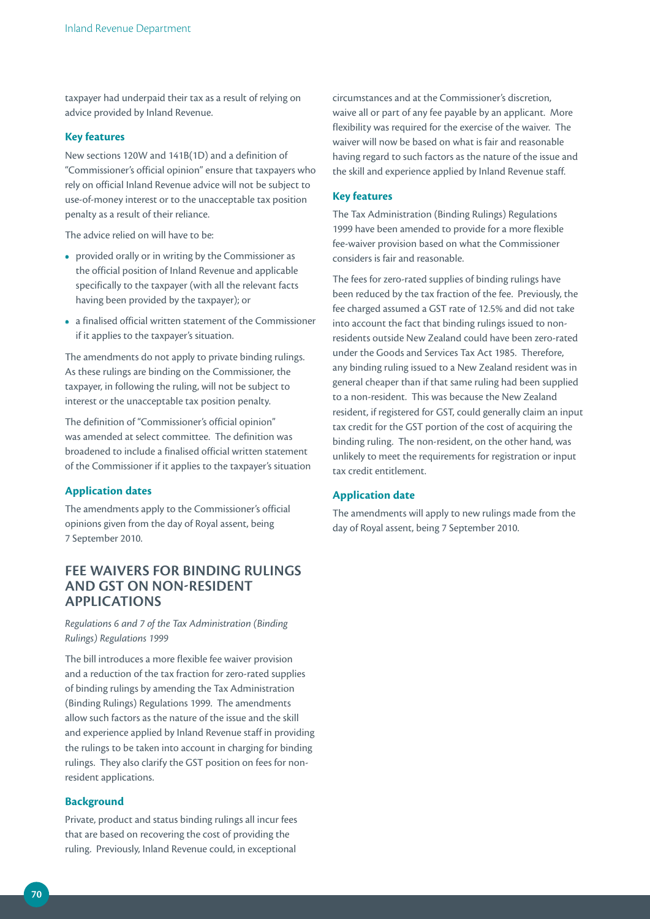taxpayer had underpaid their tax as a result of relying on advice provided by Inland Revenue.

### Key features

New sections 120W and 141B(1D) and a definition of "Commissioner's official opinion" ensure that taxpayers who rely on official Inland Revenue advice will not be subject to use-of-money interest or to the unacceptable tax position penalty as a result of their reliance.

The advice relied on will have to be:

- provided orally or in writing by the Commissioner as the official position of Inland Revenue and applicable specifically to the taxpayer (with all the relevant facts having been provided by the taxpayer); or
- a finalised official written statement of the Commissioner if it applies to the taxpayer's situation.

The amendments do not apply to private binding rulings. As these rulings are binding on the Commissioner, the taxpayer, in following the ruling, will not be subject to interest or the unacceptable tax position penalty.

The definition of "Commissioner's official opinion" was amended at select committee. The definition was broadened to include a finalised official written statement of the Commissioner if it applies to the taxpayer's situation

### Application dates

The amendments apply to the Commissioner's official opinions given from the day of Royal assent, being 7 September 2010.

## FEE WAIVERS FOR BINDING RULINGS AND GST ON NON-RESIDENT APPLICATIONS

*Regulations 6 and 7 of the Tax Administration (Binding Rulings) Regulations 1999*

The bill introduces a more flexible fee waiver provision and a reduction of the tax fraction for zero-rated supplies of binding rulings by amending the Tax Administration (Binding Rulings) Regulations 1999. The amendments allow such factors as the nature of the issue and the skill and experience applied by Inland Revenue staff in providing the rulings to be taken into account in charging for binding rulings. They also clarify the GST position on fees for non-resident applications.

### Background

Private, product and status binding rulings all incur fees that are based on recovering the cost of providing the ruling. Previously, Inland Revenue could, in exceptional circumstances and at the Commissioner's discretion, waive all or part of any fee payable by an applicant. More flexibility was required for the exercise of the waiver. The waiver will now be based on what is fair and reasonable having regard to such factors as the nature of the issue and the skill and experience applied by Inland Revenue staff.

### Key features

The Tax Administration (Binding Rulings) Regulations 1999 have been amended to provide for a more flexible fee-waiver provision based on what the Commissioner considers is fair and reasonable.

The fees for zero-rated supplies of binding rulings have been reduced by the tax fraction of the fee. Previously, the fee charged assumed a GST rate of 12.5% and did not take into account the fact that binding rulings issued to non-residents outside New Zealand could have been zero-rated under the Goods and Services Tax Act 1985. Therefore, any binding ruling issued to a New Zealand resident was in general cheaper than if that same ruling had been supplied to a non-resident. This was because the New Zealand resident, if registered for GST, could generally claim an input tax credit for the GST portion of the cost of acquiring the binding ruling. The non-resident, on the other hand, was unlikely to meet the requirements for registration or input tax credit entitlement.

### Application date

The amendments will apply to new rulings made from the day of Royal assent, being 7 September 2010.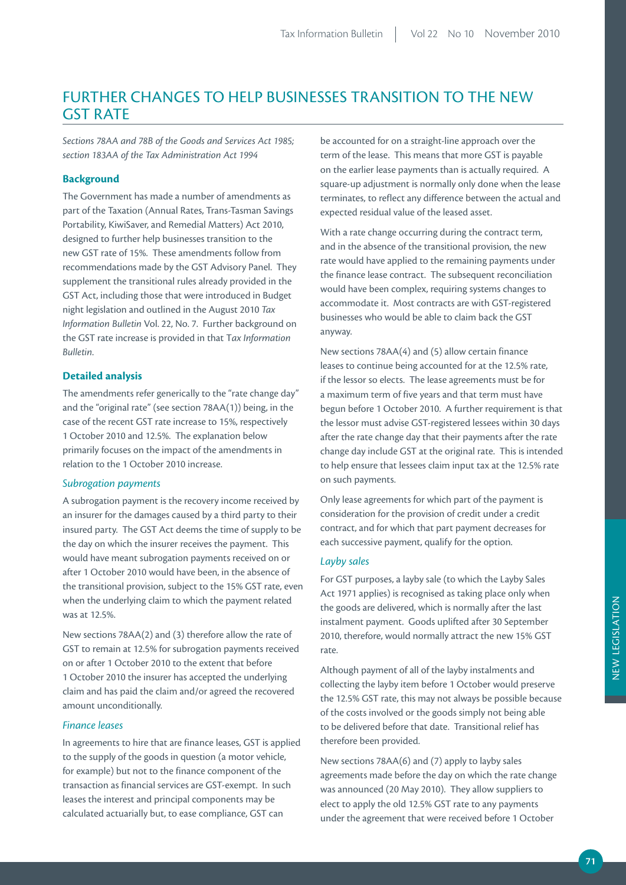## FURTHER CHANGES TO HELP BUSINESSES TRANSITION TO THE NEW GST RATE

*Sections 78AA and 78B of the Goods and Services Act 1985; section 183AA of the Tax Administration Act 1994*

### Background

The Government has made a number of amendments as part of the Taxation (Annual Rates, Trans-Tasman Savings Portability, KiwiSaver, and Remedial Matters) Act 2010, designed to further help businesses transition to the new GST rate of 15%. These amendments follow from recommendations made by the GST Advisory Panel. They supplement the transitional rules already provided in the GST Act, including those that were introduced in Budget night legislation and outlined in the August 2010 *Tax Information Bulletin* Vol. 22, No. 7. Further background on the GST rate increase is provided in that *Tax Information Bulletin*.

### Detailed analysis

The amendments refer generically to the "rate change day" and the "original rate" (see section 78AA(1)) being, in the case of the recent GST rate increase to 15%, respectively 1 October 2010 and 12.5%. The explanation below primarily focuses on the impact of the amendments in relation to the 1 October 2010 increase.

#### *Subrogation payments*

A subrogation payment is the recovery income received by an insurer for the damages caused by a third party to their insured party. The GST Act deems the time of supply to be the day on which the insurer receives the payment. This would have meant subrogation payments received on or after 1 October 2010 would have been, in the absence of the transitional provision, subject to the 15% GST rate, even when the underlying claim to which the payment related was at 12.5%.

New sections 78AA(2) and (3) therefore allow the rate of GST to remain at 12.5% for subrogation payments received on or after 1 October 2010 to the extent that before 1 October 2010 the insurer has accepted the underlying claim and has paid the claim and/or agreed the recovered amount unconditionally.

#### *Finance leases*

In agreements to hire that are finance leases, GST is applied to the supply of the goods in question (a motor vehicle, for example) but not to the finance component of the transaction as financial services are GST-exempt. In such leases the interest and principal components may be calculated actuarially but, to ease compliance, GST can be accounted for on a straight-line approach over the term of the lease. This means that more GST is payable on the earlier lease payments than is actually required. A square-up adjustment is normally only done when the lease terminates, to reflect any difference between the actual and expected residual value of the leased asset.

With a rate change occurring during the contract term, and in the absence of the transitional provision, the new rate would have applied to the remaining payments under the finance lease contract. The subsequent reconciliation would have been complex, requiring systems changes to accommodate it. Most contracts are with GST-registered businesses who would be able to claim back the GST anyway.

New sections 78AA(4) and (5) allow certain finance leases to continue being accounted for at the 12.5% rate, if the lessor so elects. The lease agreements must be for a maximum term of five years and that term must have begun before 1 October 2010. A further requirement is that the lessor must advise GST-registered lessees within 30 days after the rate change day that their payments after the rate change day include GST at the original rate. This is intended to help ensure that lessees claim input tax at the 12.5% rate on such payments.

Only lease agreements for which part of the payment is consideration for the provision of credit under a credit contract, and for which that part payment decreases for each successive payment, qualify for the option.

#### *Layby sales*

For GST purposes, a layby sale (to which the Layby Sales Act 1971 applies) is recognised as taking place only when the goods are delivered, which is normally after the last instalment payment. Goods uplifted after 30 September 2010, therefore, would normally attract the new 15% GST rate.

Although payment of all of the layby instalments and collecting the layby item before 1 October would preserve the 12.5% GST rate, this may not always be possible because of the costs involved or the goods simply not being able to be delivered before that date. Transitional relief has therefore been provided.

New sections 78AA(6) and (7) apply to layby sales agreements made before the day on which the rate change was announced (20 May 2010). They allow suppliers to elect to apply the old 12.5% GST rate to any payments under the agreement that were received before 1 October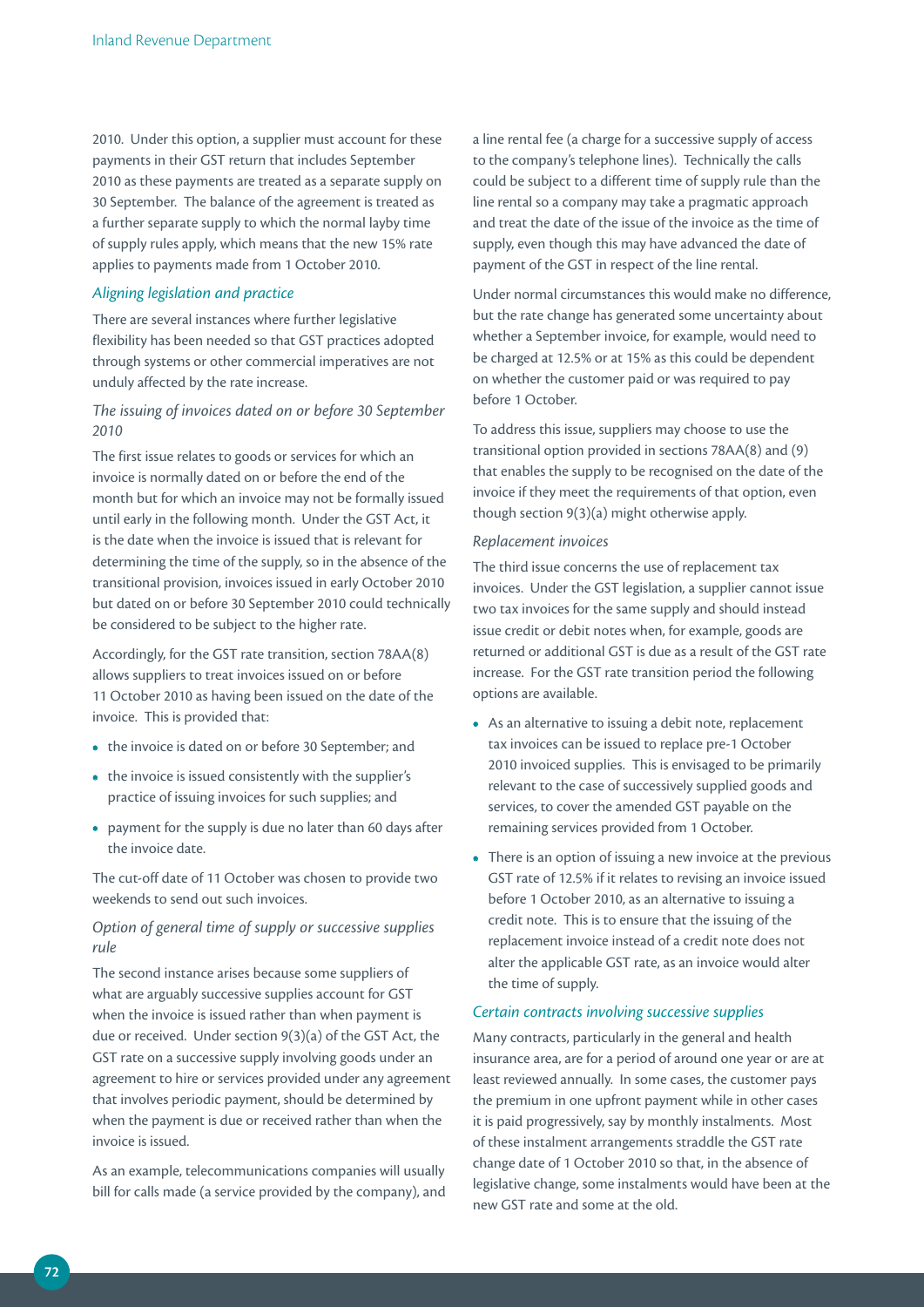2010. Under this option, a supplier must account for these payments in their GST return that includes September 2010 as these payments are treated as a separate supply on 30 September. The balance of the agreement is treated as a further separate supply to which the normal layby time of supply rules apply, which means that the new 15% rate applies to payments made from 1 October 2010.

### *Aligning legislation and practice*

There are several instances where further legislative flexibility has been needed so that GST practices adopted through systems or other commercial imperatives are not unduly affected by the rate increase.

#### *The issuing of invoices dated on or before 30 September 2010*

The first issue relates to goods or services for which an invoice is normally dated on or before the end of the month but for which an invoice may not be formally issued until early in the following month. Under the GST Act, it is the date when the invoice is issued that is relevant for determining the time of the supply, so in the absence of the transitional provision, invoices issued in early October 2010 but dated on or before 30 September 2010 could technically be considered to be subject to the higher rate.

Accordingly, for the GST rate transition, section 78AA(8) allows suppliers to treat invoices issued on or before 11 October 2010 as having been issued on the date of the invoice. This is provided that:

- the invoice is dated on or before 30 September; and
- the invoice is issued consistently with the supplier's practice of issuing invoices for such supplies; and
- payment for the supply is due no later than 60 days after the invoice date.

The cut-off date of 11 October was chosen to provide two weekends to send out such invoices.

#### *Option of general time of supply or successive supplies rule*

The second instance arises because some suppliers of what are arguably successive supplies account for GST when the invoice is issued rather than when payment is due or received. Under section 9(3)(a) of the GST Act, the GST rate on a successive supply involving goods under an agreement to hire or services provided under any agreement that involves periodic payment, should be determined by when the payment is due or received rather than when the invoice is issued.

As an example, telecommunications companies will usually bill for calls made (a service provided by the company), and a line rental fee (a charge for a successive supply of access to the company's telephone lines). Technically the calls could be subject to a different time of supply rule than the line rental so a company may take a pragmatic approach and treat the date of the issue of the invoice as the time of supply, even though this may have advanced the date of payment of the GST in respect of the line rental.

Under normal circumstances this would make no difference, but the rate change has generated some uncertainty about whether a September invoice, for example, would need to be charged at 12.5% or at 15% as this could be dependent on whether the customer paid or was required to pay before 1 October.

To address this issue, suppliers may choose to use the transitional option provided in sections 78AA(8) and (9) that enables the supply to be recognised on the date of the invoice if they meet the requirements of that option, even though section 9(3)(a) might otherwise apply.

#### *Replacement invoices*

The third issue concerns the use of replacement tax invoices. Under the GST legislation, a supplier cannot issue two tax invoices for the same supply and should instead issue credit or debit notes when, for example, goods are returned or additional GST is due as a result of the GST rate increase. For the GST rate transition period the following options are available.

- As an alternative to issuing a debit note, replacement tax invoices can be issued to replace pre-1 October 2010 invoiced supplies. This is envisaged to be primarily relevant to the case of successively supplied goods and services, to cover the amended GST payable on the remaining services provided from 1 October.
- There is an option of issuing a new invoice at the previous GST rate of 12.5% if it relates to revising an invoice issued before 1 October 2010, as an alternative to issuing a credit note. This is to ensure that the issuing of the replacement invoice instead of a credit note does not alter the applicable GST rate, as an invoice would alter the time of supply.

### *Certain contracts involving successive supplies*

Many contracts, particularly in the general and health insurance area, are for a period of around one year or are at least reviewed annually. In some cases, the customer pays the premium in one upfront payment while in other cases it is paid progressively, say by monthly instalments. Most of these instalment arrangements straddle the GST rate change date of 1 October 2010 so that, in the absence of legislative change, some instalments would have been at the new GST rate and some at the old.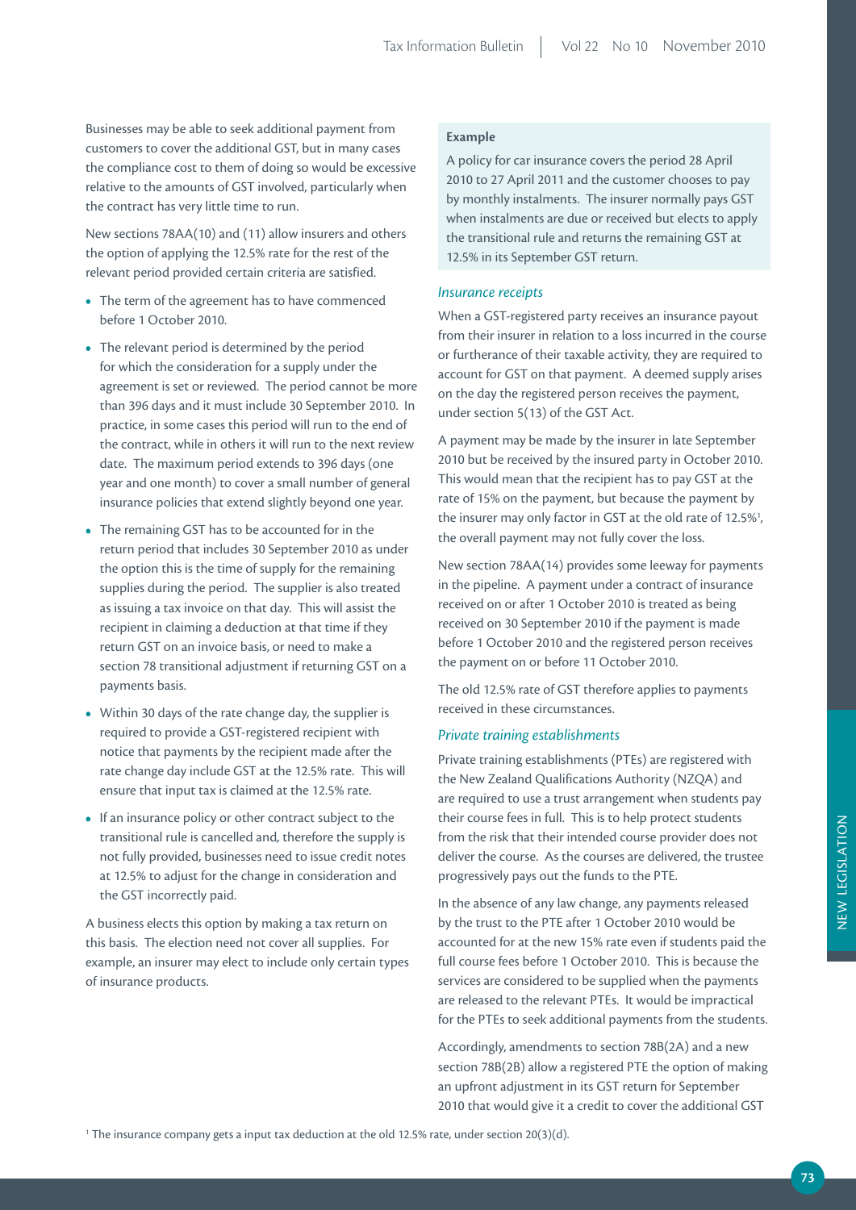Businesses may be able to seek additional payment from customers to cover the additional GST, but in many cases the compliance cost to them of doing so would be excessive relative to the amounts of GST involved, particularly when the contract has very little time to run.

New sections 78AA(10) and (11) allow insurers and others the option of applying the 12.5% rate for the rest of the relevant period provided certain criteria are satisfied.

- The term of the agreement has to have commenced before 1 October 2010.
- The relevant period is determined by the period for which the consideration for a supply under the agreement is set or reviewed. The period cannot be more than 396 days and it must include 30 September 2010. In practice, in some cases this period will run to the end of the contract, while in others it will run to the next review date. The maximum period extends to 396 days (one year and one month) to cover a small number of general insurance policies that extend slightly beyond one year.
- The remaining GST has to be accounted for in the return period that includes 30 September 2010 as under the option this is the time of supply for the remaining supplies during the period. The supplier is also treated as issuing a tax invoice on that day. This will assist the recipient in claiming a deduction at that time if they return GST on an invoice basis, or need to make a section 78 transitional adjustment if returning GST on a payments basis.
- Within 30 days of the rate change day, the supplier is required to provide a GST-registered recipient with notice that payments by the recipient made after the rate change day include GST at the 12.5% rate. This will ensure that input tax is claimed at the 12.5% rate.
- If an insurance policy or other contract subject to the transitional rule is cancelled and, therefore the supply is not fully provided, businesses need to issue credit notes at 12.5% to adjust for the change in consideration and the GST incorrectly paid.

A business elects this option by making a tax return on this basis. The election need not cover all supplies. For example, an insurer may elect to include only certain types of insurance products.

**Example**

A policy for car insurance covers the period 28 April 2010 to 27 April 2011 and the customer chooses to pay by monthly instalments. The insurer normally pays GST when instalments are due or received but elects to apply the transitional rule and returns the remaining GST at 12.5% in its September GST return.

### *Insurance receipts*

When a GST-registered party receives an insurance payout from their insurer in relation to a loss incurred in the course or furtherance of their taxable activity, they are required to account for GST on that payment. A deemed supply arises on the day the registered person receives the payment, under section 5(13) of the GST Act.

A payment may be made by the insurer in late September 2010 but be received by the insured party in October 2010. This would mean that the recipient has to pay GST at the rate of 15% on the payment, but because the payment by the insurer may only factor in GST at the old rate of 12.5%[1], the overall payment may not fully cover the loss.

New section 78AA(14) provides some leeway for payments in the pipeline. A payment under a contract of insurance received on or after 1 October 2010 is treated as being received on 30 September 2010 if the payment is made before 1 October 2010 and the registered person receives the payment on or before 11 October 2010.

The old 12.5% rate of GST therefore applies to payments received in these circumstances.

### *Private training establishments*

Private training establishments (PTEs) are registered with the New Zealand Qualifications Authority (NZQA) and are required to use a trust arrangement when students pay their course fees in full. This is to help protect students from the risk that their intended course provider does not deliver the course. As the courses are delivered, the trustee progressively pays out the funds to the PTE.

In the absence of any law change, any payments released by the trust to the PTE after 1 October 2010 would be accounted for at the new 15% rate even if students paid the full course fees before 1 October 2010. This is because the services are considered to be supplied when the payments are released to the relevant PTEs. It would be impractical for the PTEs to seek additional payments from the students.

Accordingly, amendments to section 78B(2A) and a new section 78B(2B) allow a registered PTE the option of making an upfront adjustment in its GST return for September 2010 that would give it a credit to cover the additional GST

[1] The insurance company gets a input tax deduction at the old 12.5% rate, under section 20(3)(d).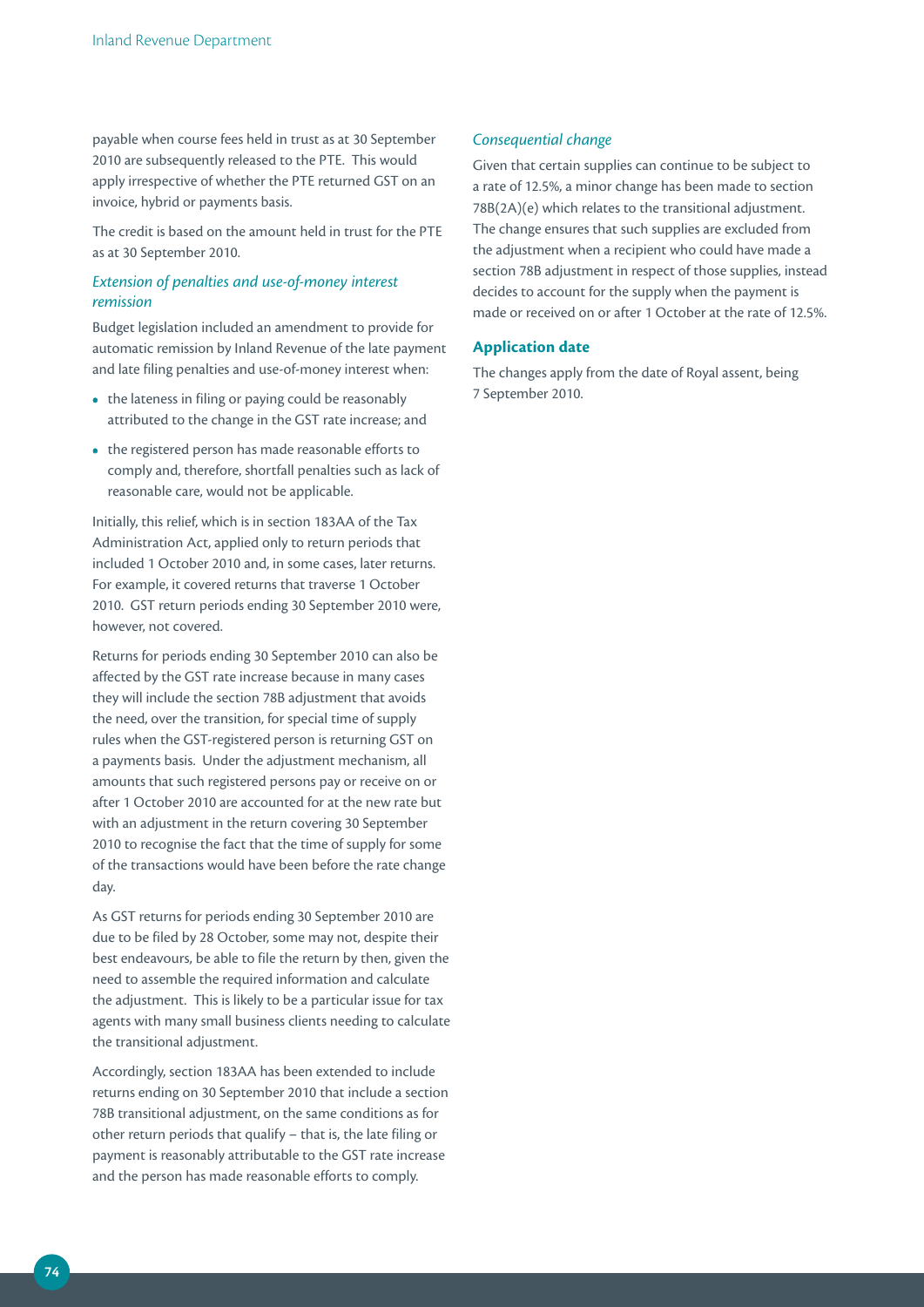payable when course fees held in trust as at 30 September 2010 are subsequently released to the PTE. This would apply irrespective of whether the PTE returned GST on an invoice, hybrid or payments basis.

The credit is based on the amount held in trust for the PTE as at 30 September 2010.

### *Extension of penalties and use-of-money interest remission*

Budget legislation included an amendment to provide for automatic remission by Inland Revenue of the late payment and late filing penalties and use-of-money interest when:

- the lateness in filing or paying could be reasonably attributed to the change in the GST rate increase; and
- the registered person has made reasonable efforts to comply and, therefore, shortfall penalties such as lack of reasonable care, would not be applicable.

Initially, this relief, which is in section 183AA of the Tax Administration Act, applied only to return periods that included 1 October 2010 and, in some cases, later returns. For example, it covered returns that traverse 1 October 2010. GST return periods ending 30 September 2010 were, however, not covered.

Returns for periods ending 30 September 2010 can also be affected by the GST rate increase because in many cases they will include the section 78B adjustment that avoids the need, over the transition, for special time of supply rules when the GST-registered person is returning GST on a payments basis. Under the adjustment mechanism, all amounts that such registered persons pay or receive on or after 1 October 2010 are accounted for at the new rate but with an adjustment in the return covering 30 September 2010 to recognise the fact that the time of supply for some of the transactions would have been before the rate change day.

As GST returns for periods ending 30 September 2010 are due to be filed by 28 October, some may not, despite their best endeavours, be able to file the return by then, given the need to assemble the required information and calculate the adjustment. This is likely to be a particular issue for tax agents with many small business clients needing to calculate the transitional adjustment.

Accordingly, section 183AA has been extended to include returns ending on 30 September 2010 that include a section 78B transitional adjustment, on the same conditions as for other return periods that qualify – that is, the late filing or payment is reasonably attributable to the GST rate increase and the person has made reasonable efforts to comply.

### *Consequential change*

Given that certain supplies can continue to be subject to a rate of 12.5%, a minor change has been made to section 78B(2A)(e) which relates to the transitional adjustment. The change ensures that such supplies are excluded from the adjustment when a recipient who could have made a section 78B adjustment in respect of those supplies, instead decides to account for the supply when the payment is made or received on or after 1 October at the rate of 12.5%.

## Application date

The changes apply from the date of Royal assent, being 7 September 2010.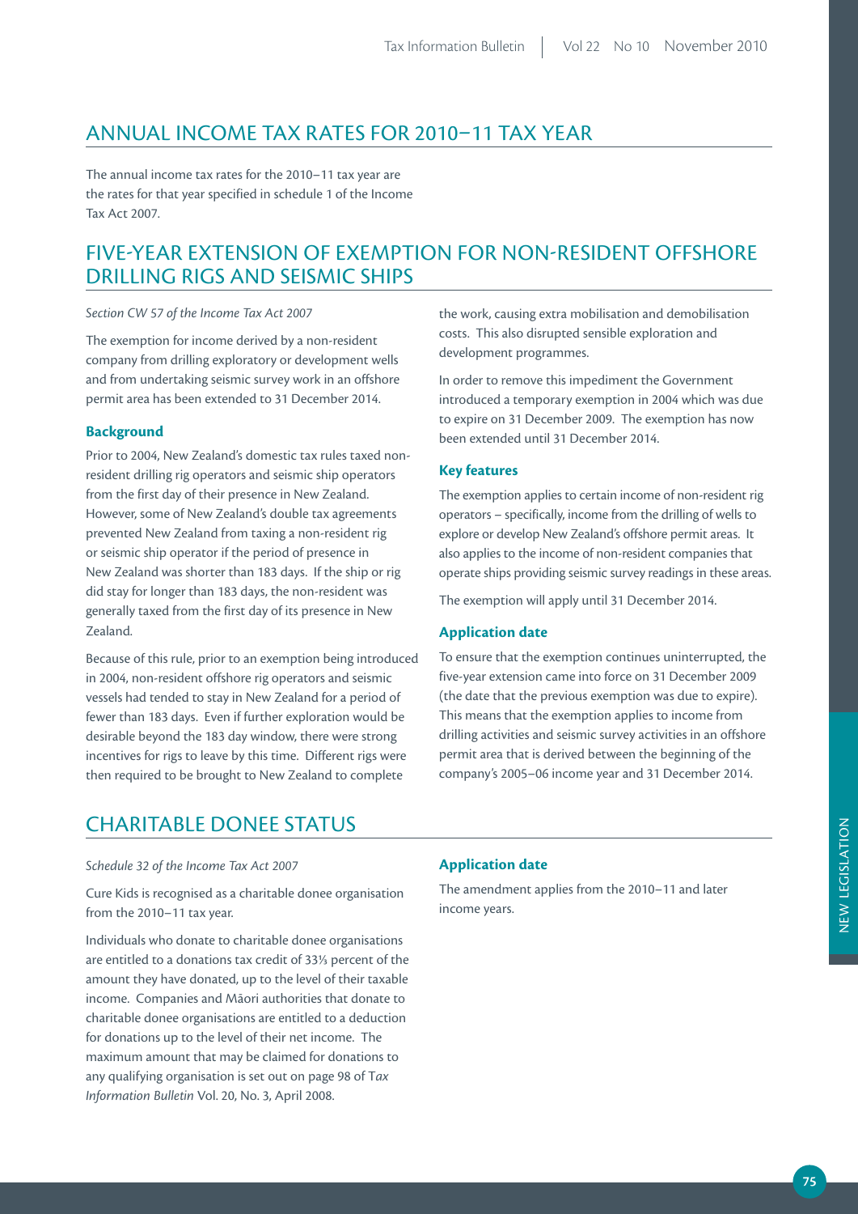## ANNUAL INCOME TAX RATES FOR 2010–11 TAX YEAR

The annual income tax rates for the 2010–11 tax year are the rates for that year specified in schedule 1 of the Income Tax Act 2007.

## FIVE-YEAR EXTENSION OF EXEMPTION FOR NON-RESIDENT OFFSHORE DRILLING RIGS AND SEISMIC SHIPS

*Section CW 57 of the Income Tax Act 2007*

The exemption for income derived by a non-resident company from drilling exploratory or development wells and from undertaking seismic survey work in an offshore permit area has been extended to 31 December 2014.

### Background

Prior to 2004, New Zealand's domestic tax rules taxed non-resident drilling rig operators and seismic ship operators from the first day of their presence in New Zealand. However, some of New Zealand's double tax agreements prevented New Zealand from taxing a non-resident rig or seismic ship operator if the period of presence in New Zealand was shorter than 183 days. If the ship or rig did stay for longer than 183 days, the non-resident was generally taxed from the first day of its presence in New Zealand.

Because of this rule, prior to an exemption being introduced in 2004, non-resident offshore rig operators and seismic vessels had tended to stay in New Zealand for a period of fewer than 183 days. Even if further exploration would be desirable beyond the 183 day window, there were strong incentives for rigs to leave by this time. Different rigs were then required to be brought to New Zealand to complete the work, causing extra mobilisation and demobilisation costs. This also disrupted sensible exploration and development programmes.

In order to remove this impediment the Government introduced a temporary exemption in 2004 which was due to expire on 31 December 2009. The exemption has now been extended until 31 December 2014.

### Key features

The exemption applies to certain income of non-resident rig operators – specifically, income from the drilling of wells to explore or develop New Zealand's offshore permit areas. It also applies to the income of non-resident companies that operate ships providing seismic survey readings in these areas.

The exemption will apply until 31 December 2014.

### Application date

To ensure that the exemption continues uninterrupted, the five-year extension came into force on 31 December 2009 (the date that the previous exemption was due to expire). This means that the exemption applies to income from drilling activities and seismic survey activities in an offshore permit area that is derived between the beginning of the company's 2005–06 income year and 31 December 2014.

## CHARITABLE DONEE STATUS

*Schedule 32 of the Income Tax Act 2007*

Cure Kids is recognised as a charitable donee organisation from the 2010–11 tax year.

Individuals who donate to charitable donee organisations are entitled to a donations tax credit of 33⅓ percent of the amount they have donated, up to the level of their taxable income. Companies and Māori authorities that donate to charitable donee organisations are entitled to a deduction for donations up to the level of their net income. The maximum amount that may be claimed for donations to any qualifying organisation is set out on page 98 of *Tax Information Bulletin* Vol. 20, No. 3, April 2008.

### Application date

The amendment applies from the 2010–11 and later income years.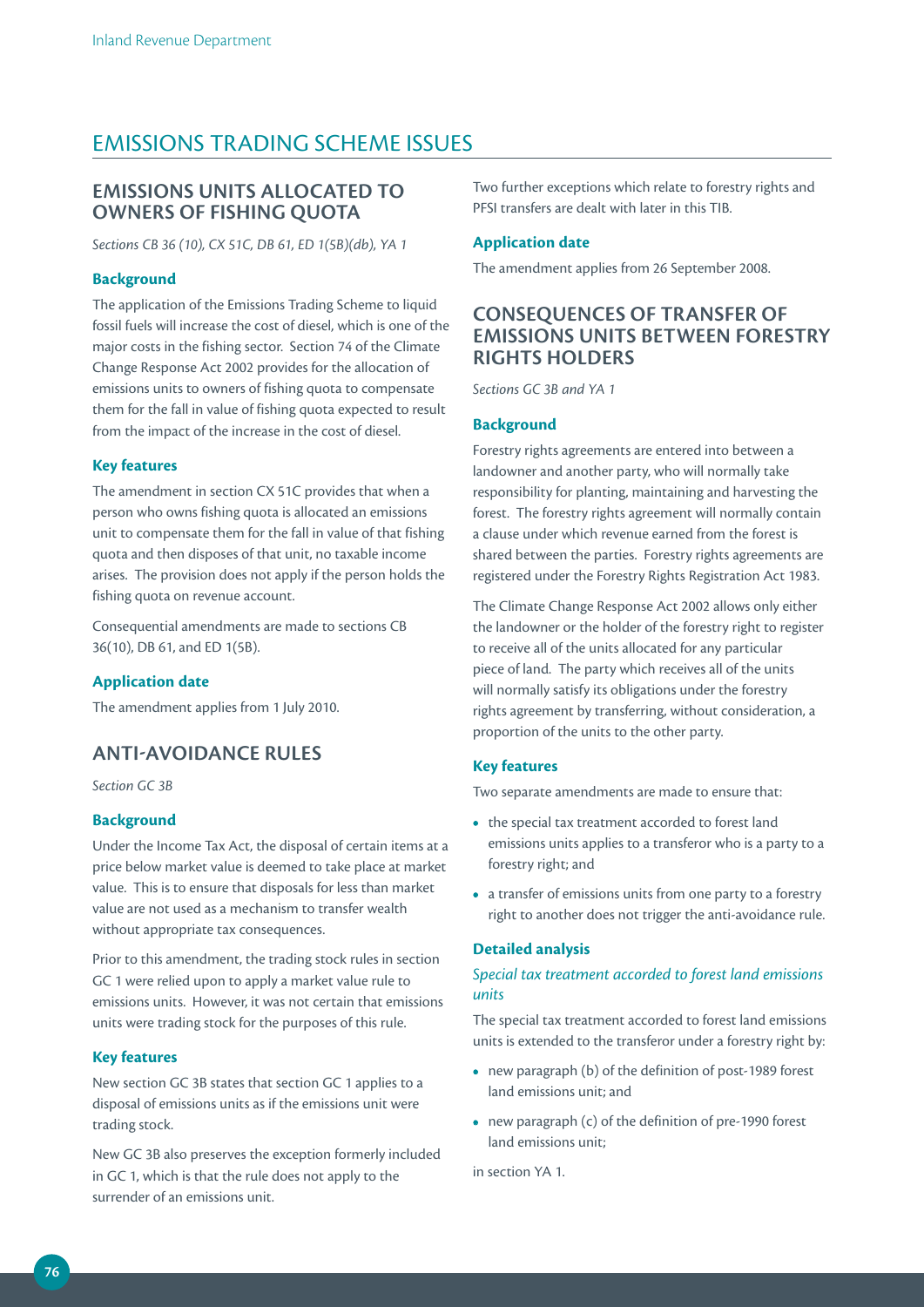# EMISSIONS TRADING SCHEME ISSUES

## EMISSIONS UNITS ALLOCATED TO OWNERS OF FISHING QUOTA

*Sections CB 36 (10), CX 51C, DB 61, ED 1(5B)(db), YA 1*

### Background

The application of the Emissions Trading Scheme to liquid fossil fuels will increase the cost of diesel, which is one of the major costs in the fishing sector. Section 74 of the Climate Change Response Act 2002 provides for the allocation of emissions units to owners of fishing quota to compensate them for the fall in value of fishing quota expected to result from the impact of the increase in the cost of diesel.

### Key features

The amendment in section CX 51C provides that when a person who owns fishing quota is allocated an emissions unit to compensate them for the fall in value of that fishing quota and then disposes of that unit, no taxable income arises. The provision does not apply if the person holds the fishing quota on revenue account.

Consequential amendments are made to sections CB 36(10), DB 61, and ED 1(5B).

### Application date

The amendment applies from 1 July 2010.

## ANTI-AVOIDANCE RULES

*Section GC 3B*

### Background

Under the Income Tax Act, the disposal of certain items at a price below market value is deemed to take place at market value. This is to ensure that disposals for less than market value are not used as a mechanism to transfer wealth without appropriate tax consequences.

Prior to this amendment, the trading stock rules in section GC 1 were relied upon to apply a market value rule to emissions units. However, it was not certain that emissions units were trading stock for the purposes of this rule.

### Key features

New section GC 3B states that section GC 1 applies to a disposal of emissions units as if the emissions unit were trading stock.

New GC 3B also preserves the exception formerly included in GC 1, which is that the rule does not apply to the surrender of an emissions unit.

Two further exceptions which relate to forestry rights and PFSI transfers are dealt with later in this TIB.

### Application date

The amendment applies from 26 September 2008.

## CONSEQUENCES OF TRANSFER OF EMISSIONS UNITS BETWEEN FORESTRY RIGHTS HOLDERS

*Sections GC 3B and YA 1*

### Background

Forestry rights agreements are entered into between a landowner and another party, who will normally take responsibility for planting, maintaining and harvesting the forest. The forestry rights agreement will normally contain a clause under which revenue earned from the forest is shared between the parties. Forestry rights agreements are registered under the Forestry Rights Registration Act 1983.

The Climate Change Response Act 2002 allows only either the landowner or the holder of the forestry right to register to receive all of the units allocated for any particular piece of land. The party which receives all of the units will normally satisfy its obligations under the forestry rights agreement by transferring, without consideration, a proportion of the units to the other party.

### Key features

Two separate amendments are made to ensure that:

- the special tax treatment accorded to forest land emissions units applies to a transferor who is a party to a forestry right; and
- a transfer of emissions units from one party to a forestry right to another does not trigger the anti-avoidance rule.

### Detailed analysis

*Special tax treatment accorded to forest land emissions units*

The special tax treatment accorded to forest land emissions units is extended to the transferor under a forestry right by:

- new paragraph (b) of the definition of post-1989 forest land emissions unit; and
- new paragraph (c) of the definition of pre-1990 forest land emissions unit;

in section YA 1.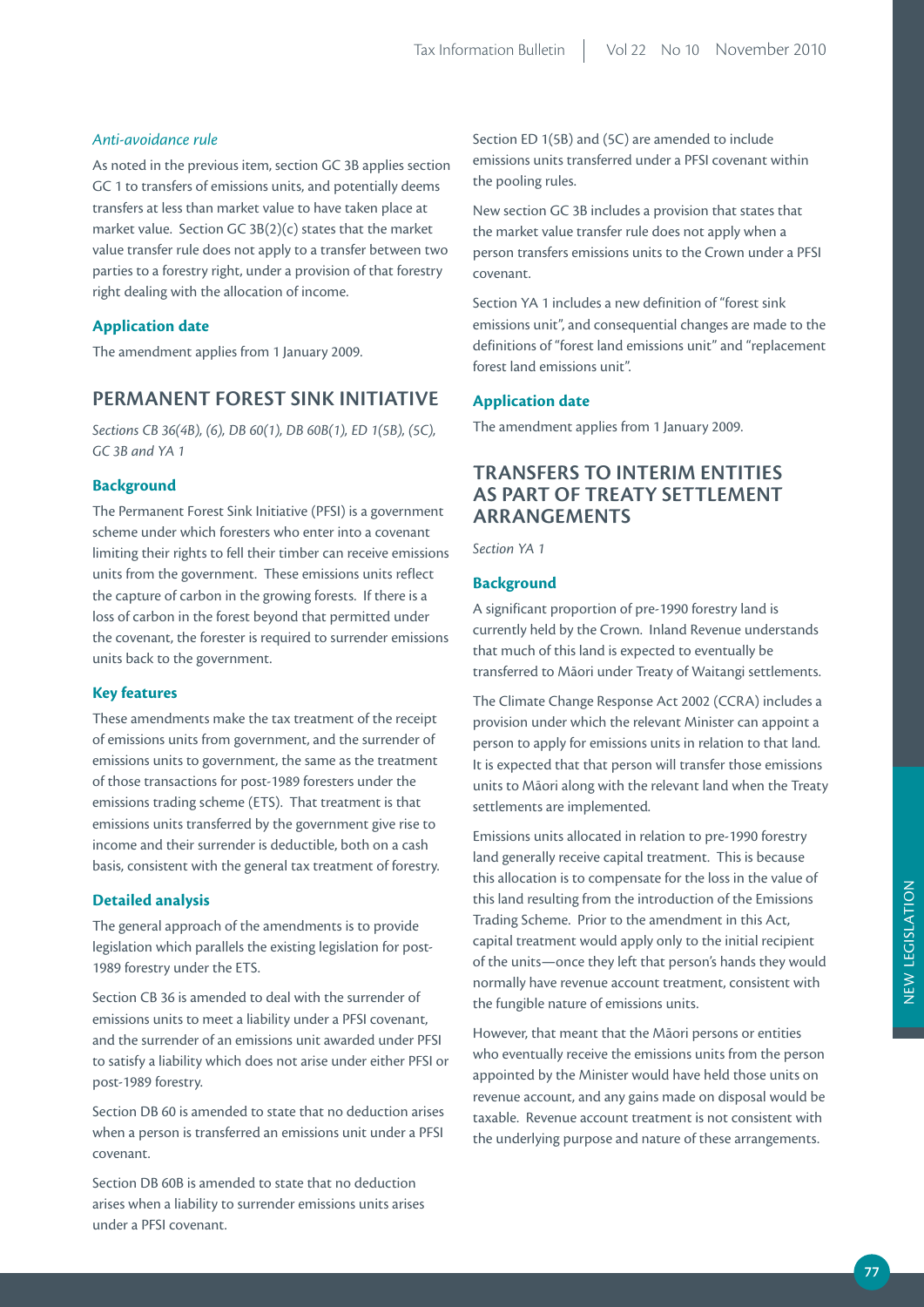*Anti-avoidance rule*

As noted in the previous item, section GC 3B applies section GC 1 to transfers of emissions units, and potentially deems transfers at less than market value to have taken place at market value. Section GC 3B(2)(c) states that the market value transfer rule does not apply to a transfer between two parties to a forestry right, under a provision of that forestry right dealing with the allocation of income.

### Application date

The amendment applies from 1 January 2009.

## PERMANENT FOREST SINK INITIATIVE

*Sections CB 36(4B), (6), DB 60(1), DB 60B(1), ED 1(5B), (5C), GC 3B and YA 1*

### Background

The Permanent Forest Sink Initiative (PFSI) is a government scheme under which foresters who enter into a covenant limiting their rights to fell their timber can receive emissions units from the government. These emissions units reflect the capture of carbon in the growing forests. If there is a loss of carbon in the forest beyond that permitted under the covenant, the forester is required to surrender emissions units back to the government.

### Key features

These amendments make the tax treatment of the receipt of emissions units from government, and the surrender of emissions units to government, the same as the treatment of those transactions for post-1989 foresters under the emissions trading scheme (ETS). That treatment is that emissions units transferred by the government give rise to income and their surrender is deductible, both on a cash basis, consistent with the general tax treatment of forestry.

### Detailed analysis

The general approach of the amendments is to provide legislation which parallels the existing legislation for post-1989 forestry under the ETS.

Section CB 36 is amended to deal with the surrender of emissions units to meet a liability under a PFSI covenant, and the surrender of an emissions unit awarded under PFSI to satisfy a liability which does not arise under either PFSI or post-1989 forestry.

Section DB 60 is amended to state that no deduction arises when a person is transferred an emissions unit under a PFSI covenant.

Section DB 60B is amended to state that no deduction arises when a liability to surrender emissions units arises under a PFSI covenant.

Section ED 1(5B) and (5C) are amended to include emissions units transferred under a PFSI covenant within the pooling rules.

New section GC 3B includes a provision that states that the market value transfer rule does not apply when a person transfers emissions units to the Crown under a PFSI covenant.

Section YA 1 includes a new definition of "forest sink emissions unit", and consequential changes are made to the definitions of "forest land emissions unit" and "replacement forest land emissions unit".

### Application date

The amendment applies from 1 January 2009.

## TRANSFERS TO INTERIM ENTITIES AS PART OF TREATY SETTLEMENT ARRANGEMENTS

*Section YA 1*

### Background

A significant proportion of pre-1990 forestry land is currently held by the Crown. Inland Revenue understands that much of this land is expected to eventually be transferred to Māori under Treaty of Waitangi settlements.

The Climate Change Response Act 2002 (CCRA) includes a provision under which the relevant Minister can appoint a person to apply for emissions units in relation to that land. It is expected that that person will transfer those emissions units to Māori along with the relevant land when the Treaty settlements are implemented.

Emissions units allocated in relation to pre-1990 forestry land generally receive capital treatment. This is because this allocation is to compensate for the loss in the value of this land resulting from the introduction of the Emissions Trading Scheme. Prior to the amendment in this Act, capital treatment would apply only to the initial recipient of the units—once they left that person's hands they would normally have revenue account treatment, consistent with the fungible nature of emissions units.

However, that meant that the Māori persons or entities who eventually receive the emissions units from the person appointed by the Minister would have held those units on revenue account, and any gains made on disposal would be taxable. Revenue account treatment is not consistent with the underlying purpose and nature of these arrangements.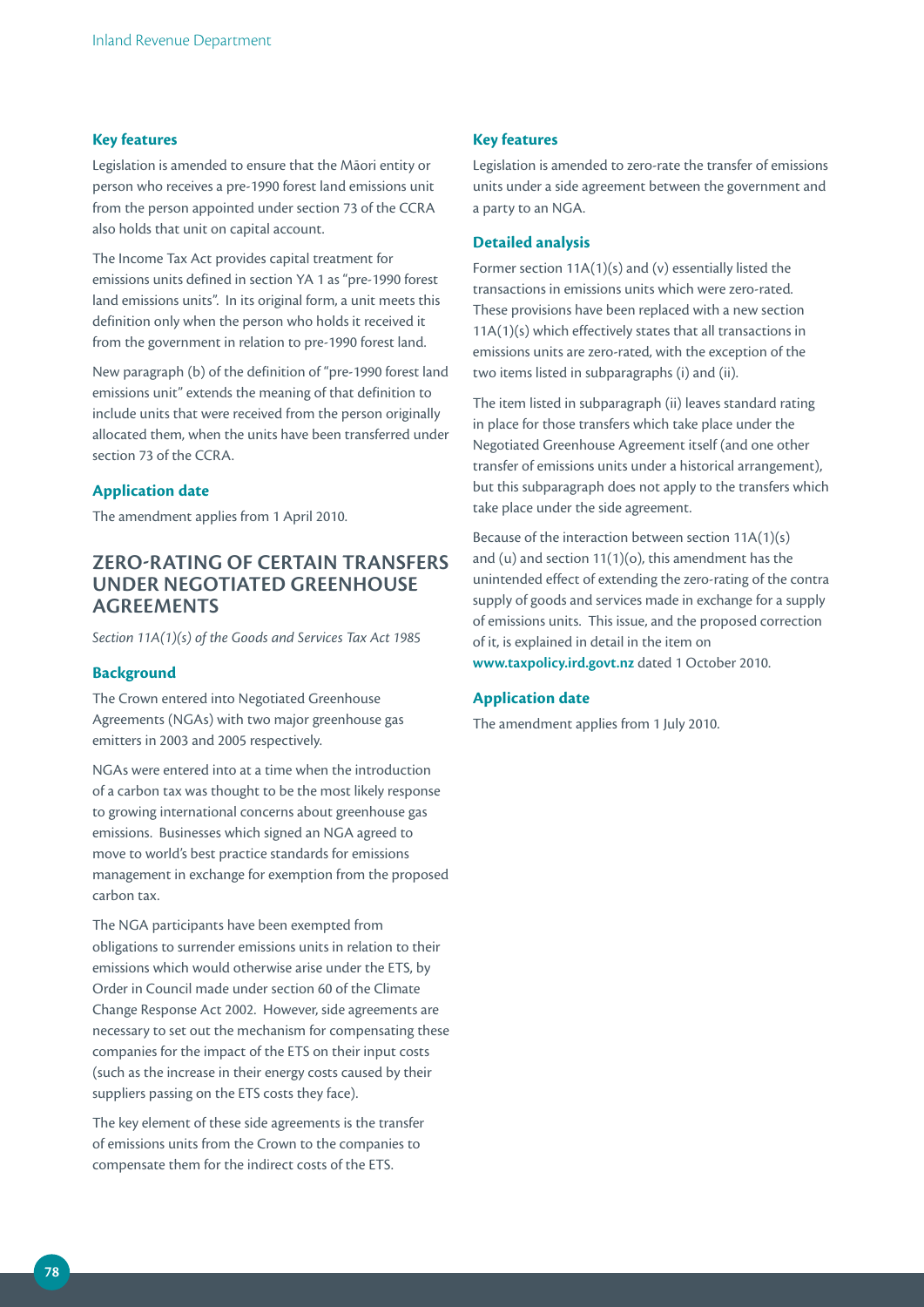### Key features

Legislation is amended to ensure that the Māori entity or person who receives a pre-1990 forest land emissions unit from the person appointed under section 73 of the CCRA also holds that unit on capital account.

The Income Tax Act provides capital treatment for emissions units defined in section YA 1 as "pre-1990 forest land emissions units". In its original form, a unit meets this definition only when the person who holds it received it from the government in relation to pre-1990 forest land.

New paragraph (b) of the definition of "pre-1990 forest land emissions unit" extends the meaning of that definition to include units that were received from the person originally allocated them, when the units have been transferred under section 73 of the CCRA.

### Application date

The amendment applies from 1 April 2010.

## ZERO-RATING OF CERTAIN TRANSFERS UNDER NEGOTIATED GREENHOUSE AGREEMENTS

*Section 11A(1)(s) of the Goods and Services Tax Act 1985*

### Background

The Crown entered into Negotiated Greenhouse Agreements (NGAs) with two major greenhouse gas emitters in 2003 and 2005 respectively.

NGAs were entered into at a time when the introduction of a carbon tax was thought to be the most likely response to growing international concerns about greenhouse gas emissions. Businesses which signed an NGA agreed to move to world's best practice standards for emissions management in exchange for exemption from the proposed carbon tax.

The NGA participants have been exempted from obligations to surrender emissions units in relation to their emissions which would otherwise arise under the ETS, by Order in Council made under section 60 of the Climate Change Response Act 2002. However, side agreements are necessary to set out the mechanism for compensating these companies for the impact of the ETS on their input costs (such as the increase in their energy costs caused by their suppliers passing on the ETS costs they face).

The key element of these side agreements is the transfer of emissions units from the Crown to the companies to compensate them for the indirect costs of the ETS.

### Key features

Legislation is amended to zero-rate the transfer of emissions units under a side agreement between the government and a party to an NGA.

### Detailed analysis

Former section 11A(1)(s) and (v) essentially listed the transactions in emissions units which were zero-rated. These provisions have been replaced with a new section 11A(1)(s) which effectively states that all transactions in emissions units are zero-rated, with the exception of the two items listed in subparagraphs (i) and (ii).

The item listed in subparagraph (ii) leaves standard rating in place for those transfers which take place under the Negotiated Greenhouse Agreement itself (and one other transfer of emissions units under a historical arrangement), but this subparagraph does not apply to the transfers which take place under the side agreement.

Because of the interaction between section 11A(1)(s) and (u) and section 11(1)(o), this amendment has the unintended effect of extending the zero-rating of the contra supply of goods and services made in exchange for a supply of emissions units. This issue, and the proposed correction of it, is explained in detail in the item on **www.taxpolicy.ird.govt.nz** dated 1 October 2010.

### Application date

The amendment applies from 1 July 2010.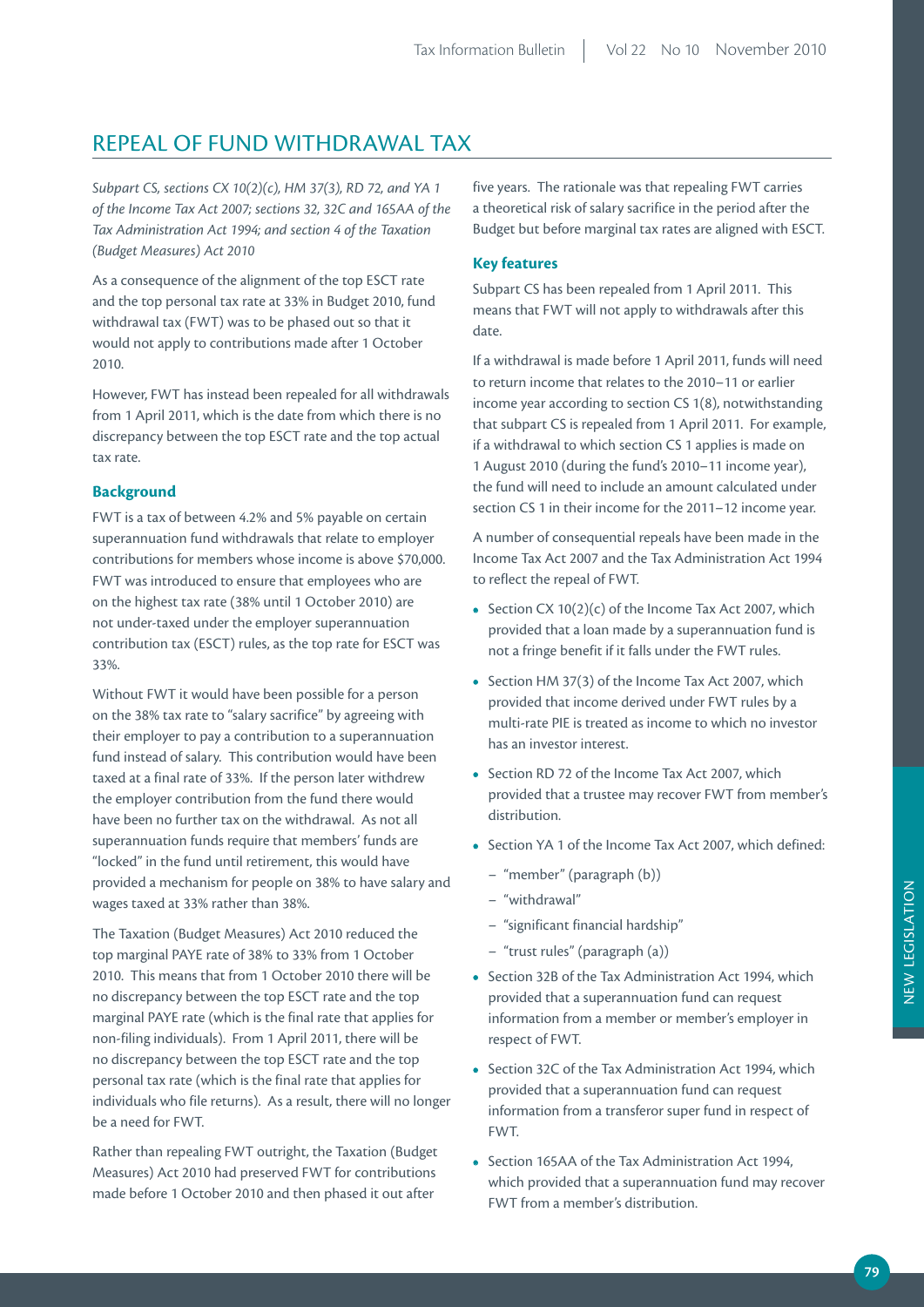## REPEAL OF FUND WITHDRAWAL TAX

*Subpart CS, sections CX 10(2)(c), HM 37(3), RD 72, and YA 1 of the Income Tax Act 2007; sections 32, 32C and 165AA of the Tax Administration Act 1994; and section 4 of the Taxation (Budget Measures) Act 2010*

As a consequence of the alignment of the top ESCT rate and the top personal tax rate at 33% in Budget 2010, fund withdrawal tax (FWT) was to be phased out so that it would not apply to contributions made after 1 October 2010.

However, FWT has instead been repealed for all withdrawals from 1 April 2011, which is the date from which there is no discrepancy between the top ESCT rate and the top actual tax rate.

### Background

FWT is a tax of between 4.2% and 5% payable on certain superannuation fund withdrawals that relate to employer contributions for members whose income is above $70,000. FWT was introduced to ensure that employees who are on the highest tax rate (38% until 1 October 2010) are not under-taxed under the employer superannuation contribution tax (ESCT) rules, as the top rate for ESCT was 33%.

Without FWT it would have been possible for a person on the 38% tax rate to "salary sacrifice" by agreeing with their employer to pay a contribution to a superannuation fund instead of salary. This contribution would have been taxed at a final rate of 33%. If the person later withdrew the employer contribution from the fund there would have been no further tax on the withdrawal. As not all superannuation funds require that members' funds are "locked" in the fund until retirement, this would have provided a mechanism for people on 38% to have salary and wages taxed at 33% rather than 38%.

The Taxation (Budget Measures) Act 2010 reduced the top marginal PAYE rate of 38% to 33% from 1 October 2010. This means that from 1 October 2010 there will be no discrepancy between the top ESCT rate and the top marginal PAYE rate (which is the final rate that applies for non-filing individuals). From 1 April 2011, there will be no discrepancy between the top ESCT rate and the top personal tax rate (which is the final rate that applies for individuals who file returns). As a result, there will no longer be a need for FWT.

Rather than repealing FWT outright, the Taxation (Budget Measures) Act 2010 had preserved FWT for contributions made before 1 October 2010 and then phased it out after five years. The rationale was that repealing FWT carries a theoretical risk of salary sacrifice in the period after the Budget but before marginal tax rates are aligned with ESCT.

### Key features

Subpart CS has been repealed from 1 April 2011. This means that FWT will not apply to withdrawals after this date.

If a withdrawal is made before 1 April 2011, funds will need to return income that relates to the 2010–11 or earlier income year according to section CS 1(8), notwithstanding that subpart CS is repealed from 1 April 2011. For example, if a withdrawal to which section CS 1 applies is made on 1 August 2010 (during the fund's 2010–11 income year), the fund will need to include an amount calculated under section CS 1 in their income for the 2011–12 income year.

A number of consequential repeals have been made in the Income Tax Act 2007 and the Tax Administration Act 1994 to reflect the repeal of FWT.

- Section CX 10(2)(c) of the Income Tax Act 2007, which provided that a loan made by a superannuation fund is not a fringe benefit if it falls under the FWT rules.
- Section HM 37(3) of the Income Tax Act 2007, which provided that income derived under FWT rules by a multi-rate PIE is treated as income to which no investor has an investor interest.
- Section RD 72 of the Income Tax Act 2007, which provided that a trustee may recover FWT from member's distribution.
- Section YA 1 of the Income Tax Act 2007, which defined:
  - "member" (paragraph (b))
  - "withdrawal"
  - "significant financial hardship"
  - "trust rules" (paragraph (a))
- Section 32B of the Tax Administration Act 1994, which provided that a superannuation fund can request information from a member or member's employer in respect of FWT.
- Section 32C of the Tax Administration Act 1994, which provided that a superannuation fund can request information from a transferor super fund in respect of FWT.
- Section 165AA of the Tax Administration Act 1994, which provided that a superannuation fund may recover FWT from a member's distribution.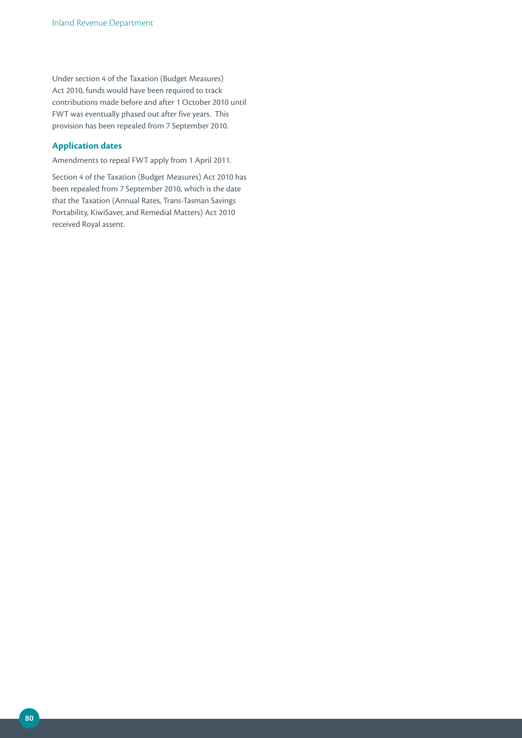Under section 4 of the Taxation (Budget Measures) Act 2010, funds would have been required to track contributions made before and after 1 October 2010 until FWT was eventually phased out after five years. This provision has been repealed from 7 September 2010.

### Application dates

Amendments to repeal FWT apply from 1 April 2011.

Section 4 of the Taxation (Budget Measures) Act 2010 has been repealed from 7 September 2010, which is the date that the Taxation (Annual Rates, Trans-Tasman Savings Portability, KiwiSaver, and Remedial Matters) Act 2010 received Royal assent.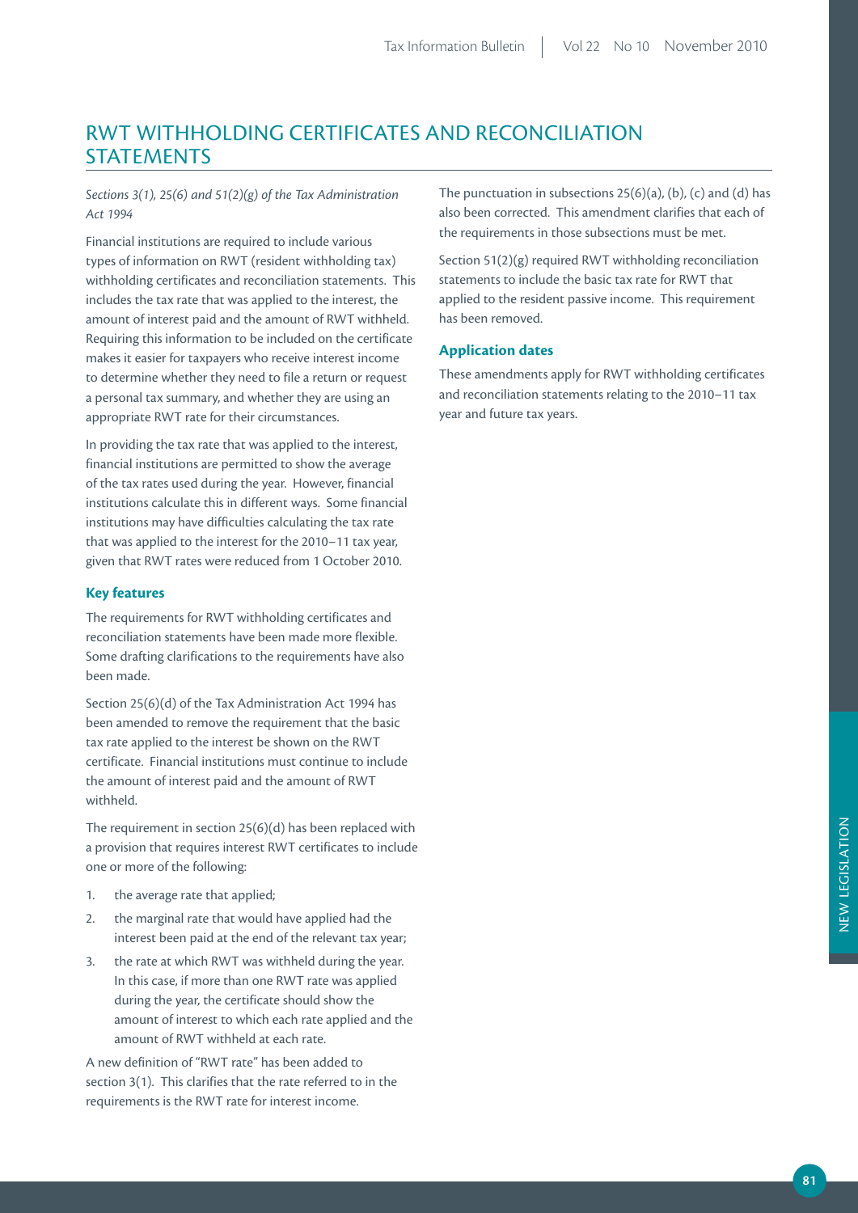# RWT WITHHOLDING CERTIFICATES AND RECONCILIATION STATEMENTS

*Sections 3(1), 25(6) and 51(2)(g) of the Tax Administration Act 1994*

Financial institutions are required to include various types of information on RWT (resident withholding tax) withholding certificates and reconciliation statements. This includes the tax rate that was applied to the interest, the amount of interest paid and the amount of RWT withheld. Requiring this information to be included on the certificate makes it easier for taxpayers who receive interest income to determine whether they need to file a return or request a personal tax summary, and whether they are using an appropriate RWT rate for their circumstances.

In providing the tax rate that was applied to the interest, financial institutions are permitted to show the average of the tax rates used during the year. However, financial institutions calculate this in different ways. Some financial institutions may have difficulties calculating the tax rate that was applied to the interest for the 2010–11 tax year, given that RWT rates were reduced from 1 October 2010.

### Key features

The requirements for RWT withholding certificates and reconciliation statements have been made more flexible. Some drafting clarifications to the requirements have also been made.

Section 25(6)(d) of the Tax Administration Act 1994 has been amended to remove the requirement that the basic tax rate applied to the interest be shown on the RWT certificate. Financial institutions must continue to include the amount of interest paid and the amount of RWT withheld.

The requirement in section 25(6)(d) has been replaced with a provision that requires interest RWT certificates to include one or more of the following:

1. the average rate that applied;
2. the marginal rate that would have applied had the interest been paid at the end of the relevant tax year;
3. the rate at which RWT was withheld during the year. In this case, if more than one RWT rate was applied during the year, the certificate should show the amount of interest to which each rate applied and the amount of RWT withheld at each rate.

A new definition of "RWT rate" has been added to section 3(1). This clarifies that the rate referred to in the requirements is the RWT rate for interest income.

The punctuation in subsections 25(6)(a), (b), (c) and (d) has also been corrected. This amendment clarifies that each of the requirements in those subsections must be met.

Section 51(2)(g) required RWT withholding reconciliation statements to include the basic tax rate for RWT that applied to the resident passive income. This requirement has been removed.

### Application dates

These amendments apply for RWT withholding certificates and reconciliation statements relating to the 2010–11 tax year and future tax years.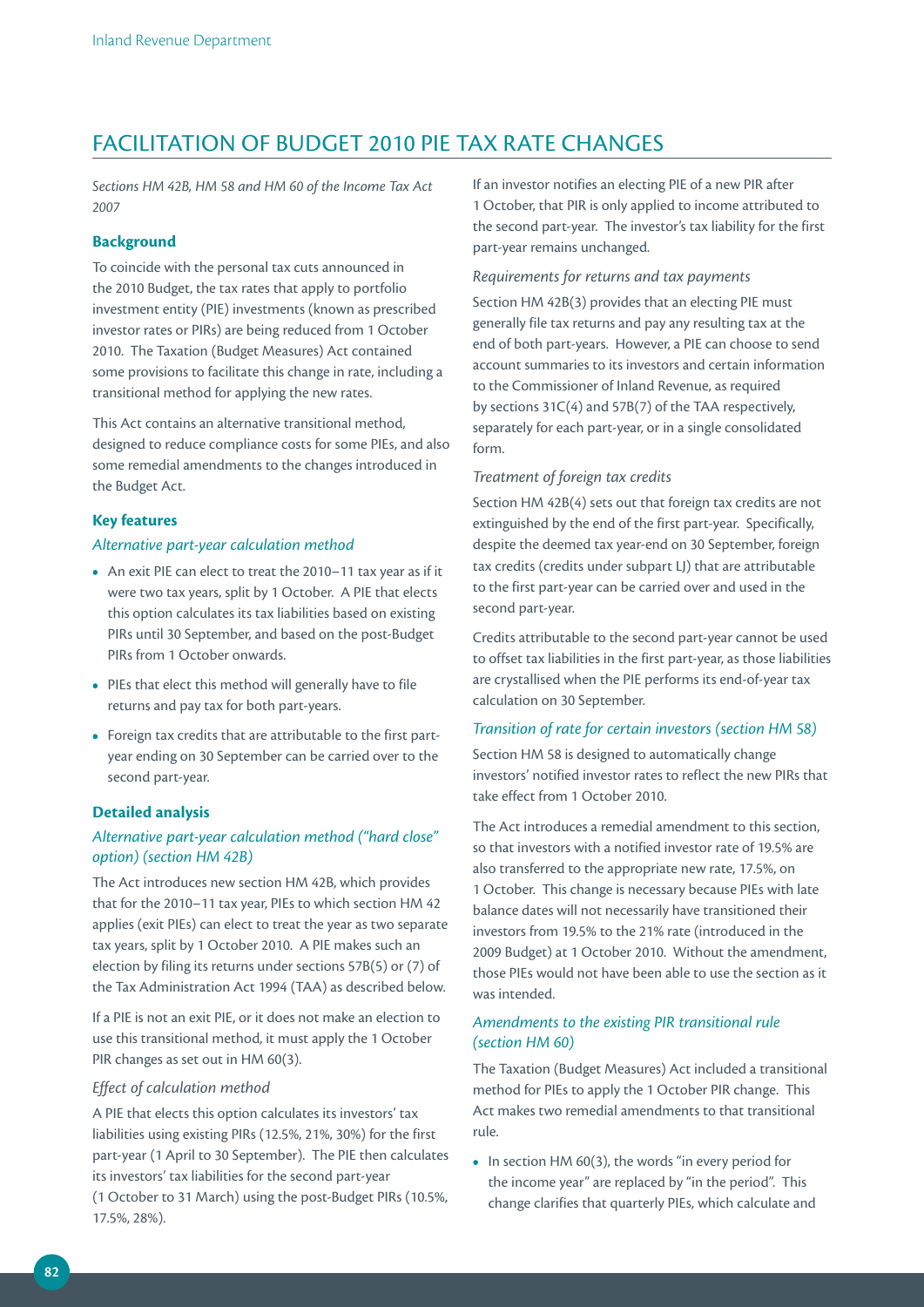## FACILITATION OF BUDGET 2010 PIE TAX RATE CHANGES

*Sections HM 42B, HM 58 and HM 60 of the Income Tax Act 2007*

### Background

To coincide with the personal tax cuts announced in the 2010 Budget, the tax rates that apply to portfolio investment entity (PIE) investments (known as prescribed investor rates or PIRs) are being reduced from 1 October 2010. The Taxation (Budget Measures) Act contained some provisions to facilitate this change in rate, including a transitional method for applying the new rates.

This Act contains an alternative transitional method, designed to reduce compliance costs for some PIEs, and also some remedial amendments to the changes introduced in the Budget Act.

### Key features

#### *Alternative part-year calculation method*

- An exit PIE can elect to treat the 2010–11 tax year as if it were two tax years, split by 1 October. A PIE that elects this option calculates its tax liabilities based on existing PIRs until 30 September, and based on the post-Budget PIRs from 1 October onwards.
- PIEs that elect this method will generally have to file returns and pay tax for both part-years.
- Foreign tax credits that are attributable to the first part-year ending on 30 September can be carried over to the second part-year.

### Detailed analysis

#### *Alternative part-year calculation method ("hard close" option) (section HM 42B)*

The Act introduces new section HM 42B, which provides that for the 2010–11 tax year, PIEs to which section HM 42 applies (exit PIEs) can elect to treat the year as two separate tax years, split by 1 October 2010. A PIE makes such an election by filing its returns under sections 57B(5) or (7) of the Tax Administration Act 1994 (TAA) as described below.

If a PIE is not an exit PIE, or it does not make an election to use this transitional method, it must apply the 1 October PIR changes as set out in HM 60(3).

*Effect of calculation method*

A PIE that elects this option calculates its investors' tax liabilities using existing PIRs (12.5%, 21%, 30%) for the first part-year (1 April to 30 September). The PIE then calculates its investors' tax liabilities for the second part-year (1 October to 31 March) using the post-Budget PIRs (10.5%, 17.5%, 28%).

If an investor notifies an electing PIE of a new PIR after 1 October, that PIR is only applied to income attributed to the second part-year. The investor's tax liability for the first part-year remains unchanged.

*Requirements for returns and tax payments*

Section HM 42B(3) provides that an electing PIE must generally file tax returns and pay any resulting tax at the end of both part-years. However, a PIE can choose to send account summaries to its investors and certain information to the Commissioner of Inland Revenue, as required by sections 31C(4) and 57B(7) of the TAA respectively, separately for each part-year, or in a single consolidated form.

*Treatment of foreign tax credits*

Section HM 42B(4) sets out that foreign tax credits are not extinguished by the end of the first part-year. Specifically, despite the deemed tax year-end on 30 September, foreign tax credits (credits under subpart LJ) that are attributable to the first part-year can be carried over and used in the second part-year.

Credits attributable to the second part-year cannot be used to offset tax liabilities in the first part-year, as those liabilities are crystallised when the PIE performs its end-of-year tax calculation on 30 September.

#### *Transition of rate for certain investors (section HM 58)*

Section HM 58 is designed to automatically change investors' notified investor rates to reflect the new PIRs that take effect from 1 October 2010.

The Act introduces a remedial amendment to this section, so that investors with a notified investor rate of 19.5% are also transferred to the appropriate new rate, 17.5%, on 1 October. This change is necessary because PIEs with late balance dates will not necessarily have transitioned their investors from 19.5% to the 21% rate (introduced in the 2009 Budget) at 1 October 2010. Without the amendment, those PIEs would not have been able to use the section as it was intended.

#### *Amendments to the existing PIR transitional rule (section HM 60)*

The Taxation (Budget Measures) Act included a transitional method for PIEs to apply the 1 October PIR change. This Act makes two remedial amendments to that transitional rule.

- In section HM 60(3), the words "in every period for the income year" are replaced by "in the period". This change clarifies that quarterly PIEs, which calculate and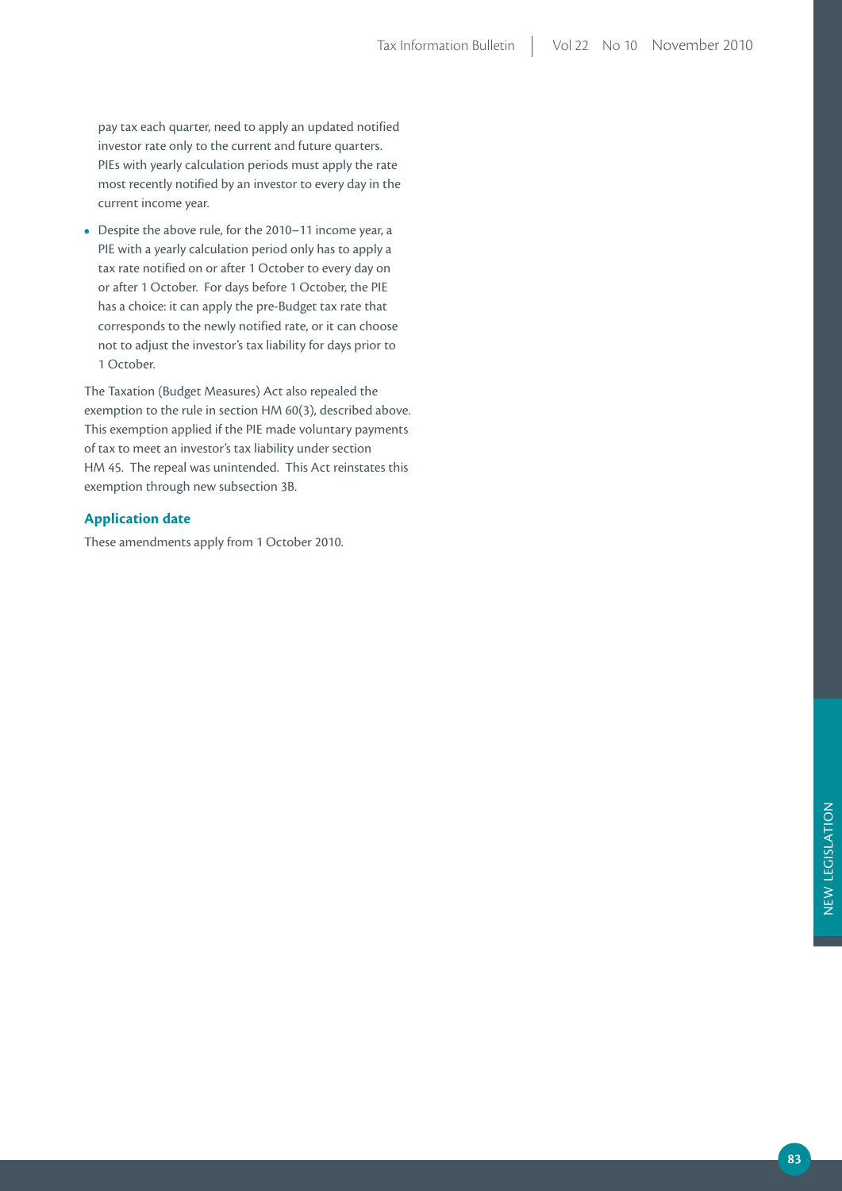pay tax each quarter, need to apply an updated notified investor rate only to the current and future quarters. PIEs with yearly calculation periods must apply the rate most recently notified by an investor to every day in the current income year.

- Despite the above rule, for the 2010–11 income year, a PIE with a yearly calculation period only has to apply a tax rate notified on or after 1 October to every day on or after 1 October. For days before 1 October, the PIE has a choice: it can apply the pre-Budget tax rate that corresponds to the newly notified rate, or it can choose not to adjust the investor's tax liability for days prior to 1 October.

The Taxation (Budget Measures) Act also repealed the exemption to the rule in section HM 60(3), described above. This exemption applied if the PIE made voluntary payments of tax to meet an investor's tax liability under section HM 45. The repeal was unintended. This Act reinstates this exemption through new subsection 3B.

### Application date

These amendments apply from 1 October 2010.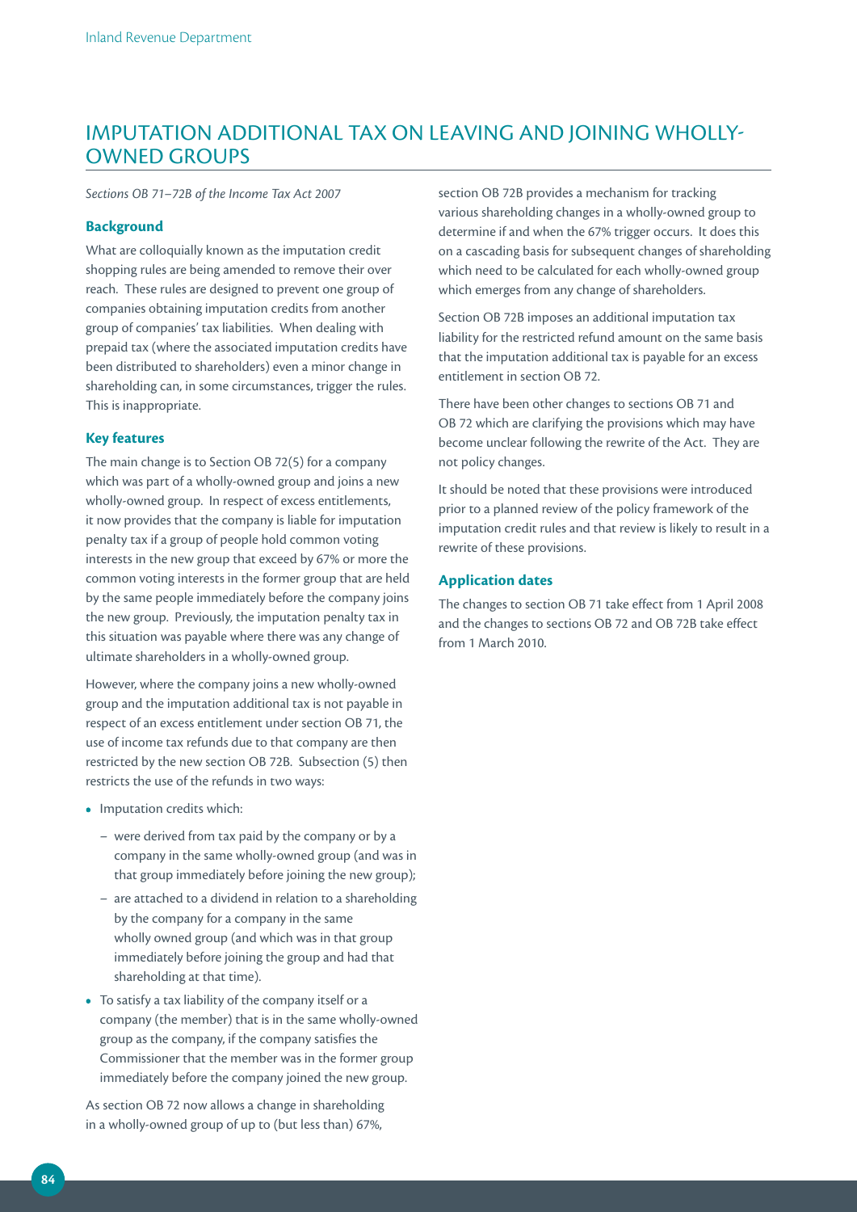## IMPUTATION ADDITIONAL TAX ON LEAVING AND JOINING WHOLLY-OWNED GROUPS

*Sections OB 71–72B of the Income Tax Act 2007*

### Background

What are colloquially known as the imputation credit shopping rules are being amended to remove their over reach. These rules are designed to prevent one group of companies obtaining imputation credits from another group of companies' tax liabilities. When dealing with prepaid tax (where the associated imputation credits have been distributed to shareholders) even a minor change in shareholding can, in some circumstances, trigger the rules. This is inappropriate.

### Key features

The main change is to Section OB 72(5) for a company which was part of a wholly-owned group and joins a new wholly-owned group. In respect of excess entitlements, it now provides that the company is liable for imputation penalty tax if a group of people hold common voting interests in the new group that exceed by 67% or more the common voting interests in the former group that are held by the same people immediately before the company joins the new group. Previously, the imputation penalty tax in this situation was payable where there was any change of ultimate shareholders in a wholly-owned group.

However, where the company joins a new wholly-owned group and the imputation additional tax is not payable in respect of an excess entitlement under section OB 71, the use of income tax refunds due to that company are then restricted by the new section OB 72B. Subsection (5) then restricts the use of the refunds in two ways:

- Imputation credits which:
  - were derived from tax paid by the company or by a company in the same wholly-owned group (and was in that group immediately before joining the new group);
  - are attached to a dividend in relation to a shareholding by the company for a company in the same wholly owned group (and which was in that group immediately before joining the group and had that shareholding at that time).
- To satisfy a tax liability of the company itself or a company (the member) that is in the same wholly-owned group as the company, if the company satisfies the Commissioner that the member was in the former group immediately before the company joined the new group.

As section OB 72 now allows a change in shareholding in a wholly-owned group of up to (but less than) 67%, section OB 72B provides a mechanism for tracking various shareholding changes in a wholly-owned group to determine if and when the 67% trigger occurs. It does this on a cascading basis for subsequent changes of shareholding which need to be calculated for each wholly-owned group which emerges from any change of shareholders.

Section OB 72B imposes an additional imputation tax liability for the restricted refund amount on the same basis that the imputation additional tax is payable for an excess entitlement in section OB 72.

There have been other changes to sections OB 71 and OB 72 which are clarifying the provisions which may have become unclear following the rewrite of the Act. They are not policy changes.

It should be noted that these provisions were introduced prior to a planned review of the policy framework of the imputation credit rules and that review is likely to result in a rewrite of these provisions.

### Application dates

The changes to section OB 71 take effect from 1 April 2008 and the changes to sections OB 72 and OB 72B take effect from 1 March 2010.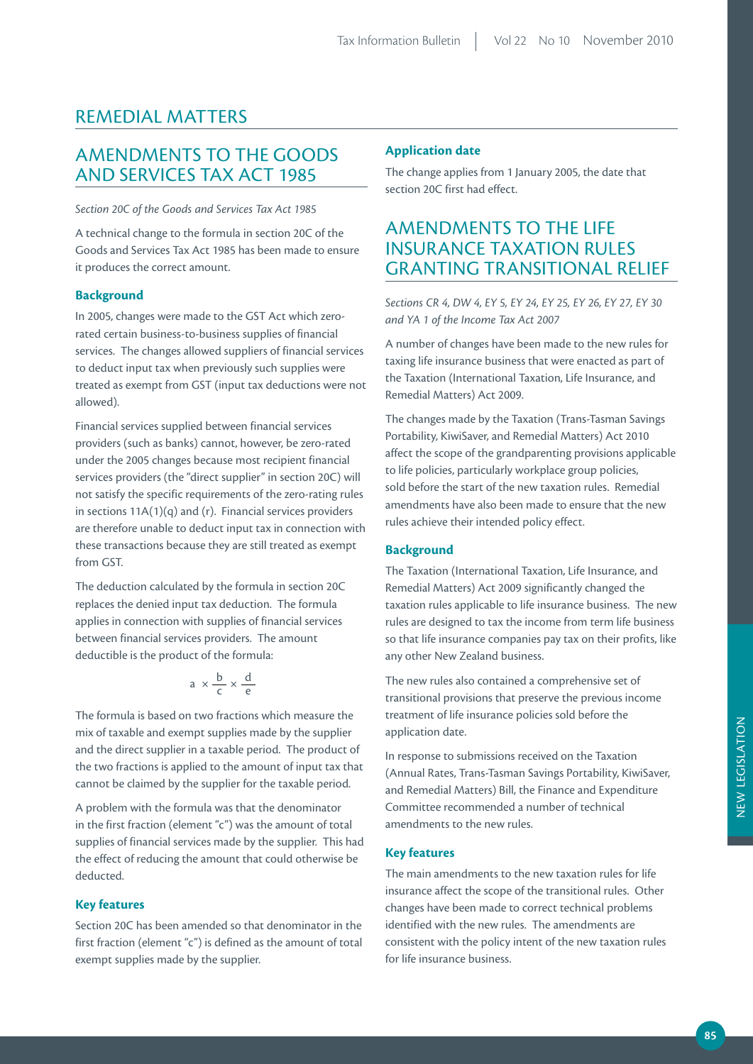# REMEDIAL MATTERS

## AMENDMENTS TO THE GOODS AND SERVICES TAX ACT 1985

*Section 20C of the Goods and Services Tax Act 1985*

A technical change to the formula in section 20C of the Goods and Services Tax Act 1985 has been made to ensure it produces the correct amount.

### Background

In 2005, changes were made to the GST Act which zero-rated certain business-to-business supplies of financial services. The changes allowed suppliers of financial services to deduct input tax when previously such supplies were treated as exempt from GST (input tax deductions were not allowed).

Financial services supplied between financial services providers (such as banks) cannot, however, be zero-rated under the 2005 changes because most recipient financial services providers (the "direct supplier" in section 20C) will not satisfy the specific requirements of the zero-rating rules in sections 11A(1)(q) and (r). Financial services providers are therefore unable to deduct input tax in connection with these transactions because they are still treated as exempt from GST.

The deduction calculated by the formula in section 20C replaces the denied input tax deduction. The formula applies in connection with supplies of financial services between financial services providers. The amount deductible is the product of the formula:

$$a \times \frac{b}{c} \times \frac{d}{e}$$

The formula is based on two fractions which measure the mix of taxable and exempt supplies made by the supplier and the direct supplier in a taxable period. The product of the two fractions is applied to the amount of input tax that cannot be claimed by the supplier for the taxable period.

A problem with the formula was that the denominator in the first fraction (element "c") was the amount of total supplies of financial services made by the supplier. This had the effect of reducing the amount that could otherwise be deducted.

### Key features

Section 20C has been amended so that denominator in the first fraction (element "c") is defined as the amount of total exempt supplies made by the supplier.

### Application date

The change applies from 1 January 2005, the date that section 20C first had effect.

## AMENDMENTS TO THE LIFE INSURANCE TAXATION RULES GRANTING TRANSITIONAL RELIEF

*Sections CR 4, DW 4, EY 5, EY 24, EY 25, EY 26, EY 27, EY 30 and YA 1 of the Income Tax Act 2007*

A number of changes have been made to the new rules for taxing life insurance business that were enacted as part of the Taxation (International Taxation, Life Insurance, and Remedial Matters) Act 2009.

The changes made by the Taxation (Trans-Tasman Savings Portability, KiwiSaver, and Remedial Matters) Act 2010 affect the scope of the grandparenting provisions applicable to life policies, particularly workplace group policies, sold before the start of the new taxation rules. Remedial amendments have also been made to ensure that the new rules achieve their intended policy effect.

### Background

The Taxation (International Taxation, Life Insurance, and Remedial Matters) Act 2009 significantly changed the taxation rules applicable to life insurance business. The new rules are designed to tax the income from term life business so that life insurance companies pay tax on their profits, like any other New Zealand business.

The new rules also contained a comprehensive set of transitional provisions that preserve the previous income treatment of life insurance policies sold before the application date.

In response to submissions received on the Taxation (Annual Rates, Trans-Tasman Savings Portability, KiwiSaver, and Remedial Matters) Bill, the Finance and Expenditure Committee recommended a number of technical amendments to the new rules.

### Key features

The main amendments to the new taxation rules for life insurance affect the scope of the transitional rules. Other changes have been made to correct technical problems identified with the new rules. The amendments are consistent with the policy intent of the new taxation rules for life insurance business.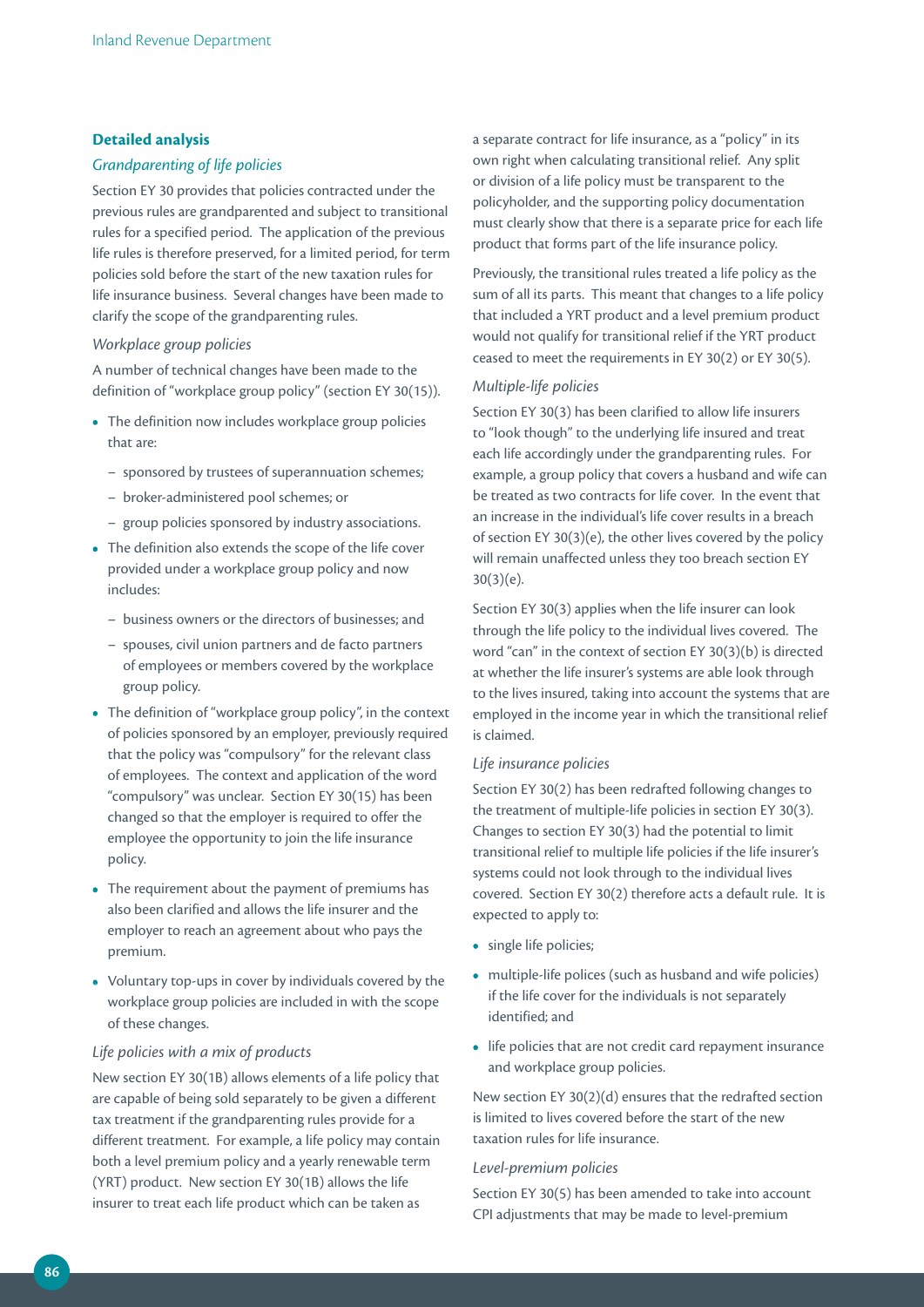### Detailed analysis

#### *Grandparenting of life policies*

Section EY 30 provides that policies contracted under the previous rules are grandparented and subject to transitional rules for a specified period. The application of the previous life rules is therefore preserved, for a limited period, for term policies sold before the start of the new taxation rules for life insurance business. Several changes have been made to clarify the scope of the grandparenting rules.

*Workplace group policies*

A number of technical changes have been made to the definition of "workplace group policy" (section EY 30(15)).

- The definition now includes workplace group policies that are:
  - sponsored by trustees of superannuation schemes;
  - broker-administered pool schemes; or
  - group policies sponsored by industry associations.
- The definition also extends the scope of the life cover provided under a workplace group policy and now includes:
  - business owners or the directors of businesses; and
  - spouses, civil union partners and de facto partners of employees or members covered by the workplace group policy.
- The definition of "workplace group policy", in the context of policies sponsored by an employer, previously required that the policy was "compulsory" for the relevant class of employees. The context and application of the word "compulsory" was unclear. Section EY 30(15) has been changed so that the employer is required to offer the employee the opportunity to join the life insurance policy.
- The requirement about the payment of premiums has also been clarified and allows the life insurer and the employer to reach an agreement about who pays the premium.
- Voluntary top-ups in cover by individuals covered by the workplace group policies are included in with the scope of these changes.

*Life policies with a mix of products*

New section EY 30(1B) allows elements of a life policy that are capable of being sold separately to be given a different tax treatment if the grandparenting rules provide for a different treatment. For example, a life policy may contain both a level premium policy and a yearly renewable term (YRT) product. New section EY 30(1B) allows the life insurer to treat each life product which can be taken as a separate contract for life insurance, as a "policy" in its own right when calculating transitional relief. Any split or division of a life policy must be transparent to the policyholder, and the supporting policy documentation must clearly show that there is a separate price for each life product that forms part of the life insurance policy.

Previously, the transitional rules treated a life policy as the sum of all its parts. This meant that changes to a life policy that included a YRT product and a level premium product would not qualify for transitional relief if the YRT product ceased to meet the requirements in EY 30(2) or EY 30(5).

*Multiple-life policies*

Section EY 30(3) has been clarified to allow life insurers to "look though" to the underlying life insured and treat each life accordingly under the grandparenting rules. For example, a group policy that covers a husband and wife can be treated as two contracts for life cover. In the event that an increase in the individual's life cover results in a breach of section EY 30(3)(e), the other lives covered by the policy will remain unaffected unless they too breach section EY 30(3)(e).

Section EY 30(3) applies when the life insurer can look through the life policy to the individual lives covered. The word "can" in the context of section EY 30(3)(b) is directed at whether the life insurer's systems are able look through to the lives insured, taking into account the systems that are employed in the income year in which the transitional relief is claimed.

*Life insurance policies*

Section EY 30(2) has been redrafted following changes to the treatment of multiple-life policies in section EY 30(3). Changes to section EY 30(3) had the potential to limit transitional relief to multiple life policies if the life insurer's systems could not look through to the individual lives covered. Section EY 30(2) therefore acts a default rule. It is expected to apply to:

- single life policies;
- multiple-life polices (such as husband and wife policies) if the life cover for the individuals is not separately identified; and
- life policies that are not credit card repayment insurance and workplace group policies.

New section EY 30(2)(d) ensures that the redrafted section is limited to lives covered before the start of the new taxation rules for life insurance.

*Level-premium policies*

Section EY 30(5) has been amended to take into account CPI adjustments that may be made to level-premium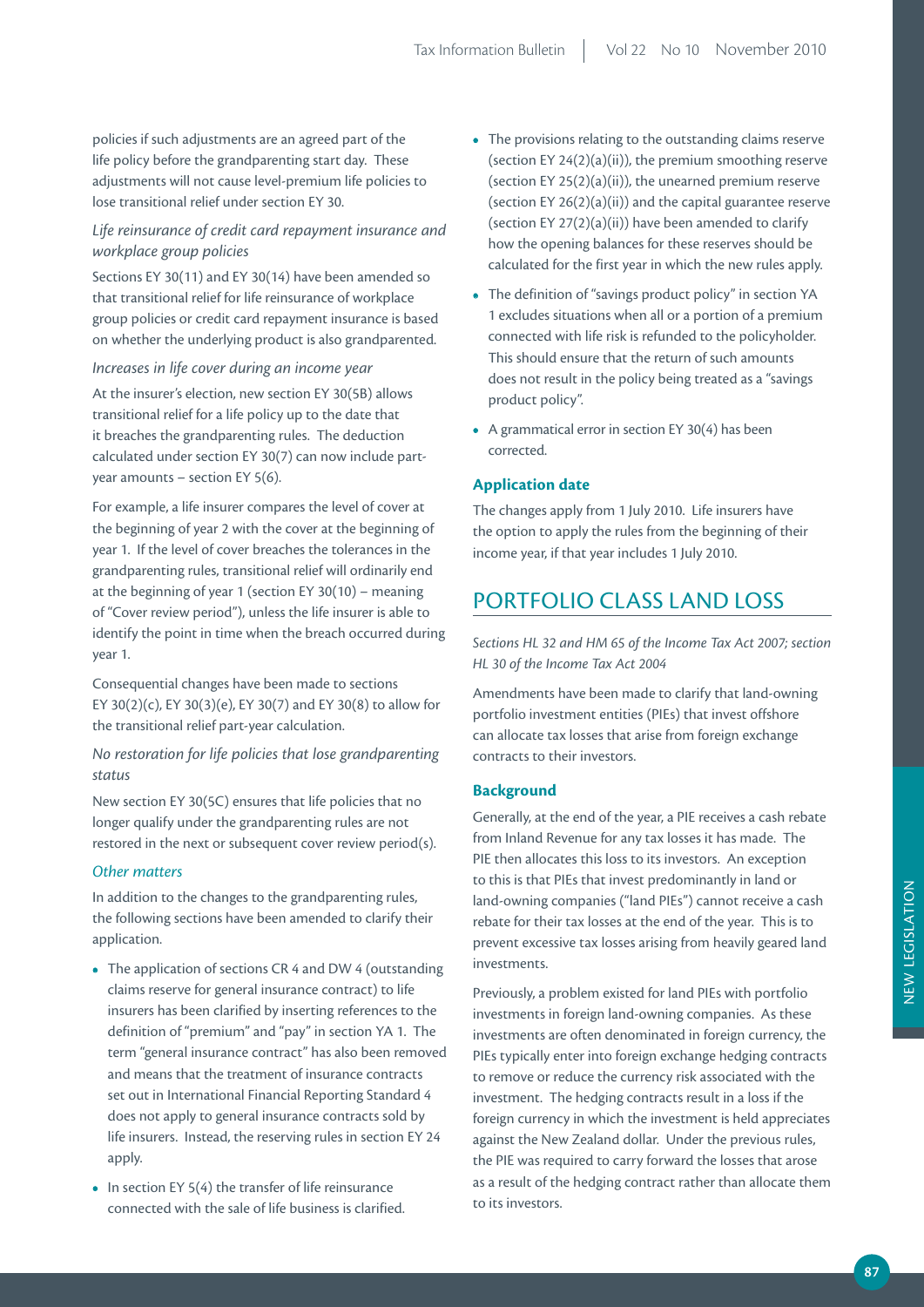policies if such adjustments are an agreed part of the life policy before the grandparenting start day. These adjustments will not cause level-premium life policies to lose transitional relief under section EY 30.

*Life reinsurance of credit card repayment insurance and workplace group policies*

Sections EY 30(11) and EY 30(14) have been amended so that transitional relief for life reinsurance of workplace group policies or credit card repayment insurance is based on whether the underlying product is also grandparented.

*Increases in life cover during an income year*

At the insurer's election, new section EY 30(5B) allows transitional relief for a life policy up to the date that it breaches the grandparenting rules. The deduction calculated under section EY 30(7) can now include part-year amounts – section EY 5(6).

For example, a life insurer compares the level of cover at the beginning of year 2 with the cover at the beginning of year 1. If the level of cover breaches the tolerances in the grandparenting rules, transitional relief will ordinarily end at the beginning of year 1 (section EY 30(10) – meaning of "Cover review period"), unless the life insurer is able to identify the point in time when the breach occurred during year 1.

Consequential changes have been made to sections EY 30(2)(c), EY 30(3)(e), EY 30(7) and EY 30(8) to allow for the transitional relief part-year calculation.

*No restoration for life policies that lose grandparenting status*

New section EY 30(5C) ensures that life policies that no longer qualify under the grandparenting rules are not restored in the next or subsequent cover review period(s).

*Other matters*

In addition to the changes to the grandparenting rules, the following sections have been amended to clarify their application.

- The application of sections CR 4 and DW 4 (outstanding claims reserve for general insurance contract) to life insurers has been clarified by inserting references to the definition of "premium" and "pay" in section YA 1. The term "general insurance contract" has also been removed and means that the treatment of insurance contracts set out in International Financial Reporting Standard 4 does not apply to general insurance contracts sold by life insurers. Instead, the reserving rules in section EY 24 apply.
- In section EY 5(4) the transfer of life reinsurance connected with the sale of life business is clarified.
- The provisions relating to the outstanding claims reserve (section EY 24(2)(a)(ii)), the premium smoothing reserve (section EY 25(2)(a)(ii)), the unearned premium reserve (section EY 26(2)(a)(ii)) and the capital guarantee reserve (section EY 27(2)(a)(ii)) have been amended to clarify how the opening balances for these reserves should be calculated for the first year in which the new rules apply.
- The definition of "savings product policy" in section YA 1 excludes situations when all or a portion of a premium connected with life risk is refunded to the policyholder. This should ensure that the return of such amounts does not result in the policy being treated as a "savings product policy".
- A grammatical error in section EY 30(4) has been corrected.

**Application date**

The changes apply from 1 July 2010. Life insurers have the option to apply the rules from the beginning of their income year, if that year includes 1 July 2010.

## PORTFOLIO CLASS LAND LOSS

*Sections HL 32 and HM 65 of the Income Tax Act 2007; section HL 30 of the Income Tax Act 2004*

Amendments have been made to clarify that land-owning portfolio investment entities (PIEs) that invest offshore can allocate tax losses that arise from foreign exchange contracts to their investors.

**Background**

Generally, at the end of the year, a PIE receives a cash rebate from Inland Revenue for any tax losses it has made. The PIE then allocates this loss to its investors. An exception to this is that PIEs that invest predominantly in land or land-owning companies ("land PIEs") cannot receive a cash rebate for their tax losses at the end of the year. This is to prevent excessive tax losses arising from heavily geared land investments.

Previously, a problem existed for land PIEs with portfolio investments in foreign land-owning companies. As these investments are often denominated in foreign currency, the PIEs typically enter into foreign exchange hedging contracts to remove or reduce the currency risk associated with the investment. The hedging contracts result in a loss if the foreign currency in which the investment is held appreciates against the New Zealand dollar. Under the previous rules, the PIE was required to carry forward the losses that arose as a result of the hedging contract rather than allocate them to its investors.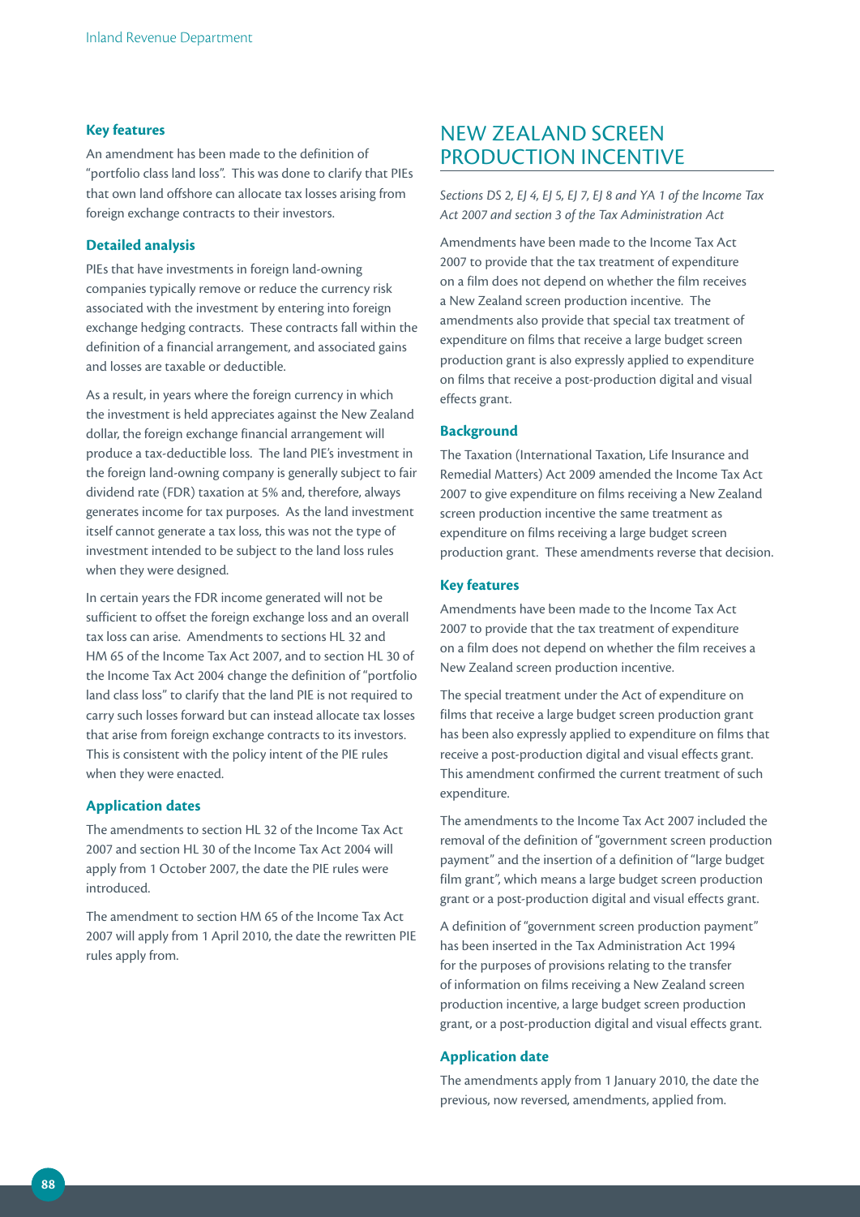### Key features

An amendment has been made to the definition of "portfolio class land loss". This was done to clarify that PIEs that own land offshore can allocate tax losses arising from foreign exchange contracts to their investors.

### Detailed analysis

PIEs that have investments in foreign land-owning companies typically remove or reduce the currency risk associated with the investment by entering into foreign exchange hedging contracts. These contracts fall within the definition of a financial arrangement, and associated gains and losses are taxable or deductible.

As a result, in years where the foreign currency in which the investment is held appreciates against the New Zealand dollar, the foreign exchange financial arrangement will produce a tax-deductible loss. The land PIE's investment in the foreign land-owning company is generally subject to fair dividend rate (FDR) taxation at 5% and, therefore, always generates income for tax purposes. As the land investment itself cannot generate a tax loss, this was not the type of investment intended to be subject to the land loss rules when they were designed.

In certain years the FDR income generated will not be sufficient to offset the foreign exchange loss and an overall tax loss can arise. Amendments to sections HL 32 and HM 65 of the Income Tax Act 2007, and to section HL 30 of the Income Tax Act 2004 change the definition of "portfolio land class loss" to clarify that the land PIE is not required to carry such losses forward but can instead allocate tax losses that arise from foreign exchange contracts to its investors. This is consistent with the policy intent of the PIE rules when they were enacted.

### Application dates

The amendments to section HL 32 of the Income Tax Act 2007 and section HL 30 of the Income Tax Act 2004 will apply from 1 October 2007, the date the PIE rules were introduced.

The amendment to section HM 65 of the Income Tax Act 2007 will apply from 1 April 2010, the date the rewritten PIE rules apply from.

## NEW ZEALAND SCREEN PRODUCTION INCENTIVE

*Sections DS 2, EJ 4, EJ 5, EJ 7, EJ 8 and YA 1 of the Income Tax Act 2007 and section 3 of the Tax Administration Act*

Amendments have been made to the Income Tax Act 2007 to provide that the tax treatment of expenditure on a film does not depend on whether the film receives a New Zealand screen production incentive. The amendments also provide that special tax treatment of expenditure on films that receive a large budget screen production grant is also expressly applied to expenditure on films that receive a post-production digital and visual effects grant.

### Background

The Taxation (International Taxation, Life Insurance and Remedial Matters) Act 2009 amended the Income Tax Act 2007 to give expenditure on films receiving a New Zealand screen production incentive the same treatment as expenditure on films receiving a large budget screen production grant. These amendments reverse that decision.

### Key features

Amendments have been made to the Income Tax Act 2007 to provide that the tax treatment of expenditure on a film does not depend on whether the film receives a New Zealand screen production incentive.

The special treatment under the Act of expenditure on films that receive a large budget screen production grant has been also expressly applied to expenditure on films that receive a post-production digital and visual effects grant. This amendment confirmed the current treatment of such expenditure.

The amendments to the Income Tax Act 2007 included the removal of the definition of "government screen production payment" and the insertion of a definition of "large budget film grant", which means a large budget screen production grant or a post-production digital and visual effects grant.

A definition of "government screen production payment" has been inserted in the Tax Administration Act 1994 for the purposes of provisions relating to the transfer of information on films receiving a New Zealand screen production incentive, a large budget screen production grant, or a post-production digital and visual effects grant.

### Application date

The amendments apply from 1 January 2010, the date the previous, now reversed, amendments, applied from.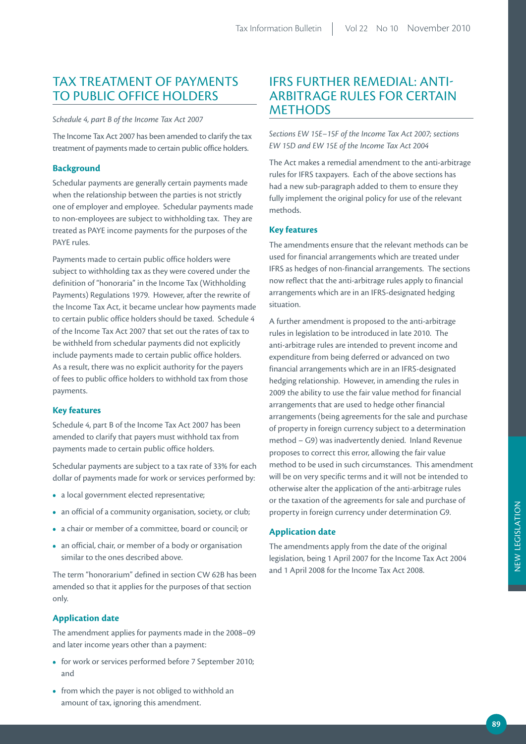## TAX TREATMENT OF PAYMENTS TO PUBLIC OFFICE HOLDERS

*Schedule 4, part B of the Income Tax Act 2007*

The Income Tax Act 2007 has been amended to clarify the tax treatment of payments made to certain public office holders.

### Background

Schedular payments are generally certain payments made when the relationship between the parties is not strictly one of employer and employee. Schedular payments made to non-employees are subject to withholding tax. They are treated as PAYE income payments for the purposes of the PAYE rules.

Payments made to certain public office holders were subject to withholding tax as they were covered under the definition of "honoraria" in the Income Tax (Withholding Payments) Regulations 1979. However, after the rewrite of the Income Tax Act, it became unclear how payments made to certain public office holders should be taxed. Schedule 4 of the Income Tax Act 2007 that set out the rates of tax to be withheld from schedular payments did not explicitly include payments made to certain public office holders. As a result, there was no explicit authority for the payers of fees to public office holders to withhold tax from those payments.

### Key features

Schedule 4, part B of the Income Tax Act 2007 has been amended to clarify that payers must withhold tax from payments made to certain public office holders.

Schedular payments are subject to a tax rate of 33% for each dollar of payments made for work or services performed by:

- a local government elected representative;
- an official of a community organisation, society, or club;
- a chair or member of a committee, board or council; or
- an official, chair, or member of a body or organisation similar to the ones described above.

The term "honorarium" defined in section CW 62B has been amended so that it applies for the purposes of that section only.

### Application date

The amendment applies for payments made in the 2008–09 and later income years other than a payment:

- for work or services performed before 7 September 2010; and
- from which the payer is not obliged to withhold an amount of tax, ignoring this amendment.

## IFRS FURTHER REMEDIAL: ANTI-ARBITRAGE RULES FOR CERTAIN METHODS

*Sections EW 15E–15F of the Income Tax Act 2007; sections EW 15D and EW 15E of the Income Tax Act 2004*

The Act makes a remedial amendment to the anti-arbitrage rules for IFRS taxpayers. Each of the above sections has had a new sub-paragraph added to them to ensure they fully implement the original policy for use of the relevant methods.

### Key features

The amendments ensure that the relevant methods can be used for financial arrangements which are treated under IFRS as hedges of non-financial arrangements. The sections now reflect that the anti-arbitrage rules apply to financial arrangements which are in an IFRS-designated hedging situation.

A further amendment is proposed to the anti-arbitrage rules in legislation to be introduced in late 2010. The anti-arbitrage rules are intended to prevent income and expenditure from being deferred or advanced on two financial arrangements which are in an IFRS-designated hedging relationship. However, in amending the rules in 2009 the ability to use the fair value method for financial arrangements that are used to hedge other financial arrangements (being agreements for the sale and purchase of property in foreign currency subject to a determination method – G9) was inadvertently denied. Inland Revenue proposes to correct this error, allowing the fair value method to be used in such circumstances. This amendment will be on very specific terms and it will not be intended to otherwise alter the application of the anti-arbitrage rules or the taxation of the agreements for sale and purchase of property in foreign currency under determination G9.

### Application date

The amendments apply from the date of the original legislation, being 1 April 2007 for the Income Tax Act 2004 and 1 April 2008 for the Income Tax Act 2008.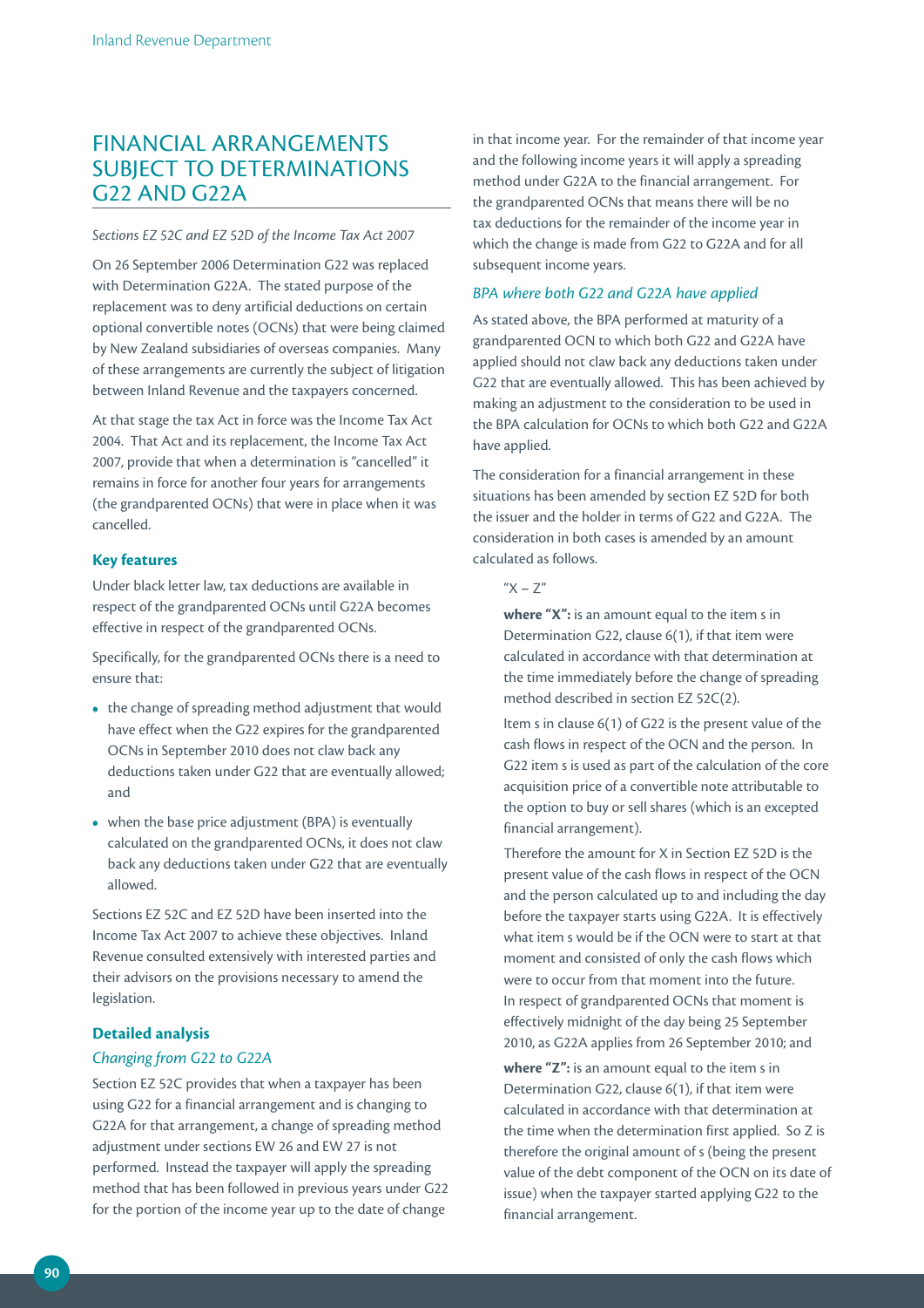## FINANCIAL ARRANGEMENTS SUBJECT TO DETERMINATIONS G22 AND G22A

*Sections EZ 52C and EZ 52D of the Income Tax Act 2007*

On 26 September 2006 Determination G22 was replaced with Determination G22A. The stated purpose of the replacement was to deny artificial deductions on certain optional convertible notes (OCNs) that were being claimed by New Zealand subsidiaries of overseas companies. Many of these arrangements are currently the subject of litigation between Inland Revenue and the taxpayers concerned.

At that stage the tax Act in force was the Income Tax Act 2004. That Act and its replacement, the Income Tax Act 2007, provide that when a determination is "cancelled" it remains in force for another four years for arrangements (the grandparented OCNs) that were in place when it was cancelled.

### Key features

Under black letter law, tax deductions are available in respect of the grandparented OCNs until G22A becomes effective in respect of the grandparented OCNs.

Specifically, for the grandparented OCNs there is a need to ensure that:

- the change of spreading method adjustment that would have effect when the G22 expires for the grandparented OCNs in September 2010 does not claw back any deductions taken under G22 that are eventually allowed; and
- when the base price adjustment (BPA) is eventually calculated on the grandparented OCNs, it does not claw back any deductions taken under G22 that are eventually allowed.

Sections EZ 52C and EZ 52D have been inserted into the Income Tax Act 2007 to achieve these objectives. Inland Revenue consulted extensively with interested parties and their advisors on the provisions necessary to amend the legislation.

### Detailed analysis

#### *Changing from G22 to G22A*

Section EZ 52C provides that when a taxpayer has been using G22 for a financial arrangement and is changing to G22A for that arrangement, a change of spreading method adjustment under sections EW 26 and EW 27 is not performed. Instead the taxpayer will apply the spreading method that has been followed in previous years under G22 for the portion of the income year up to the date of change in that income year. For the remainder of that income year and the following income years it will apply a spreading method under G22A to the financial arrangement. For the grandparented OCNs that means there will be no tax deductions for the remainder of the income year in which the change is made from G22 to G22A and for all subsequent income years.

#### *BPA where both G22 and G22A have applied*

As stated above, the BPA performed at maturity of a grandparented OCN to which both G22 and G22A have applied should not claw back any deductions taken under G22 that are eventually allowed. This has been achieved by making an adjustment to the consideration to be used in the BPA calculation for OCNs to which both G22 and G22A have applied.

The consideration for a financial arrangement in these situations has been amended by section EZ 52D for both the issuer and the holder in terms of G22 and G22A. The consideration in both cases is amended by an amount calculated as follows.

> "X – Z"
>
> **where "X":** is an amount equal to the item s in Determination G22, clause 6(1), if that item were calculated in accordance with that determination at the time immediately before the change of spreading method described in section EZ 52C(2).
>
> Item s in clause 6(1) of G22 is the present value of the cash flows in respect of the OCN and the person. In G22 item s is used as part of the calculation of the core acquisition price of a convertible note attributable to the option to buy or sell shares (which is an excepted financial arrangement).
>
> Therefore the amount for X in Section EZ 52D is the present value of the cash flows in respect of the OCN and the person calculated up to and including the day before the taxpayer starts using G22A. It is effectively what item s would be if the OCN were to start at that moment and consisted of only the cash flows which were to occur from that moment into the future. In respect of grandparented OCNs that moment is effectively midnight of the day being 25 September 2010, as G22A applies from 26 September 2010; and
>
> **where "Z":** is an amount equal to the item s in Determination G22, clause 6(1), if that item were calculated in accordance with that determination at the time when the determination first applied. So Z is therefore the original amount of s (being the present value of the debt component of the OCN on its date of issue) when the taxpayer started applying G22 to the financial arrangement.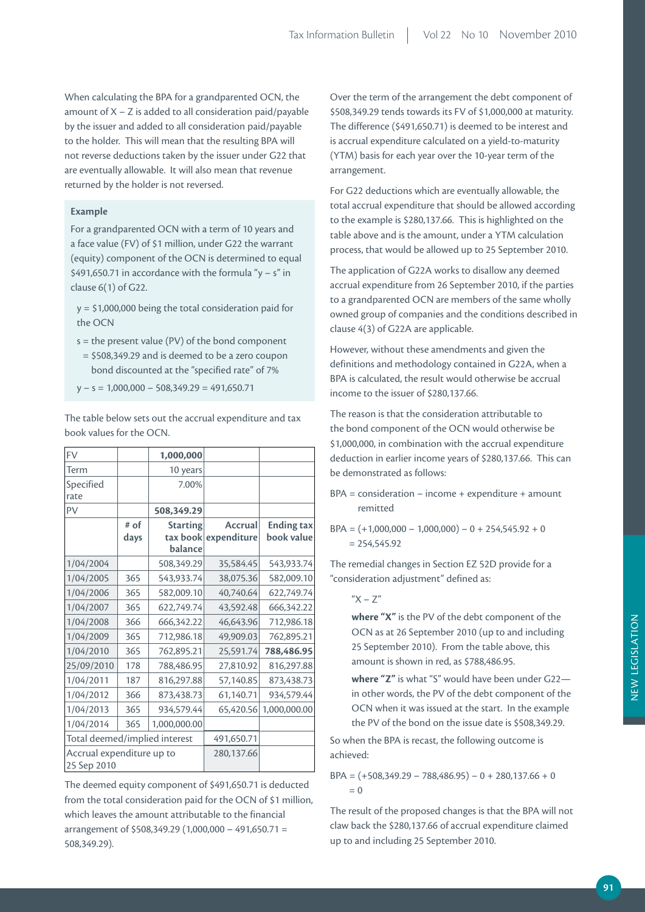When calculating the BPA for a grandparented OCN, the amount of X – Z is added to all consideration paid/payable by the issuer and added to all consideration paid/payable to the holder. This will mean that the resulting BPA will not reverse deductions taken by the issuer under G22 that are eventually allowable. It will also mean that revenue returned by the holder is not reversed.

**Example**

For a grandparented OCN with a term of 10 years and a face value (FV) of $1 million, under G22 the warrant (equity) component of the OCN is determined to equal $491,650.71 in accordance with the formula "y – s" in clause 6(1) of G22.

y = $1,000,000 being the total consideration paid for the OCN

s = the present value (PV) of the bond component = $508,349.29 and is deemed to be a zero coupon bond discounted at the "specified rate" of 7%

y – s = 1,000,000 – 508,349.29 = 491,650.71

The table below sets out the accrual expenditure and tax book values for the OCN.

| FV | | **1,000,000** | | |
|---|---|---|---|---|
| Term | | 10 years | | |
| Specified rate | | 7.00% | | |
| PV | | **508,349.29** | | |
| | **# of days** | **Starting tax book balance** | **Accrual expenditure** | **Ending tax book value** |
| 1/04/2004 | | 508,349.29 | 35,584.45 | 543,933.74 |
| 1/04/2005 | 365 | 543,933.74 | 38,075.36 | 582,009.10 |
| 1/04/2006 | 365 | 582,009.10 | 40,740.64 | 622,749.74 |
| 1/04/2007 | 365 | 622,749.74 | 43,592.48 | 666,342.22 |
| 1/04/2008 | 366 | 666,342.22 | 46,643.96 | 712,986.18 |
| 1/04/2009 | 365 | 712,986.18 | 49,909.03 | 762,895.21 |
| 1/04/2010 | 365 | 762,895.21 | 25,591.74 | **788,486.95** |
| 25/09/2010 | 178 | 788,486.95 | 27,810.92 | 816,297.88 |
| 1/04/2011 | 187 | 816,297.88 | 57,140.85 | 873,438.73 |
| 1/04/2012 | 366 | 873,438.73 | 61,140.71 | 934,579.44 |
| 1/04/2013 | 365 | 934,579.44 | 65,420.56 | 1,000,000.00 |
| 1/04/2014 | 365 | 1,000,000.00 | | |
| Total deemed/implied interest | | | 491,650.71 | |
| Accrual expenditure up to 25 Sep 2010 | | | 280,137.66 | |

The deemed equity component of $491,650.71 is deducted from the total consideration paid for the OCN of $1 million, which leaves the amount attributable to the financial arrangement of $508,349.29 (1,000,000 – 491,650.71 = 508,349.29).

Over the term of the arrangement the debt component of $508,349.29 tends towards its FV of $1,000,000 at maturity. The difference ($491,650.71) is deemed to be interest and is accrual expenditure calculated on a yield-to-maturity (YTM) basis for each year over the 10-year term of the arrangement.

For G22 deductions which are eventually allowable, the total accrual expenditure that should be allowed according to the example is $280,137.66. This is highlighted on the table above and is the amount, under a YTM calculation process, that would be allowed up to 25 September 2010.

The application of G22A works to disallow any deemed accrual expenditure from 26 September 2010, if the parties to a grandparented OCN are members of the same wholly owned group of companies and the conditions described in clause 4(3) of G22A are applicable.

However, without these amendments and given the definitions and methodology contained in G22A, when a BPA is calculated, the result would otherwise be accrual income to the issuer of $280,137.66.

The reason is that the consideration attributable to the bond component of the OCN would otherwise be $1,000,000, in combination with the accrual expenditure deduction in earlier income years of $280,137.66. This can be demonstrated as follows:

BPA = consideration – income + expenditure + amount remitted

BPA = (+1,000,000 – 1,000,000) – 0 + 254,545.92 + 0
= 254,545.92

The remedial changes in Section EZ 52D provide for a "consideration adjustment" defined as:

"X – Z"

**where "X"** is the PV of the debt component of the OCN as at 26 September 2010 (up to and including 25 September 2010). From the table above, this amount is shown in red, as $788,486.95.

**where "Z"** is what "S" would have been under G22—in other words, the PV of the debt component of the OCN when it was issued at the start. In the example the PV of the bond on the issue date is $508,349.29.

So when the BPA is recast, the following outcome is achieved:

BPA = (+508,349.29 – 788,486.95) – 0 + 280,137.66 + 0
= 0

The result of the proposed changes is that the BPA will not claw back the $280,137.66 of accrual expenditure claimed up to and including 25 September 2010.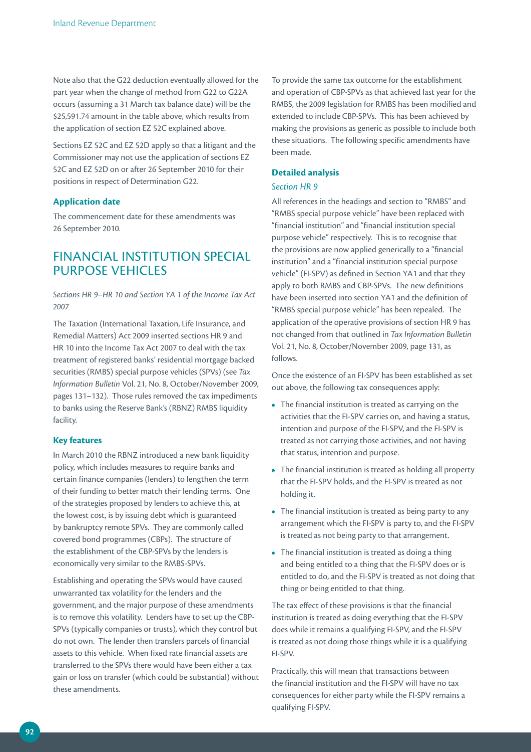Note also that the G22 deduction eventually allowed for the part year when the change of method from G22 to G22A occurs (assuming a 31 March tax balance date) will be the $25,591.74 amount in the table above, which results from the application of section EZ 52C explained above.

Sections EZ 52C and EZ 52D apply so that a litigant and the Commissioner may not use the application of sections EZ 52C and EZ 52D on or after 26 September 2010 for their positions in respect of Determination G22.

### Application date

The commencement date for these amendments was 26 September 2010.

## FINANCIAL INSTITUTION SPECIAL PURPOSE VEHICLES

*Sections HR 9–HR 10 and Section YA 1 of the Income Tax Act 2007*

The Taxation (International Taxation, Life Insurance, and Remedial Matters) Act 2009 inserted sections HR 9 and HR 10 into the Income Tax Act 2007 to deal with the tax treatment of registered banks' residential mortgage backed securities (RMBS) special purpose vehicles (SPVs) (see *Tax Information Bulletin* Vol. 21, No. 8, October/November 2009, pages 131–132). Those rules removed the tax impediments to banks using the Reserve Bank's (RBNZ) RMBS liquidity facility.

### Key features

In March 2010 the RBNZ introduced a new bank liquidity policy, which includes measures to require banks and certain finance companies (lenders) to lengthen the term of their funding to better match their lending terms. One of the strategies proposed by lenders to achieve this, at the lowest cost, is by issuing debt which is guaranteed by bankruptcy remote SPVs. They are commonly called covered bond programmes (CBPs). The structure of the establishment of the CBP-SPVs by the lenders is economically very similar to the RMBS-SPVs.

Establishing and operating the SPVs would have caused unwarranted tax volatility for the lenders and the government, and the major purpose of these amendments is to remove this volatility. Lenders have to set up the CBP-SPVs (typically companies or trusts), which they control but do not own. The lender then transfers parcels of financial assets to this vehicle. When fixed rate financial assets are transferred to the SPVs there would have been either a tax gain or loss on transfer (which could be substantial) without these amendments.

To provide the same tax outcome for the establishment and operation of CBP-SPVs as that achieved last year for the RMBS, the 2009 legislation for RMBS has been modified and extended to include CBP-SPVs. This has been achieved by making the provisions as generic as possible to include both these situations. The following specific amendments have been made.

### Detailed analysis

#### *Section HR 9*

All references in the headings and section to "RMBS" and "RMBS special purpose vehicle" have been replaced with "financial institution" and "financial institution special purpose vehicle" respectively. This is to recognise that the provisions are now applied generically to a "financial institution" and a "financial institution special purpose vehicle" (FI-SPV) as defined in Section YA1 and that they apply to both RMBS and CBP-SPVs. The new definitions have been inserted into section YA1 and the definition of "RMBS special purpose vehicle" has been repealed. The application of the operative provisions of section HR 9 has not changed from that outlined in *Tax Information Bulletin* Vol. 21, No. 8, October/November 2009, page 131, as follows.

Once the existence of an FI-SPV has been established as set out above, the following tax consequences apply:

- The financial institution is treated as carrying on the activities that the FI-SPV carries on, and having a status, intention and purpose of the FI-SPV, and the FI-SPV is treated as not carrying those activities, and not having that status, intention and purpose.
- The financial institution is treated as holding all property that the FI-SPV holds, and the FI-SPV is treated as not holding it.
- The financial institution is treated as being party to any arrangement which the FI-SPV is party to, and the FI-SPV is treated as not being party to that arrangement.
- The financial institution is treated as doing a thing and being entitled to a thing that the FI-SPV does or is entitled to do, and the FI-SPV is treated as not doing that thing or being entitled to that thing.

The tax effect of these provisions is that the financial institution is treated as doing everything that the FI-SPV does while it remains a qualifying FI-SPV, and the FI-SPV is treated as not doing those things while it is a qualifying FI-SPV.

Practically, this will mean that transactions between the financial institution and the FI-SPV will have no tax consequences for either party while the FI-SPV remains a qualifying FI-SPV.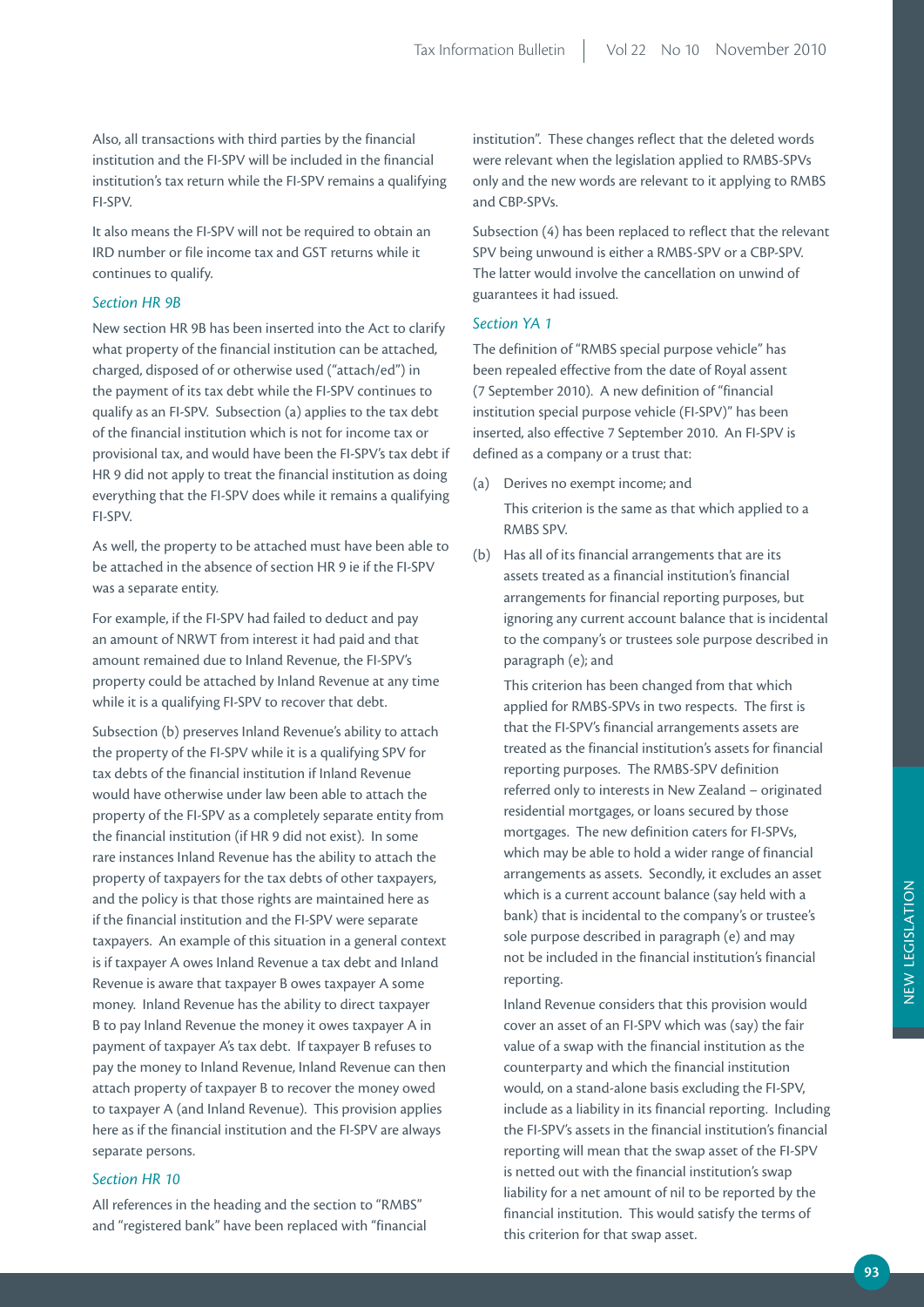Also, all transactions with third parties by the financial institution and the FI-SPV will be included in the financial institution's tax return while the FI-SPV remains a qualifying FI-SPV.

It also means the FI-SPV will not be required to obtain an IRD number or file income tax and GST returns while it continues to qualify.

### *Section HR 9B*

New section HR 9B has been inserted into the Act to clarify what property of the financial institution can be attached, charged, disposed of or otherwise used ("attach/ed") in the payment of its tax debt while the FI-SPV continues to qualify as an FI-SPV. Subsection (a) applies to the tax debt of the financial institution which is not for income tax or provisional tax, and would have been the FI-SPV's tax debt if HR 9 did not apply to treat the financial institution as doing everything that the FI-SPV does while it remains a qualifying FI-SPV.

As well, the property to be attached must have been able to be attached in the absence of section HR 9 ie if the FI-SPV was a separate entity.

For example, if the FI-SPV had failed to deduct and pay an amount of NRWT from interest it had paid and that amount remained due to Inland Revenue, the FI-SPV's property could be attached by Inland Revenue at any time while it is a qualifying FI-SPV to recover that debt.

Subsection (b) preserves Inland Revenue's ability to attach the property of the FI-SPV while it is a qualifying SPV for tax debts of the financial institution if Inland Revenue would have otherwise under law been able to attach the property of the FI-SPV as a completely separate entity from the financial institution (if HR 9 did not exist). In some rare instances Inland Revenue has the ability to attach the property of taxpayers for the tax debts of other taxpayers, and the policy is that those rights are maintained here as if the financial institution and the FI-SPV were separate taxpayers. An example of this situation in a general context is if taxpayer A owes Inland Revenue a tax debt and Inland Revenue is aware that taxpayer B owes taxpayer A some money. Inland Revenue has the ability to direct taxpayer B to pay Inland Revenue the money it owes taxpayer A in payment of taxpayer A's tax debt. If taxpayer B refuses to pay the money to Inland Revenue, Inland Revenue can then attach property of taxpayer B to recover the money owed to taxpayer A (and Inland Revenue). This provision applies here as if the financial institution and the FI-SPV are always separate persons.

### *Section HR 10*

All references in the heading and the section to "RMBS" and "registered bank" have been replaced with "financial institution". These changes reflect that the deleted words were relevant when the legislation applied to RMBS-SPVs only and the new words are relevant to it applying to RMBS and CBP-SPVs.

Subsection (4) has been replaced to reflect that the relevant SPV being unwound is either a RMBS-SPV or a CBP-SPV. The latter would involve the cancellation on unwind of guarantees it had issued.

### *Section YA 1*

The definition of "RMBS special purpose vehicle" has been repealed effective from the date of Royal assent (7 September 2010). A new definition of "financial institution special purpose vehicle (FI-SPV)" has been inserted, also effective 7 September 2010. An FI-SPV is defined as a company or a trust that:

(a) Derives no exempt income; and

   This criterion is the same as that which applied to a RMBS SPV.

(b) Has all of its financial arrangements that are its assets treated as a financial institution's financial arrangements for financial reporting purposes, but ignoring any current account balance that is incidental to the company's or trustees sole purpose described in paragraph (e); and

   This criterion has been changed from that which applied for RMBS-SPVs in two respects. The first is that the FI-SPV's financial arrangements assets are treated as the financial institution's assets for financial reporting purposes. The RMBS-SPV definition referred only to interests in New Zealand – originated residential mortgages, or loans secured by those mortgages. The new definition caters for FI-SPVs, which may be able to hold a wider range of financial arrangements as assets. Secondly, it excludes an asset which is a current account balance (say held with a bank) that is incidental to the company's or trustee's sole purpose described in paragraph (e) and may not be included in the financial institution's financial reporting.

   Inland Revenue considers that this provision would cover an asset of an FI-SPV which was (say) the fair value of a swap with the financial institution as the counterparty and which the financial institution would, on a stand-alone basis excluding the FI-SPV, include as a liability in its financial reporting. Including the FI-SPV's assets in the financial institution's financial reporting will mean that the swap asset of the FI-SPV is netted out with the financial institution's swap liability for a net amount of nil to be reported by the financial institution. This would satisfy the terms of this criterion for that swap asset.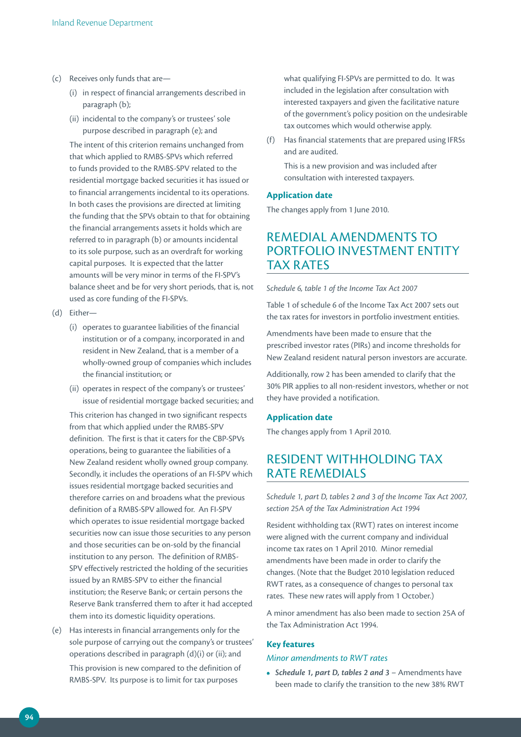(c) Receives only funds that are—

  (i) in respect of financial arrangements described in paragraph (b);

  (ii) incidental to the company's or trustees' sole purpose described in paragraph (e); and

  The intent of this criterion remains unchanged from that which applied to RMBS-SPVs which referred to funds provided to the RMBS-SPV related to the residential mortgage backed securities it has issued or to financial arrangements incidental to its operations. In both cases the provisions are directed at limiting the funding that the SPVs obtain to that for obtaining the financial arrangements assets it holds which are referred to in paragraph (b) or amounts incidental to its sole purpose, such as an overdraft for working capital purposes. It is expected that the latter amounts will be very minor in terms of the FI-SPV's balance sheet and be for very short periods, that is, not used as core funding of the FI-SPVs.

(d) Either—

  (i) operates to guarantee liabilities of the financial institution or of a company, incorporated in and resident in New Zealand, that is a member of a wholly-owned group of companies which includes the financial institution; or

  (ii) operates in respect of the company's or trustees' issue of residential mortgage backed securities; and

  This criterion has changed in two significant respects from that which applied under the RMBS-SPV definition. The first is that it caters for the CBP-SPVs operations, being to guarantee the liabilities of a New Zealand resident wholly owned group company. Secondly, it includes the operations of an FI-SPV which issues residential mortgage backed securities and therefore carries on and broadens what the previous definition of a RMBS-SPV allowed for. An FI-SPV which operates to issue residential mortgage backed securities now can issue those securities to any person and those securities can be on-sold by the financial institution to any person. The definition of RMBS-SPV effectively restricted the holding of the securities issued by an RMBS-SPV to either the financial institution; the Reserve Bank; or certain persons the Reserve Bank transferred them to after it had accepted them into its domestic liquidity operations.

(e) Has interests in financial arrangements only for the sole purpose of carrying out the company's or trustees' operations described in paragraph (d)(i) or (ii); and

  This provision is new compared to the definition of RMBS-SPV. Its purpose is to limit for tax purposes what qualifying FI-SPVs are permitted to do. It was included in the legislation after consultation with interested taxpayers and given the facilitative nature of the government's policy position on the undesirable tax outcomes which would otherwise apply.

(f) Has financial statements that are prepared using IFRSs and are audited.

  This is a new provision and was included after consultation with interested taxpayers.

### Application date

The changes apply from 1 June 2010.

## REMEDIAL AMENDMENTS TO PORTFOLIO INVESTMENT ENTITY TAX RATES

*Schedule 6, table 1 of the Income Tax Act 2007*

Table 1 of schedule 6 of the Income Tax Act 2007 sets out the tax rates for investors in portfolio investment entities.

Amendments have been made to ensure that the prescribed investor rates (PIRs) and income thresholds for New Zealand resident natural person investors are accurate.

Additionally, row 2 has been amended to clarify that the 30% PIR applies to all non-resident investors, whether or not they have provided a notification.

### Application date

The changes apply from 1 April 2010.

## RESIDENT WITHHOLDING TAX RATE REMEDIALS

*Schedule 1, part D, tables 2 and 3 of the Income Tax Act 2007, section 25A of the Tax Administration Act 1994*

Resident withholding tax (RWT) rates on interest income were aligned with the current company and individual income tax rates on 1 April 2010. Minor remedial amendments have been made in order to clarify the changes. (Note that the Budget 2010 legislation reduced RWT rates, as a consequence of changes to personal tax rates. These new rates will apply from 1 October.)

A minor amendment has also been made to section 25A of the Tax Administration Act 1994.

### Key features

*Minor amendments to RWT rates*

- ***Schedule 1, part D, tables 2 and 3*** – Amendments have been made to clarify the transition to the new 38% RWT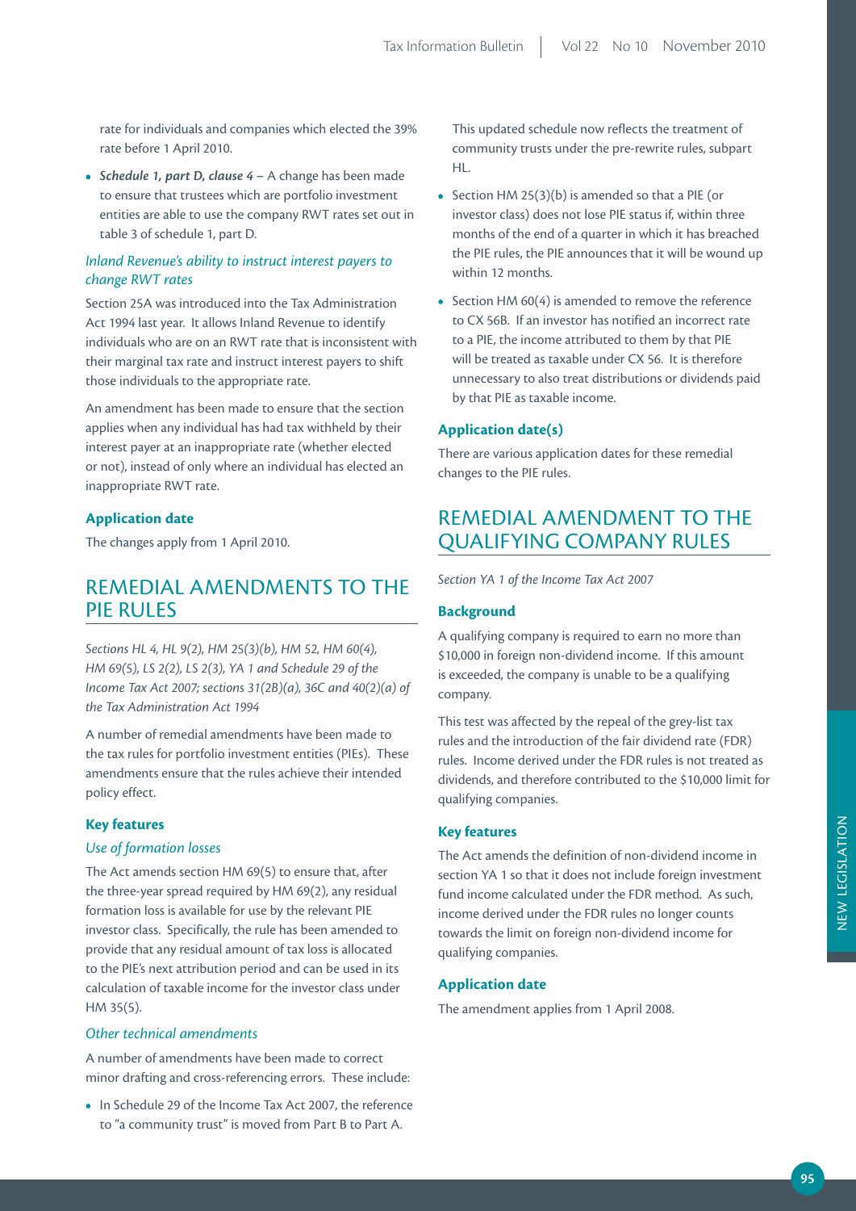rate for individuals and companies which elected the 39% rate before 1 April 2010.

- ***Schedule 1, part D, clause 4*** – A change has been made to ensure that trustees which are portfolio investment entities are able to use the company RWT rates set out in table 3 of schedule 1, part D.

### *Inland Revenue's ability to instruct interest payers to change RWT rates*

Section 25A was introduced into the Tax Administration Act 1994 last year. It allows Inland Revenue to identify individuals who are on an RWT rate that is inconsistent with their marginal tax rate and instruct interest payers to shift those individuals to the appropriate rate.

An amendment has been made to ensure that the section applies when any individual has had tax withheld by their interest payer at an inappropriate rate (whether elected or not), instead of only where an individual has elected an inappropriate RWT rate.

### Application date

The changes apply from 1 April 2010.

## REMEDIAL AMENDMENTS TO THE PIE RULES

*Sections HL 4, HL 9(2), HM 25(3)(b), HM 52, HM 60(4), HM 69(5), LS 2(2), LS 2(3), YA 1 and Schedule 29 of the Income Tax Act 2007; sections 31(2B)(a), 36C and 40(2)(a) of the Tax Administration Act 1994*

A number of remedial amendments have been made to the tax rules for portfolio investment entities (PIEs). These amendments ensure that the rules achieve their intended policy effect.

### Key features

#### *Use of formation losses*

The Act amends section HM 69(5) to ensure that, after the three-year spread required by HM 69(2), any residual formation loss is available for use by the relevant PIE investor class. Specifically, the rule has been amended to provide that any residual amount of tax loss is allocated to the PIE's next attribution period and can be used in its calculation of taxable income for the investor class under HM 35(5).

#### *Other technical amendments*

A number of amendments have been made to correct minor drafting and cross-referencing errors. These include:

- In Schedule 29 of the Income Tax Act 2007, the reference to "a community trust" is moved from Part B to Part A. This updated schedule now reflects the treatment of community trusts under the pre-rewrite rules, subpart HL.
- Section HM 25(3)(b) is amended so that a PIE (or investor class) does not lose PIE status if, within three months of the end of a quarter in which it has breached the PIE rules, the PIE announces that it will be wound up within 12 months.
- Section HM 60(4) is amended to remove the reference to CX 56B. If an investor has notified an incorrect rate to a PIE, the income attributed to them by that PIE will be treated as taxable under CX 56. It is therefore unnecessary to also treat distributions or dividends paid by that PIE as taxable income.

### Application date(s)

There are various application dates for these remedial changes to the PIE rules.

## REMEDIAL AMENDMENT TO THE QUALIFYING COMPANY RULES

*Section YA 1 of the Income Tax Act 2007*

### Background

A qualifying company is required to earn no more than $10,000 in foreign non-dividend income. If this amount is exceeded, the company is unable to be a qualifying company.

This test was affected by the repeal of the grey-list tax rules and the introduction of the fair dividend rate (FDR) rules. Income derived under the FDR rules is not treated as dividends, and therefore contributed to the $10,000 limit for qualifying companies.

### Key features

The Act amends the definition of non-dividend income in section YA 1 so that it does not include foreign investment fund income calculated under the FDR method. As such, income derived under the FDR rules no longer counts towards the limit on foreign non-dividend income for qualifying companies.

### Application date

The amendment applies from 1 April 2008.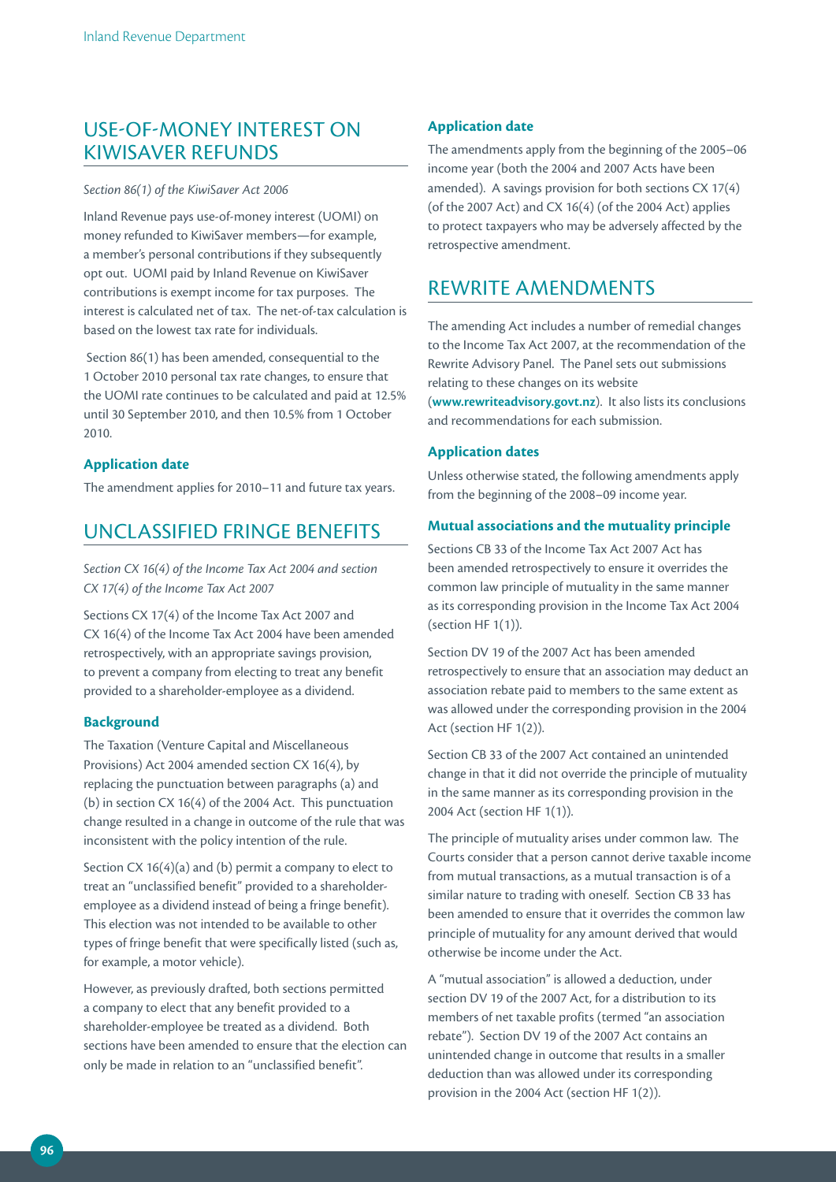## USE-OF-MONEY INTEREST ON KIWISAVER REFUNDS

*Section 86(1) of the KiwiSaver Act 2006*

Inland Revenue pays use-of-money interest (UOMI) on money refunded to KiwiSaver members—for example, a member's personal contributions if they subsequently opt out. UOMI paid by Inland Revenue on KiwiSaver contributions is exempt income for tax purposes. The interest is calculated net of tax. The net-of-tax calculation is based on the lowest tax rate for individuals.

Section 86(1) has been amended, consequential to the 1 October 2010 personal tax rate changes, to ensure that the UOMI rate continues to be calculated and paid at 12.5% until 30 September 2010, and then 10.5% from 1 October 2010.

### Application date

The amendment applies for 2010–11 and future tax years.

## UNCLASSIFIED FRINGE BENEFITS

*Section CX 16(4) of the Income Tax Act 2004 and section CX 17(4) of the Income Tax Act 2007*

Sections CX 17(4) of the Income Tax Act 2007 and CX 16(4) of the Income Tax Act 2004 have been amended retrospectively, with an appropriate savings provision, to prevent a company from electing to treat any benefit provided to a shareholder-employee as a dividend.

### Background

The Taxation (Venture Capital and Miscellaneous Provisions) Act 2004 amended section CX 16(4), by replacing the punctuation between paragraphs (a) and (b) in section CX 16(4) of the 2004 Act. This punctuation change resulted in a change in outcome of the rule that was inconsistent with the policy intention of the rule.

Section CX 16(4)(a) and (b) permit a company to elect to treat an "unclassified benefit" provided to a shareholder-employee as a dividend instead of being a fringe benefit). This election was not intended to be available to other types of fringe benefit that were specifically listed (such as, for example, a motor vehicle).

However, as previously drafted, both sections permitted a company to elect that any benefit provided to a shareholder-employee be treated as a dividend. Both sections have been amended to ensure that the election can only be made in relation to an "unclassified benefit".

### Application date

The amendments apply from the beginning of the 2005–06 income year (both the 2004 and 2007 Acts have been amended). A savings provision for both sections CX 17(4) (of the 2007 Act) and CX 16(4) (of the 2004 Act) applies to protect taxpayers who may be adversely affected by the retrospective amendment.

## REWRITE AMENDMENTS

The amending Act includes a number of remedial changes to the Income Tax Act 2007, at the recommendation of the Rewrite Advisory Panel. The Panel sets out submissions relating to these changes on its website (**www.rewriteadvisory.govt.nz**). It also lists its conclusions and recommendations for each submission.

### Application dates

Unless otherwise stated, the following amendments apply from the beginning of the 2008–09 income year.

### Mutual associations and the mutuality principle

Sections CB 33 of the Income Tax Act 2007 Act has been amended retrospectively to ensure it overrides the common law principle of mutuality in the same manner as its corresponding provision in the Income Tax Act 2004 (section HF 1(1)).

Section DV 19 of the 2007 Act has been amended retrospectively to ensure that an association may deduct an association rebate paid to members to the same extent as was allowed under the corresponding provision in the 2004 Act (section HF 1(2)).

Section CB 33 of the 2007 Act contained an unintended change in that it did not override the principle of mutuality in the same manner as its corresponding provision in the 2004 Act (section HF 1(1)).

The principle of mutuality arises under common law. The Courts consider that a person cannot derive taxable income from mutual transactions, as a mutual transaction is of a similar nature to trading with oneself. Section CB 33 has been amended to ensure that it overrides the common law principle of mutuality for any amount derived that would otherwise be income under the Act.

A "mutual association" is allowed a deduction, under section DV 19 of the 2007 Act, for a distribution to its members of net taxable profits (termed "an association rebate"). Section DV 19 of the 2007 Act contains an unintended change in outcome that results in a smaller deduction than was allowed under its corresponding provision in the 2004 Act (section HF 1(2)).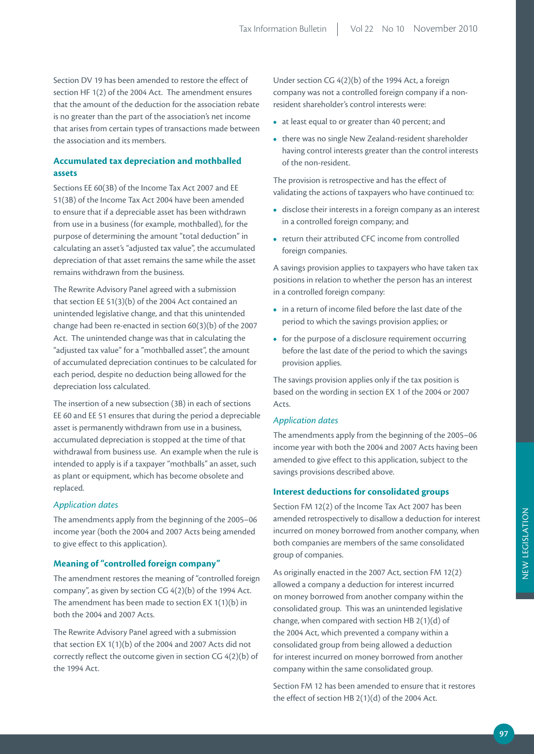Section DV 19 has been amended to restore the effect of section HF 1(2) of the 2004 Act. The amendment ensures that the amount of the deduction for the association rebate is no greater than the part of the association's net income that arises from certain types of transactions made between the association and its members.

### Accumulated tax depreciation and mothballed assets

Sections EE 60(3B) of the Income Tax Act 2007 and EE 51(3B) of the Income Tax Act 2004 have been amended to ensure that if a depreciable asset has been withdrawn from use in a business (for example, mothballed), for the purpose of determining the amount "total deduction" in calculating an asset's "adjusted tax value", the accumulated depreciation of that asset remains the same while the asset remains withdrawn from the business.

The Rewrite Advisory Panel agreed with a submission that section EE 51(3)(b) of the 2004 Act contained an unintended legislative change, and that this unintended change had been re-enacted in section 60(3)(b) of the 2007 Act. The unintended change was that in calculating the "adjusted tax value" for a "mothballed asset", the amount of accumulated depreciation continues to be calculated for each period, despite no deduction being allowed for the depreciation loss calculated.

The insertion of a new subsection (3B) in each of sections EE 60 and EE 51 ensures that during the period a depreciable asset is permanently withdrawn from use in a business, accumulated depreciation is stopped at the time of that withdrawal from business use. An example when the rule is intended to apply is if a taxpayer "mothballs" an asset, such as plant or equipment, which has become obsolete and replaced.

*Application dates*

The amendments apply from the beginning of the 2005–06 income year (both the 2004 and 2007 Acts being amended to give effect to this application).

### Meaning of "controlled foreign company"

The amendment restores the meaning of "controlled foreign company", as given by section CG 4(2)(b) of the 1994 Act. The amendment has been made to section EX 1(1)(b) in both the 2004 and 2007 Acts.

The Rewrite Advisory Panel agreed with a submission that section EX 1(1)(b) of the 2004 and 2007 Acts did not correctly reflect the outcome given in section CG 4(2)(b) of the 1994 Act.

Under section CG 4(2)(b) of the 1994 Act, a foreign company was not a controlled foreign company if a non-resident shareholder's control interests were:

- at least equal to or greater than 40 percent; and
- there was no single New Zealand-resident shareholder having control interests greater than the control interests of the non-resident.

The provision is retrospective and has the effect of validating the actions of taxpayers who have continued to:

- disclose their interests in a foreign company as an interest in a controlled foreign company; and
- return their attributed CFC income from controlled foreign companies.

A savings provision applies to taxpayers who have taken tax positions in relation to whether the person has an interest in a controlled foreign company:

- in a return of income filed before the last date of the period to which the savings provision applies; or
- for the purpose of a disclosure requirement occurring before the last date of the period to which the savings provision applies.

The savings provision applies only if the tax position is based on the wording in section EX 1 of the 2004 or 2007 Acts.

*Application dates*

The amendments apply from the beginning of the 2005–06 income year with both the 2004 and 2007 Acts having been amended to give effect to this application, subject to the savings provisions described above.

### Interest deductions for consolidated groups

Section FM 12(2) of the Income Tax Act 2007 has been amended retrospectively to disallow a deduction for interest incurred on money borrowed from another company, when both companies are members of the same consolidated group of companies.

As originally enacted in the 2007 Act, section FM 12(2) allowed a company a deduction for interest incurred on money borrowed from another company within the consolidated group. This was an unintended legislative change, when compared with section HB 2(1)(d) of the 2004 Act, which prevented a company within a consolidated group from being allowed a deduction for interest incurred on money borrowed from another company within the same consolidated group.

Section FM 12 has been amended to ensure that it restores the effect of section HB 2(1)(d) of the 2004 Act.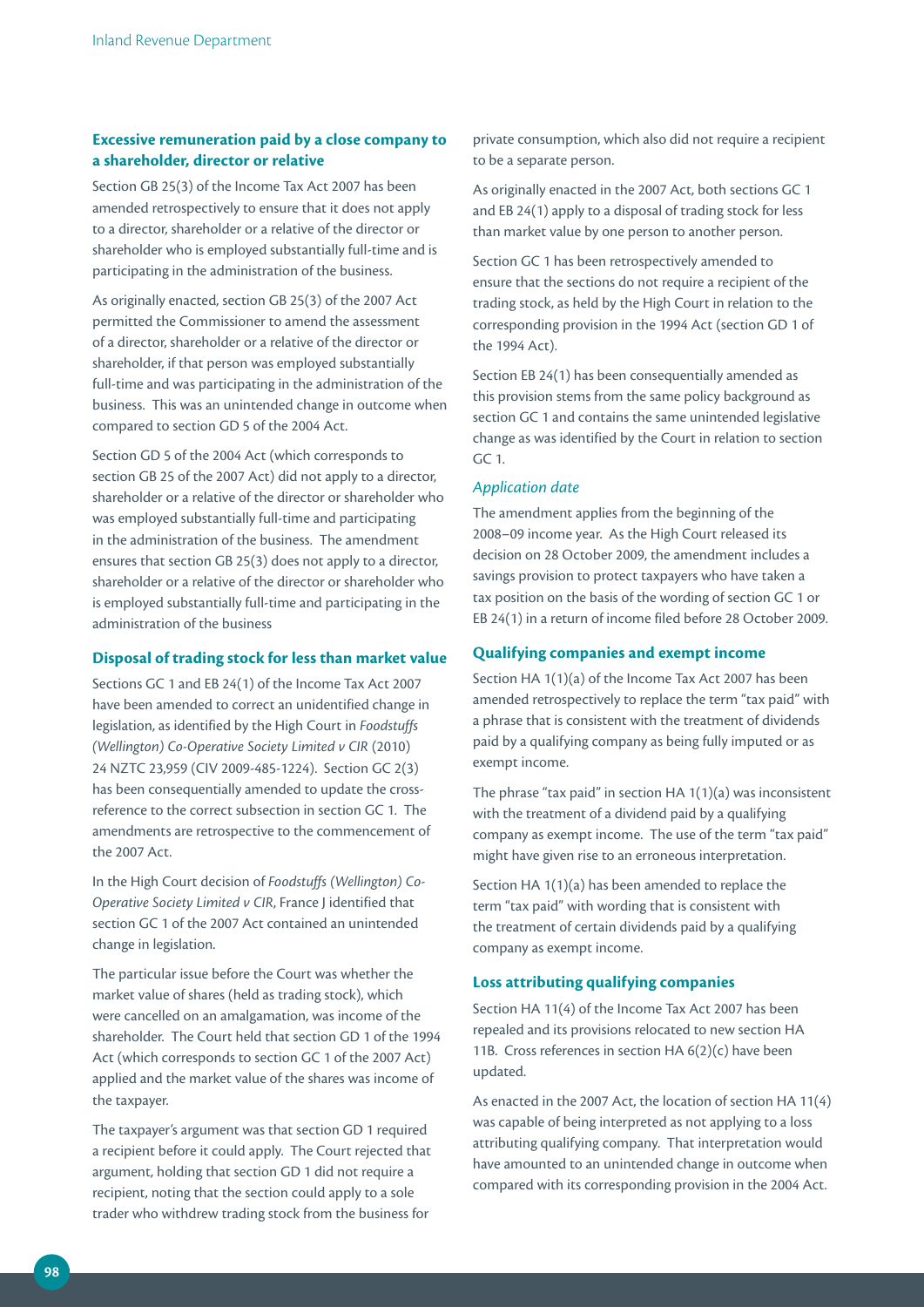### Excessive remuneration paid by a close company to a shareholder, director or relative

Section GB 25(3) of the Income Tax Act 2007 has been amended retrospectively to ensure that it does not apply to a director, shareholder or a relative of the director or shareholder who is employed substantially full-time and is participating in the administration of the business.

As originally enacted, section GB 25(3) of the 2007 Act permitted the Commissioner to amend the assessment of a director, shareholder or a relative of the director or shareholder, if that person was employed substantially full-time and was participating in the administration of the business. This was an unintended change in outcome when compared to section GD 5 of the 2004 Act.

Section GD 5 of the 2004 Act (which corresponds to section GB 25 of the 2007 Act) did not apply to a director, shareholder or a relative of the director or shareholder who was employed substantially full-time and participating in the administration of the business. The amendment ensures that section GB 25(3) does not apply to a director, shareholder or a relative of the director or shareholder who is employed substantially full-time and participating in the administration of the business

### Disposal of trading stock for less than market value

Sections GC 1 and EB 24(1) of the Income Tax Act 2007 have been amended to correct an unidentified change in legislation, as identified by the High Court in *Foodstuffs (Wellington) Co-Operative Society Limited v CIR* (2010) 24 NZTC 23,959 (CIV 2009-485-1224). Section GC 2(3) has been consequentially amended to update the cross-reference to the correct subsection in section GC 1. The amendments are retrospective to the commencement of the 2007 Act.

In the High Court decision of *Foodstuffs (Wellington) Co-Operative Society Limited v CIR*, France J identified that section GC 1 of the 2007 Act contained an unintended change in legislation.

The particular issue before the Court was whether the market value of shares (held as trading stock), which were cancelled on an amalgamation, was income of the shareholder. The Court held that section GD 1 of the 1994 Act (which corresponds to section GC 1 of the 2007 Act) applied and the market value of the shares was income of the taxpayer.

The taxpayer's argument was that section GD 1 required a recipient before it could apply. The Court rejected that argument, holding that section GD 1 did not require a recipient, noting that the section could apply to a sole trader who withdrew trading stock from the business for private consumption, which also did not require a recipient to be a separate person.

As originally enacted in the 2007 Act, both sections GC 1 and EB 24(1) apply to a disposal of trading stock for less than market value by one person to another person.

Section GC 1 has been retrospectively amended to ensure that the sections do not require a recipient of the trading stock, as held by the High Court in relation to the corresponding provision in the 1994 Act (section GD 1 of the 1994 Act).

Section EB 24(1) has been consequentially amended as this provision stems from the same policy background as section GC 1 and contains the same unintended legislative change as was identified by the Court in relation to section GC 1.

#### *Application date*

The amendment applies from the beginning of the 2008–09 income year. As the High Court released its decision on 28 October 2009, the amendment includes a savings provision to protect taxpayers who have taken a tax position on the basis of the wording of section GC 1 or EB 24(1) in a return of income filed before 28 October 2009.

### Qualifying companies and exempt income

Section HA 1(1)(a) of the Income Tax Act 2007 has been amended retrospectively to replace the term "tax paid" with a phrase that is consistent with the treatment of dividends paid by a qualifying company as being fully imputed or as exempt income.

The phrase "tax paid" in section HA 1(1)(a) was inconsistent with the treatment of a dividend paid by a qualifying company as exempt income. The use of the term "tax paid" might have given rise to an erroneous interpretation.

Section HA 1(1)(a) has been amended to replace the term "tax paid" with wording that is consistent with the treatment of certain dividends paid by a qualifying company as exempt income.

### Loss attributing qualifying companies

Section HA 11(4) of the Income Tax Act 2007 has been repealed and its provisions relocated to new section HA 11B. Cross references in section HA 6(2)(c) have been updated.

As enacted in the 2007 Act, the location of section HA 11(4) was capable of being interpreted as not applying to a loss attributing qualifying company. That interpretation would have amounted to an unintended change in outcome when compared with its corresponding provision in the 2004 Act.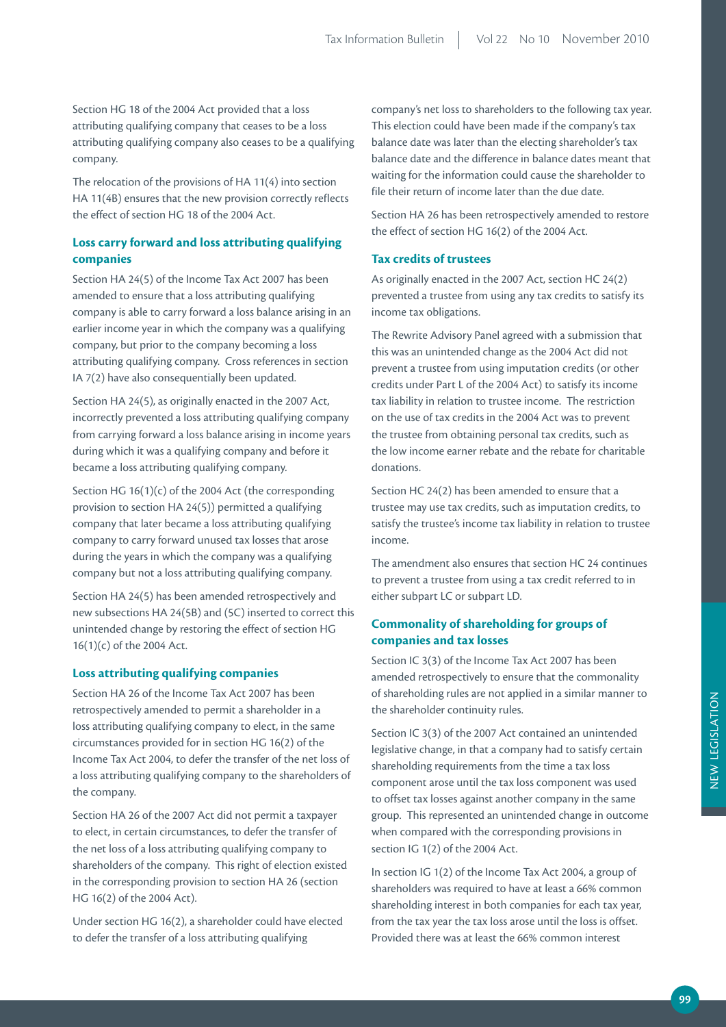Section HG 18 of the 2004 Act provided that a loss attributing qualifying company that ceases to be a loss attributing qualifying company also ceases to be a qualifying company.

The relocation of the provisions of HA 11(4) into section HA 11(4B) ensures that the new provision correctly reflects the effect of section HG 18 of the 2004 Act.

### Loss carry forward and loss attributing qualifying companies

Section HA 24(5) of the Income Tax Act 2007 has been amended to ensure that a loss attributing qualifying company is able to carry forward a loss balance arising in an earlier income year in which the company was a qualifying company, but prior to the company becoming a loss attributing qualifying company. Cross references in section IA 7(2) have also consequentially been updated.

Section HA 24(5), as originally enacted in the 2007 Act, incorrectly prevented a loss attributing qualifying company from carrying forward a loss balance arising in income years during which it was a qualifying company and before it became a loss attributing qualifying company.

Section HG 16(1)(c) of the 2004 Act (the corresponding provision to section HA 24(5)) permitted a qualifying company that later became a loss attributing qualifying company to carry forward unused tax losses that arose during the years in which the company was a qualifying company but not a loss attributing qualifying company.

Section HA 24(5) has been amended retrospectively and new subsections HA 24(5B) and (5C) inserted to correct this unintended change by restoring the effect of section HG 16(1)(c) of the 2004 Act.

### Loss attributing qualifying companies

Section HA 26 of the Income Tax Act 2007 has been retrospectively amended to permit a shareholder in a loss attributing qualifying company to elect, in the same circumstances provided for in section HG 16(2) of the Income Tax Act 2004, to defer the transfer of the net loss of a loss attributing qualifying company to the shareholders of the company.

Section HA 26 of the 2007 Act did not permit a taxpayer to elect, in certain circumstances, to defer the transfer of the net loss of a loss attributing qualifying company to shareholders of the company. This right of election existed in the corresponding provision to section HA 26 (section HG 16(2) of the 2004 Act).

Under section HG 16(2), a shareholder could have elected to defer the transfer of a loss attributing qualifying company's net loss to shareholders to the following tax year. This election could have been made if the company's tax balance date was later than the electing shareholder's tax balance date and the difference in balance dates meant that waiting for the information could cause the shareholder to file their return of income later than the due date.

Section HA 26 has been retrospectively amended to restore the effect of section HG 16(2) of the 2004 Act.

### Tax credits of trustees

As originally enacted in the 2007 Act, section HC 24(2) prevented a trustee from using any tax credits to satisfy its income tax obligations.

The Rewrite Advisory Panel agreed with a submission that this was an unintended change as the 2004 Act did not prevent a trustee from using imputation credits (or other credits under Part L of the 2004 Act) to satisfy its income tax liability in relation to trustee income. The restriction on the use of tax credits in the 2004 Act was to prevent the trustee from obtaining personal tax credits, such as the low income earner rebate and the rebate for charitable donations.

Section HC 24(2) has been amended to ensure that a trustee may use tax credits, such as imputation credits, to satisfy the trustee's income tax liability in relation to trustee income.

The amendment also ensures that section HC 24 continues to prevent a trustee from using a tax credit referred to in either subpart LC or subpart LD.

### Commonality of shareholding for groups of companies and tax losses

Section IC 3(3) of the Income Tax Act 2007 has been amended retrospectively to ensure that the commonality of shareholding rules are not applied in a similar manner to the shareholder continuity rules.

Section IC 3(3) of the 2007 Act contained an unintended legislative change, in that a company had to satisfy certain shareholding requirements from the time a tax loss component arose until the tax loss component was used to offset tax losses against another company in the same group. This represented an unintended change in outcome when compared with the corresponding provisions in section IG 1(2) of the 2004 Act.

In section IG 1(2) of the Income Tax Act 2004, a group of shareholders was required to have at least a 66% common shareholding interest in both companies for each tax year, from the tax year the tax loss arose until the loss is offset. Provided there was at least the 66% common interest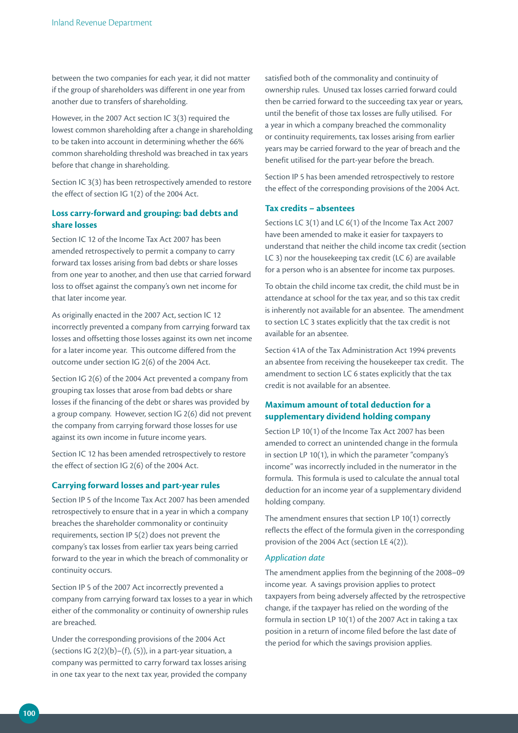between the two companies for each year, it did not matter if the group of shareholders was different in one year from another due to transfers of shareholding.

However, in the 2007 Act section IC 3(3) required the lowest common shareholding after a change in shareholding to be taken into account in determining whether the 66% common shareholding threshold was breached in tax years before that change in shareholding.

Section IC 3(3) has been retrospectively amended to restore the effect of section IG 1(2) of the 2004 Act.

### Loss carry-forward and grouping: bad debts and share losses

Section IC 12 of the Income Tax Act 2007 has been amended retrospectively to permit a company to carry forward tax losses arising from bad debts or share losses from one year to another, and then use that carried forward loss to offset against the company's own net income for that later income year.

As originally enacted in the 2007 Act, section IC 12 incorrectly prevented a company from carrying forward tax losses and offsetting those losses against its own net income for a later income year. This outcome differed from the outcome under section IG 2(6) of the 2004 Act.

Section IG 2(6) of the 2004 Act prevented a company from grouping tax losses that arose from bad debts or share losses if the financing of the debt or shares was provided by a group company. However, section IG 2(6) did not prevent the company from carrying forward those losses for use against its own income in future income years.

Section IC 12 has been amended retrospectively to restore the effect of section IG 2(6) of the 2004 Act.

### Carrying forward losses and part-year rules

Section IP 5 of the Income Tax Act 2007 has been amended retrospectively to ensure that in a year in which a company breaches the shareholder commonality or continuity requirements, section IP 5(2) does not prevent the company's tax losses from earlier tax years being carried forward to the year in which the breach of commonality or continuity occurs.

Section IP 5 of the 2007 Act incorrectly prevented a company from carrying forward tax losses to a year in which either of the commonality or continuity of ownership rules are breached.

Under the corresponding provisions of the 2004 Act (sections IG 2(2)(b)–(f), (5)), in a part-year situation, a company was permitted to carry forward tax losses arising in one tax year to the next tax year, provided the company satisfied both of the commonality and continuity of ownership rules. Unused tax losses carried forward could then be carried forward to the succeeding tax year or years, until the benefit of those tax losses are fully utilised. For a year in which a company breached the commonality or continuity requirements, tax losses arising from earlier years may be carried forward to the year of breach and the benefit utilised for the part-year before the breach.

Section IP 5 has been amended retrospectively to restore the effect of the corresponding provisions of the 2004 Act.

### Tax credits – absentees

Sections LC 3(1) and LC 6(1) of the Income Tax Act 2007 have been amended to make it easier for taxpayers to understand that neither the child income tax credit (section LC 3) nor the housekeeping tax credit (LC 6) are available for a person who is an absentee for income tax purposes.

To obtain the child income tax credit, the child must be in attendance at school for the tax year, and so this tax credit is inherently not available for an absentee. The amendment to section LC 3 states explicitly that the tax credit is not available for an absentee.

Section 41A of the Tax Administration Act 1994 prevents an absentee from receiving the housekeeper tax credit. The amendment to section LC 6 states explicitly that the tax credit is not available for an absentee.

### Maximum amount of total deduction for a supplementary dividend holding company

Section LP 10(1) of the Income Tax Act 2007 has been amended to correct an unintended change in the formula in section LP 10(1), in which the parameter "company's income" was incorrectly included in the numerator in the formula. This formula is used to calculate the annual total deduction for an income year of a supplementary dividend holding company.

The amendment ensures that section LP 10(1) correctly reflects the effect of the formula given in the corresponding provision of the 2004 Act (section LE 4(2)).

#### *Application date*

The amendment applies from the beginning of the 2008–09 income year. A savings provision applies to protect taxpayers from being adversely affected by the retrospective change, if the taxpayer has relied on the wording of the formula in section LP 10(1) of the 2007 Act in taking a tax position in a return of income filed before the last date of the period for which the savings provision applies.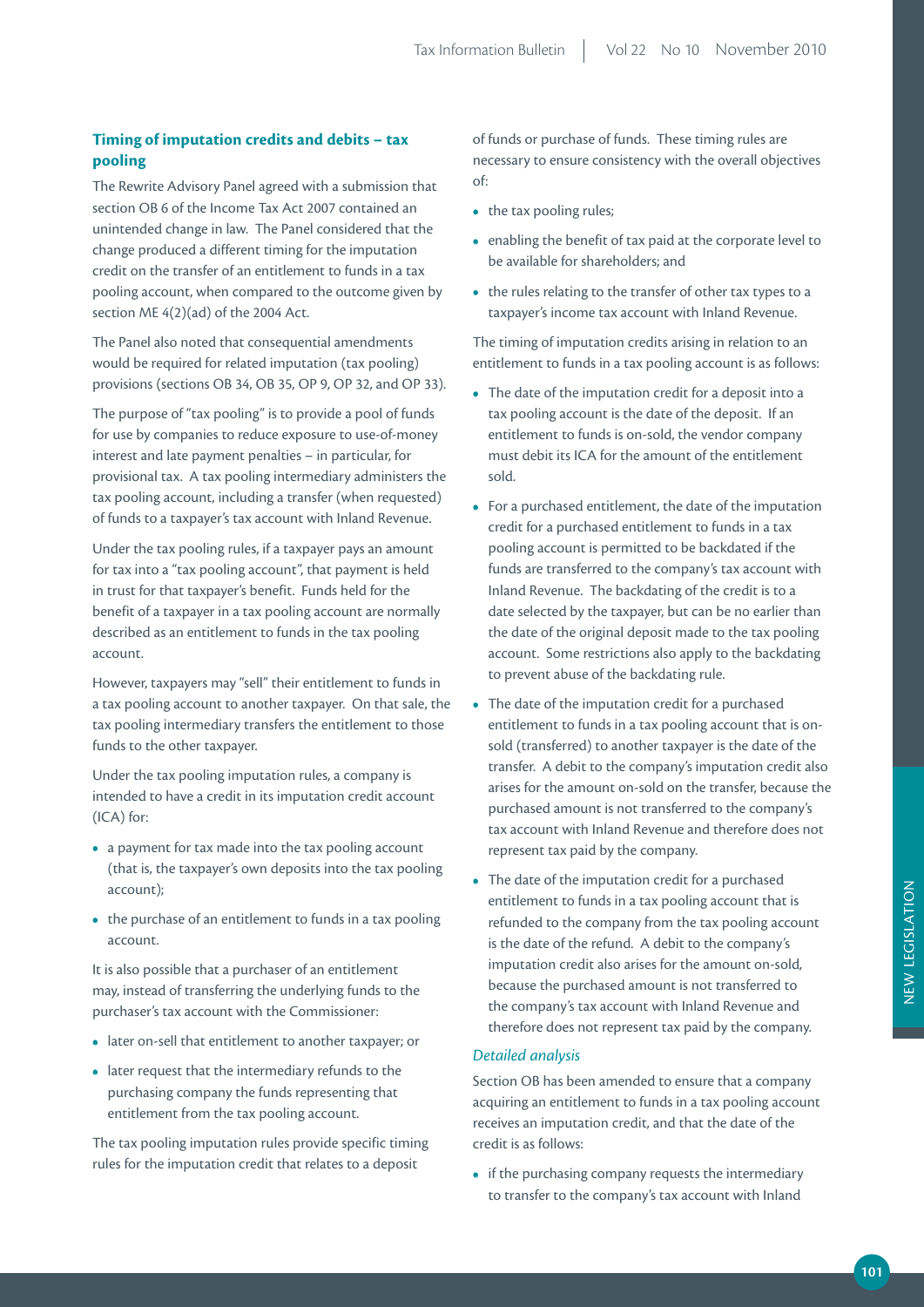### Timing of imputation credits and debits – tax pooling

The Rewrite Advisory Panel agreed with a submission that section OB 6 of the Income Tax Act 2007 contained an unintended change in law. The Panel considered that the change produced a different timing for the imputation credit on the transfer of an entitlement to funds in a tax pooling account, when compared to the outcome given by section ME 4(2)(ad) of the 2004 Act.

The Panel also noted that consequential amendments would be required for related imputation (tax pooling) provisions (sections OB 34, OB 35, OP 9, OP 32, and OP 33).

The purpose of "tax pooling" is to provide a pool of funds for use by companies to reduce exposure to use-of-money interest and late payment penalties – in particular, for provisional tax. A tax pooling intermediary administers the tax pooling account, including a transfer (when requested) of funds to a taxpayer's tax account with Inland Revenue.

Under the tax pooling rules, if a taxpayer pays an amount for tax into a "tax pooling account", that payment is held in trust for that taxpayer's benefit. Funds held for the benefit of a taxpayer in a tax pooling account are normally described as an entitlement to funds in the tax pooling account.

However, taxpayers may "sell" their entitlement to funds in a tax pooling account to another taxpayer. On that sale, the tax pooling intermediary transfers the entitlement to those funds to the other taxpayer.

Under the tax pooling imputation rules, a company is intended to have a credit in its imputation credit account (ICA) for:

- a payment for tax made into the tax pooling account (that is, the taxpayer's own deposits into the tax pooling account);
- the purchase of an entitlement to funds in a tax pooling account.

It is also possible that a purchaser of an entitlement may, instead of transferring the underlying funds to the purchaser's tax account with the Commissioner:

- later on-sell that entitlement to another taxpayer; or
- later request that the intermediary refunds to the purchasing company the funds representing that entitlement from the tax pooling account.

The tax pooling imputation rules provide specific timing rules for the imputation credit that relates to a deposit of funds or purchase of funds. These timing rules are necessary to ensure consistency with the overall objectives of:

- the tax pooling rules;
- enabling the benefit of tax paid at the corporate level to be available for shareholders; and
- the rules relating to the transfer of other tax types to a taxpayer's income tax account with Inland Revenue.

The timing of imputation credits arising in relation to an entitlement to funds in a tax pooling account is as follows:

- The date of the imputation credit for a deposit into a tax pooling account is the date of the deposit. If an entitlement to funds is on-sold, the vendor company must debit its ICA for the amount of the entitlement sold.
- For a purchased entitlement, the date of the imputation credit for a purchased entitlement to funds in a tax pooling account is permitted to be backdated if the funds are transferred to the company's tax account with Inland Revenue. The backdating of the credit is to a date selected by the taxpayer, but can be no earlier than the date of the original deposit made to the tax pooling account. Some restrictions also apply to the backdating to prevent abuse of the backdating rule.
- The date of the imputation credit for a purchased entitlement to funds in a tax pooling account that is on-sold (transferred) to another taxpayer is the date of the transfer. A debit to the company's imputation credit also arises for the amount on-sold on the transfer, because the purchased amount is not transferred to the company's tax account with Inland Revenue and therefore does not represent tax paid by the company.
- The date of the imputation credit for a purchased entitlement to funds in a tax pooling account that is refunded to the company from the tax pooling account is the date of the refund. A debit to the company's imputation credit also arises for the amount on-sold, because the purchased amount is not transferred to the company's tax account with Inland Revenue and therefore does not represent tax paid by the company.

#### *Detailed analysis*

Section OB has been amended to ensure that a company acquiring an entitlement to funds in a tax pooling account receives an imputation credit, and that the date of the credit is as follows:

- if the purchasing company requests the intermediary to transfer to the company's tax account with Inland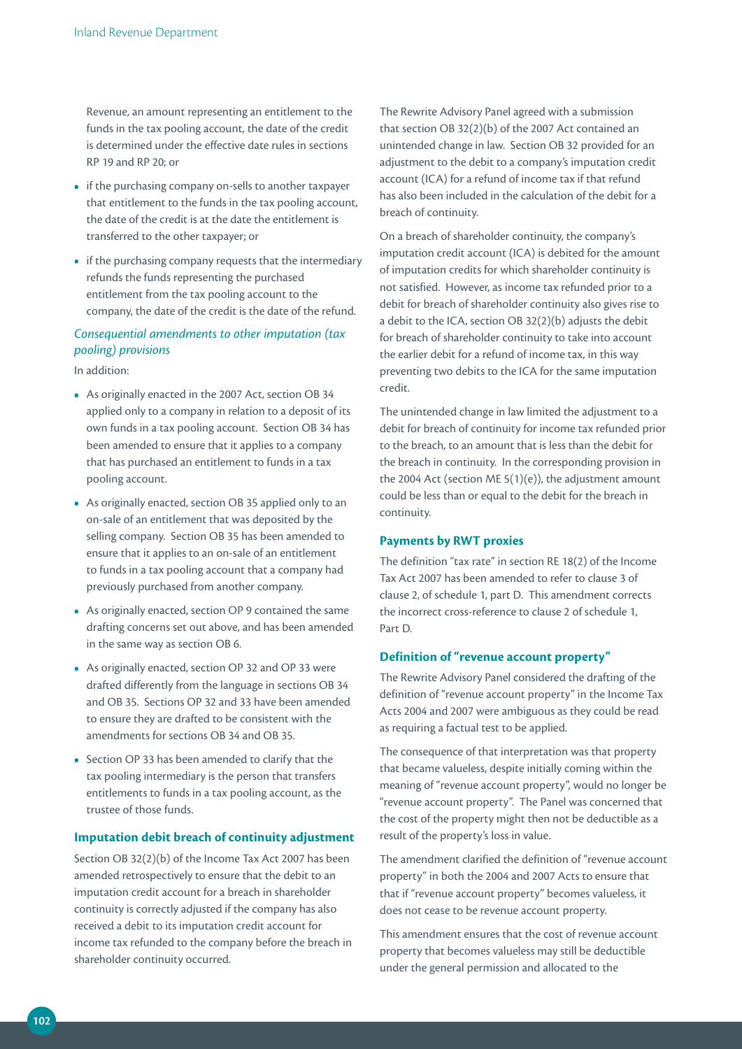Revenue, an amount representing an entitlement to the funds in the tax pooling account, the date of the credit is determined under the effective date rules in sections RP 19 and RP 20; or

- if the purchasing company on-sells to another taxpayer that entitlement to the funds in the tax pooling account, the date of the credit is at the date the entitlement is transferred to the other taxpayer; or
- if the purchasing company requests that the intermediary refunds the funds representing the purchased entitlement from the tax pooling account to the company, the date of the credit is the date of the refund.

### *Consequential amendments to other imputation (tax pooling) provisions*

In addition:

- As originally enacted in the 2007 Act, section OB 34 applied only to a company in relation to a deposit of its own funds in a tax pooling account. Section OB 34 has been amended to ensure that it applies to a company that has purchased an entitlement to funds in a tax pooling account.
- As originally enacted, section OB 35 applied only to an on-sale of an entitlement that was deposited by the selling company. Section OB 35 has been amended to ensure that it applies to an on-sale of an entitlement to funds in a tax pooling account that a company had previously purchased from another company.
- As originally enacted, section OP 9 contained the same drafting concerns set out above, and has been amended in the same way as section OB 6.
- As originally enacted, section OP 32 and OP 33 were drafted differently from the language in sections OB 34 and OB 35. Sections OP 32 and 33 have been amended to ensure they are drafted to be consistent with the amendments for sections OB 34 and OB 35.
- Section OP 33 has been amended to clarify that the tax pooling intermediary is the person that transfers entitlements to funds in a tax pooling account, as the trustee of those funds.

## Imputation debit breach of continuity adjustment

Section OB 32(2)(b) of the Income Tax Act 2007 has been amended retrospectively to ensure that the debit to an imputation credit account for a breach in shareholder continuity is correctly adjusted if the company has also received a debit to its imputation credit account for income tax refunded to the company before the breach in shareholder continuity occurred.

The Rewrite Advisory Panel agreed with a submission that section OB 32(2)(b) of the 2007 Act contained an unintended change in law. Section OB 32 provided for an adjustment to the debit to a company's imputation credit account (ICA) for a refund of income tax if that refund has also been included in the calculation of the debit for a breach of continuity.

On a breach of shareholder continuity, the company's imputation credit account (ICA) is debited for the amount of imputation credits for which shareholder continuity is not satisfied. However, as income tax refunded prior to a debit for breach of shareholder continuity also gives rise to a debit to the ICA, section OB 32(2)(b) adjusts the debit for breach of shareholder continuity to take into account the earlier debit for a refund of income tax, in this way preventing two debits to the ICA for the same imputation credit.

The unintended change in law limited the adjustment to a debit for breach of continuity for income tax refunded prior to the breach, to an amount that is less than the debit for the breach in continuity. In the corresponding provision in the 2004 Act (section ME 5(1)(e)), the adjustment amount could be less than or equal to the debit for the breach in continuity.

## Payments by RWT proxies

The definition "tax rate" in section RE 18(2) of the Income Tax Act 2007 has been amended to refer to clause 3 of clause 2, of schedule 1, part D. This amendment corrects the incorrect cross-reference to clause 2 of schedule 1, Part D.

## Definition of "revenue account property"

The Rewrite Advisory Panel considered the drafting of the definition of "revenue account property" in the Income Tax Acts 2004 and 2007 were ambiguous as they could be read as requiring a factual test to be applied.

The consequence of that interpretation was that property that became valueless, despite initially coming within the meaning of "revenue account property", would no longer be "revenue account property". The Panel was concerned that the cost of the property might then not be deductible as a result of the property's loss in value.

The amendment clarified the definition of "revenue account property" in both the 2004 and 2007 Acts to ensure that that if "revenue account property" becomes valueless, it does not cease to be revenue account property.

This amendment ensures that the cost of revenue account property that becomes valueless may still be deductible under the general permission and allocated to the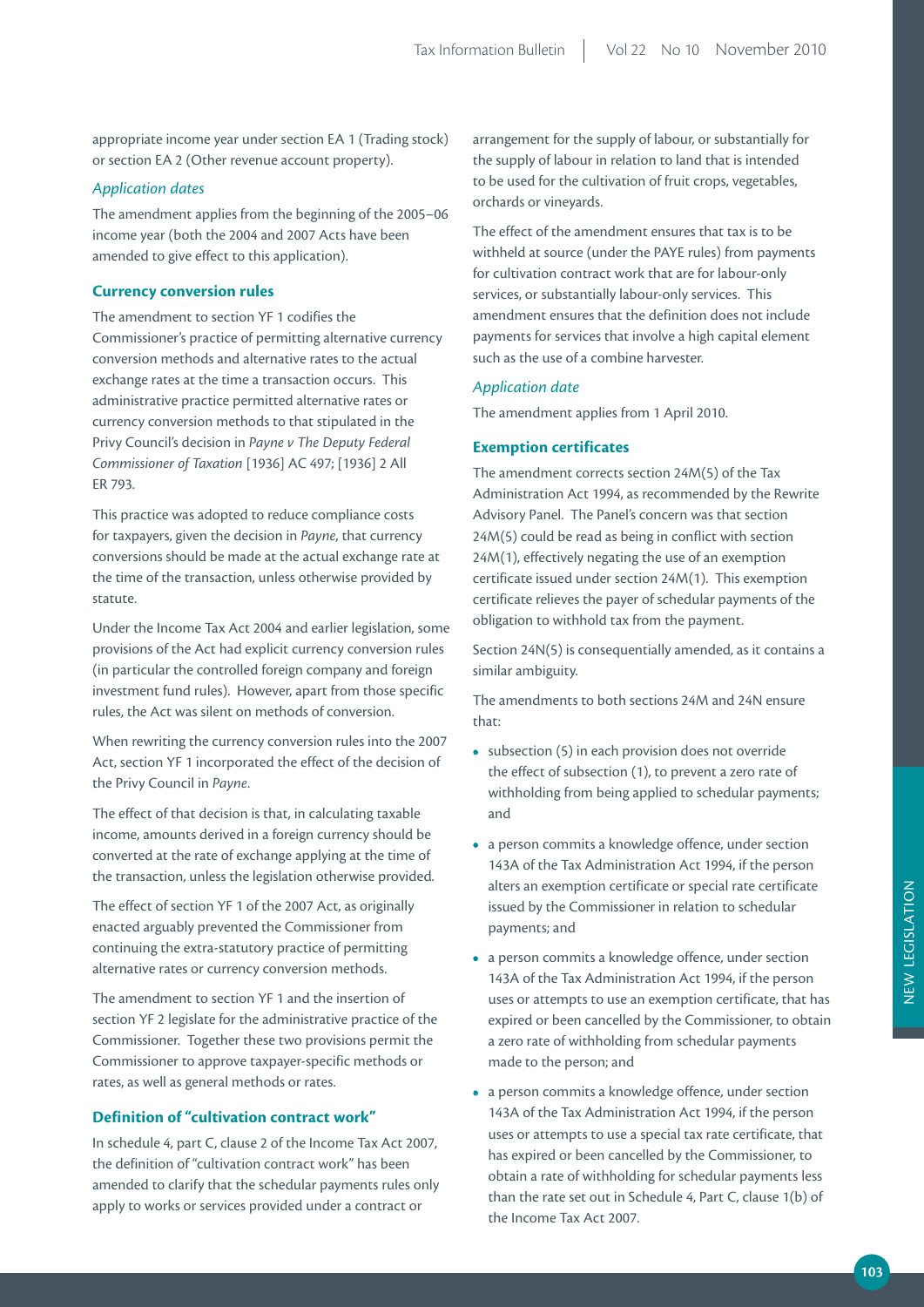appropriate income year under section EA 1 (Trading stock) or section EA 2 (Other revenue account property).

### *Application dates*

The amendment applies from the beginning of the 2005–06 income year (both the 2004 and 2007 Acts have been amended to give effect to this application).

## Currency conversion rules

The amendment to section YF 1 codifies the Commissioner's practice of permitting alternative currency conversion methods and alternative rates to the actual exchange rates at the time a transaction occurs. This administrative practice permitted alternative rates or currency conversion methods to that stipulated in the Privy Council's decision in *Payne v The Deputy Federal Commissioner of Taxation* [1936] AC 497; [1936] 2 All ER 793.

This practice was adopted to reduce compliance costs for taxpayers, given the decision in *Payne*, that currency conversions should be made at the actual exchange rate at the time of the transaction, unless otherwise provided by statute.

Under the Income Tax Act 2004 and earlier legislation, some provisions of the Act had explicit currency conversion rules (in particular the controlled foreign company and foreign investment fund rules). However, apart from those specific rules, the Act was silent on methods of conversion.

When rewriting the currency conversion rules into the 2007 Act, section YF 1 incorporated the effect of the decision of the Privy Council in *Payne*.

The effect of that decision is that, in calculating taxable income, amounts derived in a foreign currency should be converted at the rate of exchange applying at the time of the transaction, unless the legislation otherwise provided.

The effect of section YF 1 of the 2007 Act, as originally enacted arguably prevented the Commissioner from continuing the extra-statutory practice of permitting alternative rates or currency conversion methods.

The amendment to section YF 1 and the insertion of section YF 2 legislate for the administrative practice of the Commissioner. Together these two provisions permit the Commissioner to approve taxpayer-specific methods or rates, as well as general methods or rates.

## Definition of "cultivation contract work"

In schedule 4, part C, clause 2 of the Income Tax Act 2007, the definition of "cultivation contract work" has been amended to clarify that the schedular payments rules only apply to works or services provided under a contract or arrangement for the supply of labour, or substantially for the supply of labour in relation to land that is intended to be used for the cultivation of fruit crops, vegetables, orchards or vineyards.

The effect of the amendment ensures that tax is to be withheld at source (under the PAYE rules) from payments for cultivation contract work that are for labour-only services, or substantially labour-only services. This amendment ensures that the definition does not include payments for services that involve a high capital element such as the use of a combine harvester.

### *Application date*

The amendment applies from 1 April 2010.

## Exemption certificates

The amendment corrects section 24M(5) of the Tax Administration Act 1994, as recommended by the Rewrite Advisory Panel. The Panel's concern was that section 24M(5) could be read as being in conflict with section 24M(1), effectively negating the use of an exemption certificate issued under section 24M(1). This exemption certificate relieves the payer of schedular payments of the obligation to withhold tax from the payment.

Section 24N(5) is consequentially amended, as it contains a similar ambiguity.

The amendments to both sections 24M and 24N ensure that:

- subsection (5) in each provision does not override the effect of subsection (1), to prevent a zero rate of withholding from being applied to schedular payments; and
- a person commits a knowledge offence, under section 143A of the Tax Administration Act 1994, if the person alters an exemption certificate or special rate certificate issued by the Commissioner in relation to schedular payments; and
- a person commits a knowledge offence, under section 143A of the Tax Administration Act 1994, if the person uses or attempts to use an exemption certificate, that has expired or been cancelled by the Commissioner, to obtain a zero rate of withholding from schedular payments made to the person; and
- a person commits a knowledge offence, under section 143A of the Tax Administration Act 1994, if the person uses or attempts to use a special tax rate certificate, that has expired or been cancelled by the Commissioner, to obtain a rate of withholding for schedular payments less than the rate set out in Schedule 4, Part C, clause 1(b) of the Income Tax Act 2007.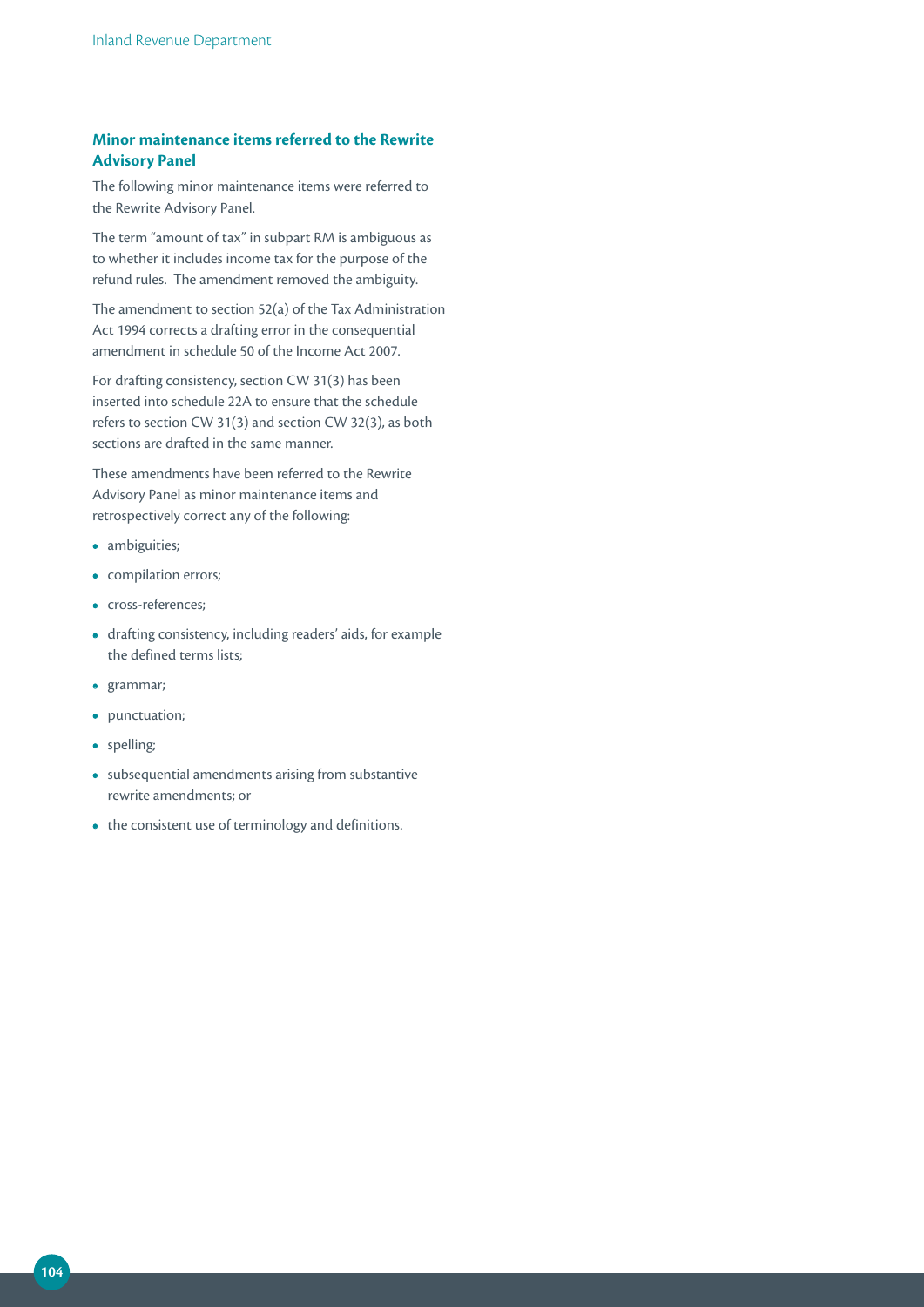### Minor maintenance items referred to the Rewrite Advisory Panel

The following minor maintenance items were referred to the Rewrite Advisory Panel.

The term "amount of tax" in subpart RM is ambiguous as to whether it includes income tax for the purpose of the refund rules. The amendment removed the ambiguity.

The amendment to section 52(a) of the Tax Administration Act 1994 corrects a drafting error in the consequential amendment in schedule 50 of the Income Act 2007.

For drafting consistency, section CW 31(3) has been inserted into schedule 22A to ensure that the schedule refers to section CW 31(3) and section CW 32(3), as both sections are drafted in the same manner.

These amendments have been referred to the Rewrite Advisory Panel as minor maintenance items and retrospectively correct any of the following:

- ambiguities;
- compilation errors;
- cross-references;
- drafting consistency, including readers' aids, for example the defined terms lists;
- grammar;
- punctuation;
- spelling;
- subsequential amendments arising from substantive rewrite amendments; or
- the consistent use of terminology and definitions.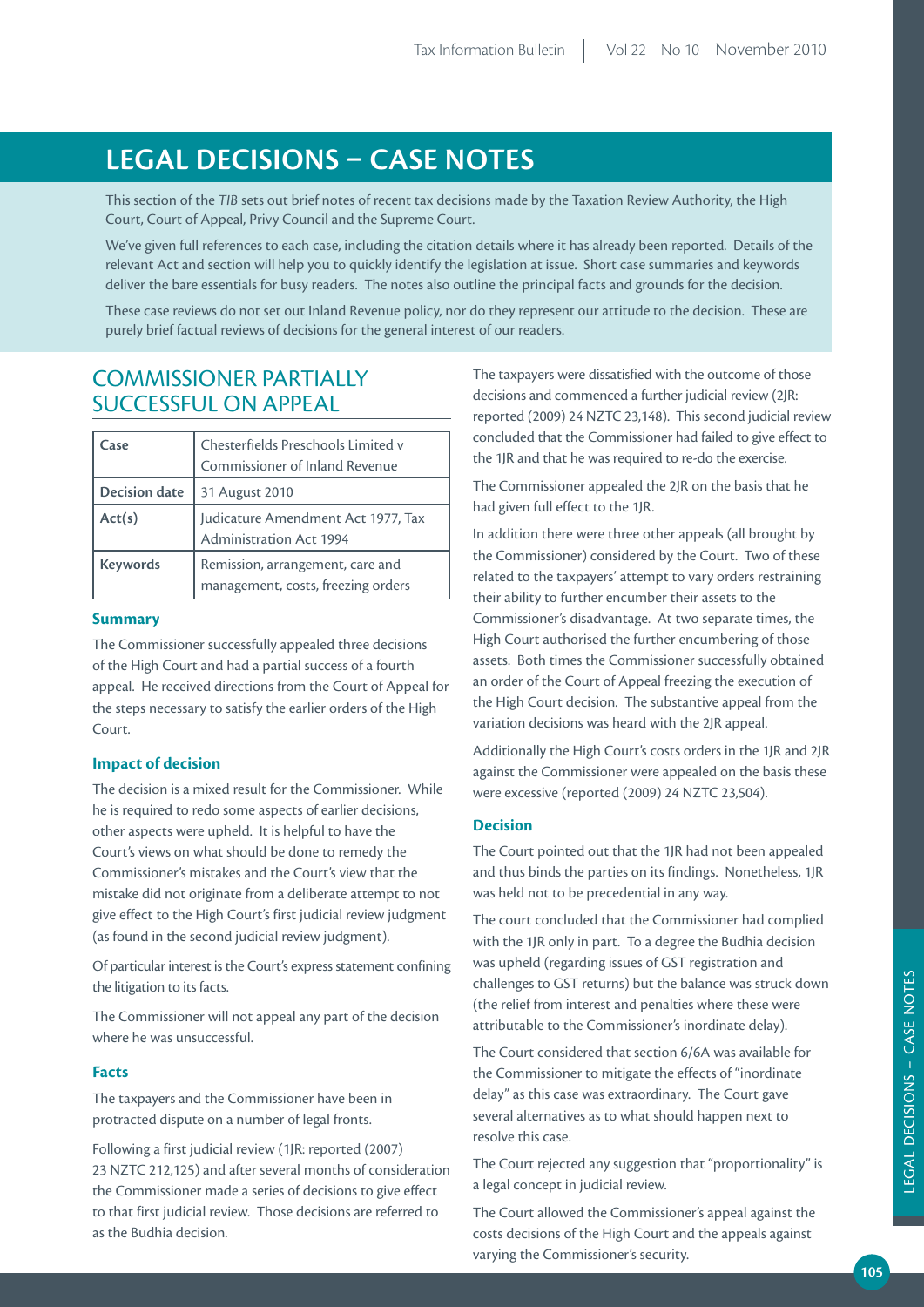# LEGAL DECISIONS – CASE NOTES

This section of the *TIB* sets out brief notes of recent tax decisions made by the Taxation Review Authority, the High Court, Court of Appeal, Privy Council and the Supreme Court.

We've given full references to each case, including the citation details where it has already been reported. Details of the relevant Act and section will help you to quickly identify the legislation at issue. Short case summaries and keywords deliver the bare essentials for busy readers. The notes also outline the principal facts and grounds for the decision.

These case reviews do not set out Inland Revenue policy, nor do they represent our attitude to the decision. These are purely brief factual reviews of decisions for the general interest of our readers.

## COMMISSIONER PARTIALLY SUCCESSFUL ON APPEAL

| | |
|---|---|
| **Case** | Chesterfields Preschools Limited v Commissioner of Inland Revenue |
| **Decision date** | 31 August 2010 |
| **Act(s)** | Judicature Amendment Act 1977, Tax Administration Act 1994 |
| **Keywords** | Remission, arrangement, care and management, costs, freezing orders |

### Summary

The Commissioner successfully appealed three decisions of the High Court and had a partial success of a fourth appeal. He received directions from the Court of Appeal for the steps necessary to satisfy the earlier orders of the High Court.

### Impact of decision

The decision is a mixed result for the Commissioner. While he is required to redo some aspects of earlier decisions, other aspects were upheld. It is helpful to have the Court's views on what should be done to remedy the Commissioner's mistakes and the Court's view that the mistake did not originate from a deliberate attempt to not give effect to the High Court's first judicial review judgment (as found in the second judicial review judgment).

Of particular interest is the Court's express statement confining the litigation to its facts.

The Commissioner will not appeal any part of the decision where he was unsuccessful.

### Facts

The taxpayers and the Commissioner have been in protracted dispute on a number of legal fronts.

Following a first judicial review (1JR: reported (2007) 23 NZTC 212,125) and after several months of consideration the Commissioner made a series of decisions to give effect to that first judicial review. Those decisions are referred to as the Budhia decision.

The taxpayers were dissatisfied with the outcome of those decisions and commenced a further judicial review (2JR: reported (2009) 24 NZTC 23,148). This second judicial review concluded that the Commissioner had failed to give effect to the 1JR and that he was required to re-do the exercise.

The Commissioner appealed the 2JR on the basis that he had given full effect to the 1JR.

In addition there were three other appeals (all brought by the Commissioner) considered by the Court. Two of these related to the taxpayers' attempt to vary orders restraining their ability to further encumber their assets to the Commissioner's disadvantage. At two separate times, the High Court authorised the further encumbering of those assets. Both times the Commissioner successfully obtained an order of the Court of Appeal freezing the execution of the High Court decision. The substantive appeal from the variation decisions was heard with the 2JR appeal.

Additionally the High Court's costs orders in the 1JR and 2JR against the Commissioner were appealed on the basis these were excessive (reported (2009) 24 NZTC 23,504).

### Decision

The Court pointed out that the 1JR had not been appealed and thus binds the parties on its findings. Nonetheless, 1JR was held not to be precedential in any way.

The court concluded that the Commissioner had complied with the 1JR only in part. To a degree the Budhia decision was upheld (regarding issues of GST registration and challenges to GST returns) but the balance was struck down (the relief from interest and penalties where these were attributable to the Commissioner's inordinate delay).

The Court considered that section 6/6A was available for the Commissioner to mitigate the effects of "inordinate delay" as this case was extraordinary. The Court gave several alternatives as to what should happen next to resolve this case.

The Court rejected any suggestion that "proportionality" is a legal concept in judicial review.

The Court allowed the Commissioner's appeal against the costs decisions of the High Court and the appeals against varying the Commissioner's security.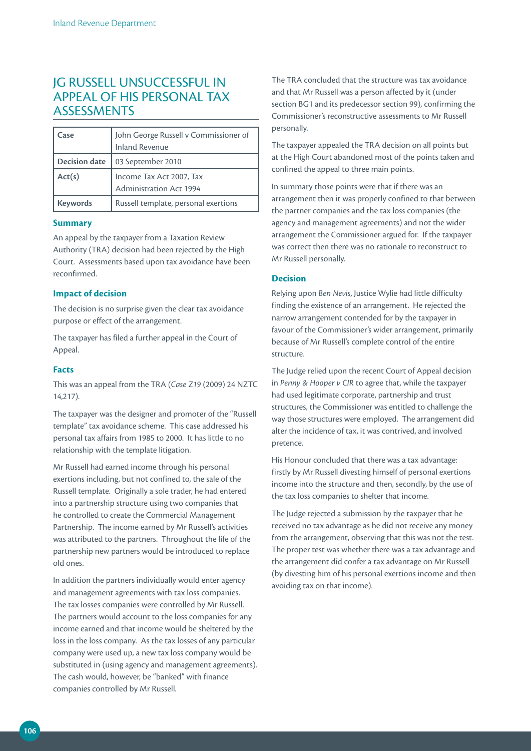## JG RUSSELL UNSUCCESSFUL IN APPEAL OF HIS PERSONAL TAX ASSESSMENTS

| Case | John George Russell v Commissioner of Inland Revenue |
|---|---|
| Decision date | 03 September 2010 |
| Act(s) | Income Tax Act 2007, Tax Administration Act 1994 |
| Keywords | Russell template, personal exertions |

### Summary

An appeal by the taxpayer from a Taxation Review Authority (TRA) decision had been rejected by the High Court. Assessments based upon tax avoidance have been reconfirmed.

### Impact of decision

The decision is no surprise given the clear tax avoidance purpose or effect of the arrangement.

The taxpayer has filed a further appeal in the Court of Appeal.

### Facts

This was an appeal from the TRA (*Case Z19* (2009) 24 NZTC 14,217).

The taxpayer was the designer and promoter of the "Russell template" tax avoidance scheme. This case addressed his personal tax affairs from 1985 to 2000. It has little to no relationship with the template litigation.

Mr Russell had earned income through his personal exertions including, but not confined to, the sale of the Russell template. Originally a sole trader, he had entered into a partnership structure using two companies that he controlled to create the Commercial Management Partnership. The income earned by Mr Russell's activities was attributed to the partners. Throughout the life of the partnership new partners would be introduced to replace old ones.

In addition the partners individually would enter agency and management agreements with tax loss companies. The tax losses companies were controlled by Mr Russell. The partners would account to the loss companies for any income earned and that income would be sheltered by the loss in the loss company. As the tax losses of any particular company were used up, a new tax loss company would be substituted in (using agency and management agreements). The cash would, however, be "banked" with finance companies controlled by Mr Russell.

The TRA concluded that the structure was tax avoidance and that Mr Russell was a person affected by it (under section BG1 and its predecessor section 99), confirming the Commissioner's reconstructive assessments to Mr Russell personally.

The taxpayer appealed the TRA decision on all points but at the High Court abandoned most of the points taken and confined the appeal to three main points.

In summary those points were that if there was an arrangement then it was properly confined to that between the partner companies and the tax loss companies (the agency and management agreements) and not the wider arrangement the Commissioner argued for. If the taxpayer was correct then there was no rationale to reconstruct to Mr Russell personally.

### Decision

Relying upon *Ben Nevis*, Justice Wylie had little difficulty finding the existence of an arrangement. He rejected the narrow arrangement contended for by the taxpayer in favour of the Commissioner's wider arrangement, primarily because of Mr Russell's complete control of the entire structure.

The Judge relied upon the recent Court of Appeal decision in *Penny & Hooper v CIR* to agree that, while the taxpayer had used legitimate corporate, partnership and trust structures, the Commissioner was entitled to challenge the way those structures were employed. The arrangement did alter the incidence of tax, it was contrived, and involved pretence.

His Honour concluded that there was a tax advantage: firstly by Mr Russell divesting himself of personal exertions income into the structure and then, secondly, by the use of the tax loss companies to shelter that income.

The Judge rejected a submission by the taxpayer that he received no tax advantage as he did not receive any money from the arrangement, observing that this was not the test. The proper test was whether there was a tax advantage and the arrangement did confer a tax advantage on Mr Russell (by divesting him of his personal exertions income and then avoiding tax on that income).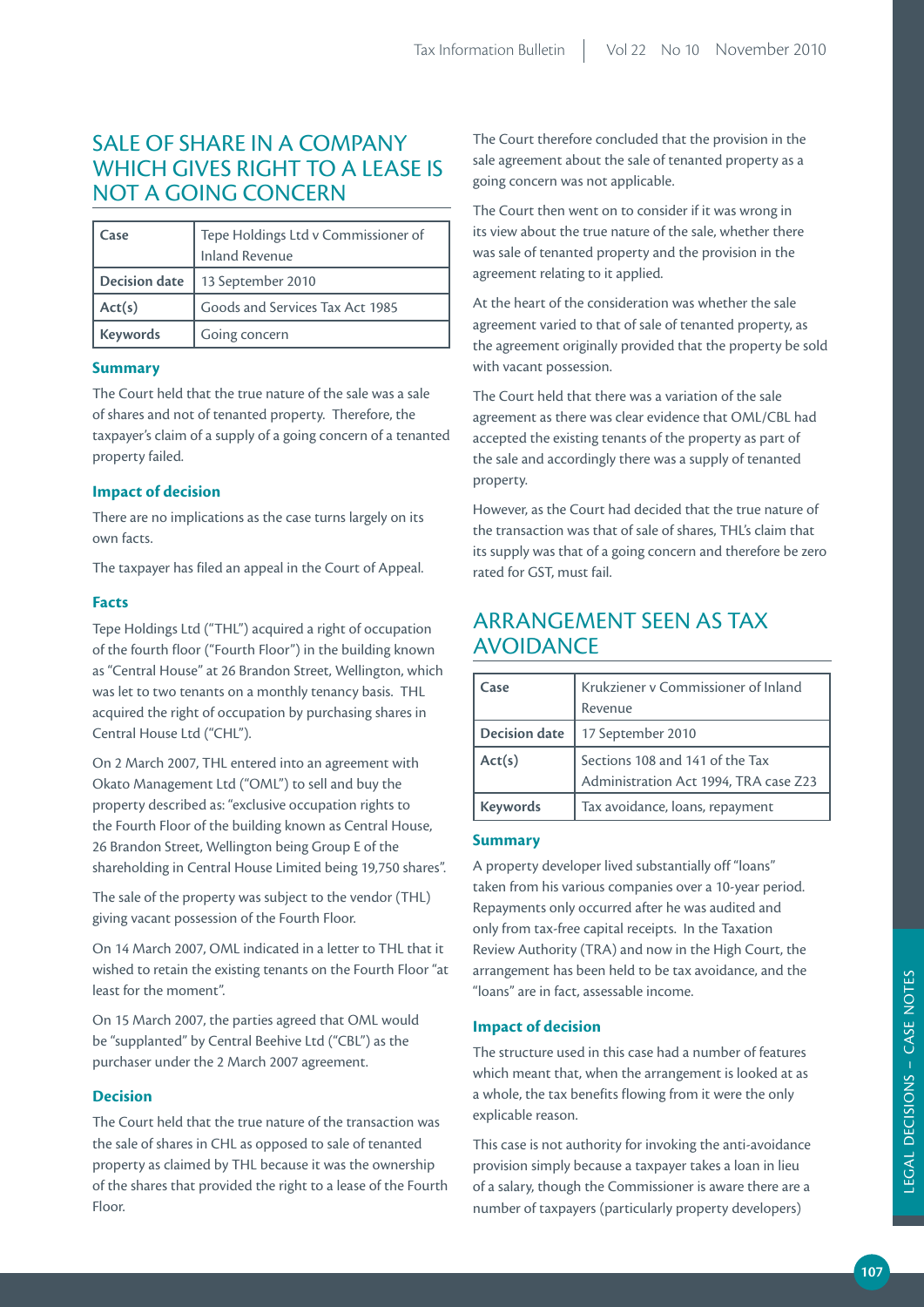## SALE OF SHARE IN A COMPANY WHICH GIVES RIGHT TO A LEASE IS NOT A GOING CONCERN

| Case | Tepe Holdings Ltd v Commissioner of Inland Revenue |
|---|---|
| Decision date | 13 September 2010 |
| Act(s) | Goods and Services Tax Act 1985 |
| Keywords | Going concern |

### Summary

The Court held that the true nature of the sale was a sale of shares and not of tenanted property. Therefore, the taxpayer's claim of a supply of a going concern of a tenanted property failed.

### Impact of decision

There are no implications as the case turns largely on its own facts.

The taxpayer has filed an appeal in the Court of Appeal.

### Facts

Tepe Holdings Ltd ("THL") acquired a right of occupation of the fourth floor ("Fourth Floor") in the building known as "Central House" at 26 Brandon Street, Wellington, which was let to two tenants on a monthly tenancy basis. THL acquired the right of occupation by purchasing shares in Central House Ltd ("CHL").

On 2 March 2007, THL entered into an agreement with Okato Management Ltd ("OML") to sell and buy the property described as: "exclusive occupation rights to the Fourth Floor of the building known as Central House, 26 Brandon Street, Wellington being Group E of the shareholding in Central House Limited being 19,750 shares".

The sale of the property was subject to the vendor (THL) giving vacant possession of the Fourth Floor.

On 14 March 2007, OML indicated in a letter to THL that it wished to retain the existing tenants on the Fourth Floor "at least for the moment".

On 15 March 2007, the parties agreed that OML would be "supplanted" by Central Beehive Ltd ("CBL") as the purchaser under the 2 March 2007 agreement.

### Decision

The Court held that the true nature of the transaction was the sale of shares in CHL as opposed to sale of tenanted property as claimed by THL because it was the ownership of the shares that provided the right to a lease of the Fourth Floor.

The Court therefore concluded that the provision in the sale agreement about the sale of tenanted property as a going concern was not applicable.

The Court then went on to consider if it was wrong in its view about the true nature of the sale, whether there was sale of tenanted property and the provision in the agreement relating to it applied.

At the heart of the consideration was whether the sale agreement varied to that of sale of tenanted property, as the agreement originally provided that the property be sold with vacant possession.

The Court held that there was a variation of the sale agreement as there was clear evidence that OML/CBL had accepted the existing tenants of the property as part of the sale and accordingly there was a supply of tenanted property.

However, as the Court had decided that the true nature of the transaction was that of sale of shares, THL's claim that its supply was that of a going concern and therefore be zero rated for GST, must fail.

## ARRANGEMENT SEEN AS TAX AVOIDANCE

| Case | Krukziener v Commissioner of Inland Revenue |
|---|---|
| Decision date | 17 September 2010 |
| Act(s) | Sections 108 and 141 of the Tax Administration Act 1994, TRA case Z23 |
| Keywords | Tax avoidance, loans, repayment |

### Summary

A property developer lived substantially off "loans" taken from his various companies over a 10-year period. Repayments only occurred after he was audited and only from tax-free capital receipts. In the Taxation Review Authority (TRA) and now in the High Court, the arrangement has been held to be tax avoidance, and the "loans" are in fact, assessable income.

### Impact of decision

The structure used in this case had a number of features which meant that, when the arrangement is looked at as a whole, the tax benefits flowing from it were the only explicable reason.

This case is not authority for invoking the anti-avoidance provision simply because a taxpayer takes a loan in lieu of a salary, though the Commissioner is aware there are a number of taxpayers (particularly property developers)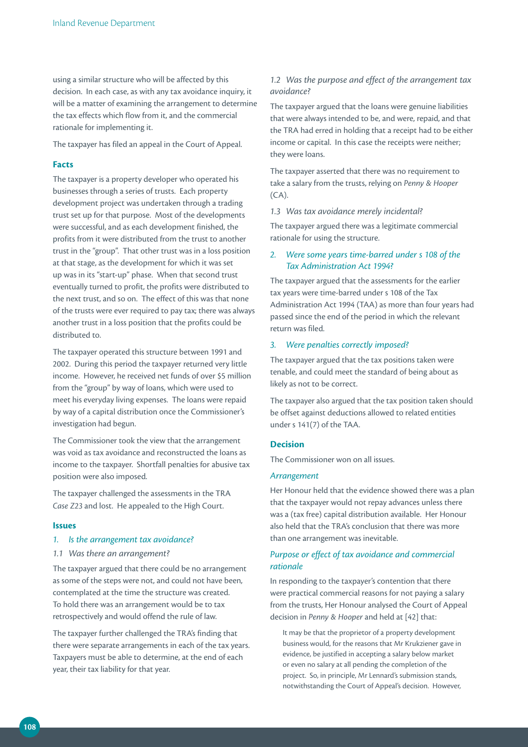using a similar structure who will be affected by this decision. In each case, as with any tax avoidance inquiry, it will be a matter of examining the arrangement to determine the tax effects which flow from it, and the commercial rationale for implementing it.

The taxpayer has filed an appeal in the Court of Appeal.

### Facts

The taxpayer is a property developer who operated his businesses through a series of trusts. Each property development project was undertaken through a trading trust set up for that purpose. Most of the developments were successful, and as each development finished, the profits from it were distributed from the trust to another trust in the "group". That other trust was in a loss position at that stage, as the development for which it was set up was in its "start-up" phase. When that second trust eventually turned to profit, the profits were distributed to the next trust, and so on. The effect of this was that none of the trusts were ever required to pay tax; there was always another trust in a loss position that the profits could be distributed to.

The taxpayer operated this structure between 1991 and 2002. During this period the taxpayer returned very little income. However, he received net funds of over $5 million from the "group" by way of loans, which were used to meet his everyday living expenses. The loans were repaid by way of a capital distribution once the Commissioner's investigation had begun.

The Commissioner took the view that the arrangement was void as tax avoidance and reconstructed the loans as income to the taxpayer. Shortfall penalties for abusive tax position were also imposed.

The taxpayer challenged the assessments in the TRA *Case Z23* and lost. He appealed to the High Court.

### Issues

#### *1. Is the arrangement tax avoidance?*

*1.1 Was there an arrangement?*

The taxpayer argued that there could be no arrangement as some of the steps were not, and could not have been, contemplated at the time the structure was created. To hold there was an arrangement would be to tax retrospectively and would offend the rule of law.

The taxpayer further challenged the TRA's finding that there were separate arrangements in each of the tax years. Taxpayers must be able to determine, at the end of each year, their tax liability for that year.

*1.2 Was the purpose and effect of the arrangement tax avoidance?*

The taxpayer argued that the loans were genuine liabilities that were always intended to be, and were, repaid, and that the TRA had erred in holding that a receipt had to be either income or capital. In this case the receipts were neither; they were loans.

The taxpayer asserted that there was no requirement to take a salary from the trusts, relying on *Penny & Hooper* (CA).

*1.3 Was tax avoidance merely incidental?*

The taxpayer argued there was a legitimate commercial rationale for using the structure.

#### *2. Were some years time-barred under s 108 of the Tax Administration Act 1994?*

The taxpayer argued that the assessments for the earlier tax years were time-barred under s 108 of the Tax Administration Act 1994 (TAA) as more than four years had passed since the end of the period in which the relevant return was filed.

#### *3. Were penalties correctly imposed?*

The taxpayer argued that the tax positions taken were tenable, and could meet the standard of being about as likely as not to be correct.

The taxpayer also argued that the tax position taken should be offset against deductions allowed to related entities under s 141(7) of the TAA.

### Decision

The Commissioner won on all issues.

#### *Arrangement*

Her Honour held that the evidence showed there was a plan that the taxpayer would not repay advances unless there was a (tax free) capital distribution available. Her Honour also held that the TRA's conclusion that there was more than one arrangement was inevitable.

#### *Purpose or effect of tax avoidance and commercial rationale*

In responding to the taxpayer's contention that there were practical commercial reasons for not paying a salary from the trusts, Her Honour analysed the Court of Appeal decision in *Penny & Hooper* and held at [42] that:

> It may be that the proprietor of a property development business would, for the reasons that Mr Krukziener gave in evidence, be justified in accepting a salary below market or even no salary at all pending the completion of the project. So, in principle, Mr Lennard's submission stands, notwithstanding the Court of Appeal's decision. However,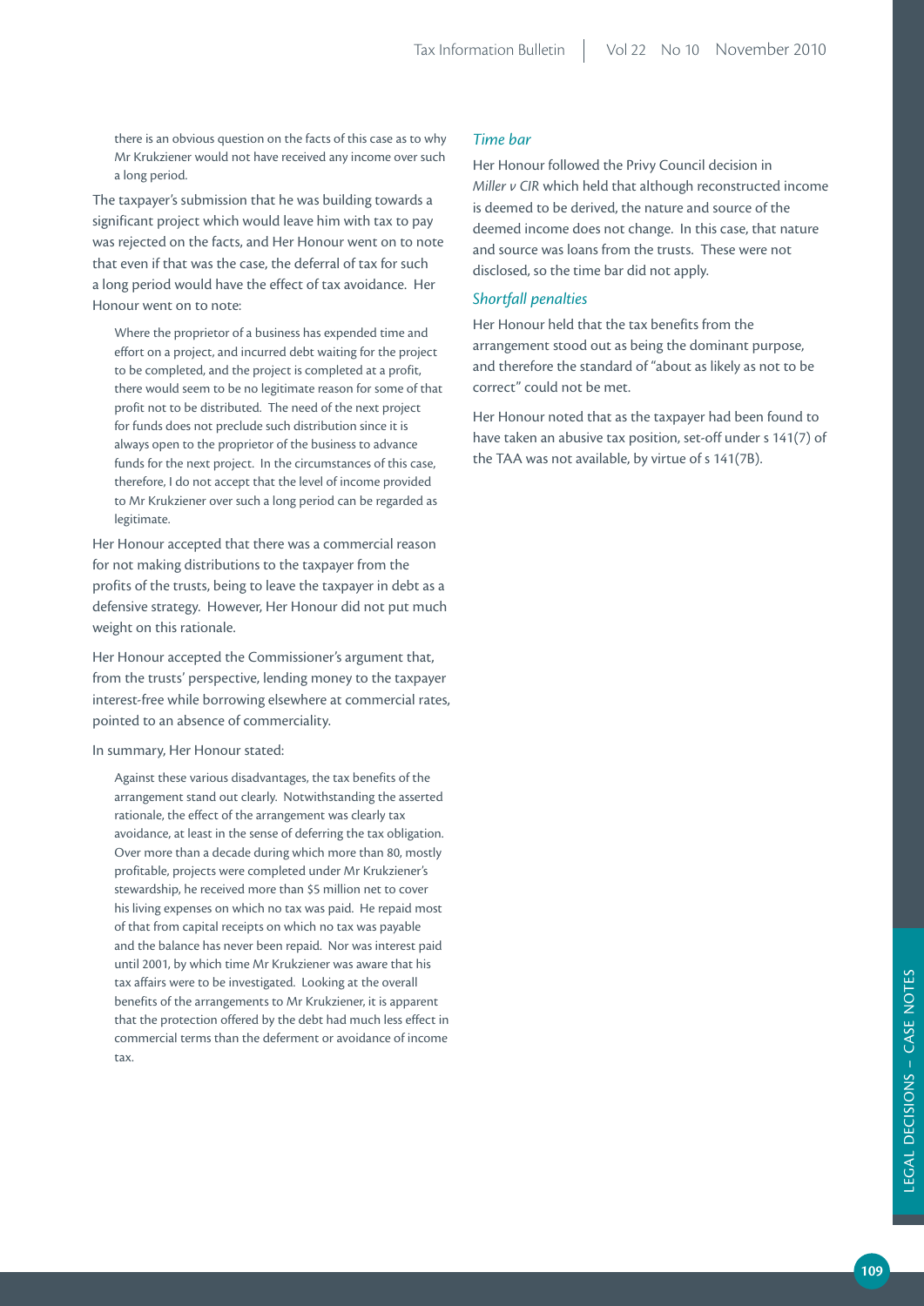> there is an obvious question on the facts of this case as to why Mr Krukziener would not have received any income over such a long period.

The taxpayer's submission that he was building towards a significant project which would leave him with tax to pay was rejected on the facts, and Her Honour went on to note that even if that was the case, the deferral of tax for such a long period would have the effect of tax avoidance. Her Honour went on to note:

> Where the proprietor of a business has expended time and effort on a project, and incurred debt waiting for the project to be completed, and the project is completed at a profit, there would seem to be no legitimate reason for some of that profit not to be distributed. The need of the next project for funds does not preclude such distribution since it is always open to the proprietor of the business to advance funds for the next project. In the circumstances of this case, therefore, I do not accept that the level of income provided to Mr Krukziener over such a long period can be regarded as legitimate.

Her Honour accepted that there was a commercial reason for not making distributions to the taxpayer from the profits of the trusts, being to leave the taxpayer in debt as a defensive strategy. However, Her Honour did not put much weight on this rationale.

Her Honour accepted the Commissioner's argument that, from the trusts' perspective, lending money to the taxpayer interest-free while borrowing elsewhere at commercial rates, pointed to an absence of commerciality.

In summary, Her Honour stated:

> Against these various disadvantages, the tax benefits of the arrangement stand out clearly. Notwithstanding the asserted rationale, the effect of the arrangement was clearly tax avoidance, at least in the sense of deferring the tax obligation. Over more than a decade during which more than 80, mostly profitable, projects were completed under Mr Krukziener's stewardship, he received more than $5 million net to cover his living expenses on which no tax was paid. He repaid most of that from capital receipts on which no tax was payable and the balance has never been repaid. Nor was interest paid until 2001, by which time Mr Krukziener was aware that his tax affairs were to be investigated. Looking at the overall benefits of the arrangements to Mr Krukziener, it is apparent that the protection offered by the debt had much less effect in commercial terms than the deferment or avoidance of income tax.

### *Time bar*

Her Honour followed the Privy Council decision in *Miller v CIR* which held that although reconstructed income is deemed to be derived, the nature and source of the deemed income does not change. In this case, that nature and source was loans from the trusts. These were not disclosed, so the time bar did not apply.

### *Shortfall penalties*

Her Honour held that the tax benefits from the arrangement stood out as being the dominant purpose, and therefore the standard of "about as likely as not to be correct" could not be met.

Her Honour noted that as the taxpayer had been found to have taken an abusive tax position, set-off under s 141(7) of the TAA was not available, by virtue of s 141(7B).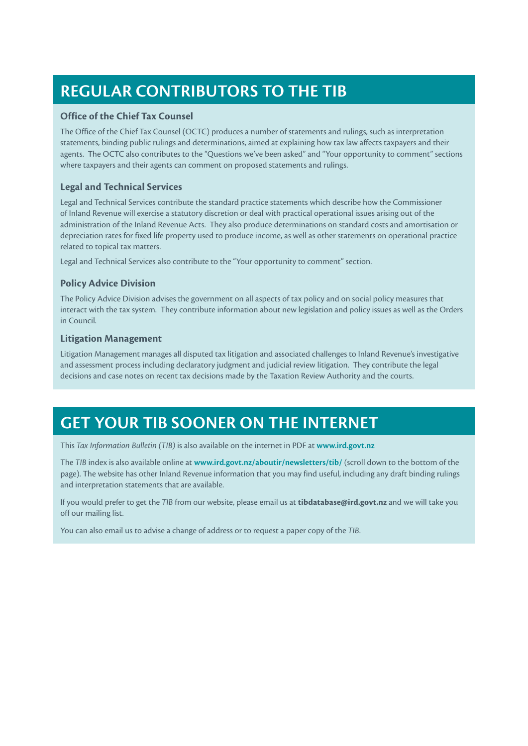## REGULAR CONTRIBUTORS TO THE TIB

### Office of the Chief Tax Counsel

The Office of the Chief Tax Counsel (OCTC) produces a number of statements and rulings, such as interpretation statements, binding public rulings and determinations, aimed at explaining how tax law affects taxpayers and their agents. The OCTC also contributes to the "Questions we've been asked" and "Your opportunity to comment" sections where taxpayers and their agents can comment on proposed statements and rulings.

### Legal and Technical Services

Legal and Technical Services contribute the standard practice statements which describe how the Commissioner of Inland Revenue will exercise a statutory discretion or deal with practical operational issues arising out of the administration of the Inland Revenue Acts. They also produce determinations on standard costs and amortisation or depreciation rates for fixed life property used to produce income, as well as other statements on operational practice related to topical tax matters.

Legal and Technical Services also contribute to the "Your opportunity to comment" section.

### Policy Advice Division

The Policy Advice Division advises the government on all aspects of tax policy and on social policy measures that interact with the tax system. They contribute information about new legislation and policy issues as well as the Orders in Council.

### Litigation Management

Litigation Management manages all disputed tax litigation and associated challenges to Inland Revenue's investigative and assessment process including declaratory judgment and judicial review litigation. They contribute the legal decisions and case notes on recent tax decisions made by the Taxation Review Authority and the courts.

## GET YOUR TIB SOONER ON THE INTERNET

This *Tax Information Bulletin (TIB)* is also available on the internet in PDF at **www.ird.govt.nz**

The *TIB* index is also available online at **www.ird.govt.nz/aboutir/newsletters/tib/** (scroll down to the bottom of the page). The website has other Inland Revenue information that you may find useful, including any draft binding rulings and interpretation statements that are available.

If you would prefer to get the *TIB* from our website, please email us at **tibdatabase@ird.govt.nz** and we will take you off our mailing list.

You can also email us to advise a change of address or to request a paper copy of the *TIB*.